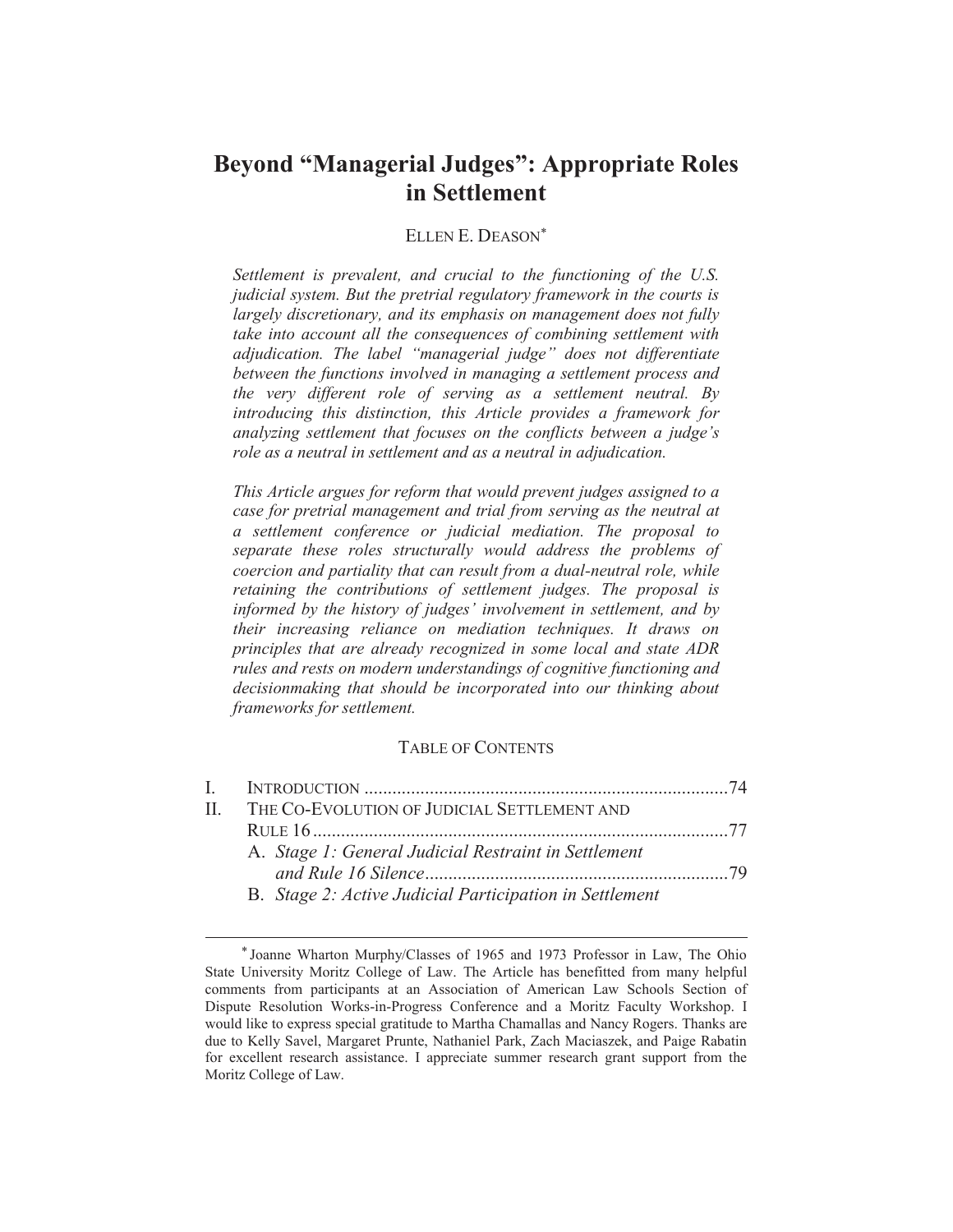# Beyond "Managerial Judges": Appropriate Roles in Settlement

ELLEN E. DEASON[*]

*Settlement is prevalent, and crucial to the functioning of the U.S. judicial system. But the pretrial regulatory framework in the courts is largely discretionary, and its emphasis on management does not fully take into account all the consequences of combining settlement with adjudication. The label "managerial judge" does not differentiate between the functions involved in managing a settlement process and the very different role of serving as a settlement neutral. By introducing this distinction, this Article provides a framework for analyzing settlement that focuses on the conflicts between a judge's role as a neutral in settlement and as a neutral in adjudication.*

*This Article argues for reform that would prevent judges assigned to a case for pretrial management and trial from serving as the neutral at a settlement conference or judicial mediation. The proposal to separate these roles structurally would address the problems of coercion and partiality that can result from a dual-neutral role, while retaining the contributions of settlement judges. The proposal is informed by the history of judges' involvement in settlement, and by their increasing reliance on mediation techniques. It draws on principles that are already recognized in some local and state ADR rules and rests on modern understandings of cognitive functioning and decisionmaking that should be incorporated into our thinking about frameworks for settlement.*

TABLE OF CONTENTS

I. INTRODUCTION ............................................................................74
II. THE CO-EVOLUTION OF JUDICIAL SETTLEMENT AND RULE 16 ........................................................................................77
  A. *Stage 1: General Judicial Restraint in Settlement and Rule 16 Silence* ................................................................79
  B. *Stage 2: Active Judicial Participation in Settlement*

---

[*] Joanne Wharton Murphy/Classes of 1965 and 1973 Professor in Law, The Ohio State University Moritz College of Law. The Article has benefitted from many helpful comments from participants at an Association of American Law Schools Section of Dispute Resolution Works-in-Progress Conference and a Moritz Faculty Workshop. I would like to express special gratitude to Martha Chamallas and Nancy Rogers. Thanks are due to Kelly Savel, Margaret Prunte, Nathaniel Park, Zach Maciaszek, and Paige Rabatin for excellent research assistance. I appreciate summer research grant support from the Moritz College of Law.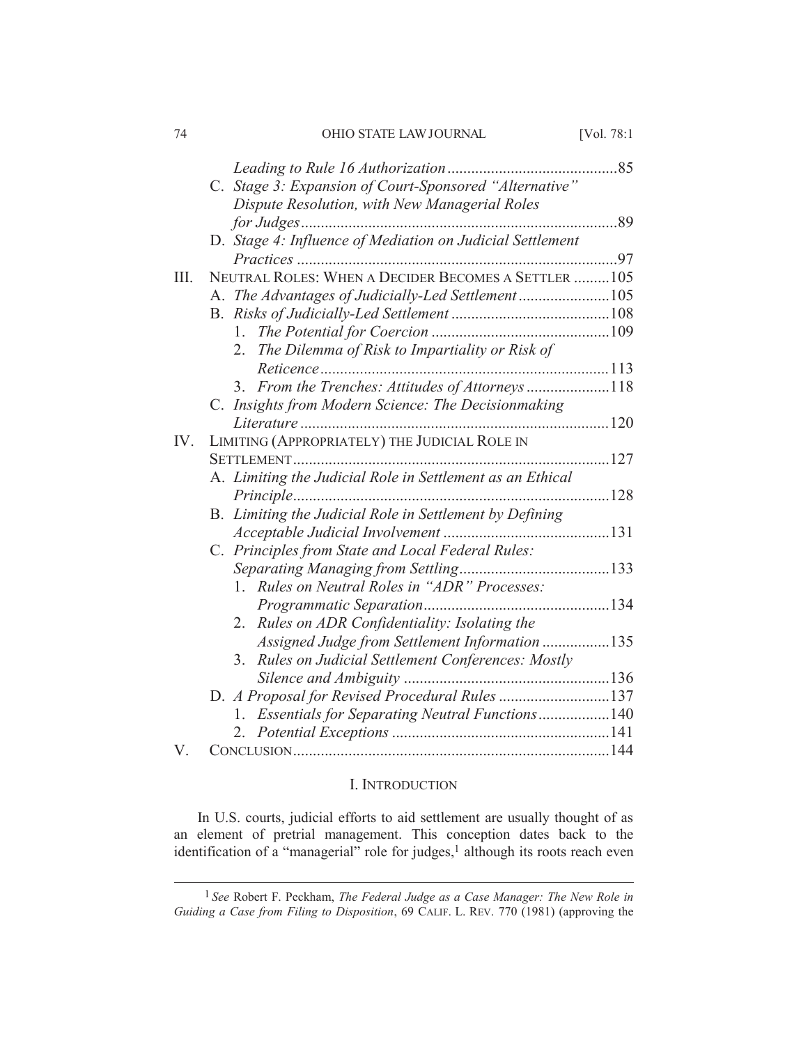*Leading to Rule 16 Authorization* .......................................... 85

C. *Stage 3: Expansion of Court-Sponsored "Alternative" Dispute Resolution, with New Managerial Roles for Judges* ............................................................................... 89

D. *Stage 4: Influence of Mediation on Judicial Settlement Practices* ................................................................................ 97

III. NEUTRAL ROLES: WHEN A DECIDER BECOMES A SETTLER ......... 105

A. *The Advantages of Judicially-Led Settlement* ....................... 105

B. *Risks of Judicially-Led Settlement* ........................................ 108

1. *The Potential for Coercion* ............................................ 109
2. *The Dilemma of Risk to Impartiality or Risk of Reticence* ........................................................................ 113
3. *From the Trenches: Attitudes of Attorneys* ..................... 118

C. *Insights from Modern Science: The Decisionmaking Literature* ............................................................................. 120

IV. LIMITING (APPROPRIATELY) THE JUDICIAL ROLE IN SETTLEMENT ............................................................................... 127

A. *Limiting the Judicial Role in Settlement as an Ethical Principle* ............................................................................... 128

B. *Limiting the Judicial Role in Settlement by Defining Acceptable Judicial Involvement* .......................................... 131

C. *Principles from State and Local Federal Rules: Separating Managing from Settling* ...................................... 133

1. *Rules on Neutral Roles in "ADR" Processes: Programmatic Separation* .............................................. 134
2. *Rules on ADR Confidentiality: Isolating the Assigned Judge from Settlement Information* ................. 135
3. *Rules on Judicial Settlement Conferences: Mostly Silence and Ambiguity* ................................................... 136

D. *A Proposal for Revised Procedural Rules* ........................... 137

1. *Essentials for Separating Neutral Functions* .................. 140
2. *Potential Exceptions* ...................................................... 141

V. CONCLUSION ............................................................................... 144

## I. INTRODUCTION

In U.S. courts, judicial efforts to aid settlement are usually thought of as an element of pretrial management. This conception dates back to the identification of a "managerial" role for judges,[1] although its roots reach even

---

[1] *See* Robert F. Peckham, *The Federal Judge as a Case Manager: The New Role in Guiding a Case from Filing to Disposition*, 69 CALIF. L. REV. 770 (1981) (approving the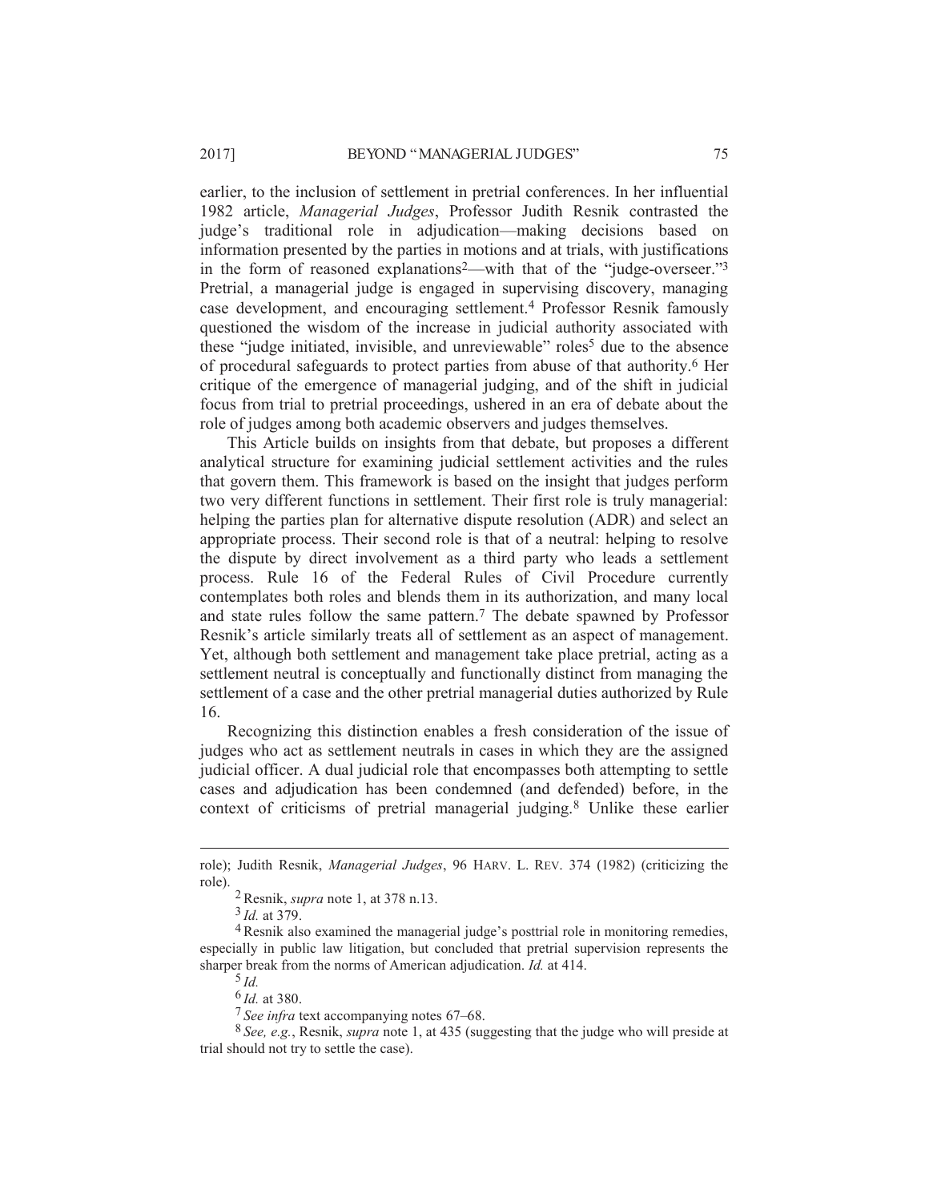earlier, to the inclusion of settlement in pretrial conferences. In her influential 1982 article, *Managerial Judges*, Professor Judith Resnik contrasted the judge's traditional role in adjudication—making decisions based on information presented by the parties in motions and at trials, with justifications in the form of reasoned explanations[2]—with that of the "judge-overseer."[3] Pretrial, a managerial judge is engaged in supervising discovery, managing case development, and encouraging settlement.[4] Professor Resnik famously questioned the wisdom of the increase in judicial authority associated with these "judge initiated, invisible, and unreviewable" roles[5] due to the absence of procedural safeguards to protect parties from abuse of that authority.[6] Her critique of the emergence of managerial judging, and of the shift in judicial focus from trial to pretrial proceedings, ushered in an era of debate about the role of judges among both academic observers and judges themselves.

This Article builds on insights from that debate, but proposes a different analytical structure for examining judicial settlement activities and the rules that govern them. This framework is based on the insight that judges perform two very different functions in settlement. Their first role is truly managerial: helping the parties plan for alternative dispute resolution (ADR) and select an appropriate process. Their second role is that of a neutral: helping to resolve the dispute by direct involvement as a third party who leads a settlement process. Rule 16 of the Federal Rules of Civil Procedure currently contemplates both roles and blends them in its authorization, and many local and state rules follow the same pattern.[7] The debate spawned by Professor Resnik's article similarly treats all of settlement as an aspect of management. Yet, although both settlement and management take place pretrial, acting as a settlement neutral is conceptually and functionally distinct from managing the settlement of a case and the other pretrial managerial duties authorized by Rule 16.

Recognizing this distinction enables a fresh consideration of the issue of judges who act as settlement neutrals in cases in which they are the assigned judicial officer. A dual judicial role that encompasses both attempting to settle cases and adjudication has been condemned (and defended) before, in the context of criticisms of pretrial managerial judging.[8] Unlike these earlier

---

role); Judith Resnik, *Managerial Judges*, 96 HARV. L. REV. 374 (1982) (criticizing the role).

[2] Resnik, *supra* note 1, at 378 n.13.

[3] *Id.* at 379.

[4] Resnik also examined the managerial judge's posttrial role in monitoring remedies, especially in public law litigation, but concluded that pretrial supervision represents the sharper break from the norms of American adjudication. *Id.* at 414.

[5] *Id.*

[6] *Id.* at 380.

[7] *See infra* text accompanying notes 67–68.

[8] *See, e.g.*, Resnik, *supra* note 1, at 435 (suggesting that the judge who will preside at trial should not try to settle the case).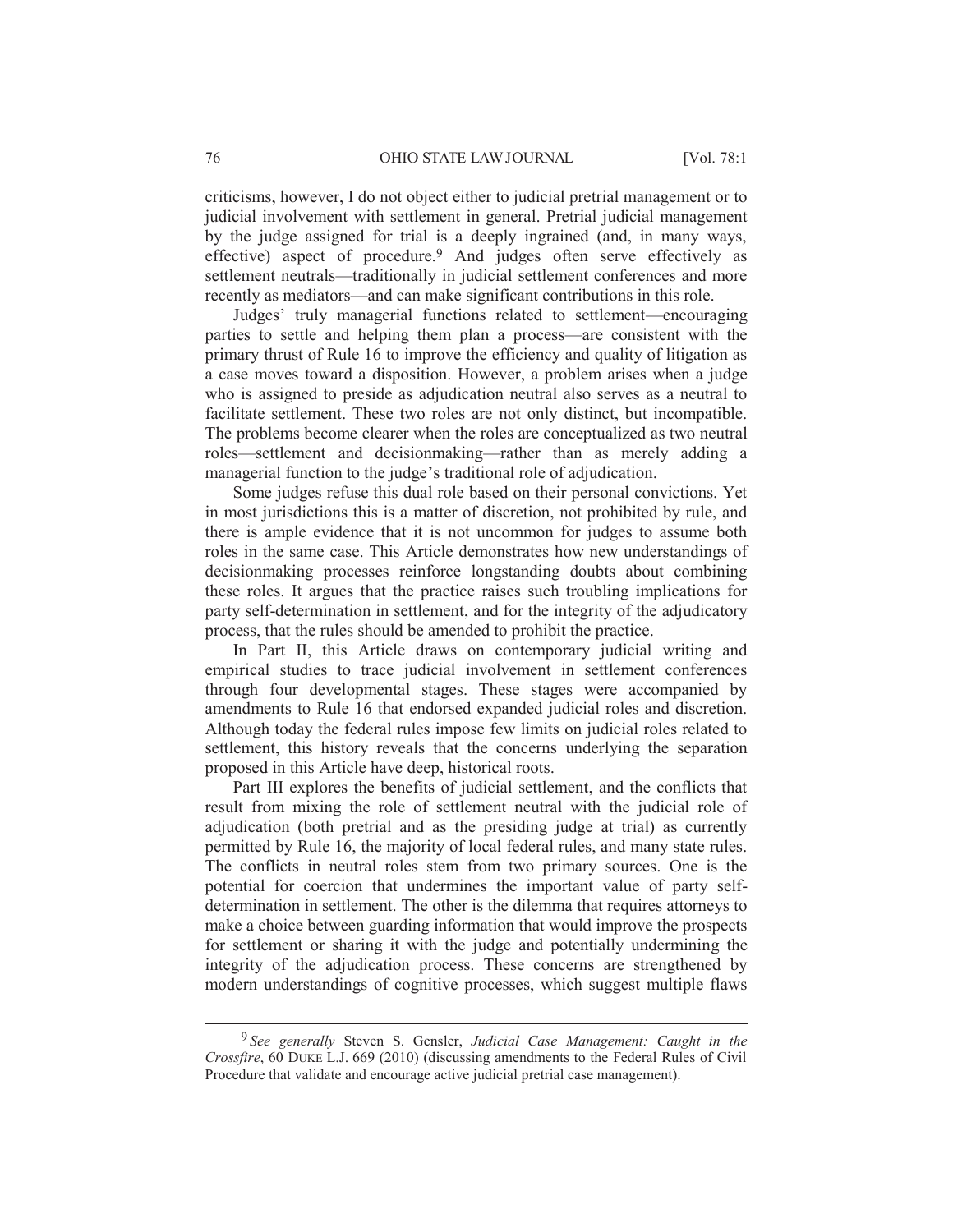criticisms, however, I do not object either to judicial pretrial management or to judicial involvement with settlement in general. Pretrial judicial management by the judge assigned for trial is a deeply ingrained (and, in many ways, effective) aspect of procedure.[9] And judges often serve effectively as settlement neutrals—traditionally in judicial settlement conferences and more recently as mediators—and can make significant contributions in this role.

Judges' truly managerial functions related to settlement—encouraging parties to settle and helping them plan a process—are consistent with the primary thrust of Rule 16 to improve the efficiency and quality of litigation as a case moves toward a disposition. However, a problem arises when a judge who is assigned to preside as adjudication neutral also serves as a neutral to facilitate settlement. These two roles are not only distinct, but incompatible. The problems become clearer when the roles are conceptualized as two neutral roles—settlement and decisionmaking—rather than as merely adding a managerial function to the judge's traditional role of adjudication.

Some judges refuse this dual role based on their personal convictions. Yet in most jurisdictions this is a matter of discretion, not prohibited by rule, and there is ample evidence that it is not uncommon for judges to assume both roles in the same case. This Article demonstrates how new understandings of decisionmaking processes reinforce longstanding doubts about combining these roles. It argues that the practice raises such troubling implications for party self-determination in settlement, and for the integrity of the adjudicatory process, that the rules should be amended to prohibit the practice.

In Part II, this Article draws on contemporary judicial writing and empirical studies to trace judicial involvement in settlement conferences through four developmental stages. These stages were accompanied by amendments to Rule 16 that endorsed expanded judicial roles and discretion. Although today the federal rules impose few limits on judicial roles related to settlement, this history reveals that the concerns underlying the separation proposed in this Article have deep, historical roots.

Part III explores the benefits of judicial settlement, and the conflicts that result from mixing the role of settlement neutral with the judicial role of adjudication (both pretrial and as the presiding judge at trial) as currently permitted by Rule 16, the majority of local federal rules, and many state rules. The conflicts in neutral roles stem from two primary sources. One is the potential for coercion that undermines the important value of party self-determination in settlement. The other is the dilemma that requires attorneys to make a choice between guarding information that would improve the prospects for settlement or sharing it with the judge and potentially undermining the integrity of the adjudication process. These concerns are strengthened by modern understandings of cognitive processes, which suggest multiple flaws

---

[9] *See generally* Steven S. Gensler, *Judicial Case Management: Caught in the Crossfire*, 60 DUKE L.J. 669 (2010) (discussing amendments to the Federal Rules of Civil Procedure that validate and encourage active judicial pretrial case management).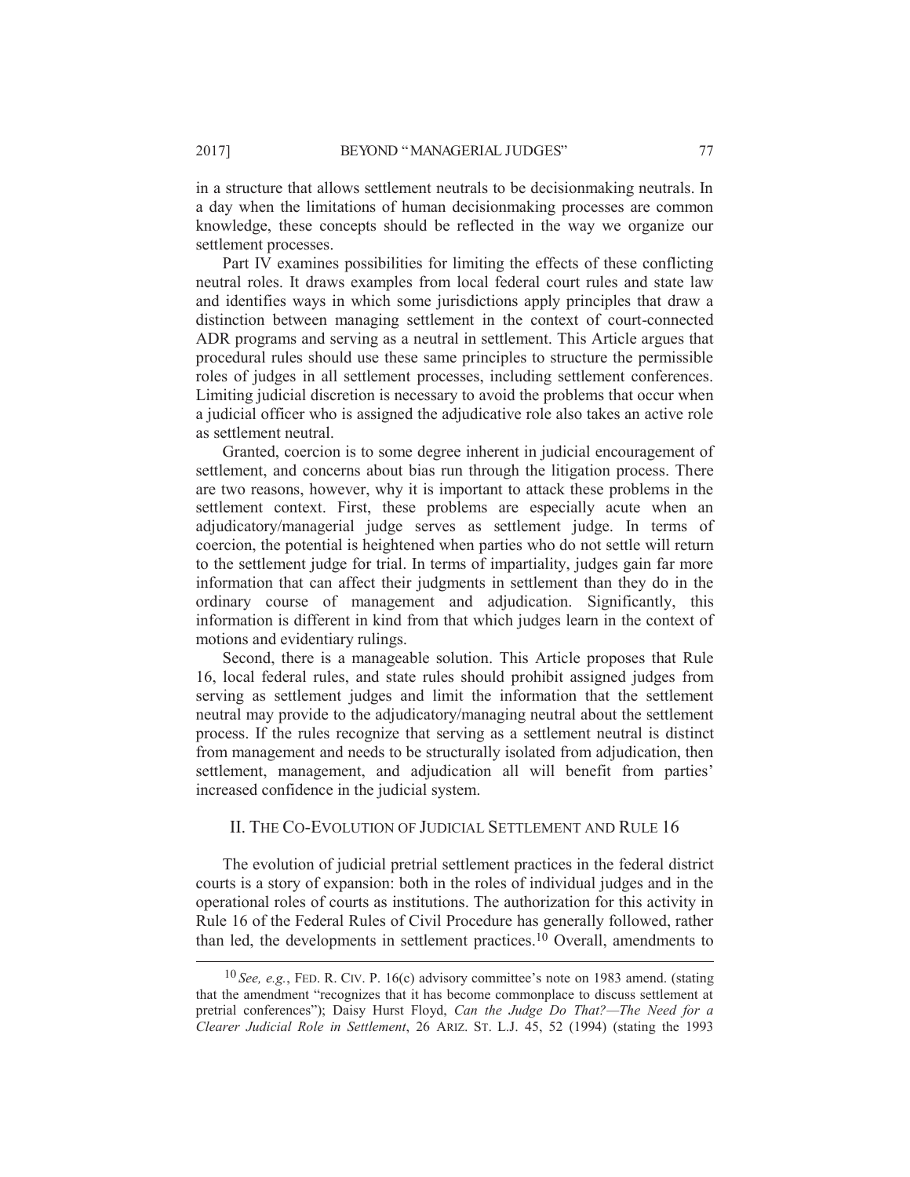in a structure that allows settlement neutrals to be decisionmaking neutrals. In a day when the limitations of human decisionmaking processes are common knowledge, these concepts should be reflected in the way we organize our settlement processes.

Part IV examines possibilities for limiting the effects of these conflicting neutral roles. It draws examples from local federal court rules and state law and identifies ways in which some jurisdictions apply principles that draw a distinction between managing settlement in the context of court-connected ADR programs and serving as a neutral in settlement. This Article argues that procedural rules should use these same principles to structure the permissible roles of judges in all settlement processes, including settlement conferences. Limiting judicial discretion is necessary to avoid the problems that occur when a judicial officer who is assigned the adjudicative role also takes an active role as settlement neutral.

Granted, coercion is to some degree inherent in judicial encouragement of settlement, and concerns about bias run through the litigation process. There are two reasons, however, why it is important to attack these problems in the settlement context. First, these problems are especially acute when an adjudicatory/managerial judge serves as settlement judge. In terms of coercion, the potential is heightened when parties who do not settle will return to the settlement judge for trial. In terms of impartiality, judges gain far more information that can affect their judgments in settlement than they do in the ordinary course of management and adjudication. Significantly, this information is different in kind from that which judges learn in the context of motions and evidentiary rulings.

Second, there is a manageable solution. This Article proposes that Rule 16, local federal rules, and state rules should prohibit assigned judges from serving as settlement judges and limit the information that the settlement neutral may provide to the adjudicatory/managing neutral about the settlement process. If the rules recognize that serving as a settlement neutral is distinct from management and needs to be structurally isolated from adjudication, then settlement, management, and adjudication all will benefit from parties' increased confidence in the judicial system.

## II. THE CO-EVOLUTION OF JUDICIAL SETTLEMENT AND RULE 16

The evolution of judicial pretrial settlement practices in the federal district courts is a story of expansion: both in the roles of individual judges and in the operational roles of courts as institutions. The authorization for this activity in Rule 16 of the Federal Rules of Civil Procedure has generally followed, rather than led, the developments in settlement practices.[10] Overall, amendments to

---

[10] *See, e.g.*, FED. R. CIV. P. 16(c) advisory committee's note on 1983 amend. (stating that the amendment "recognizes that it has become commonplace to discuss settlement at pretrial conferences"); Daisy Hurst Floyd, *Can the Judge Do That?—The Need for a Clearer Judicial Role in Settlement*, 26 ARIZ. ST. L.J. 45, 52 (1994) (stating the 1993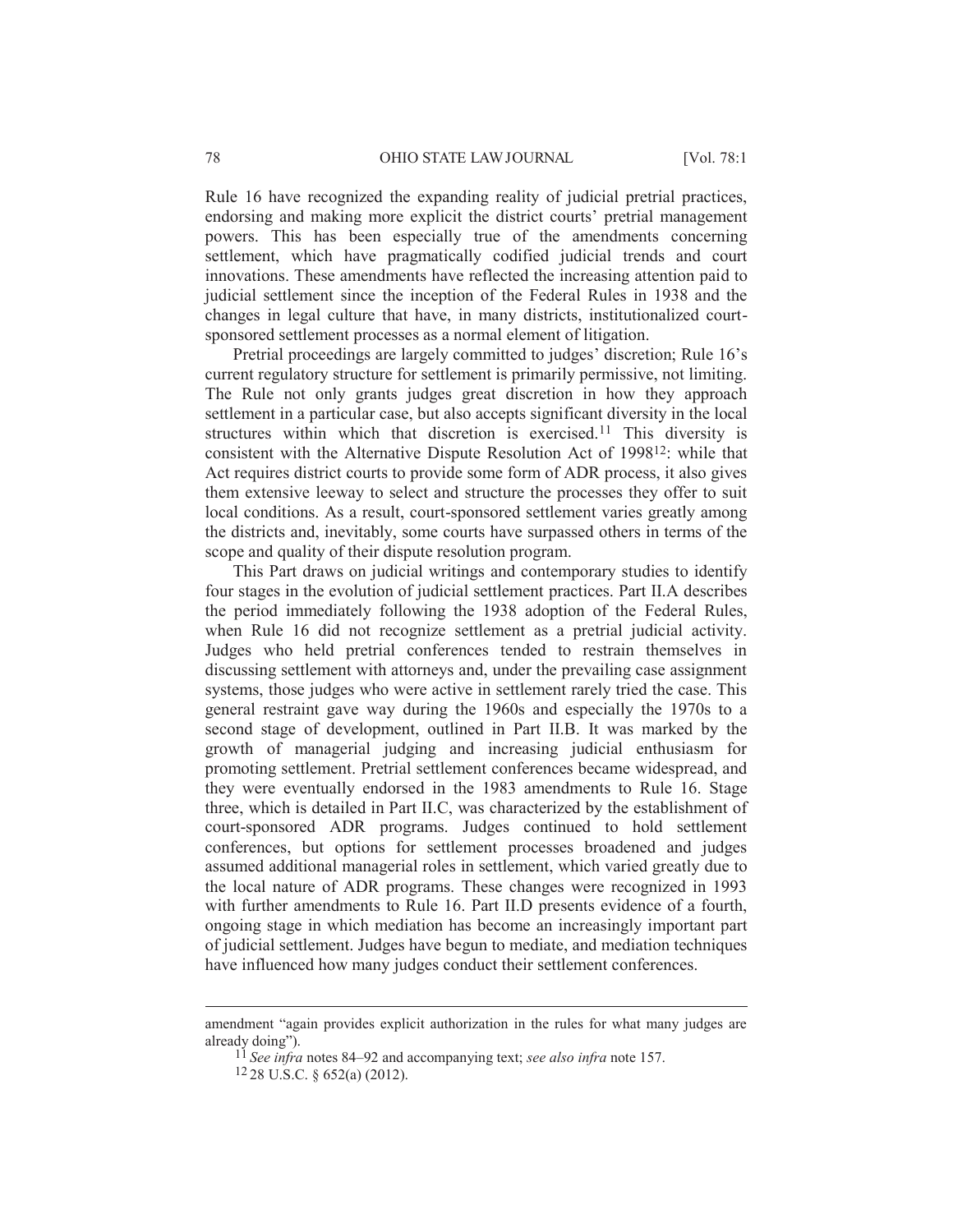Rule 16 have recognized the expanding reality of judicial pretrial practices, endorsing and making more explicit the district courts' pretrial management powers. This has been especially true of the amendments concerning settlement, which have pragmatically codified judicial trends and court innovations. These amendments have reflected the increasing attention paid to judicial settlement since the inception of the Federal Rules in 1938 and the changes in legal culture that have, in many districts, institutionalized court-sponsored settlement processes as a normal element of litigation.

Pretrial proceedings are largely committed to judges' discretion; Rule 16's current regulatory structure for settlement is primarily permissive, not limiting. The Rule not only grants judges great discretion in how they approach settlement in a particular case, but also accepts significant diversity in the local structures within which that discretion is exercised.[11] This diversity is consistent with the Alternative Dispute Resolution Act of 1998[12]: while that Act requires district courts to provide some form of ADR process, it also gives them extensive leeway to select and structure the processes they offer to suit local conditions. As a result, court-sponsored settlement varies greatly among the districts and, inevitably, some courts have surpassed others in terms of the scope and quality of their dispute resolution program.

This Part draws on judicial writings and contemporary studies to identify four stages in the evolution of judicial settlement practices. Part II.A describes the period immediately following the 1938 adoption of the Federal Rules, when Rule 16 did not recognize settlement as a pretrial judicial activity. Judges who held pretrial conferences tended to restrain themselves in discussing settlement with attorneys and, under the prevailing case assignment systems, those judges who were active in settlement rarely tried the case. This general restraint gave way during the 1960s and especially the 1970s to a second stage of development, outlined in Part II.B. It was marked by the growth of managerial judging and increasing judicial enthusiasm for promoting settlement. Pretrial settlement conferences became widespread, and they were eventually endorsed in the 1983 amendments to Rule 16. Stage three, which is detailed in Part II.C, was characterized by the establishment of court-sponsored ADR programs. Judges continued to hold settlement conferences, but options for settlement processes broadened and judges assumed additional managerial roles in settlement, which varied greatly due to the local nature of ADR programs. These changes were recognized in 1993 with further amendments to Rule 16. Part II.D presents evidence of a fourth, ongoing stage in which mediation has become an increasingly important part of judicial settlement. Judges have begun to mediate, and mediation techniques have influenced how many judges conduct their settlement conferences.

---

amendment "again provides explicit authorization in the rules for what many judges are already doing").

[11] *See infra* notes 84–92 and accompanying text; *see also infra* note 157.

[12] 28 U.S.C. § 652(a) (2012).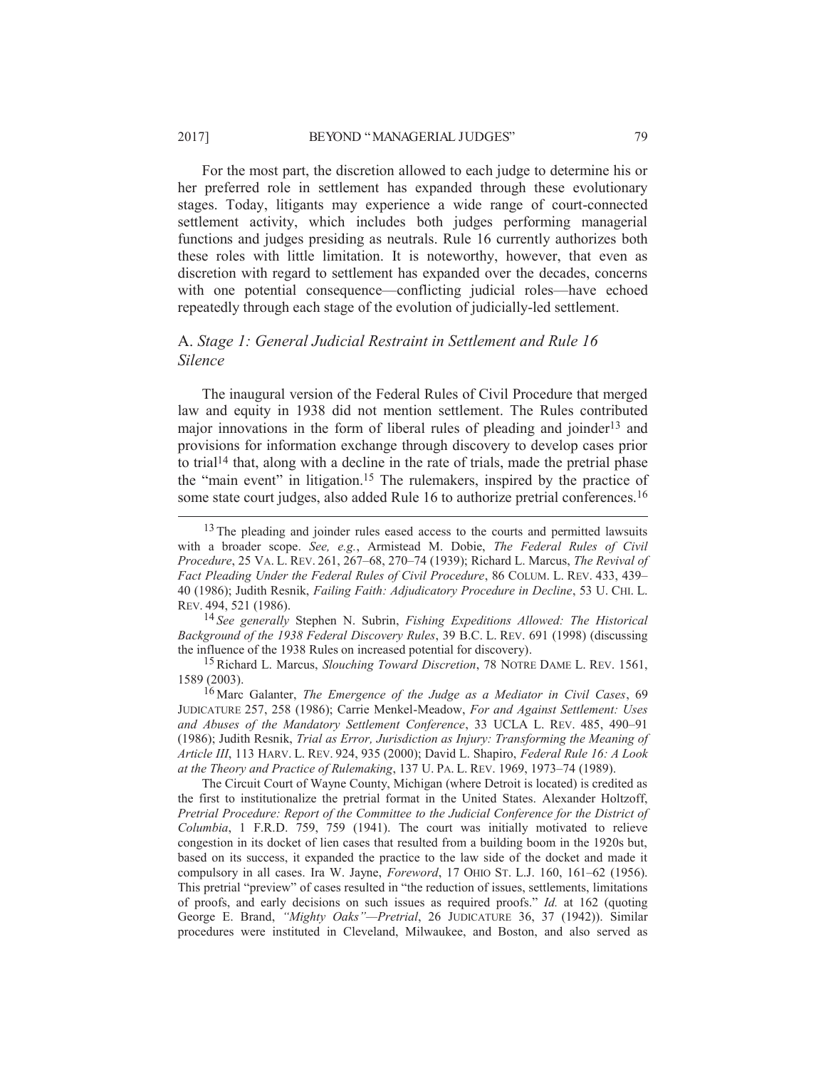For the most part, the discretion allowed to each judge to determine his or her preferred role in settlement has expanded through these evolutionary stages. Today, litigants may experience a wide range of court-connected settlement activity, which includes both judges performing managerial functions and judges presiding as neutrals. Rule 16 currently authorizes both these roles with little limitation. It is noteworthy, however, that even as discretion with regard to settlement has expanded over the decades, concerns with one potential consequence—conflicting judicial roles—have echoed repeatedly through each stage of the evolution of judicially-led settlement.

## A. *Stage 1: General Judicial Restraint in Settlement and Rule 16 Silence*

The inaugural version of the Federal Rules of Civil Procedure that merged law and equity in 1938 did not mention settlement. The Rules contributed major innovations in the form of liberal rules of pleading and joinder[13] and provisions for information exchange through discovery to develop cases prior to trial[14] that, along with a decline in the rate of trials, made the pretrial phase the "main event" in litigation.[15] The rulemakers, inspired by the practice of some state court judges, also added Rule 16 to authorize pretrial conferences.[16]

---

[13] The pleading and joinder rules eased access to the courts and permitted lawsuits with a broader scope. *See, e.g.*, Armistead M. Dobie, *The Federal Rules of Civil Procedure*, 25 VA. L. REV. 261, 267–68, 270–74 (1939); Richard L. Marcus, *The Revival of Fact Pleading Under the Federal Rules of Civil Procedure*, 86 COLUM. L. REV. 433, 439–40 (1986); Judith Resnik, *Failing Faith: Adjudicatory Procedure in Decline*, 53 U. CHI. L. REV. 494, 521 (1986).

[14] *See generally* Stephen N. Subrin, *Fishing Expeditions Allowed: The Historical Background of the 1938 Federal Discovery Rules*, 39 B.C. L. REV. 691 (1998) (discussing the influence of the 1938 Rules on increased potential for discovery).

[15] Richard L. Marcus, *Slouching Toward Discretion*, 78 NOTRE DAME L. REV. 1561, 1589 (2003).

[16] Marc Galanter, *The Emergence of the Judge as a Mediator in Civil Cases*, 69 JUDICATURE 257, 258 (1986); Carrie Menkel-Meadow, *For and Against Settlement: Uses and Abuses of the Mandatory Settlement Conference*, 33 UCLA L. REV. 485, 490–91 (1986); Judith Resnik, *Trial as Error, Jurisdiction as Injury: Transforming the Meaning of Article III*, 113 HARV. L. REV. 924, 935 (2000); David L. Shapiro, *Federal Rule 16: A Look at the Theory and Practice of Rulemaking*, 137 U. PA. L. REV. 1969, 1973–74 (1989).

The Circuit Court of Wayne County, Michigan (where Detroit is located) is credited as the first to institutionalize the pretrial format in the United States. Alexander Holtzoff, *Pretrial Procedure: Report of the Committee to the Judicial Conference for the District of Columbia*, 1 F.R.D. 759, 759 (1941). The court was initially motivated to relieve congestion in its docket of lien cases that resulted from a building boom in the 1920s but, based on its success, it expanded the practice to the law side of the docket and made it compulsory in all cases. Ira W. Jayne, *Foreword*, 17 OHIO ST. L.J. 160, 161–62 (1956). This pretrial "preview" of cases resulted in "the reduction of issues, settlements, limitations of proofs, and early decisions on such issues as required proofs." *Id.* at 162 (quoting George E. Brand, *"Mighty Oaks"—Pretrial*, 26 JUDICATURE 36, 37 (1942)). Similar procedures were instituted in Cleveland, Milwaukee, and Boston, and also served as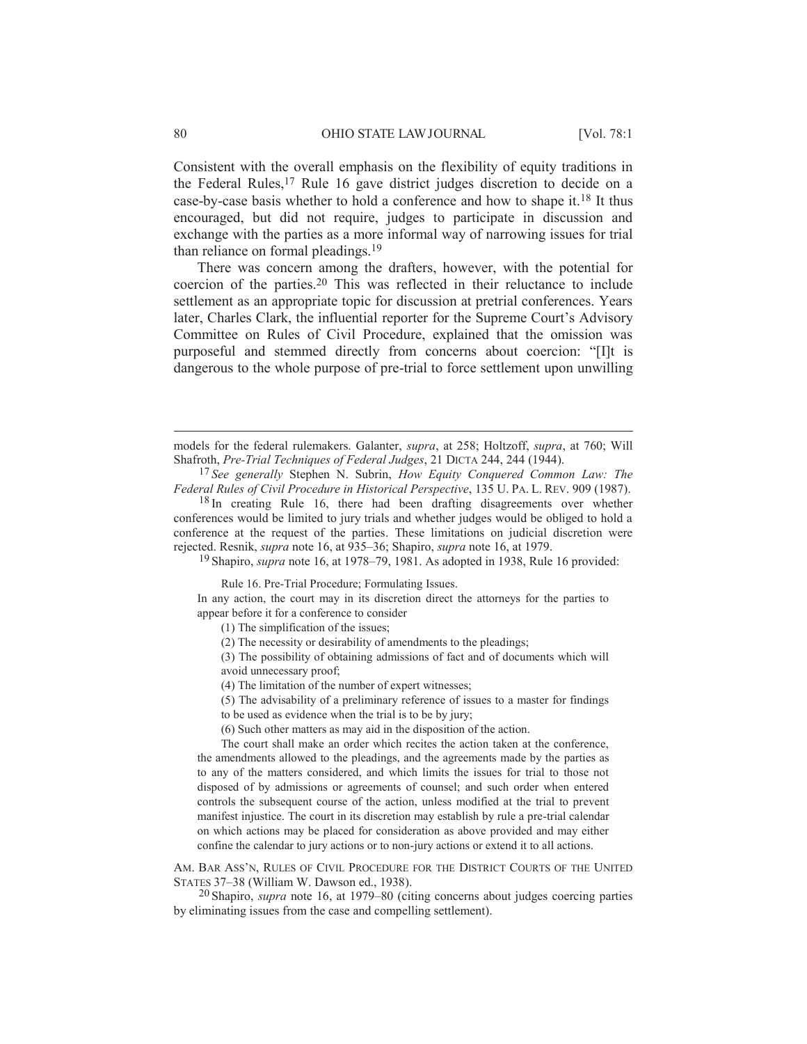Consistent with the overall emphasis on the flexibility of equity traditions in the Federal Rules,[17] Rule 16 gave district judges discretion to decide on a case-by-case basis whether to hold a conference and how to shape it.[18] It thus encouraged, but did not require, judges to participate in discussion and exchange with the parties as a more informal way of narrowing issues for trial than reliance on formal pleadings.[19]

There was concern among the drafters, however, with the potential for coercion of the parties.[20] This was reflected in their reluctance to include settlement as an appropriate topic for discussion at pretrial conferences. Years later, Charles Clark, the influential reporter for the Supreme Court's Advisory Committee on Rules of Civil Procedure, explained that the omission was purposeful and stemmed directly from concerns about coercion: "[I]t is dangerous to the whole purpose of pre-trial to force settlement upon unwilling

---

models for the federal rulemakers. Galanter, *supra*, at 258; Holtzoff, *supra*, at 760; Will Shafroth, *Pre-Trial Techniques of Federal Judges*, 21 DICTA 244, 244 (1944).

[17] *See generally* Stephen N. Subrin, *How Equity Conquered Common Law: The Federal Rules of Civil Procedure in Historical Perspective*, 135 U. PA. L. REV. 909 (1987).

[18] In creating Rule 16, there had been drafting disagreements over whether conferences would be limited to jury trials and whether judges would be obliged to hold a conference at the request of the parties. These limitations on judicial discretion were rejected. Resnik, *supra* note 16, at 935–36; Shapiro, *supra* note 16, at 1979.

[19] Shapiro, *supra* note 16, at 1978–79, 1981. As adopted in 1938, Rule 16 provided:

> Rule 16. Pre-Trial Procedure; Formulating Issues.
>
> In any action, the court may in its discretion direct the attorneys for the parties to appear before it for a conference to consider
>
> (1) The simplification of the issues;
>
> (2) The necessity or desirability of amendments to the pleadings;
>
> (3) The possibility of obtaining admissions of fact and of documents which will avoid unnecessary proof;
>
> (4) The limitation of the number of expert witnesses;
>
> (5) The advisability of a preliminary reference of issues to a master for findings to be used as evidence when the trial is to be by jury;
>
> (6) Such other matters as may aid in the disposition of the action.
>
> The court shall make an order which recites the action taken at the conference, the amendments allowed to the pleadings, and the agreements made by the parties as to any of the matters considered, and which limits the issues for trial to those not disposed of by admissions or agreements of counsel; and such order when entered controls the subsequent course of the action, unless modified at the trial to prevent manifest injustice. The court in its discretion may establish by rule a pre-trial calendar on which actions may be placed for consideration as above provided and may either confine the calendar to jury actions or to non-jury actions or extend it to all actions.

AM. BAR ASS'N, RULES OF CIVIL PROCEDURE FOR THE DISTRICT COURTS OF THE UNITED STATES 37–38 (William W. Dawson ed., 1938).

[20] Shapiro, *supra* note 16, at 1979–80 (citing concerns about judges coercing parties by eliminating issues from the case and compelling settlement).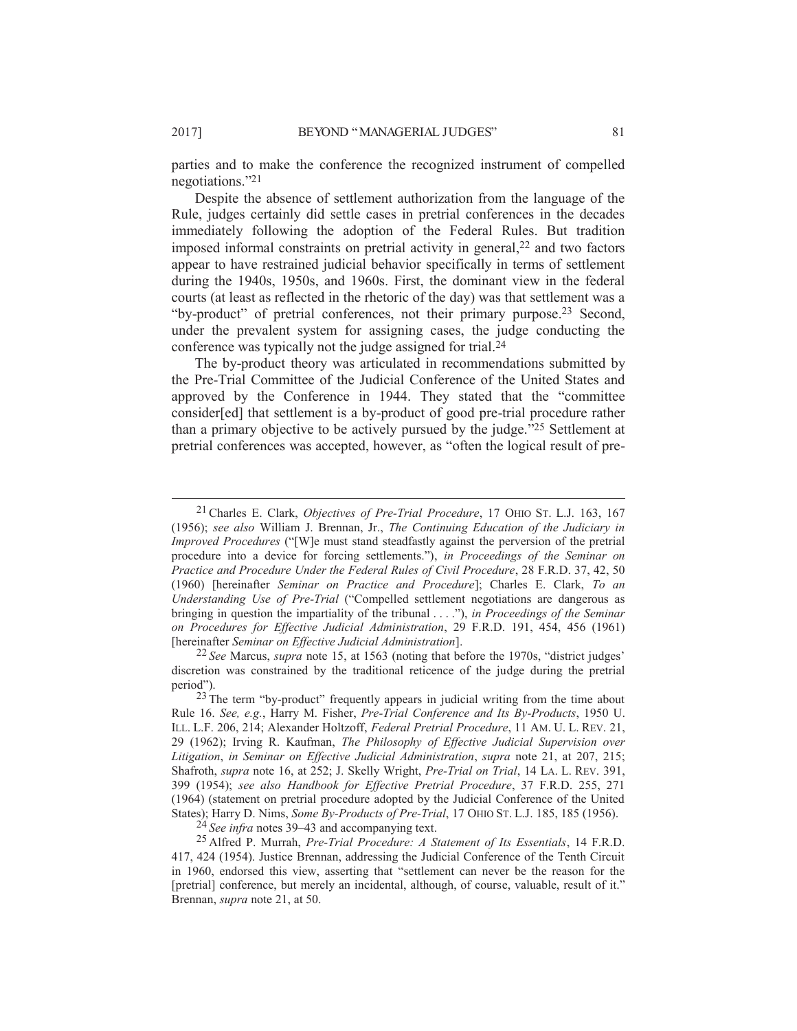parties and to make the conference the recognized instrument of compelled negotiations."[21]

Despite the absence of settlement authorization from the language of the Rule, judges certainly did settle cases in pretrial conferences in the decades immediately following the adoption of the Federal Rules. But tradition imposed informal constraints on pretrial activity in general,[22] and two factors appear to have restrained judicial behavior specifically in terms of settlement during the 1940s, 1950s, and 1960s. First, the dominant view in the federal courts (at least as reflected in the rhetoric of the day) was that settlement was a "by-product" of pretrial conferences, not their primary purpose.[23] Second, under the prevalent system for assigning cases, the judge conducting the conference was typically not the judge assigned for trial.[24]

The by-product theory was articulated in recommendations submitted by the Pre-Trial Committee of the Judicial Conference of the United States and approved by the Conference in 1944. They stated that the "committee consider[ed] that settlement is a by-product of good pre-trial procedure rather than a primary objective to be actively pursued by the judge."[25] Settlement at pretrial conferences was accepted, however, as "often the logical result of pre-

---

[21] Charles E. Clark, *Objectives of Pre-Trial Procedure*, 17 OHIO ST. L.J. 163, 167 (1956); *see also* William J. Brennan, Jr., *The Continuing Education of the Judiciary in Improved Procedures* ("[W]e must stand steadfastly against the perversion of the pretrial procedure into a device for forcing settlements."), *in Proceedings of the Seminar on Practice and Procedure Under the Federal Rules of Civil Procedure*, 28 F.R.D. 37, 42, 50 (1960) [hereinafter *Seminar on Practice and Procedure*]; Charles E. Clark, *To an Understanding Use of Pre-Trial* ("Compelled settlement negotiations are dangerous as bringing in question the impartiality of the tribunal . . . ."), *in Proceedings of the Seminar on Procedures for Effective Judicial Administration*, 29 F.R.D. 191, 454, 456 (1961) [hereinafter *Seminar on Effective Judicial Administration*].

[22] *See* Marcus, *supra* note 15, at 1563 (noting that before the 1970s, "district judges' discretion was constrained by the traditional reticence of the judge during the pretrial period").

[23] The term "by-product" frequently appears in judicial writing from the time about Rule 16. *See, e.g.*, Harry M. Fisher, *Pre-Trial Conference and Its By-Products*, 1950 U. ILL. L.F. 206, 214; Alexander Holtzoff, *Federal Pretrial Procedure*, 11 AM. U. L. REV. 21, 29 (1962); Irving R. Kaufman, *The Philosophy of Effective Judicial Supervision over Litigation*, *in Seminar on Effective Judicial Administration*, *supra* note 21, at 207, 215; Shafroth, *supra* note 16, at 252; J. Skelly Wright, *Pre-Trial on Trial*, 14 LA. L. REV. 391, 399 (1954); *see also Handbook for Effective Pretrial Procedure*, 37 F.R.D. 255, 271 (1964) (statement on pretrial procedure adopted by the Judicial Conference of the United States); Harry D. Nims, *Some By-Products of Pre-Trial*, 17 OHIO ST. L.J. 185, 185 (1956).

[24] *See infra* notes 39–43 and accompanying text.

[25] Alfred P. Murrah, *Pre-Trial Procedure: A Statement of Its Essentials*, 14 F.R.D. 417, 424 (1954). Justice Brennan, addressing the Judicial Conference of the Tenth Circuit in 1960, endorsed this view, asserting that "settlement can never be the reason for the [pretrial] conference, but merely an incidental, although, of course, valuable, result of it." Brennan, *supra* note 21, at 50.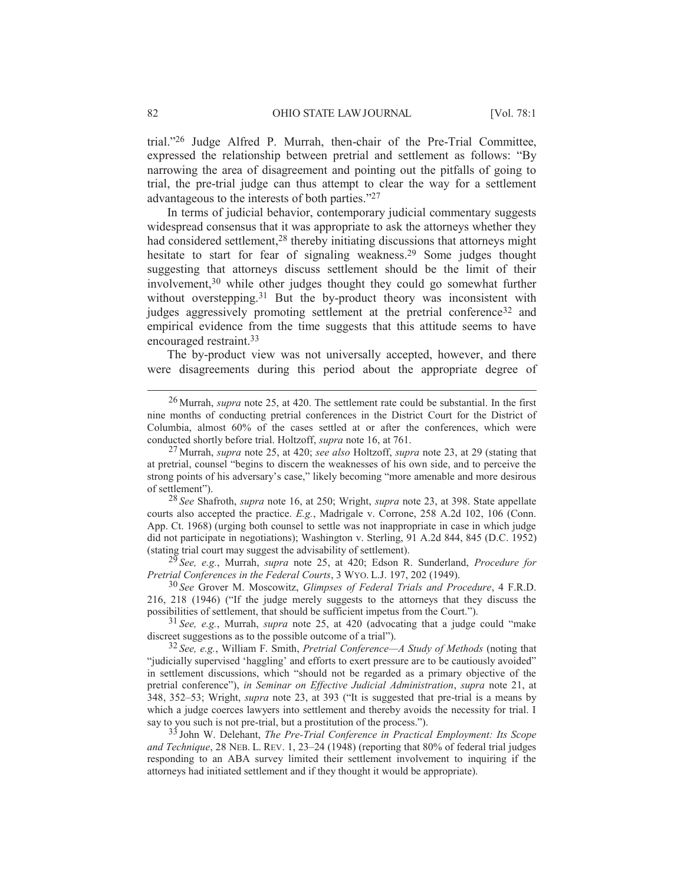trial."[26] Judge Alfred P. Murrah, then-chair of the Pre-Trial Committee, expressed the relationship between pretrial and settlement as follows: "By narrowing the area of disagreement and pointing out the pitfalls of going to trial, the pre-trial judge can thus attempt to clear the way for a settlement advantageous to the interests of both parties."[27]

In terms of judicial behavior, contemporary judicial commentary suggests widespread consensus that it was appropriate to ask the attorneys whether they had considered settlement,[28] thereby initiating discussions that attorneys might hesitate to start for fear of signaling weakness.[29] Some judges thought suggesting that attorneys discuss settlement should be the limit of their involvement,[30] while other judges thought they could go somewhat further without overstepping.[31] But the by-product theory was inconsistent with judges aggressively promoting settlement at the pretrial conference[32] and empirical evidence from the time suggests that this attitude seems to have encouraged restraint.[33]

The by-product view was not universally accepted, however, and there were disagreements during this period about the appropriate degree of

---

[26] Murrah, *supra* note 25, at 420. The settlement rate could be substantial. In the first nine months of conducting pretrial conferences in the District Court for the District of Columbia, almost 60% of the cases settled at or after the conferences, which were conducted shortly before trial. Holtzoff, *supra* note 16, at 761.

[27] Murrah, *supra* note 25, at 420; *see also* Holtzoff, *supra* note 23, at 29 (stating that at pretrial, counsel "begins to discern the weaknesses of his own side, and to perceive the strong points of his adversary's case," likely becoming "more amenable and more desirous of settlement").

[28] *See* Shafroth, *supra* note 16, at 250; Wright, *supra* note 23, at 398. State appellate courts also accepted the practice. *E.g.*, Madrigale v. Corrone, 258 A.2d 102, 106 (Conn. App. Ct. 1968) (urging both counsel to settle was not inappropriate in case in which judge did not participate in negotiations); Washington v. Sterling, 91 A.2d 844, 845 (D.C. 1952) (stating trial court may suggest the advisability of settlement).

[29] *See, e.g.*, Murrah, *supra* note 25, at 420; Edson R. Sunderland, *Procedure for Pretrial Conferences in the Federal Courts*, 3 WYO. L.J. 197, 202 (1949).

[30] *See* Grover M. Moscowitz, *Glimpses of Federal Trials and Procedure*, 4 F.R.D. 216, 218 (1946) ("If the judge merely suggests to the attorneys that they discuss the possibilities of settlement, that should be sufficient impetus from the Court.").

[31] *See, e.g.*, Murrah, *supra* note 25, at 420 (advocating that a judge could "make discreet suggestions as to the possible outcome of a trial").

[32] *See, e.g.*, William F. Smith, *Pretrial Conference—A Study of Methods* (noting that "judicially supervised 'haggling' and efforts to exert pressure are to be cautiously avoided" in settlement discussions, which "should not be regarded as a primary objective of the pretrial conference"), *in Seminar on Effective Judicial Administration*, *supra* note 21, at 348, 352–53; Wright, *supra* note 23, at 393 ("It is suggested that pre-trial is a means by which a judge coerces lawyers into settlement and thereby avoids the necessity for trial. I say to you such is not pre-trial, but a prostitution of the process.").

[33] John W. Delehant, *The Pre-Trial Conference in Practical Employment: Its Scope and Technique*, 28 NEB. L. REV. 1, 23–24 (1948) (reporting that 80% of federal trial judges responding to an ABA survey limited their settlement involvement to inquiring if the attorneys had initiated settlement and if they thought it would be appropriate).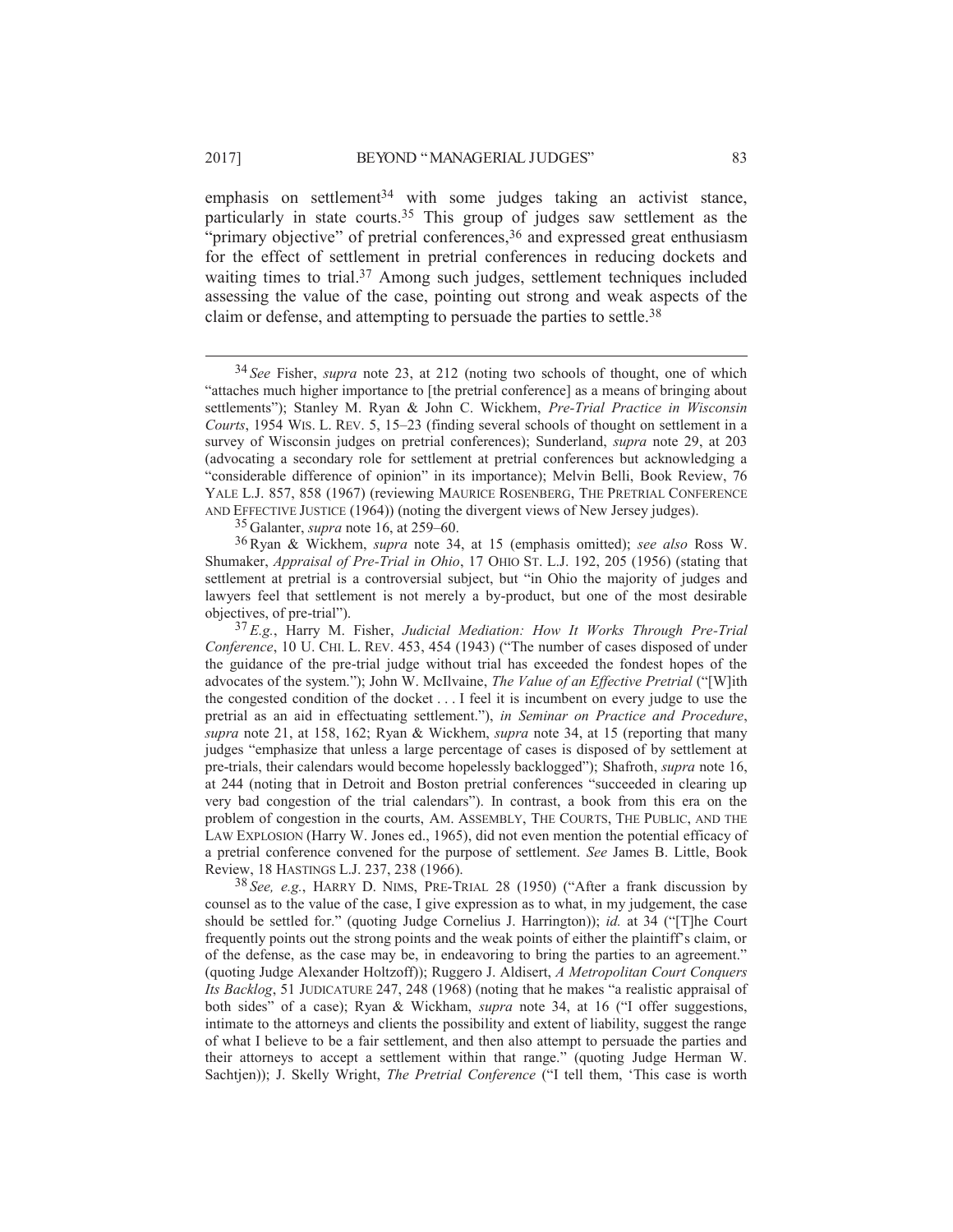emphasis on settlement[34] with some judges taking an activist stance, particularly in state courts.[35] This group of judges saw settlement as the "primary objective" of pretrial conferences,[36] and expressed great enthusiasm for the effect of settlement in pretrial conferences in reducing dockets and waiting times to trial.[37] Among such judges, settlement techniques included assessing the value of the case, pointing out strong and weak aspects of the claim or defense, and attempting to persuade the parties to settle.[38]

---

[34] *See* Fisher, *supra* note 23, at 212 (noting two schools of thought, one of which "attaches much higher importance to [the pretrial conference] as a means of bringing about settlements"); Stanley M. Ryan & John C. Wickhem, *Pre-Trial Practice in Wisconsin Courts*, 1954 WIS. L. REV. 5, 15–23 (finding several schools of thought on settlement in a survey of Wisconsin judges on pretrial conferences); Sunderland, *supra* note 29, at 203 (advocating a secondary role for settlement at pretrial conferences but acknowledging a "considerable difference of opinion" in its importance); Melvin Belli, Book Review, 76 YALE L.J. 857, 858 (1967) (reviewing MAURICE ROSENBERG, THE PRETRIAL CONFERENCE AND EFFECTIVE JUSTICE (1964)) (noting the divergent views of New Jersey judges).

[35] Galanter, *supra* note 16, at 259–60.

[36] Ryan & Wickhem, *supra* note 34, at 15 (emphasis omitted); *see also* Ross W. Shumaker, *Appraisal of Pre-Trial in Ohio*, 17 OHIO ST. L.J. 192, 205 (1956) (stating that settlement at pretrial is a controversial subject, but "in Ohio the majority of judges and lawyers feel that settlement is not merely a by-product, but one of the most desirable objectives, of pre-trial").

[37] *E.g.*, Harry M. Fisher, *Judicial Mediation: How It Works Through Pre-Trial Conference*, 10 U. CHI. L. REV. 453, 454 (1943) ("The number of cases disposed of under the guidance of the pre-trial judge without trial has exceeded the fondest hopes of the advocates of the system."); John W. McIlvaine, *The Value of an Effective Pretrial* ("[W]ith the congested condition of the docket . . . I feel it is incumbent on every judge to use the pretrial as an aid in effectuating settlement."), *in Seminar on Practice and Procedure*, *supra* note 21, at 158, 162; Ryan & Wickhem, *supra* note 34, at 15 (reporting that many judges "emphasize that unless a large percentage of cases is disposed of by settlement at pre-trials, their calendars would become hopelessly backlogged"); Shafroth, *supra* note 16, at 244 (noting that in Detroit and Boston pretrial conferences "succeeded in clearing up very bad congestion of the trial calendars"). In contrast, a book from this era on the problem of congestion in the courts, AM. ASSEMBLY, THE COURTS, THE PUBLIC, AND THE LAW EXPLOSION (Harry W. Jones ed., 1965), did not even mention the potential efficacy of a pretrial conference convened for the purpose of settlement. *See* James B. Little, Book Review, 18 HASTINGS L.J. 237, 238 (1966).

[38] *See, e.g.*, HARRY D. NIMS, PRE-TRIAL 28 (1950) ("After a frank discussion by counsel as to the value of the case, I give expression as to what, in my judgement, the case should be settled for." (quoting Judge Cornelius J. Harrington)); *id.* at 34 ("[T]he Court frequently points out the strong points and the weak points of either the plaintiff's claim, or of the defense, as the case may be, in endeavoring to bring the parties to an agreement." (quoting Judge Alexander Holtzoff)); Ruggero J. Aldisert, *A Metropolitan Court Conquers Its Backlog*, 51 JUDICATURE 247, 248 (1968) (noting that he makes "a realistic appraisal of both sides" of a case); Ryan & Wickham, *supra* note 34, at 16 ("I offer suggestions, intimate to the attorneys and clients the possibility and extent of liability, suggest the range of what I believe to be a fair settlement, and then also attempt to persuade the parties and their attorneys to accept a settlement within that range." (quoting Judge Herman W. Sachtjen)); J. Skelly Wright, *The Pretrial Conference* ("I tell them, 'This case is worth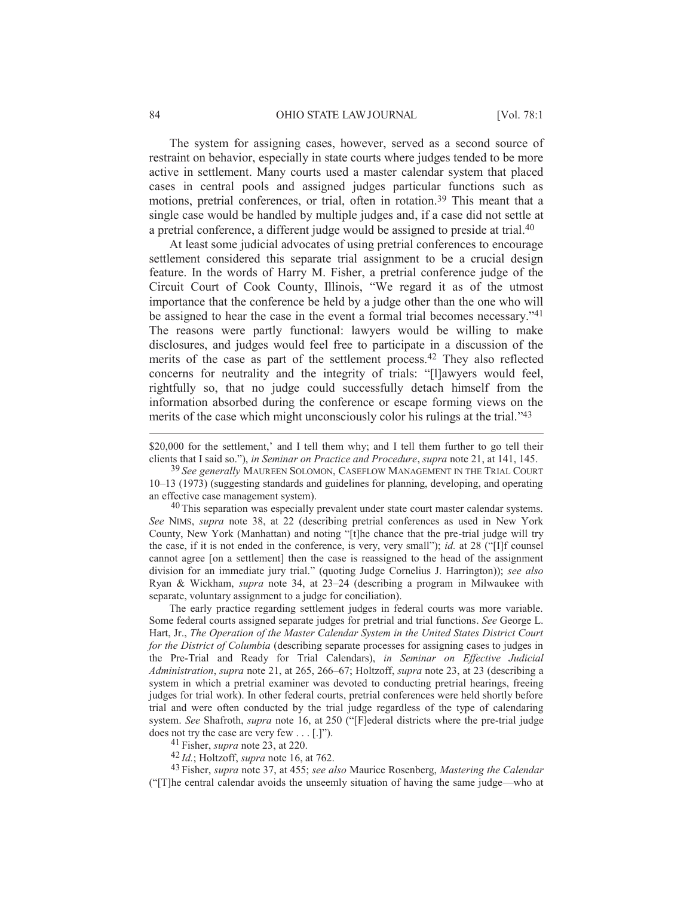The system for assigning cases, however, served as a second source of restraint on behavior, especially in state courts where judges tended to be more active in settlement. Many courts used a master calendar system that placed cases in central pools and assigned judges particular functions such as motions, pretrial conferences, or trial, often in rotation.[39] This meant that a single case would be handled by multiple judges and, if a case did not settle at a pretrial conference, a different judge would be assigned to preside at trial.[40]

At least some judicial advocates of using pretrial conferences to encourage settlement considered this separate trial assignment to be a crucial design feature. In the words of Harry M. Fisher, a pretrial conference judge of the Circuit Court of Cook County, Illinois, "We regard it as of the utmost importance that the conference be held by a judge other than the one who will be assigned to hear the case in the event a formal trial becomes necessary."[41] The reasons were partly functional: lawyers would be willing to make disclosures, and judges would feel free to participate in a discussion of the merits of the case as part of the settlement process.[42] They also reflected concerns for neutrality and the integrity of trials: "[l]awyers would feel, rightfully so, that no judge could successfully detach himself from the information absorbed during the conference or escape forming views on the merits of the case which might unconsciously color his rulings at the trial."[43]

---

$20,000 for the settlement,' and I tell them why; and I tell them further to go tell their clients that I said so."), *in Seminar on Practice and Procedure*, *supra* note 21, at 141, 145.

[39] *See generally* MAUREEN SOLOMON, CASEFLOW MANAGEMENT IN THE TRIAL COURT 10–13 (1973) (suggesting standards and guidelines for planning, developing, and operating an effective case management system).

[40] This separation was especially prevalent under state court master calendar systems. *See* NIMS, *supra* note 38, at 22 (describing pretrial conferences as used in New York County, New York (Manhattan) and noting "[t]he chance that the pre-trial judge will try the case, if it is not ended in the conference, is very, very small"); *id.* at 28 ("[I]f counsel cannot agree [on a settlement] then the case is reassigned to the head of the assignment division for an immediate jury trial." (quoting Judge Cornelius J. Harrington)); *see also* Ryan & Wickham, *supra* note 34, at 23–24 (describing a program in Milwaukee with separate, voluntary assignment to a judge for conciliation).

The early practice regarding settlement judges in federal courts was more variable. Some federal courts assigned separate judges for pretrial and trial functions. *See* George L. Hart, Jr., *The Operation of the Master Calendar System in the United States District Court for the District of Columbia* (describing separate processes for assigning cases to judges in the Pre-Trial and Ready for Trial Calendars), *in Seminar on Effective Judicial Administration*, *supra* note 21, at 265, 266–67; Holtzoff, *supra* note 23, at 23 (describing a system in which a pretrial examiner was devoted to conducting pretrial hearings, freeing judges for trial work). In other federal courts, pretrial conferences were held shortly before trial and were often conducted by the trial judge regardless of the type of calendaring system. *See* Shafroth, *supra* note 16, at 250 ("[F]ederal districts where the pre-trial judge does not try the case are very few . . . [.]").

[41] Fisher, *supra* note 23, at 220.

[42] *Id.*; Holtzoff, *supra* note 16, at 762.

[43] Fisher, *supra* note 37, at 455; *see also* Maurice Rosenberg, *Mastering the Calendar* ("[T]he central calendar avoids the unseemly situation of having the same judge—who at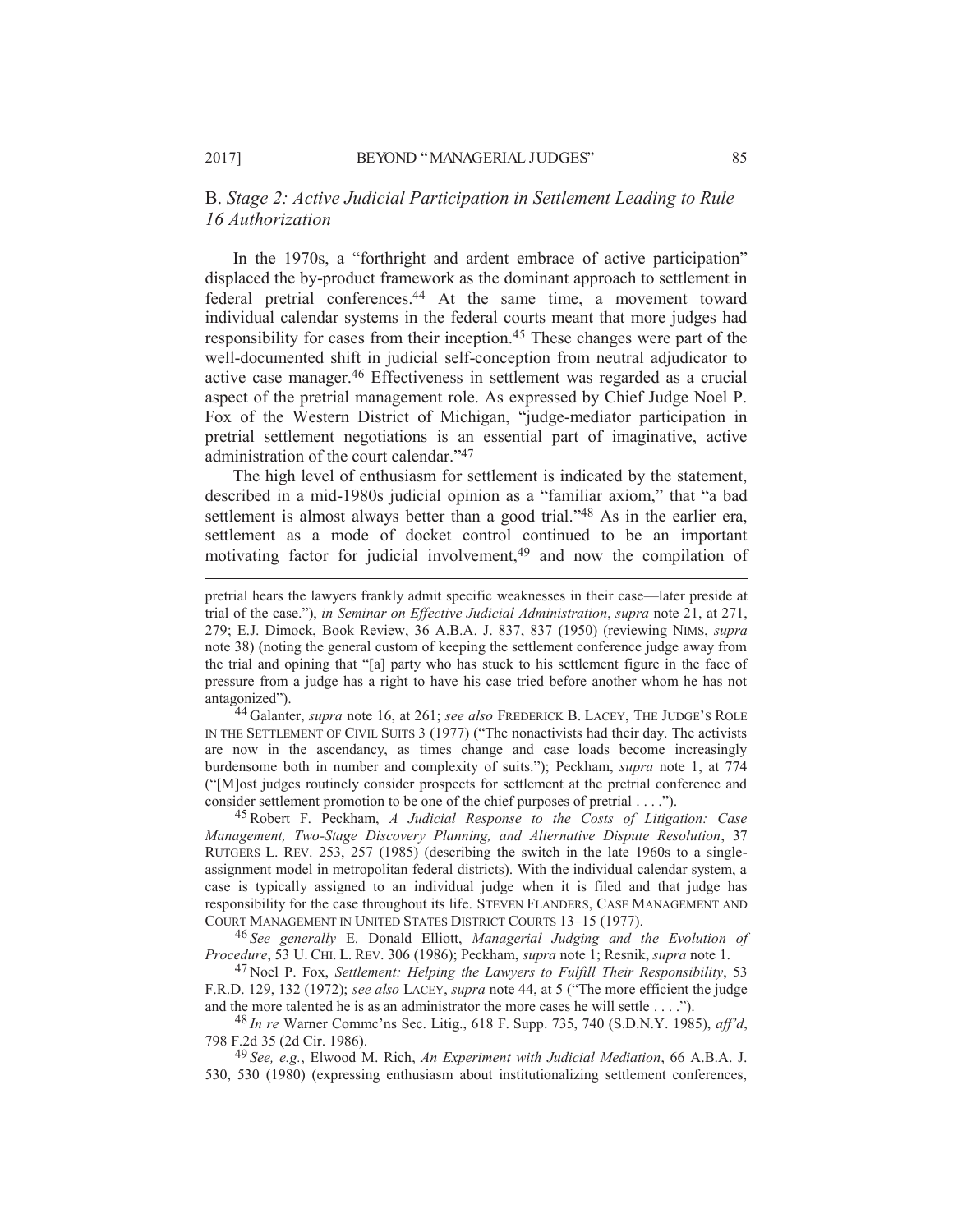## B. *Stage 2: Active Judicial Participation in Settlement Leading to Rule 16 Authorization*

In the 1970s, a "forthright and ardent embrace of active participation" displaced the by-product framework as the dominant approach to settlement in federal pretrial conferences.[44] At the same time, a movement toward individual calendar systems in the federal courts meant that more judges had responsibility for cases from their inception.[45] These changes were part of the well-documented shift in judicial self-conception from neutral adjudicator to active case manager.[46] Effectiveness in settlement was regarded as a crucial aspect of the pretrial management role. As expressed by Chief Judge Noel P. Fox of the Western District of Michigan, "judge-mediator participation in pretrial settlement negotiations is an essential part of imaginative, active administration of the court calendar."[47]

The high level of enthusiasm for settlement is indicated by the statement, described in a mid-1980s judicial opinion as a "familiar axiom," that "a bad settlement is almost always better than a good trial."[48] As in the earlier era, settlement as a mode of docket control continued to be an important motivating factor for judicial involvement,[49] and now the compilation of

---

pretrial hears the lawyers frankly admit specific weaknesses in their case—later preside at trial of the case."), *in Seminar on Effective Judicial Administration*, *supra* note 21, at 271, 279; E.J. Dimock, Book Review, 36 A.B.A. J. 837, 837 (1950) (reviewing NIMS, *supra* note 38) (noting the general custom of keeping the settlement conference judge away from the trial and opining that "[a] party who has stuck to his settlement figure in the face of pressure from a judge has a right to have his case tried before another whom he has not antagonized").

[44] Galanter, *supra* note 16, at 261; *see also* FREDERICK B. LACEY, THE JUDGE'S ROLE IN THE SETTLEMENT OF CIVIL SUITS 3 (1977) ("The nonactivists had their day. The activists are now in the ascendancy, as times change and case loads become increasingly burdensome both in number and complexity of suits."); Peckham, *supra* note 1, at 774 ("[M]ost judges routinely consider prospects for settlement at the pretrial conference and consider settlement promotion to be one of the chief purposes of pretrial . . . .").

[45] Robert F. Peckham, *A Judicial Response to the Costs of Litigation: Case Management, Two-Stage Discovery Planning, and Alternative Dispute Resolution*, 37 RUTGERS L. REV. 253, 257 (1985) (describing the switch in the late 1960s to a single-assignment model in metropolitan federal districts). With the individual calendar system, a case is typically assigned to an individual judge when it is filed and that judge has responsibility for the case throughout its life. STEVEN FLANDERS, CASE MANAGEMENT AND COURT MANAGEMENT IN UNITED STATES DISTRICT COURTS 13–15 (1977).

[46] *See generally* E. Donald Elliott, *Managerial Judging and the Evolution of Procedure*, 53 U. CHI. L. REV. 306 (1986); Peckham, *supra* note 1; Resnik, *supra* note 1.

[47] Noel P. Fox, *Settlement: Helping the Lawyers to Fulfill Their Responsibility*, 53 F.R.D. 129, 132 (1972); *see also* LACEY, *supra* note 44, at 5 ("The more efficient the judge and the more talented he is as an administrator the more cases he will settle . . . .").

[48] *In re* Warner Commc'ns Sec. Litig., 618 F. Supp. 735, 740 (S.D.N.Y. 1985), *aff'd*, 798 F.2d 35 (2d Cir. 1986).

[49] *See, e.g.*, Elwood M. Rich, *An Experiment with Judicial Mediation*, 66 A.B.A. J. 530, 530 (1980) (expressing enthusiasm about institutionalizing settlement conferences,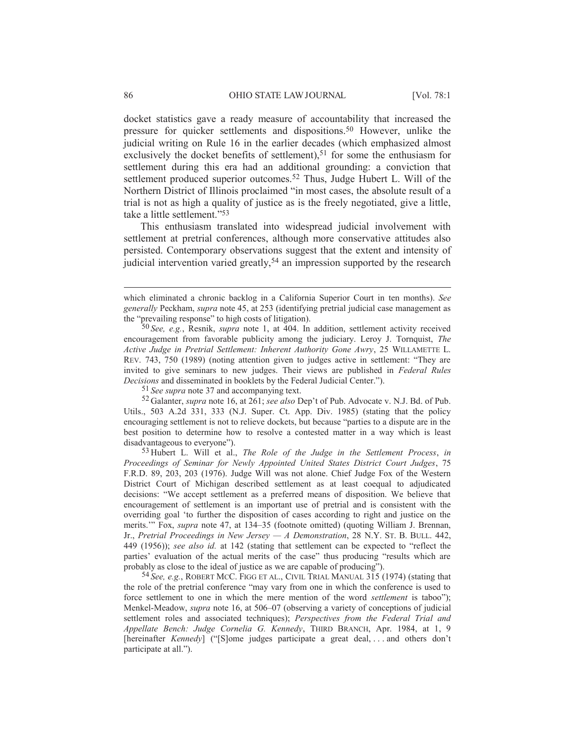docket statistics gave a ready measure of accountability that increased the pressure for quicker settlements and dispositions.[50] However, unlike the judicial writing on Rule 16 in the earlier decades (which emphasized almost exclusively the docket benefits of settlement),[51] for some the enthusiasm for settlement during this era had an additional grounding: a conviction that settlement produced superior outcomes.[52] Thus, Judge Hubert L. Will of the Northern District of Illinois proclaimed "in most cases, the absolute result of a trial is not as high a quality of justice as is the freely negotiated, give a little, take a little settlement."[53]

This enthusiasm translated into widespread judicial involvement with settlement at pretrial conferences, although more conservative attitudes also persisted. Contemporary observations suggest that the extent and intensity of judicial intervention varied greatly,[54] an impression supported by the research

---

which eliminated a chronic backlog in a California Superior Court in ten months). *See generally* Peckham, *supra* note 45, at 253 (identifying pretrial judicial case management as the "prevailing response" to high costs of litigation).

[50] *See, e.g.*, Resnik, *supra* note 1, at 404. In addition, settlement activity received encouragement from favorable publicity among the judiciary. Leroy J. Tornquist, *The Active Judge in Pretrial Settlement: Inherent Authority Gone Awry*, 25 WILLAMETTE L. REV. 743, 750 (1989) (noting attention given to judges active in settlement: "They are invited to give seminars to new judges. Their views are published in *Federal Rules Decisions* and disseminated in booklets by the Federal Judicial Center.").

[51] *See supra* note 37 and accompanying text.

[52] Galanter, *supra* note 16, at 261; *see also* Dep't of Pub. Advocate v. N.J. Bd. of Pub. Utils., 503 A.2d 331, 333 (N.J. Super. Ct. App. Div. 1985) (stating that the policy encouraging settlement is not to relieve dockets, but because "parties to a dispute are in the best position to determine how to resolve a contested matter in a way which is least disadvantageous to everyone").

[53] Hubert L. Will et al., *The Role of the Judge in the Settlement Process*, *in Proceedings of Seminar for Newly Appointed United States District Court Judges*, 75 F.R.D. 89, 203, 203 (1976). Judge Will was not alone. Chief Judge Fox of the Western District Court of Michigan described settlement as at least coequal to adjudicated decisions: "We accept settlement as a preferred means of disposition. We believe that encouragement of settlement is an important use of pretrial and is consistent with the overriding goal 'to further the disposition of cases according to right and justice on the merits.'" Fox, *supra* note 47, at 134–35 (footnote omitted) (quoting William J. Brennan, Jr., *Pretrial Proceedings in New Jersey — A Demonstration*, 28 N.Y. ST. B. BULL. 442, 449 (1956)); *see also id.* at 142 (stating that settlement can be expected to "reflect the parties' evaluation of the actual merits of the case" thus producing "results which are probably as close to the ideal of justice as we are capable of producing").

[54] *See, e.g.*, ROBERT MCC. FIGG ET AL., CIVIL TRIAL MANUAL 315 (1974) (stating that the role of the pretrial conference "may vary from one in which the conference is used to force settlement to one in which the mere mention of the word *settlement* is taboo"); Menkel-Meadow, *supra* note 16, at 506–07 (observing a variety of conceptions of judicial settlement roles and associated techniques); *Perspectives from the Federal Trial and Appellate Bench: Judge Cornelia G. Kennedy*, THIRD BRANCH, Apr. 1984, at 1, 9 [hereinafter *Kennedy*] ("[S]ome judges participate a great deal, . . . and others don't participate at all.").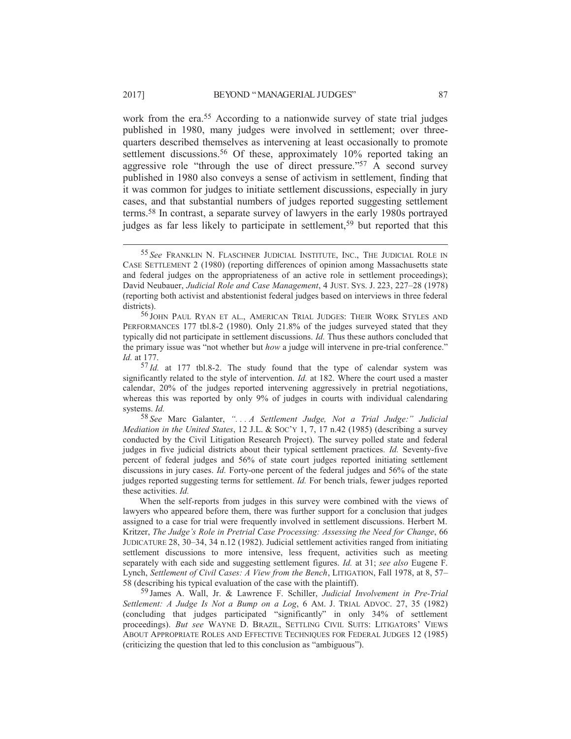work from the era.[55] According to a nationwide survey of state trial judges published in 1980, many judges were involved in settlement; over three-quarters described themselves as intervening at least occasionally to promote settlement discussions.[56] Of these, approximately 10% reported taking an aggressive role "through the use of direct pressure."[57] A second survey published in 1980 also conveys a sense of activism in settlement, finding that it was common for judges to initiate settlement discussions, especially in jury cases, and that substantial numbers of judges reported suggesting settlement terms.[58] In contrast, a separate survey of lawyers in the early 1980s portrayed judges as far less likely to participate in settlement,[59] but reported that this

---

[55] *See* FRANKLIN N. FLASCHNER JUDICIAL INSTITUTE, INC., THE JUDICIAL ROLE IN CASE SETTLEMENT 2 (1980) (reporting differences of opinion among Massachusetts state and federal judges on the appropriateness of an active role in settlement proceedings); David Neubauer, *Judicial Role and Case Management*, 4 JUST. SYS. J. 223, 227–28 (1978) (reporting both activist and abstentionist federal judges based on interviews in three federal districts).

[56] JOHN PAUL RYAN ET AL., AMERICAN TRIAL JUDGES: THEIR WORK STYLES AND PERFORMANCES 177 tbl.8-2 (1980). Only 21.8% of the judges surveyed stated that they typically did not participate in settlement discussions. *Id.* Thus these authors concluded that the primary issue was "not whether but *how* a judge will intervene in pre-trial conference." *Id.* at 177.

[57] *Id.* at 177 tbl.8-2. The study found that the type of calendar system was significantly related to the style of intervention. *Id.* at 182. Where the court used a master calendar, 20% of the judges reported intervening aggressively in pretrial negotiations, whereas this was reported by only 9% of judges in courts with individual calendaring systems. *Id.*

[58] *See* Marc Galanter, *". . . A Settlement Judge, Not a Trial Judge:" Judicial Mediation in the United States*, 12 J.L. & SOC'Y 1, 7, 17 n.42 (1985) (describing a survey conducted by the Civil Litigation Research Project). The survey polled state and federal judges in five judicial districts about their typical settlement practices. *Id.* Seventy-five percent of federal judges and 56% of state court judges reported initiating settlement discussions in jury cases. *Id.* Forty-one percent of the federal judges and 56% of the state judges reported suggesting terms for settlement. *Id.* For bench trials, fewer judges reported these activities. *Id.*

When the self-reports from judges in this survey were combined with the views of lawyers who appeared before them, there was further support for a conclusion that judges assigned to a case for trial were frequently involved in settlement discussions. Herbert M. Kritzer, *The Judge's Role in Pretrial Case Processing: Assessing the Need for Change*, 66 JUDICATURE 28, 30–34, 34 n.12 (1982). Judicial settlement activities ranged from initiating settlement discussions to more intensive, less frequent, activities such as meeting separately with each side and suggesting settlement figures. *Id.* at 31; *see also* Eugene F. Lynch, *Settlement of Civil Cases: A View from the Bench*, LITIGATION, Fall 1978, at 8, 57–58 (describing his typical evaluation of the case with the plaintiff).

[59] James A. Wall, Jr. & Lawrence F. Schiller, *Judicial Involvement in Pre-Trial Settlement: A Judge Is Not a Bump on a Log*, 6 AM. J. TRIAL ADVOC. 27, 35 (1982) (concluding that judges participated "significantly" in only 34% of settlement proceedings). *But see* WAYNE D. BRAZIL, SETTLING CIVIL SUITS: LITIGATORS' VIEWS ABOUT APPROPRIATE ROLES AND EFFECTIVE TECHNIQUES FOR FEDERAL JUDGES 12 (1985) (criticizing the question that led to this conclusion as "ambiguous").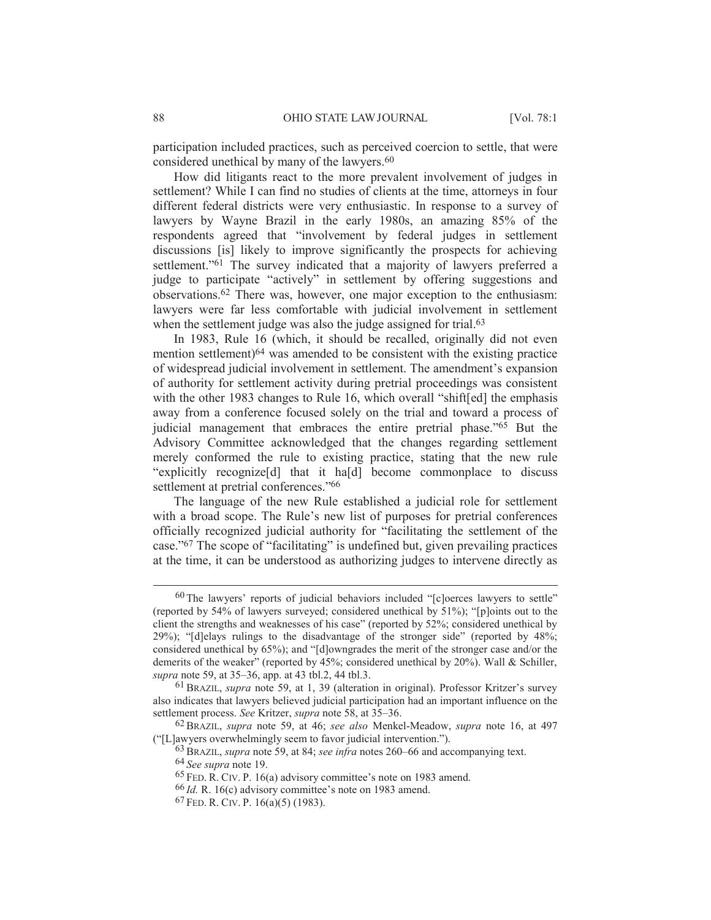participation included practices, such as perceived coercion to settle, that were considered unethical by many of the lawyers.[60]

How did litigants react to the more prevalent involvement of judges in settlement? While I can find no studies of clients at the time, attorneys in four different federal districts were very enthusiastic. In response to a survey of lawyers by Wayne Brazil in the early 1980s, an amazing 85% of the respondents agreed that "involvement by federal judges in settlement discussions [is] likely to improve significantly the prospects for achieving settlement."[61] The survey indicated that a majority of lawyers preferred a judge to participate "actively" in settlement by offering suggestions and observations.[62] There was, however, one major exception to the enthusiasm: lawyers were far less comfortable with judicial involvement in settlement when the settlement judge was also the judge assigned for trial.[63]

In 1983, Rule 16 (which, it should be recalled, originally did not even mention settlement)[64] was amended to be consistent with the existing practice of widespread judicial involvement in settlement. The amendment's expansion of authority for settlement activity during pretrial proceedings was consistent with the other 1983 changes to Rule 16, which overall "shift[ed] the emphasis away from a conference focused solely on the trial and toward a process of judicial management that embraces the entire pretrial phase."[65] But the Advisory Committee acknowledged that the changes regarding settlement merely conformed the rule to existing practice, stating that the new rule "explicitly recognize[d] that it ha[d] become commonplace to discuss settlement at pretrial conferences."[66]

The language of the new Rule established a judicial role for settlement with a broad scope. The Rule's new list of purposes for pretrial conferences officially recognized judicial authority for "facilitating the settlement of the case."[67] The scope of "facilitating" is undefined but, given prevailing practices at the time, it can be understood as authorizing judges to intervene directly as

---

[60] The lawyers' reports of judicial behaviors included "[c]oerces lawyers to settle" (reported by 54% of lawyers surveyed; considered unethical by 51%); "[p]oints out to the client the strengths and weaknesses of his case" (reported by 52%; considered unethical by 29%); "[d]elays rulings to the disadvantage of the stronger side" (reported by 48%; considered unethical by 65%); and "[d]owngrades the merit of the stronger case and/or the demerits of the weaker" (reported by 45%; considered unethical by 20%). Wall & Schiller, *supra* note 59, at 35–36, app. at 43 tbl.2, 44 tbl.3.

[61] BRAZIL, *supra* note 59, at 1, 39 (alteration in original). Professor Kritzer's survey also indicates that lawyers believed judicial participation had an important influence on the settlement process. *See* Kritzer, *supra* note 58, at 35–36.

[62] BRAZIL, *supra* note 59, at 46; *see also* Menkel-Meadow, *supra* note 16, at 497 ("[L]awyers overwhelmingly seem to favor judicial intervention.").

[63] BRAZIL, *supra* note 59, at 84; *see infra* notes 260–66 and accompanying text.

[64] *See supra* note 19.

[65] FED. R. CIV. P. 16(a) advisory committee's note on 1983 amend.

[66] *Id.* R. 16(c) advisory committee's note on 1983 amend.

[67] FED. R. CIV. P. 16(a)(5) (1983).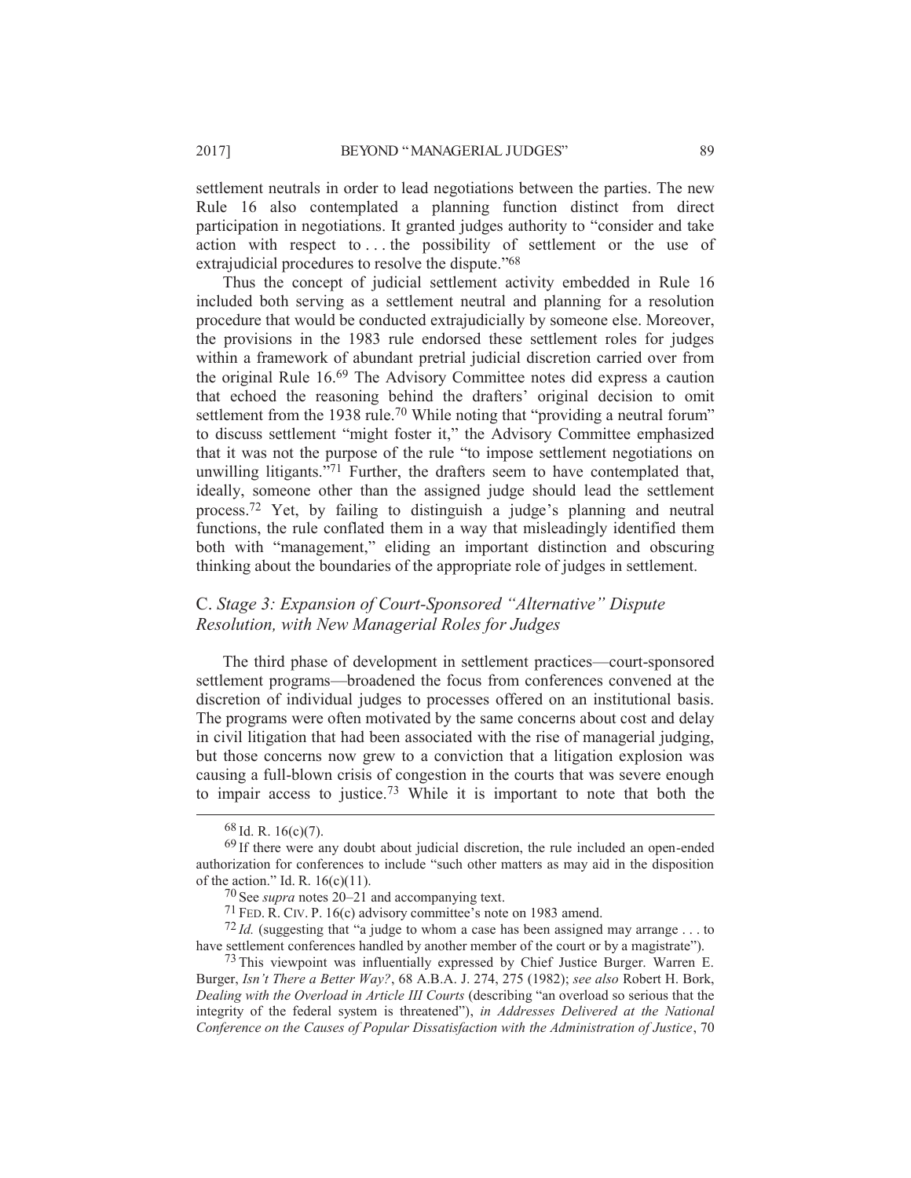settlement neutrals in order to lead negotiations between the parties. The new Rule 16 also contemplated a planning function distinct from direct participation in negotiations. It granted judges authority to "consider and take action with respect to . . . the possibility of settlement or the use of extrajudicial procedures to resolve the dispute."[68]

Thus the concept of judicial settlement activity embedded in Rule 16 included both serving as a settlement neutral and planning for a resolution procedure that would be conducted extrajudicially by someone else. Moreover, the provisions in the 1983 rule endorsed these settlement roles for judges within a framework of abundant pretrial judicial discretion carried over from the original Rule 16.[69] The Advisory Committee notes did express a caution that echoed the reasoning behind the drafters' original decision to omit settlement from the 1938 rule.[70] While noting that "providing a neutral forum" to discuss settlement "might foster it," the Advisory Committee emphasized that it was not the purpose of the rule "to impose settlement negotiations on unwilling litigants."[71] Further, the drafters seem to have contemplated that, ideally, someone other than the assigned judge should lead the settlement process.[72] Yet, by failing to distinguish a judge's planning and neutral functions, the rule conflated them in a way that misleadingly identified them both with "management," eliding an important distinction and obscuring thinking about the boundaries of the appropriate role of judges in settlement.

## C. *Stage 3: Expansion of Court-Sponsored "Alternative" Dispute Resolution, with New Managerial Roles for Judges*

The third phase of development in settlement practices—court-sponsored settlement programs—broadened the focus from conferences convened at the discretion of individual judges to processes offered on an institutional basis. The programs were often motivated by the same concerns about cost and delay in civil litigation that had been associated with the rise of managerial judging, but those concerns now grew to a conviction that a litigation explosion was causing a full-blown crisis of congestion in the courts that was severe enough to impair access to justice.[73] While it is important to note that both the

---

[68] Id. R. 16(c)(7).

[69] If there were any doubt about judicial discretion, the rule included an open-ended authorization for conferences to include "such other matters as may aid in the disposition of the action." Id. R. 16(c)(11).

[70] See *supra* notes 20–21 and accompanying text.

[71] FED. R. CIV. P. 16(c) advisory committee's note on 1983 amend.

[72] *Id.* (suggesting that "a judge to whom a case has been assigned may arrange . . . to have settlement conferences handled by another member of the court or by a magistrate").

[73] This viewpoint was influentially expressed by Chief Justice Burger. Warren E. Burger, *Isn't There a Better Way?*, 68 A.B.A. J. 274, 275 (1982); *see also* Robert H. Bork, *Dealing with the Overload in Article III Courts* (describing "an overload so serious that the integrity of the federal system is threatened"), *in Addresses Delivered at the National Conference on the Causes of Popular Dissatisfaction with the Administration of Justice*, 70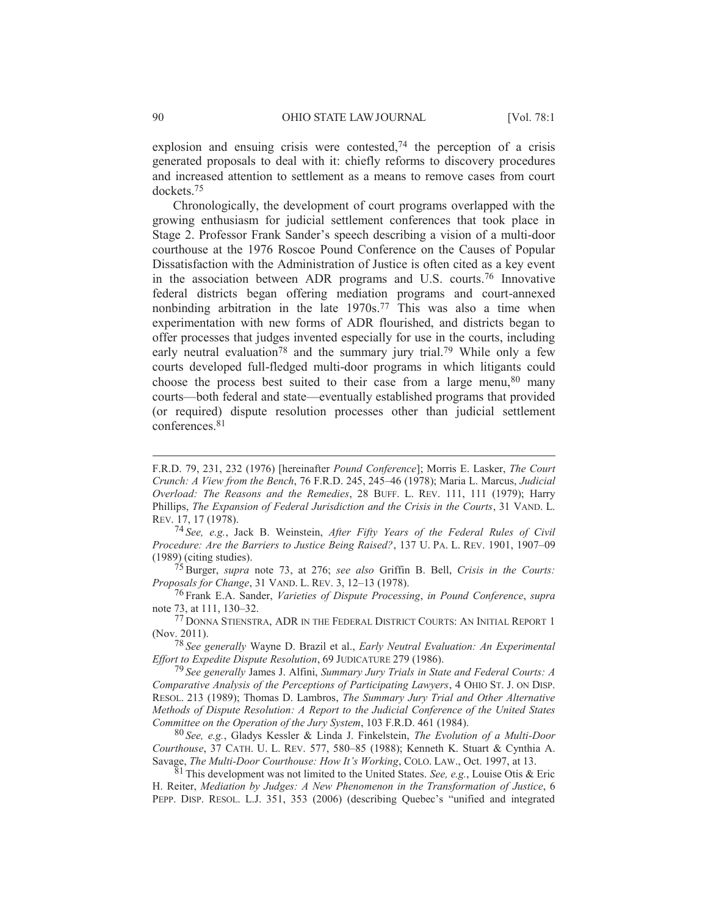explosion and ensuing crisis were contested,[74] the perception of a crisis generated proposals to deal with it: chiefly reforms to discovery procedures and increased attention to settlement as a means to remove cases from court dockets.[75]

Chronologically, the development of court programs overlapped with the growing enthusiasm for judicial settlement conferences that took place in Stage 2. Professor Frank Sander's speech describing a vision of a multi-door courthouse at the 1976 Roscoe Pound Conference on the Causes of Popular Dissatisfaction with the Administration of Justice is often cited as a key event in the association between ADR programs and U.S. courts.[76] Innovative federal districts began offering mediation programs and court-annexed nonbinding arbitration in the late 1970s.[77] This was also a time when experimentation with new forms of ADR flourished, and districts began to offer processes that judges invented especially for use in the courts, including early neutral evaluation[78] and the summary jury trial.[79] While only a few courts developed full-fledged multi-door programs in which litigants could choose the process best suited to their case from a large menu,[80] many courts—both federal and state—eventually established programs that provided (or required) dispute resolution processes other than judicial settlement conferences.[81]

---

F.R.D. 79, 231, 232 (1976) [hereinafter *Pound Conference*]; Morris E. Lasker, *The Court Crunch: A View from the Bench*, 76 F.R.D. 245, 245–46 (1978); Maria L. Marcus, *Judicial Overload: The Reasons and the Remedies*, 28 BUFF. L. REV. 111, 111 (1979); Harry Phillips, *The Expansion of Federal Jurisdiction and the Crisis in the Courts*, 31 VAND. L. REV. 17, 17 (1978).

[74] *See, e.g.*, Jack B. Weinstein, *After Fifty Years of the Federal Rules of Civil Procedure: Are the Barriers to Justice Being Raised?*, 137 U. PA. L. REV. 1901, 1907–09 (1989) (citing studies).

[75] Burger, *supra* note 73, at 276; *see also* Griffin B. Bell, *Crisis in the Courts: Proposals for Change*, 31 VAND. L. REV. 3, 12–13 (1978).

[76] Frank E.A. Sander, *Varieties of Dispute Processing*, *in Pound Conference*, *supra* note 73, at 111, 130–32.

[77] DONNA STIENSTRA, ADR IN THE FEDERAL DISTRICT COURTS: AN INITIAL REPORT 1 (Nov. 2011).

[78] *See generally* Wayne D. Brazil et al., *Early Neutral Evaluation: An Experimental Effort to Expedite Dispute Resolution*, 69 JUDICATURE 279 (1986).

[79] *See generally* James J. Alfini, *Summary Jury Trials in State and Federal Courts: A Comparative Analysis of the Perceptions of Participating Lawyers*, 4 OHIO ST. J. ON DISP. RESOL. 213 (1989); Thomas D. Lambros, *The Summary Jury Trial and Other Alternative Methods of Dispute Resolution: A Report to the Judicial Conference of the United States Committee on the Operation of the Jury System*, 103 F.R.D. 461 (1984).

[80] *See, e.g.*, Gladys Kessler & Linda J. Finkelstein, *The Evolution of a Multi-Door Courthouse*, 37 CATH. U. L. REV. 577, 580–85 (1988); Kenneth K. Stuart & Cynthia A. Savage, *The Multi-Door Courthouse: How It's Working*, COLO. LAW., Oct. 1997, at 13.

[81] This development was not limited to the United States. *See, e.g.*, Louise Otis & Eric H. Reiter, *Mediation by Judges: A New Phenomenon in the Transformation of Justice*, 6 PEPP. DISP. RESOL. L.J. 351, 353 (2006) (describing Quebec's "unified and integrated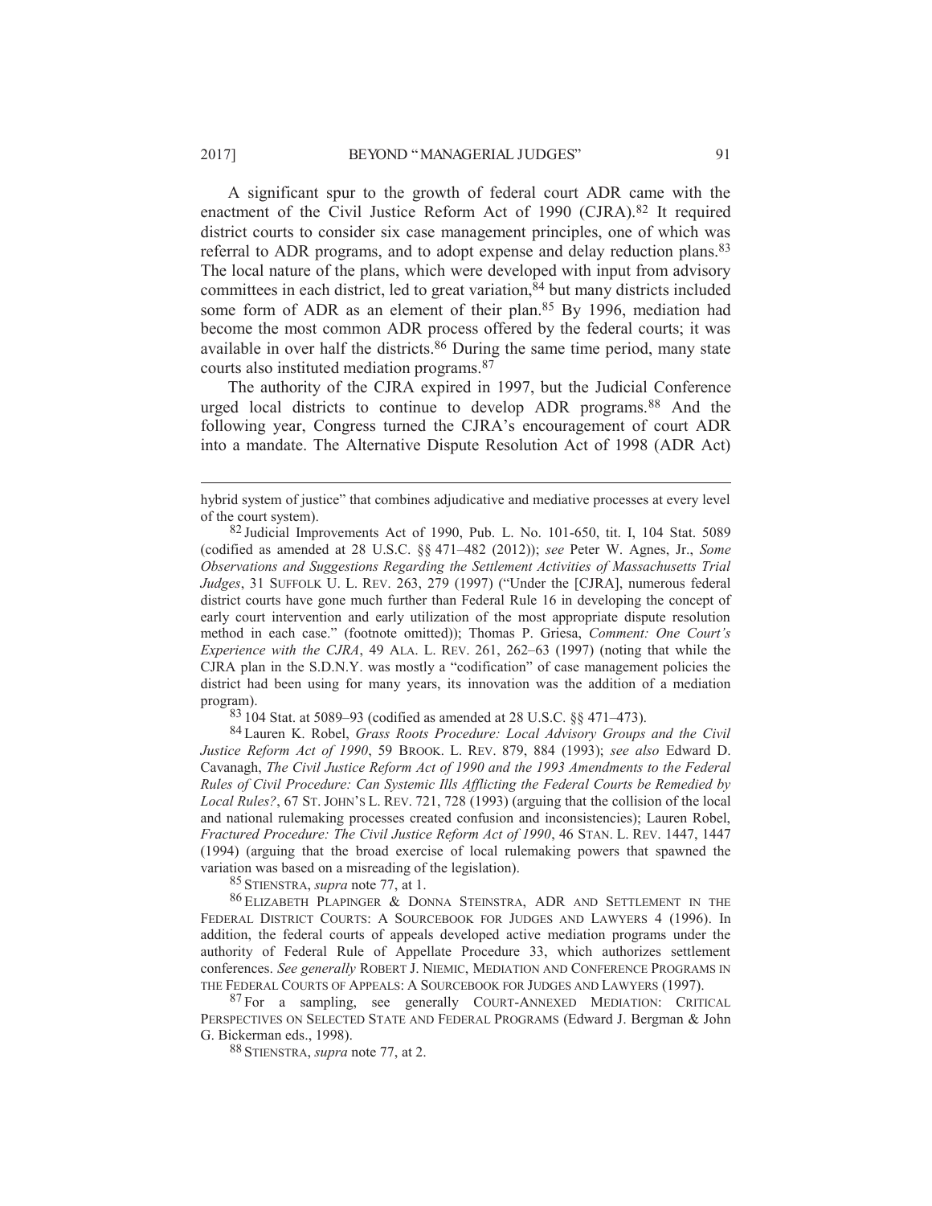A significant spur to the growth of federal court ADR came with the enactment of the Civil Justice Reform Act of 1990 (CJRA).[82] It required district courts to consider six case management principles, one of which was referral to ADR programs, and to adopt expense and delay reduction plans.[83] The local nature of the plans, which were developed with input from advisory committees in each district, led to great variation,[84] but many districts included some form of ADR as an element of their plan.[85] By 1996, mediation had become the most common ADR process offered by the federal courts; it was available in over half the districts.[86] During the same time period, many state courts also instituted mediation programs.[87]

The authority of the CJRA expired in 1997, but the Judicial Conference urged local districts to continue to develop ADR programs.[88] And the following year, Congress turned the CJRA's encouragement of court ADR into a mandate. The Alternative Dispute Resolution Act of 1998 (ADR Act)

---

hybrid system of justice" that combines adjudicative and mediative processes at every level of the court system).

[82] Judicial Improvements Act of 1990, Pub. L. No. 101-650, tit. I, 104 Stat. 5089 (codified as amended at 28 U.S.C. §§ 471–482 (2012)); *see* Peter W. Agnes, Jr., *Some Observations and Suggestions Regarding the Settlement Activities of Massachusetts Trial Judges*, 31 SUFFOLK U. L. REV. 263, 279 (1997) ("Under the [CJRA], numerous federal district courts have gone much further than Federal Rule 16 in developing the concept of early court intervention and early utilization of the most appropriate dispute resolution method in each case." (footnote omitted)); Thomas P. Griesa, *Comment: One Court's Experience with the CJRA*, 49 ALA. L. REV. 261, 262–63 (1997) (noting that while the CJRA plan in the S.D.N.Y. was mostly a "codification" of case management policies the district had been using for many years, its innovation was the addition of a mediation program).

[83] 104 Stat. at 5089–93 (codified as amended at 28 U.S.C. §§ 471–473).

[84] Lauren K. Robel, *Grass Roots Procedure: Local Advisory Groups and the Civil Justice Reform Act of 1990*, 59 BROOK. L. REV. 879, 884 (1993); *see also* Edward D. Cavanagh, *The Civil Justice Reform Act of 1990 and the 1993 Amendments to the Federal Rules of Civil Procedure: Can Systemic Ills Afflicting the Federal Courts be Remedied by Local Rules?*, 67 ST. JOHN'S L. REV. 721, 728 (1993) (arguing that the collision of the local and national rulemaking processes created confusion and inconsistencies); Lauren Robel, *Fractured Procedure: The Civil Justice Reform Act of 1990*, 46 STAN. L. REV. 1447, 1447 (1994) (arguing that the broad exercise of local rulemaking powers that spawned the variation was based on a misreading of the legislation).

[85] STIENSTRA, *supra* note 77, at 1.

[86] ELIZABETH PLAPINGER & DONNA STEINSTRA, ADR AND SETTLEMENT IN THE FEDERAL DISTRICT COURTS: A SOURCEBOOK FOR JUDGES AND LAWYERS 4 (1996). In addition, the federal courts of appeals developed active mediation programs under the authority of Federal Rule of Appellate Procedure 33, which authorizes settlement conferences. *See generally* ROBERT J. NIEMIC, MEDIATION AND CONFERENCE PROGRAMS IN THE FEDERAL COURTS OF APPEALS: A SOURCEBOOK FOR JUDGES AND LAWYERS (1997).

[87] For a sampling, see generally COURT-ANNEXED MEDIATION: CRITICAL PERSPECTIVES ON SELECTED STATE AND FEDERAL PROGRAMS (Edward J. Bergman & John G. Bickerman eds., 1998).

[88] STIENSTRA, *supra* note 77, at 2.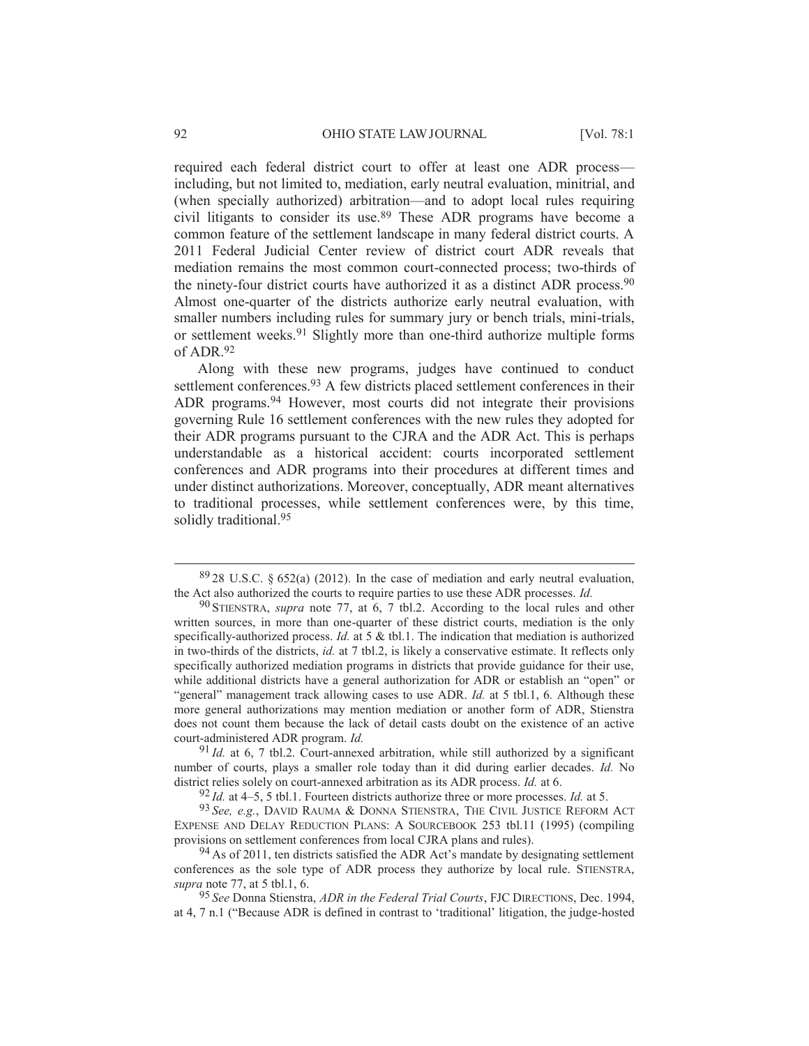required each federal district court to offer at least one ADR process—including, but not limited to, mediation, early neutral evaluation, minitrial, and (when specially authorized) arbitration—and to adopt local rules requiring civil litigants to consider its use.[89] These ADR programs have become a common feature of the settlement landscape in many federal district courts. A 2011 Federal Judicial Center review of district court ADR reveals that mediation remains the most common court-connected process; two-thirds of the ninety-four district courts have authorized it as a distinct ADR process.[90] Almost one-quarter of the districts authorize early neutral evaluation, with smaller numbers including rules for summary jury or bench trials, mini-trials, or settlement weeks.[91] Slightly more than one-third authorize multiple forms of ADR.[92]

Along with these new programs, judges have continued to conduct settlement conferences.[93] A few districts placed settlement conferences in their ADR programs.[94] However, most courts did not integrate their provisions governing Rule 16 settlement conferences with the new rules they adopted for their ADR programs pursuant to the CJRA and the ADR Act. This is perhaps understandable as a historical accident: courts incorporated settlement conferences and ADR programs into their procedures at different times and under distinct authorizations. Moreover, conceptually, ADR meant alternatives to traditional processes, while settlement conferences were, by this time, solidly traditional.[95]

---

[89] 28 U.S.C. § 652(a) (2012). In the case of mediation and early neutral evaluation, the Act also authorized the courts to require parties to use these ADR processes. *Id.*

[90] STIENSTRA, *supra* note 77, at 6, 7 tbl.2. According to the local rules and other written sources, in more than one-quarter of these district courts, mediation is the only specifically-authorized process. *Id.* at 5 & tbl.1. The indication that mediation is authorized in two-thirds of the districts, *id.* at 7 tbl.2, is likely a conservative estimate. It reflects only specifically authorized mediation programs in districts that provide guidance for their use, while additional districts have a general authorization for ADR or establish an "open" or "general" management track allowing cases to use ADR. *Id.* at 5 tbl.1, 6. Although these more general authorizations may mention mediation or another form of ADR, Stienstra does not count them because the lack of detail casts doubt on the existence of an active court-administered ADR program. *Id.*

[91] *Id.* at 6, 7 tbl.2. Court-annexed arbitration, while still authorized by a significant number of courts, plays a smaller role today than it did during earlier decades. *Id.* No district relies solely on court-annexed arbitration as its ADR process. *Id.* at 6.

[92] *Id.* at 4–5, 5 tbl.1. Fourteen districts authorize three or more processes. *Id.* at 5.

[93] *See, e.g.*, DAVID RAUMA & DONNA STIENSTRA, THE CIVIL JUSTICE REFORM ACT EXPENSE AND DELAY REDUCTION PLANS: A SOURCEBOOK 253 tbl.11 (1995) (compiling provisions on settlement conferences from local CJRA plans and rules).

[94] As of 2011, ten districts satisfied the ADR Act's mandate by designating settlement conferences as the sole type of ADR process they authorize by local rule. STIENSTRA, *supra* note 77, at 5 tbl.1, 6.

[95] *See* Donna Stienstra, *ADR in the Federal Trial Courts*, FJC DIRECTIONS, Dec. 1994, at 4, 7 n.1 ("Because ADR is defined in contrast to 'traditional' litigation, the judge-hosted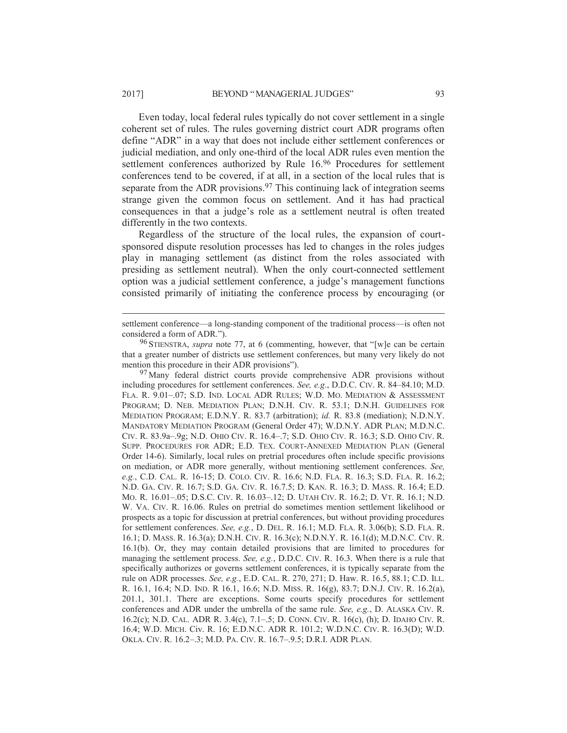Even today, local federal rules typically do not cover settlement in a single coherent set of rules. The rules governing district court ADR programs often define "ADR" in a way that does not include either settlement conferences or judicial mediation, and only one-third of the local ADR rules even mention the settlement conferences authorized by Rule 16.[96] Procedures for settlement conferences tend to be covered, if at all, in a section of the local rules that is separate from the ADR provisions.[97] This continuing lack of integration seems strange given the common focus on settlement. And it has had practical consequences in that a judge's role as a settlement neutral is often treated differently in the two contexts.

Regardless of the structure of the local rules, the expansion of court-sponsored dispute resolution processes has led to changes in the roles judges play in managing settlement (as distinct from the roles associated with presiding as settlement neutral). When the only court-connected settlement option was a judicial settlement conference, a judge's management functions consisted primarily of initiating the conference process by encouraging (or

---

settlement conference—a long-standing component of the traditional process—is often not considered a form of ADR.").

[96] STIENSTRA, *supra* note 77, at 6 (commenting, however, that "[w]e can be certain that a greater number of districts use settlement conferences, but many very likely do not mention this procedure in their ADR provisions").

[97] Many federal district courts provide comprehensive ADR provisions without including procedures for settlement conferences. *See, e.g.*, D.D.C. CIV. R. 84–84.10; M.D. FLA. R. 9.01–.07; S.D. IND. LOCAL ADR RULES; W.D. MO. MEDIATION & ASSESSMENT PROGRAM; D. NEB. MEDIATION PLAN; D.N.H. CIV. R. 53.1; D.N.H. GUIDELINES FOR MEDIATION PROGRAM; E.D.N.Y. R. 83.7 (arbitration); *id.* R. 83.8 (mediation); N.D.N.Y. MANDATORY MEDIATION PROGRAM (General Order 47); W.D.N.Y. ADR PLAN; M.D.N.C. CIV. R. 83.9a–.9g; N.D. OHIO CIV. R. 16.4–.7; S.D. OHIO CIV. R. 16.3; S.D. OHIO CIV. R. SUPP. PROCEDURES FOR ADR; E.D. TEX. COURT-ANNEXED MEDIATION PLAN (General Order 14-6). Similarly, local rules on pretrial procedures often include specific provisions on mediation, or ADR more generally, without mentioning settlement conferences. *See, e.g.*, C.D. CAL. R. 16-15; D. COLO. CIV. R. 16.6; N.D. FLA. R. 16.3; S.D. FLA. R. 16.2; N.D. GA. CIV. R. 16.7; S.D. GA. CIV. R. 16.7.5; D. KAN. R. 16.3; D. MASS. R. 16.4; E.D. MO. R. 16.01–.05; D.S.C. CIV. R. 16.03–.12; D. UTAH CIV. R. 16.2; D. VT. R. 16.1; N.D. W. VA. CIV. R. 16.06. Rules on pretrial do sometimes mention settlement likelihood or prospects as a topic for discussion at pretrial conferences, but without providing procedures for settlement conferences. *See, e.g.*, D. DEL. R. 16.1; M.D. FLA. R. 3.06(b); S.D. FLA. R. 16.1; D. MASS. R. 16.3(a); D.N.H. CIV. R. 16.3(c); N.D.N.Y. R. 16.1(d); M.D.N.C. CIV. R. 16.1(b). Or, they may contain detailed provisions that are limited to procedures for managing the settlement process. *See, e.g.*, D.D.C. CIV. R. 16.3. When there is a rule that specifically authorizes or governs settlement conferences, it is typically separate from the rule on ADR processes. *See, e.g.*, E.D. CAL. R. 270, 271; D. HAW. R. 16.5, 88.1; C.D. ILL. R. 16.1, 16.4; N.D. IND. R 16.1, 16.6; N.D. MISS. R. 16(g), 83.7; D.N.J. CIV. R. 16.2(a), 201.1, 301.1. There are exceptions. Some courts specify procedures for settlement conferences and ADR under the umbrella of the same rule. *See, e.g.*, D. ALASKA CIV. R. 16.2(c); N.D. CAL. ADR R. 3.4(c), 7.1–.5; D. CONN. CIV. R. 16(c), (h); D. IDAHO CIV. R. 16.4; W.D. MICH. CIV. R. 16; E.D.N.C. ADR R. 101.2; W.D.N.C. CIV. R. 16.3(D); W.D. OKLA. CIV. R. 16.2–.3; M.D. PA. CIV. R. 16.7–.9.5; D.R.I. ADR PLAN.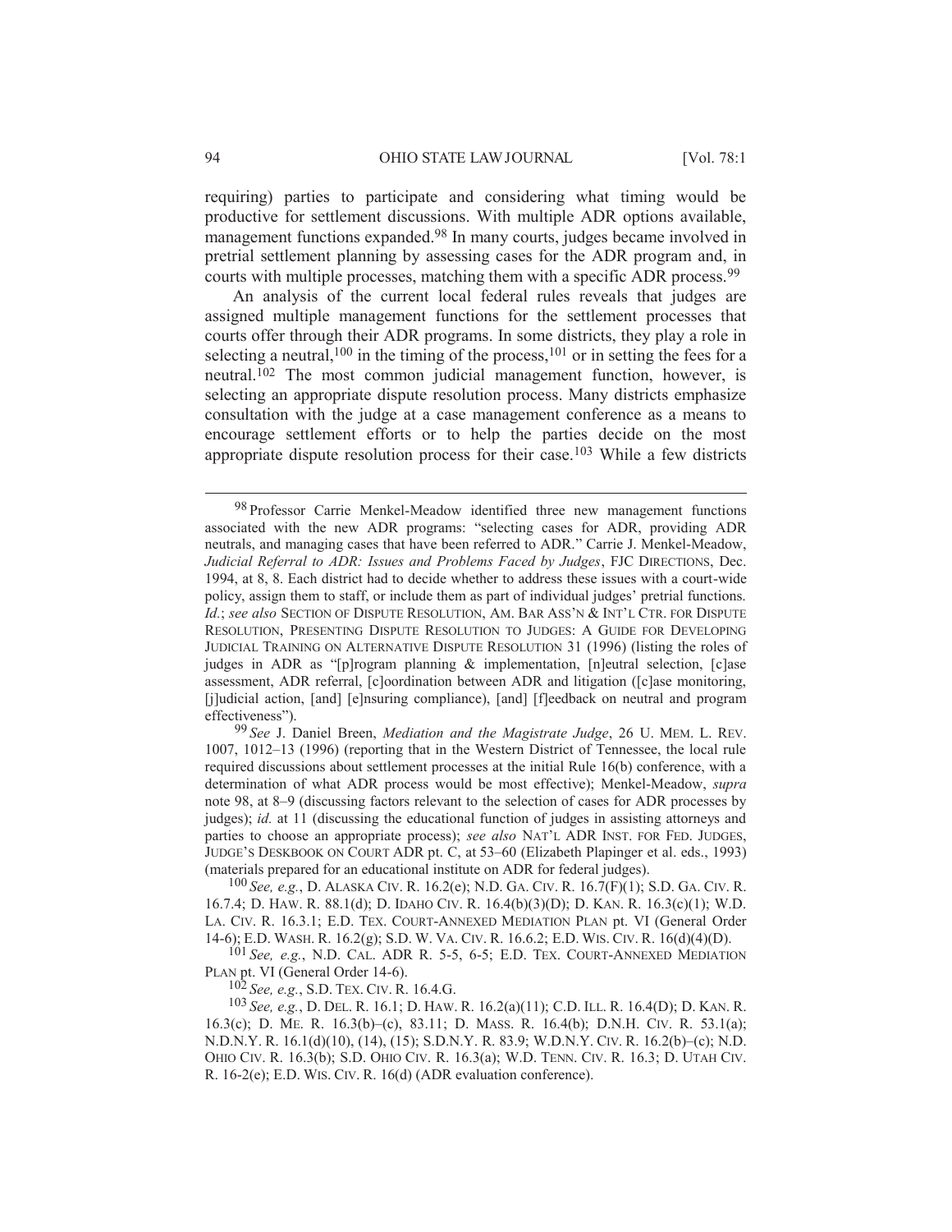requiring) parties to participate and considering what timing would be productive for settlement discussions. With multiple ADR options available, management functions expanded.[98] In many courts, judges became involved in pretrial settlement planning by assessing cases for the ADR program and, in courts with multiple processes, matching them with a specific ADR process.[99]

An analysis of the current local federal rules reveals that judges are assigned multiple management functions for the settlement processes that courts offer through their ADR programs. In some districts, they play a role in selecting a neutral,[100] in the timing of the process,[101] or in setting the fees for a neutral.[102] The most common judicial management function, however, is selecting an appropriate dispute resolution process. Many districts emphasize consultation with the judge at a case management conference as a means to encourage settlement efforts or to help the parties decide on the most appropriate dispute resolution process for their case.[103] While a few districts

---

[98] Professor Carrie Menkel-Meadow identified three new management functions associated with the new ADR programs: "selecting cases for ADR, providing ADR neutrals, and managing cases that have been referred to ADR." Carrie J. Menkel-Meadow, *Judicial Referral to ADR: Issues and Problems Faced by Judges*, FJC DIRECTIONS, Dec. 1994, at 8, 8. Each district had to decide whether to address these issues with a court-wide policy, assign them to staff, or include them as part of individual judges' pretrial functions. *Id.*; *see also* SECTION OF DISPUTE RESOLUTION, AM. BAR ASS'N & INT'L CTR. FOR DISPUTE RESOLUTION, PRESENTING DISPUTE RESOLUTION TO JUDGES: A GUIDE FOR DEVELOPING JUDICIAL TRAINING ON ALTERNATIVE DISPUTE RESOLUTION 31 (1996) (listing the roles of judges in ADR as "[p]rogram planning & implementation, [n]eutral selection, [c]ase assessment, ADR referral, [c]oordination between ADR and litigation ([c]ase monitoring, [j]udicial action, [and] [e]nsuring compliance), [and] [f]eedback on neutral and program effectiveness").

[99] *See* J. Daniel Breen, *Mediation and the Magistrate Judge*, 26 U. MEM. L. REV. 1007, 1012–13 (1996) (reporting that in the Western District of Tennessee, the local rule required discussions about settlement processes at the initial Rule 16(b) conference, with a determination of what ADR process would be most effective); Menkel-Meadow, *supra* note 98, at 8–9 (discussing factors relevant to the selection of cases for ADR processes by judges); *id.* at 11 (discussing the educational function of judges in assisting attorneys and parties to choose an appropriate process); *see also* NAT'L ADR INST. FOR FED. JUDGES, JUDGE'S DESKBOOK ON COURT ADR pt. C, at 53–60 (Elizabeth Plapinger et al. eds., 1993) (materials prepared for an educational institute on ADR for federal judges).

[100] *See, e.g.*, D. ALASKA CIV. R. 16.2(e); N.D. GA. CIV. R. 16.7(F)(1); S.D. GA. CIV. R. 16.7.4; D. HAW. R. 88.1(d); D. IDAHO CIV. R. 16.4(b)(3)(D); D. KAN. R. 16.3(c)(1); W.D. LA. CIV. R. 16.3.1; E.D. TEX. COURT-ANNEXED MEDIATION PLAN pt. VI (General Order 14-6); E.D. WASH. R. 16.2(g); S.D. W. VA. CIV. R. 16.6.2; E.D. WIS. CIV. R. 16(d)(4)(D).

[101] *See, e.g.*, N.D. CAL. ADR R. 5-5, 6-5; E.D. TEX. COURT-ANNEXED MEDIATION PLAN pt. VI (General Order 14-6).

[102] *See, e.g.*, S.D. TEX. CIV. R. 16.4.G.

[103] *See, e.g.*, D. DEL. R. 16.1; D. HAW. R. 16.2(a)(11); C.D. ILL. R. 16.4(D); D. KAN. R. 16.3(c); D. ME. R. 16.3(b)–(c), 83.11; D. MASS. R. 16.4(b); D.N.H. CIV. R. 53.1(a); N.D.N.Y. R. 16.1(d)(10), (14), (15); S.D.N.Y. R. 83.9; W.D.N.Y. CIV. R. 16.2(b)–(c); N.D. OHIO CIV. R. 16.3(b); S.D. OHIO CIV. R. 16.3(a); W.D. TENN. CIV. R. 16.3; D. UTAH CIV. R. 16-2(e); E.D. WIS. CIV. R. 16(d) (ADR evaluation conference).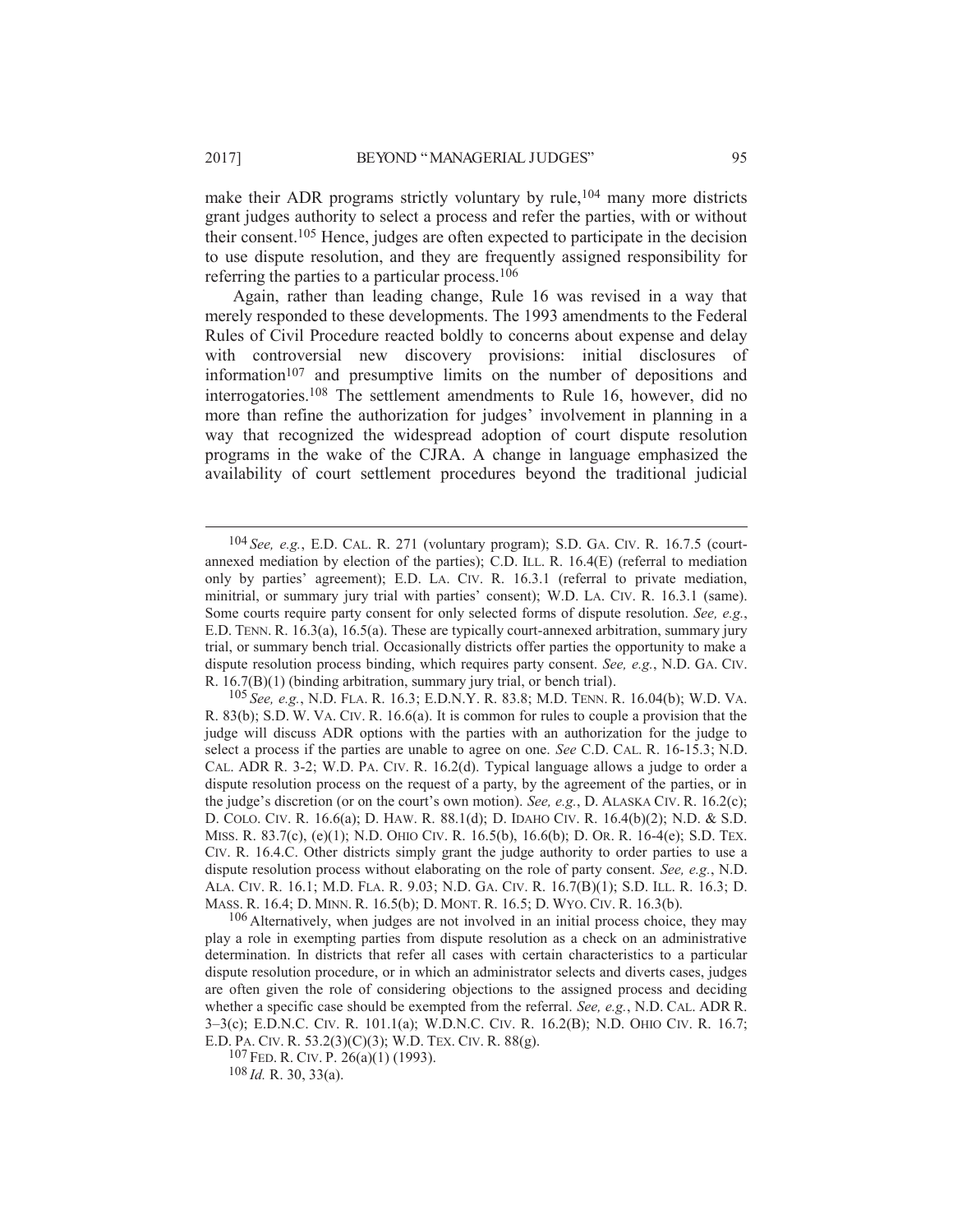make their ADR programs strictly voluntary by rule,[104] many more districts grant judges authority to select a process and refer the parties, with or without their consent.[105] Hence, judges are often expected to participate in the decision to use dispute resolution, and they are frequently assigned responsibility for referring the parties to a particular process.[106]

Again, rather than leading change, Rule 16 was revised in a way that merely responded to these developments. The 1993 amendments to the Federal Rules of Civil Procedure reacted boldly to concerns about expense and delay with controversial new discovery provisions: initial disclosures of information[107] and presumptive limits on the number of depositions and interrogatories.[108] The settlement amendments to Rule 16, however, did no more than refine the authorization for judges' involvement in planning in a way that recognized the widespread adoption of court dispute resolution programs in the wake of the CJRA. A change in language emphasized the availability of court settlement procedures beyond the traditional judicial

---

[104] *See, e.g.*, E.D. CAL. R. 271 (voluntary program); S.D. GA. CIV. R. 16.7.5 (court-annexed mediation by election of the parties); C.D. ILL. R. 16.4(E) (referral to mediation only by parties' agreement); E.D. LA. CIV. R. 16.3.1 (referral to private mediation, minitrial, or summary jury trial with parties' consent); W.D. LA. CIV. R. 16.3.1 (same). Some courts require party consent for only selected forms of dispute resolution. *See, e.g.*, E.D. TENN. R. 16.3(a), 16.5(a). These are typically court-annexed arbitration, summary jury trial, or summary bench trial. Occasionally districts offer parties the opportunity to make a dispute resolution process binding, which requires party consent. *See, e.g.*, N.D. GA. CIV. R. 16.7(B)(1) (binding arbitration, summary jury trial, or bench trial).

[105] *See, e.g.*, N.D. FLA. R. 16.3; E.D.N.Y. R. 83.8; M.D. TENN. R. 16.04(b); W.D. VA. R. 83(b); S.D. W. VA. CIV. R. 16.6(a). It is common for rules to couple a provision that the judge will discuss ADR options with the parties with an authorization for the judge to select a process if the parties are unable to agree on one. *See* C.D. CAL. R. 16-15.3; N.D. CAL. ADR R. 3-2; W.D. PA. CIV. R. 16.2(d). Typical language allows a judge to order a dispute resolution process on the request of a party, by the agreement of the parties, or in the judge's discretion (or on the court's own motion). *See, e.g.*, D. ALASKA CIV. R. 16.2(c); D. COLO. CIV. R. 16.6(a); D. HAW. R. 88.1(d); D. IDAHO CIV. R. 16.4(b)(2); N.D. & S.D. MISS. R. 83.7(c), (e)(1); N.D. OHIO CIV. R. 16.5(b), 16.6(b); D. OR. R. 16-4(e); S.D. TEX. CIV. R. 16.4.C. Other districts simply grant the judge authority to order parties to use a dispute resolution process without elaborating on the role of party consent. *See, e.g.*, N.D. ALA. CIV. R. 16.1; M.D. FLA. R. 9.03; N.D. GA. CIV. R. 16.7(B)(1); S.D. ILL. R. 16.3; D. MASS. R. 16.4; D. MINN. R. 16.5(b); D. MONT. R. 16.5; D. WYO. CIV. R. 16.3(b).

[106] Alternatively, when judges are not involved in an initial process choice, they may play a role in exempting parties from dispute resolution as a check on an administrative determination. In districts that refer all cases with certain characteristics to a particular dispute resolution procedure, or in which an administrator selects and diverts cases, judges are often given the role of considering objections to the assigned process and deciding whether a specific case should be exempted from the referral. *See, e.g.*, N.D. CAL. ADR R. 3–3(c); E.D.N.C. CIV. R. 101.1(a); W.D.N.C. CIV. R. 16.2(B); N.D. OHIO CIV. R. 16.7; E.D. PA. CIV. R. 53.2(3)(C)(3); W.D. TEX. CIV. R. 88(g).

[107] FED. R. CIV. P. 26(a)(1) (1993).

[108] *Id.* R. 30, 33(a).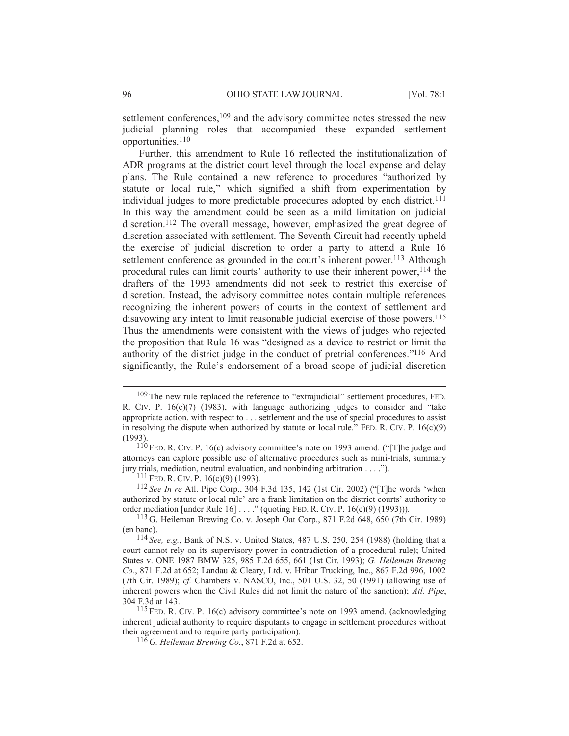settlement conferences,[109] and the advisory committee notes stressed the new judicial planning roles that accompanied these expanded settlement opportunities.[110]

Further, this amendment to Rule 16 reflected the institutionalization of ADR programs at the district court level through the local expense and delay plans. The Rule contained a new reference to procedures "authorized by statute or local rule," which signified a shift from experimentation by individual judges to more predictable procedures adopted by each district.[111] In this way the amendment could be seen as a mild limitation on judicial discretion.[112] The overall message, however, emphasized the great degree of discretion associated with settlement. The Seventh Circuit had recently upheld the exercise of judicial discretion to order a party to attend a Rule 16 settlement conference as grounded in the court's inherent power.[113] Although procedural rules can limit courts' authority to use their inherent power,[114] the drafters of the 1993 amendments did not seek to restrict this exercise of discretion. Instead, the advisory committee notes contain multiple references recognizing the inherent powers of courts in the context of settlement and disavowing any intent to limit reasonable judicial exercise of those powers.[115] Thus the amendments were consistent with the views of judges who rejected the proposition that Rule 16 was "designed as a device to restrict or limit the authority of the district judge in the conduct of pretrial conferences."[116] And significantly, the Rule's endorsement of a broad scope of judicial discretion

---

[109] The new rule replaced the reference to "extrajudicial" settlement procedures, FED. R. CIV. P. 16(c)(7) (1983), with language authorizing judges to consider and "take appropriate action, with respect to . . . settlement and the use of special procedures to assist in resolving the dispute when authorized by statute or local rule." FED. R. CIV. P. 16(c)(9) (1993).

[110] FED. R. CIV. P. 16(c) advisory committee's note on 1993 amend. ("[T]he judge and attorneys can explore possible use of alternative procedures such as mini-trials, summary jury trials, mediation, neutral evaluation, and nonbinding arbitration . . . .").

[111] FED. R. CIV. P. 16(c)(9) (1993).

[112] *See In re* Atl. Pipe Corp., 304 F.3d 135, 142 (1st Cir. 2002) ("[T]he words 'when authorized by statute or local rule' are a frank limitation on the district courts' authority to order mediation [under Rule 16] . . . ." (quoting FED. R. CIV. P. 16(c)(9) (1993))).

[113] G. Heileman Brewing Co. v. Joseph Oat Corp., 871 F.2d 648, 650 (7th Cir. 1989) (en banc).

[114] *See, e.g.*, Bank of N.S. v. United States, 487 U.S. 250, 254 (1988) (holding that a court cannot rely on its supervisory power in contradiction of a procedural rule); United States v. ONE 1987 BMW 325, 985 F.2d 655, 661 (1st Cir. 1993); *G. Heileman Brewing Co.*, 871 F.2d at 652; Landau & Cleary, Ltd. v. Hribar Trucking, Inc., 867 F.2d 996, 1002 (7th Cir. 1989); *cf.* Chambers v. NASCO, Inc., 501 U.S. 32, 50 (1991) (allowing use of inherent powers when the Civil Rules did not limit the nature of the sanction); *Atl. Pipe*, 304 F.3d at 143.

[115] FED. R. CIV. P. 16(c) advisory committee's note on 1993 amend. (acknowledging inherent judicial authority to require disputants to engage in settlement procedures without their agreement and to require party participation).

[116] *G. Heileman Brewing Co.*, 871 F.2d at 652.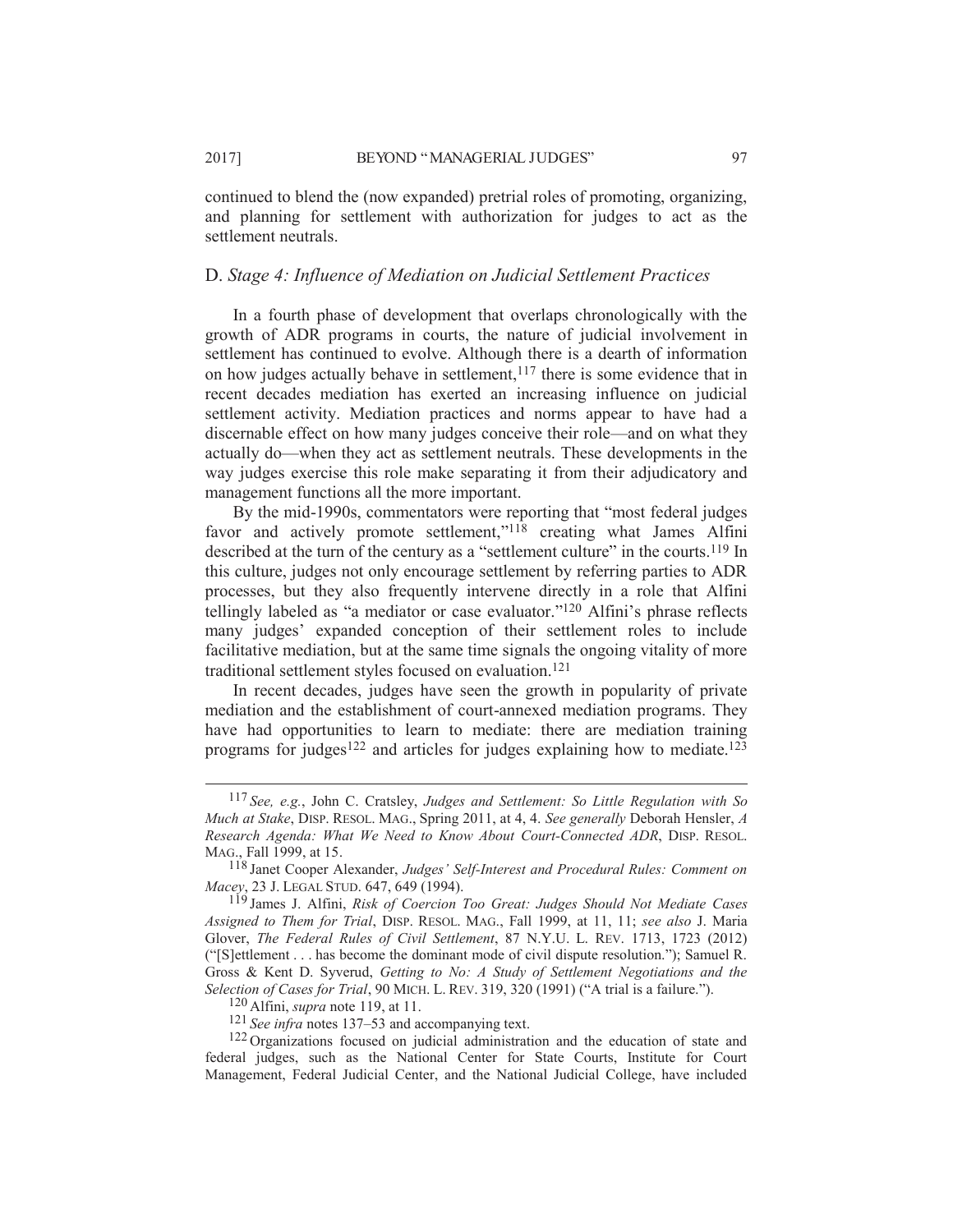continued to blend the (now expanded) pretrial roles of promoting, organizing, and planning for settlement with authorization for judges to act as the settlement neutrals.

### D. *Stage 4: Influence of Mediation on Judicial Settlement Practices*

In a fourth phase of development that overlaps chronologically with the growth of ADR programs in courts, the nature of judicial involvement in settlement has continued to evolve. Although there is a dearth of information on how judges actually behave in settlement,[117] there is some evidence that in recent decades mediation has exerted an increasing influence on judicial settlement activity. Mediation practices and norms appear to have had a discernable effect on how many judges conceive their role—and on what they actually do—when they act as settlement neutrals. These developments in the way judges exercise this role make separating it from their adjudicatory and management functions all the more important.

By the mid-1990s, commentators were reporting that "most federal judges favor and actively promote settlement,"[118] creating what James Alfini described at the turn of the century as a "settlement culture" in the courts.[119] In this culture, judges not only encourage settlement by referring parties to ADR processes, but they also frequently intervene directly in a role that Alfini tellingly labeled as "a mediator or case evaluator."[120] Alfini's phrase reflects many judges' expanded conception of their settlement roles to include facilitative mediation, but at the same time signals the ongoing vitality of more traditional settlement styles focused on evaluation.[121]

In recent decades, judges have seen the growth in popularity of private mediation and the establishment of court-annexed mediation programs. They have had opportunities to learn to mediate: there are mediation training programs for judges[122] and articles for judges explaining how to mediate.[123]

---

[117] *See, e.g.*, John C. Cratsley, *Judges and Settlement: So Little Regulation with So Much at Stake*, DISP. RESOL. MAG., Spring 2011, at 4, 4. *See generally* Deborah Hensler, *A Research Agenda: What We Need to Know About Court-Connected ADR*, DISP. RESOL. MAG., Fall 1999, at 15.

[118] Janet Cooper Alexander, *Judges' Self-Interest and Procedural Rules: Comment on Macey*, 23 J. LEGAL STUD. 647, 649 (1994).

[119] James J. Alfini, *Risk of Coercion Too Great: Judges Should Not Mediate Cases Assigned to Them for Trial*, DISP. RESOL. MAG., Fall 1999, at 11, 11; *see also* J. Maria Glover, *The Federal Rules of Civil Settlement*, 87 N.Y.U. L. REV. 1713, 1723 (2012) ("[S]ettlement . . . has become the dominant mode of civil dispute resolution."); Samuel R. Gross & Kent D. Syverud, *Getting to No: A Study of Settlement Negotiations and the Selection of Cases for Trial*, 90 MICH. L. REV. 319, 320 (1991) ("A trial is a failure.").

[120] Alfini, *supra* note 119, at 11.

[121] *See infra* notes 137–53 and accompanying text.

[122] Organizations focused on judicial administration and the education of state and federal judges, such as the National Center for State Courts, Institute for Court Management, Federal Judicial Center, and the National Judicial College, have included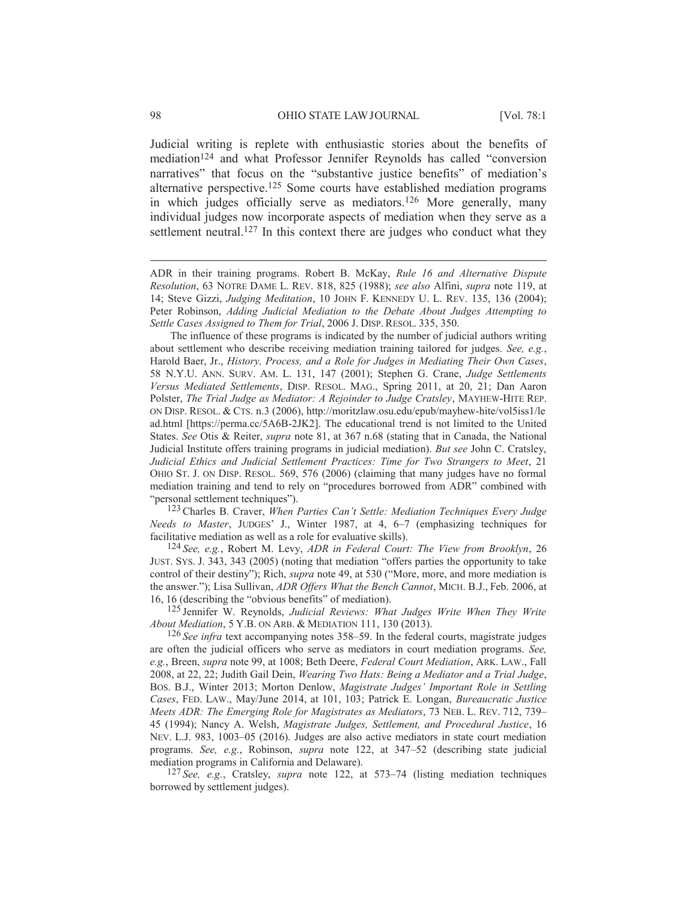Judicial writing is replete with enthusiastic stories about the benefits of mediation[124] and what Professor Jennifer Reynolds has called "conversion narratives" that focus on the "substantive justice benefits" of mediation's alternative perspective.[125] Some courts have established mediation programs in which judges officially serve as mediators.[126] More generally, many individual judges now incorporate aspects of mediation when they serve as a settlement neutral.[127] In this context there are judges who conduct what they

---

ADR in their training programs. Robert B. McKay, *Rule 16 and Alternative Dispute Resolution*, 63 NOTRE DAME L. REV. 818, 825 (1988); *see also* Alfini, *supra* note 119, at 14; Steve Gizzi, *Judging Meditation*, 10 JOHN F. KENNEDY U. L. REV. 135, 136 (2004); Peter Robinson, *Adding Judicial Mediation to the Debate About Judges Attempting to Settle Cases Assigned to Them for Trial*, 2006 J. DISP. RESOL. 335, 350.

The influence of these programs is indicated by the number of judicial authors writing about settlement who describe receiving mediation training tailored for judges. *See, e.g.*, Harold Baer, Jr., *History, Process, and a Role for Judges in Mediating Their Own Cases*, 58 N.Y.U. ANN. SURV. AM. L. 131, 147 (2001); Stephen G. Crane, *Judge Settlements Versus Mediated Settlements*, DISP. RESOL. MAG., Spring 2011, at 20, 21; Dan Aaron Polster, *The Trial Judge as Mediator: A Rejoinder to Judge Cratsley*, MAYHEW-HITE REP. ON DISP. RESOL. & CTS. n.3 (2006), http://moritzlaw.osu.edu/epub/mayhew-hite/vol5iss1/lead.html [https://perma.cc/5A6B-2JK2]. The educational trend is not limited to the United States. *See* Otis & Reiter, *supra* note 81, at 367 n.68 (stating that in Canada, the National Judicial Institute offers training programs in judicial mediation). *But see* John C. Cratsley, *Judicial Ethics and Judicial Settlement Practices: Time for Two Strangers to Meet*, 21 OHIO ST. J. ON DISP. RESOL. 569, 576 (2006) (claiming that many judges have no formal mediation training and tend to rely on "procedures borrowed from ADR" combined with "personal settlement techniques").

[123] Charles B. Craver, *When Parties Can't Settle: Mediation Techniques Every Judge Needs to Master*, JUDGES' J., Winter 1987, at 4, 6–7 (emphasizing techniques for facilitative mediation as well as a role for evaluative skills).

[124] *See, e.g.*, Robert M. Levy, *ADR in Federal Court: The View from Brooklyn*, 26 JUST. SYS. J. 343, 343 (2005) (noting that mediation "offers parties the opportunity to take control of their destiny"); Rich, *supra* note 49, at 530 ("More, more, and more mediation is the answer."); Lisa Sullivan, *ADR Offers What the Bench Cannot*, MICH. B.J., Feb. 2006, at 16, 16 (describing the "obvious benefits" of mediation).

[125] Jennifer W. Reynolds, *Judicial Reviews: What Judges Write When They Write About Mediation*, 5 Y.B. ON ARB. & MEDIATION 111, 130 (2013).

[126] *See infra* text accompanying notes 358–59. In the federal courts, magistrate judges are often the judicial officers who serve as mediators in court mediation programs. *See, e.g.*, Breen, *supra* note 99, at 1008; Beth Deere, *Federal Court Mediation*, ARK. LAW., Fall 2008, at 22, 22; Judith Gail Dein, *Wearing Two Hats: Being a Mediator and a Trial Judge*, BOS. B.J., Winter 2013; Morton Denlow, *Magistrate Judges' Important Role in Settling Cases*, FED. LAW., May/June 2014, at 101, 103; Patrick E. Longan, *Bureaucratic Justice Meets ADR: The Emerging Role for Magistrates as Mediators*, 73 NEB. L. REV. 712, 739–45 (1994); Nancy A. Welsh, *Magistrate Judges, Settlement, and Procedural Justice*, 16 NEV. L.J. 983, 1003–05 (2016). Judges are also active mediators in state court mediation programs. *See, e.g.*, Robinson, *supra* note 122, at 347–52 (describing state judicial mediation programs in California and Delaware).

[127] *See, e.g.*, Cratsley, *supra* note 122, at 573–74 (listing mediation techniques borrowed by settlement judges).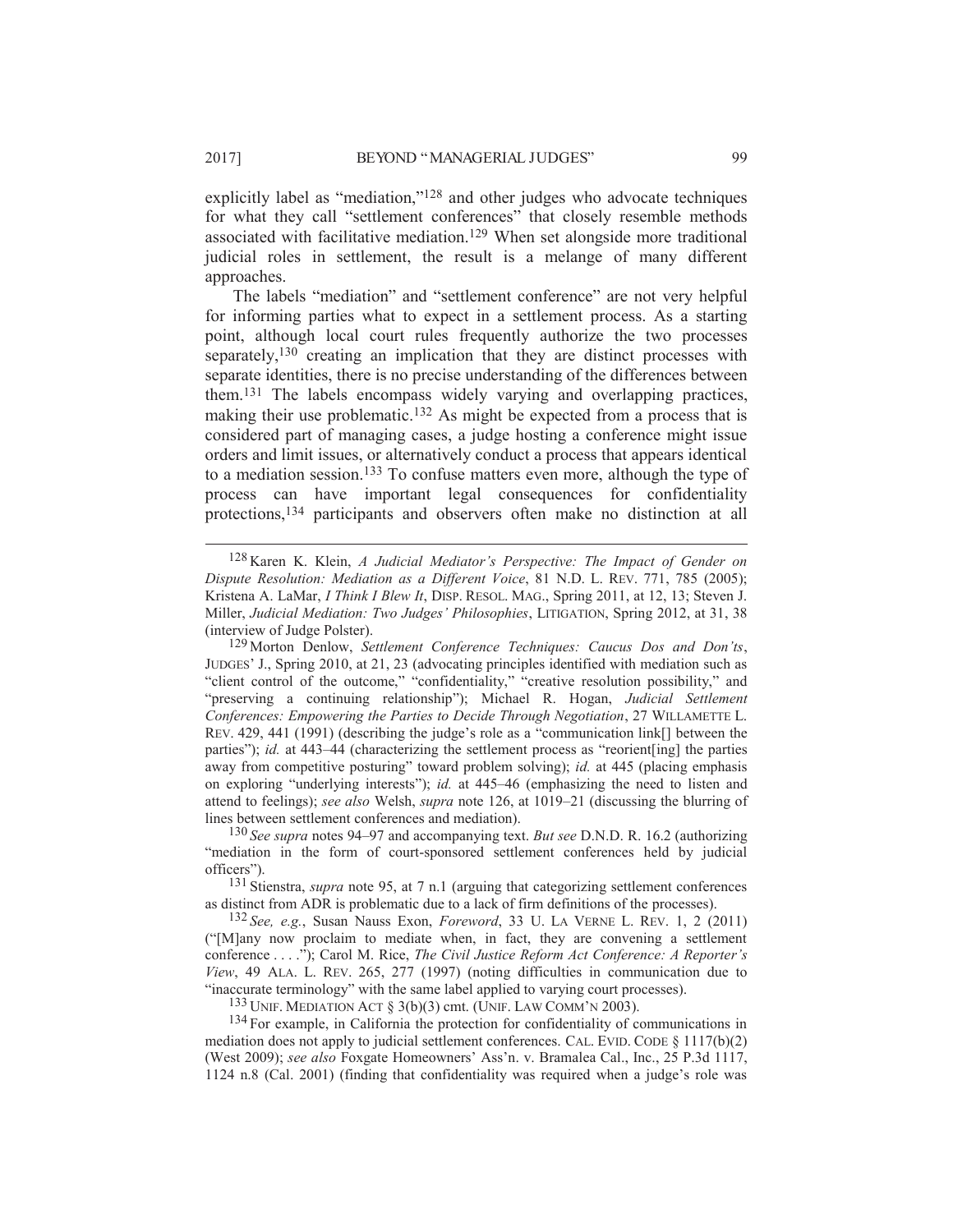explicitly label as "mediation,"[128] and other judges who advocate techniques for what they call "settlement conferences" that closely resemble methods associated with facilitative mediation.[129] When set alongside more traditional judicial roles in settlement, the result is a melange of many different approaches.

The labels "mediation" and "settlement conference" are not very helpful for informing parties what to expect in a settlement process. As a starting point, although local court rules frequently authorize the two processes separately,[130] creating an implication that they are distinct processes with separate identities, there is no precise understanding of the differences between them.[131] The labels encompass widely varying and overlapping practices, making their use problematic.[132] As might be expected from a process that is considered part of managing cases, a judge hosting a conference might issue orders and limit issues, or alternatively conduct a process that appears identical to a mediation session.[133] To confuse matters even more, although the type of process can have important legal consequences for confidentiality protections,[134] participants and observers often make no distinction at all

---

[128] Karen K. Klein, *A Judicial Mediator's Perspective: The Impact of Gender on Dispute Resolution: Mediation as a Different Voice*, 81 N.D. L. REV. 771, 785 (2005); Kristena A. LaMar, *I Think I Blew It*, DISP. RESOL. MAG., Spring 2011, at 12, 13; Steven J. Miller, *Judicial Mediation: Two Judges' Philosophies*, LITIGATION, Spring 2012, at 31, 38 (interview of Judge Polster).

[129] Morton Denlow, *Settlement Conference Techniques: Caucus Dos and Don'ts*, JUDGES' J., Spring 2010, at 21, 23 (advocating principles identified with mediation such as "client control of the outcome," "confidentiality," "creative resolution possibility," and "preserving a continuing relationship"); Michael R. Hogan, *Judicial Settlement Conferences: Empowering the Parties to Decide Through Negotiation*, 27 WILLAMETTE L. REV. 429, 441 (1991) (describing the judge's role as a "communication link[] between the parties"); *id.* at 443–44 (characterizing the settlement process as "reorient[ing] the parties away from competitive posturing" toward problem solving); *id.* at 445 (placing emphasis on exploring "underlying interests"); *id.* at 445–46 (emphasizing the need to listen and attend to feelings); *see also* Welsh, *supra* note 126, at 1019–21 (discussing the blurring of lines between settlement conferences and mediation).

[130] *See supra* notes 94–97 and accompanying text. *But see* D.N.D. R. 16.2 (authorizing "mediation in the form of court-sponsored settlement conferences held by judicial officers").

[131] Stienstra, *supra* note 95, at 7 n.1 (arguing that categorizing settlement conferences as distinct from ADR is problematic due to a lack of firm definitions of the processes).

[132] *See, e.g.*, Susan Nauss Exon, *Foreword*, 33 U. LA VERNE L. REV. 1, 2 (2011) ("[M]any now proclaim to mediate when, in fact, they are convening a settlement conference . . . ."); Carol M. Rice, *The Civil Justice Reform Act Conference: A Reporter's View*, 49 ALA. L. REV. 265, 277 (1997) (noting difficulties in communication due to "inaccurate terminology" with the same label applied to varying court processes).

[133] UNIF. MEDIATION ACT § 3(b)(3) cmt. (UNIF. LAW COMM'N 2003).

[134] For example, in California the protection for confidentiality of communications in mediation does not apply to judicial settlement conferences. CAL. EVID. CODE § 1117(b)(2) (West 2009); *see also* Foxgate Homeowners' Ass'n. v. Bramalea Cal., Inc., 25 P.3d 1117, 1124 n.8 (Cal. 2001) (finding that confidentiality was required when a judge's role was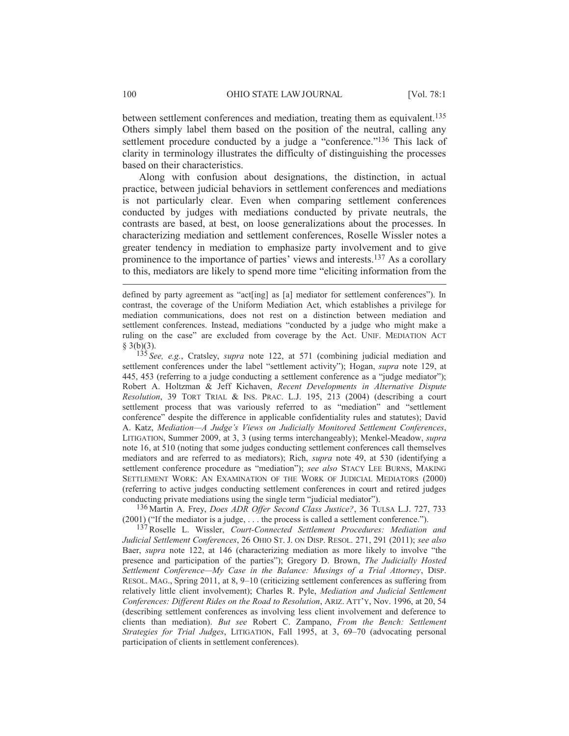between settlement conferences and mediation, treating them as equivalent.[135] Others simply label them based on the position of the neutral, calling any settlement procedure conducted by a judge a "conference."[136] This lack of clarity in terminology illustrates the difficulty of distinguishing the processes based on their characteristics.

Along with confusion about designations, the distinction, in actual practice, between judicial behaviors in settlement conferences and mediations is not particularly clear. Even when comparing settlement conferences conducted by judges with mediations conducted by private neutrals, the contrasts are based, at best, on loose generalizations about the processes. In characterizing mediation and settlement conferences, Roselle Wissler notes a greater tendency in mediation to emphasize party involvement and to give prominence to the importance of parties' views and interests.[137] As a corollary to this, mediators are likely to spend more time "eliciting information from the

---

defined by party agreement as "act[ing] as [a] mediator for settlement conferences"). In contrast, the coverage of the Uniform Mediation Act, which establishes a privilege for mediation communications, does not rest on a distinction between mediation and settlement conferences. Instead, mediations "conducted by a judge who might make a ruling on the case" are excluded from coverage by the Act. UNIF. MEDIATION ACT § 3(b)(3).

[135] *See, e.g.*, Cratsley, *supra* note 122, at 571 (combining judicial mediation and settlement conferences under the label "settlement activity"); Hogan, *supra* note 129, at 445, 453 (referring to a judge conducting a settlement conference as a "judge mediator"); Robert A. Holtzman & Jeff Kichaven, *Recent Developments in Alternative Dispute Resolution*, 39 TORT TRIAL & INS. PRAC. L.J. 195, 213 (2004) (describing a court settlement process that was variously referred to as "mediation" and "settlement conference" despite the difference in applicable confidentiality rules and statutes); David A. Katz, *Mediation—A Judge's Views on Judicially Monitored Settlement Conferences*, LITIGATION, Summer 2009, at 3, 3 (using terms interchangeably); Menkel-Meadow, *supra* note 16, at 510 (noting that some judges conducting settlement conferences call themselves mediators and are referred to as mediators); Rich, *supra* note 49, at 530 (identifying a settlement conference procedure as "mediation"); *see also* STACY LEE BURNS, MAKING SETTLEMENT WORK: AN EXAMINATION OF THE WORK OF JUDICIAL MEDIATORS (2000) (referring to active judges conducting settlement conferences in court and retired judges conducting private mediations using the single term "judicial mediator").

[136] Martin A. Frey, *Does ADR Offer Second Class Justice?*, 36 TULSA L.J. 727, 733 (2001) ("If the mediator is a judge, . . . the process is called a settlement conference.").

[137] Roselle L. Wissler, *Court-Connected Settlement Procedures: Mediation and Judicial Settlement Conferences*, 26 OHIO ST. J. ON DISP. RESOL. 271, 291 (2011); *see also* Baer, *supra* note 122, at 146 (characterizing mediation as more likely to involve "the presence and participation of the parties"); Gregory D. Brown, *The Judicially Hosted Settlement Conference—My Case in the Balance: Musings of a Trial Attorney*, DISP. RESOL. MAG., Spring 2011, at 8, 9–10 (criticizing settlement conferences as suffering from relatively little client involvement); Charles R. Pyle, *Mediation and Judicial Settlement Conferences: Different Rides on the Road to Resolution*, ARIZ. ATT'Y, Nov. 1996, at 20, 54 (describing settlement conferences as involving less client involvement and deference to clients than mediation). *But see* Robert C. Zampano, *From the Bench: Settlement Strategies for Trial Judges*, LITIGATION, Fall 1995, at 3, 69–70 (advocating personal participation of clients in settlement conferences).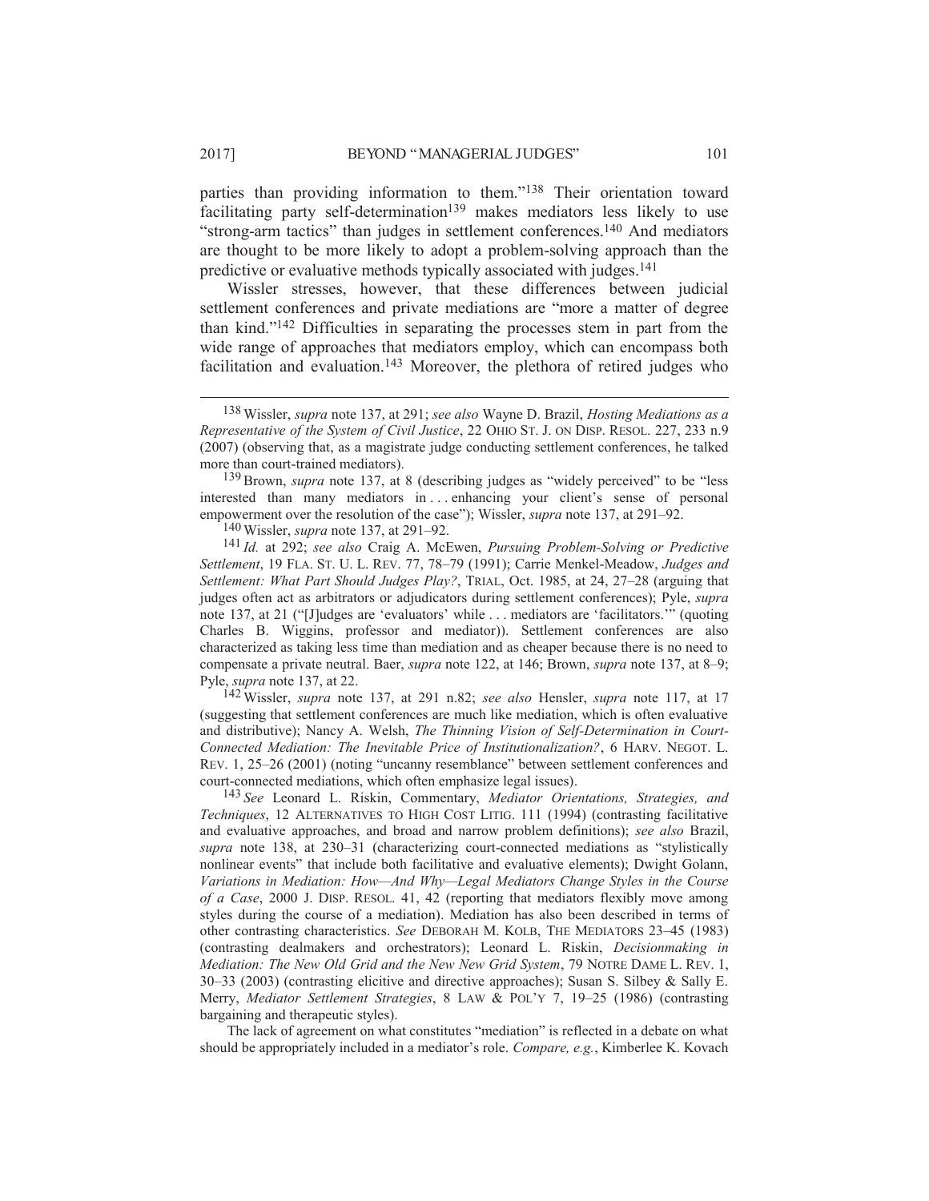parties than providing information to them."[138] Their orientation toward facilitating party self-determination[139] makes mediators less likely to use "strong-arm tactics" than judges in settlement conferences.[140] And mediators are thought to be more likely to adopt a problem-solving approach than the predictive or evaluative methods typically associated with judges.[141]

Wissler stresses, however, that these differences between judicial settlement conferences and private mediations are "more a matter of degree than kind."[142] Difficulties in separating the processes stem in part from the wide range of approaches that mediators employ, which can encompass both facilitation and evaluation.[143] Moreover, the plethora of retired judges who

---

[138] Wissler, *supra* note 137, at 291; *see also* Wayne D. Brazil, *Hosting Mediations as a Representative of the System of Civil Justice*, 22 OHIO ST. J. ON DISP. RESOL. 227, 233 n.9 (2007) (observing that, as a magistrate judge conducting settlement conferences, he talked more than court-trained mediators).

[139] Brown, *supra* note 137, at 8 (describing judges as "widely perceived" to be "less interested than many mediators in . . . enhancing your client's sense of personal empowerment over the resolution of the case"); Wissler, *supra* note 137, at 291–92.

[140] Wissler, *supra* note 137, at 291–92.

[141] *Id.* at 292; *see also* Craig A. McEwen, *Pursuing Problem-Solving or Predictive Settlement*, 19 FLA. ST. U. L. REV. 77, 78–79 (1991); Carrie Menkel-Meadow, *Judges and Settlement: What Part Should Judges Play?*, TRIAL, Oct. 1985, at 24, 27–28 (arguing that judges often act as arbitrators or adjudicators during settlement conferences); Pyle, *supra* note 137, at 21 ("[J]udges are 'evaluators' while . . . mediators are 'facilitators.'" (quoting Charles B. Wiggins, professor and mediator)). Settlement conferences are also characterized as taking less time than mediation and as cheaper because there is no need to compensate a private neutral. Baer, *supra* note 122, at 146; Brown, *supra* note 137, at 8–9; Pyle, *supra* note 137, at 22.

[142] Wissler, *supra* note 137, at 291 n.82; *see also* Hensler, *supra* note 117, at 17 (suggesting that settlement conferences are much like mediation, which is often evaluative and distributive); Nancy A. Welsh, *The Thinning Vision of Self-Determination in Court-Connected Mediation: The Inevitable Price of Institutionalization?*, 6 HARV. NEGOT. L. REV. 1, 25–26 (2001) (noting "uncanny resemblance" between settlement conferences and court-connected mediations, which often emphasize legal issues).

[143] *See* Leonard L. Riskin, Commentary, *Mediator Orientations, Strategies, and Techniques*, 12 ALTERNATIVES TO HIGH COST LITIG. 111 (1994) (contrasting facilitative and evaluative approaches, and broad and narrow problem definitions); *see also* Brazil, *supra* note 138, at 230–31 (characterizing court-connected mediations as "stylistically nonlinear events" that include both facilitative and evaluative elements); Dwight Golann, *Variations in Mediation: How—And Why—Legal Mediators Change Styles in the Course of a Case*, 2000 J. DISP. RESOL. 41, 42 (reporting that mediators flexibly move among styles during the course of a mediation). Mediation has also been described in terms of other contrasting characteristics. *See* DEBORAH M. KOLB, THE MEDIATORS 23–45 (1983) (contrasting dealmakers and orchestrators); Leonard L. Riskin, *Decisionmaking in Mediation: The New Old Grid and the New New Grid System*, 79 NOTRE DAME L. REV. 1, 30–33 (2003) (contrasting elicitive and directive approaches); Susan S. Silbey & Sally E. Merry, *Mediator Settlement Strategies*, 8 LAW & POL'Y 7, 19–25 (1986) (contrasting bargaining and therapeutic styles).

The lack of agreement on what constitutes "mediation" is reflected in a debate on what should be appropriately included in a mediator's role. *Compare, e.g.*, Kimberlee K. Kovach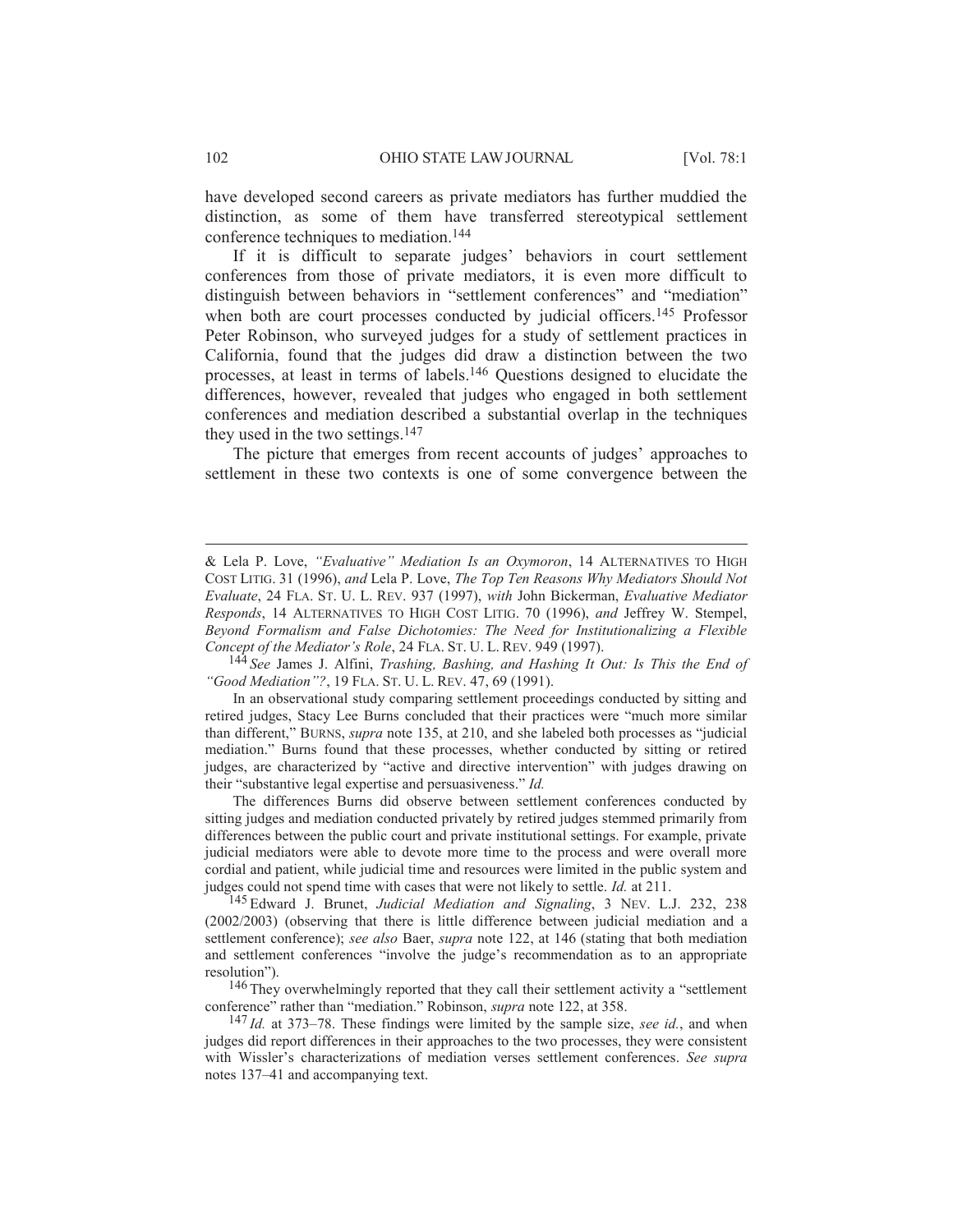have developed second careers as private mediators has further muddied the distinction, as some of them have transferred stereotypical settlement conference techniques to mediation.[144]

If it is difficult to separate judges' behaviors in court settlement conferences from those of private mediators, it is even more difficult to distinguish between behaviors in "settlement conferences" and "mediation" when both are court processes conducted by judicial officers.[145] Professor Peter Robinson, who surveyed judges for a study of settlement practices in California, found that the judges did draw a distinction between the two processes, at least in terms of labels.[146] Questions designed to elucidate the differences, however, revealed that judges who engaged in both settlement conferences and mediation described a substantial overlap in the techniques they used in the two settings.[147]

The picture that emerges from recent accounts of judges' approaches to settlement in these two contexts is one of some convergence between the

---

& Lela P. Love, *"Evaluative" Mediation Is an Oxymoron*, 14 ALTERNATIVES TO HIGH COST LITIG. 31 (1996), *and* Lela P. Love, *The Top Ten Reasons Why Mediators Should Not Evaluate*, 24 FLA. ST. U. L. REV. 937 (1997), *with* John Bickerman, *Evaluative Mediator Responds*, 14 ALTERNATIVES TO HIGH COST LITIG. 70 (1996), *and* Jeffrey W. Stempel, *Beyond Formalism and False Dichotomies: The Need for Institutionalizing a Flexible Concept of the Mediator's Role*, 24 FLA. ST. U. L. REV. 949 (1997).

[144] *See* James J. Alfini, *Trashing, Bashing, and Hashing It Out: Is This the End of "Good Mediation"?*, 19 FLA. ST. U. L. REV. 47, 69 (1991).

In an observational study comparing settlement proceedings conducted by sitting and retired judges, Stacy Lee Burns concluded that their practices were "much more similar than different," BURNS, *supra* note 135, at 210, and she labeled both processes as "judicial mediation." Burns found that these processes, whether conducted by sitting or retired judges, are characterized by "active and directive intervention" with judges drawing on their "substantive legal expertise and persuasiveness." *Id.*

The differences Burns did observe between settlement conferences conducted by sitting judges and mediation conducted privately by retired judges stemmed primarily from differences between the public court and private institutional settings. For example, private judicial mediators were able to devote more time to the process and were overall more cordial and patient, while judicial time and resources were limited in the public system and judges could not spend time with cases that were not likely to settle. *Id.* at 211.

[145] Edward J. Brunet, *Judicial Mediation and Signaling*, 3 NEV. L.J. 232, 238 (2002/2003) (observing that there is little difference between judicial mediation and a settlement conference); *see also* Baer, *supra* note 122, at 146 (stating that both mediation and settlement conferences "involve the judge's recommendation as to an appropriate resolution").

[146] They overwhelmingly reported that they call their settlement activity a "settlement conference" rather than "mediation." Robinson, *supra* note 122, at 358.

[147] *Id.* at 373–78. These findings were limited by the sample size, *see id.*, and when judges did report differences in their approaches to the two processes, they were consistent with Wissler's characterizations of mediation verses settlement conferences. *See supra* notes 137–41 and accompanying text.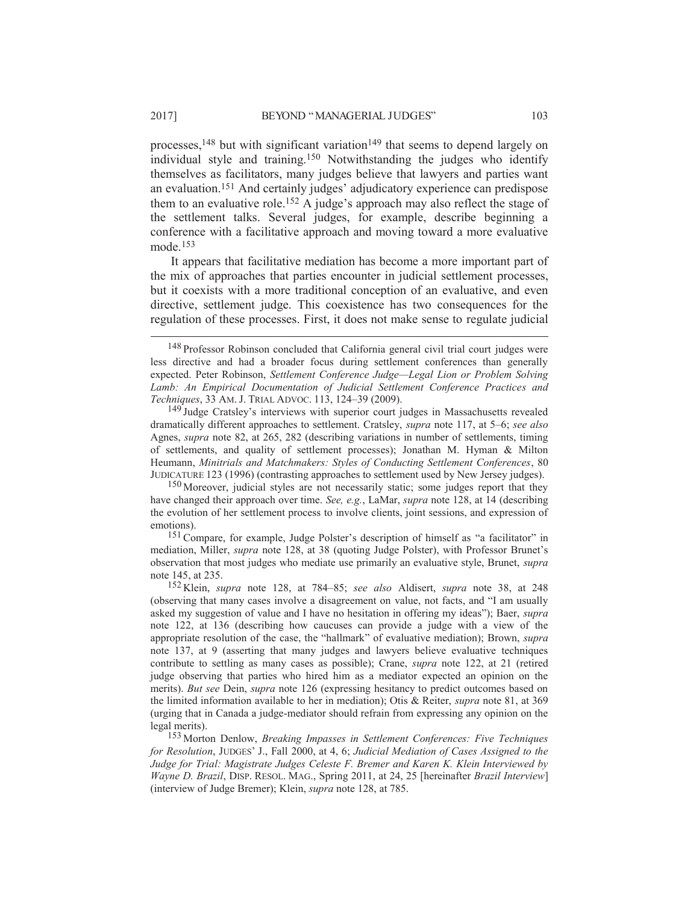processes,[148] but with significant variation[149] that seems to depend largely on individual style and training.[150] Notwithstanding the judges who identify themselves as facilitators, many judges believe that lawyers and parties want an evaluation.[151] And certainly judges' adjudicatory experience can predispose them to an evaluative role.[152] A judge's approach may also reflect the stage of the settlement talks. Several judges, for example, describe beginning a conference with a facilitative approach and moving toward a more evaluative mode.[153]

It appears that facilitative mediation has become a more important part of the mix of approaches that parties encounter in judicial settlement processes, but it coexists with a more traditional conception of an evaluative, and even directive, settlement judge. This coexistence has two consequences for the regulation of these processes. First, it does not make sense to regulate judicial

---

[148] Professor Robinson concluded that California general civil trial court judges were less directive and had a broader focus during settlement conferences than generally expected. Peter Robinson, *Settlement Conference Judge—Legal Lion or Problem Solving Lamb: An Empirical Documentation of Judicial Settlement Conference Practices and Techniques*, 33 AM. J. TRIAL ADVOC. 113, 124–39 (2009).

[149] Judge Cratsley's interviews with superior court judges in Massachusetts revealed dramatically different approaches to settlement. Cratsley, *supra* note 117, at 5–6; *see also* Agnes, *supra* note 82, at 265, 282 (describing variations in number of settlements, timing of settlements, and quality of settlement processes); Jonathan M. Hyman & Milton Heumann, *Minitrials and Matchmakers: Styles of Conducting Settlement Conferences*, 80 JUDICATURE 123 (1996) (contrasting approaches to settlement used by New Jersey judges).

[150] Moreover, judicial styles are not necessarily static; some judges report that they have changed their approach over time. *See, e.g.*, LaMar, *supra* note 128, at 14 (describing the evolution of her settlement process to involve clients, joint sessions, and expression of emotions).

[151] Compare, for example, Judge Polster's description of himself as "a facilitator" in mediation, Miller, *supra* note 128, at 38 (quoting Judge Polster), with Professor Brunet's observation that most judges who mediate use primarily an evaluative style, Brunet, *supra* note 145, at 235.

[152] Klein, *supra* note 128, at 784–85; *see also* Aldisert, *supra* note 38, at 248 (observing that many cases involve a disagreement on value, not facts, and "I am usually asked my suggestion of value and I have no hesitation in offering my ideas"); Baer, *supra* note 122, at 136 (describing how caucuses can provide a judge with a view of the appropriate resolution of the case, the "hallmark" of evaluative mediation); Brown, *supra* note 137, at 9 (asserting that many judges and lawyers believe evaluative techniques contribute to settling as many cases as possible); Crane, *supra* note 122, at 21 (retired judge observing that parties who hired him as a mediator expected an opinion on the merits). *But see* Dein, *supra* note 126 (expressing hesitancy to predict outcomes based on the limited information available to her in mediation); Otis & Reiter, *supra* note 81, at 369 (urging that in Canada a judge-mediator should refrain from expressing any opinion on the legal merits).

[153] Morton Denlow, *Breaking Impasses in Settlement Conferences: Five Techniques for Resolution*, JUDGES' J., Fall 2000, at 4, 6; *Judicial Mediation of Cases Assigned to the Judge for Trial: Magistrate Judges Celeste F. Bremer and Karen K. Klein Interviewed by Wayne D. Brazil*, DISP. RESOL. MAG., Spring 2011, at 24, 25 [hereinafter *Brazil Interview*] (interview of Judge Bremer); Klein, *supra* note 128, at 785.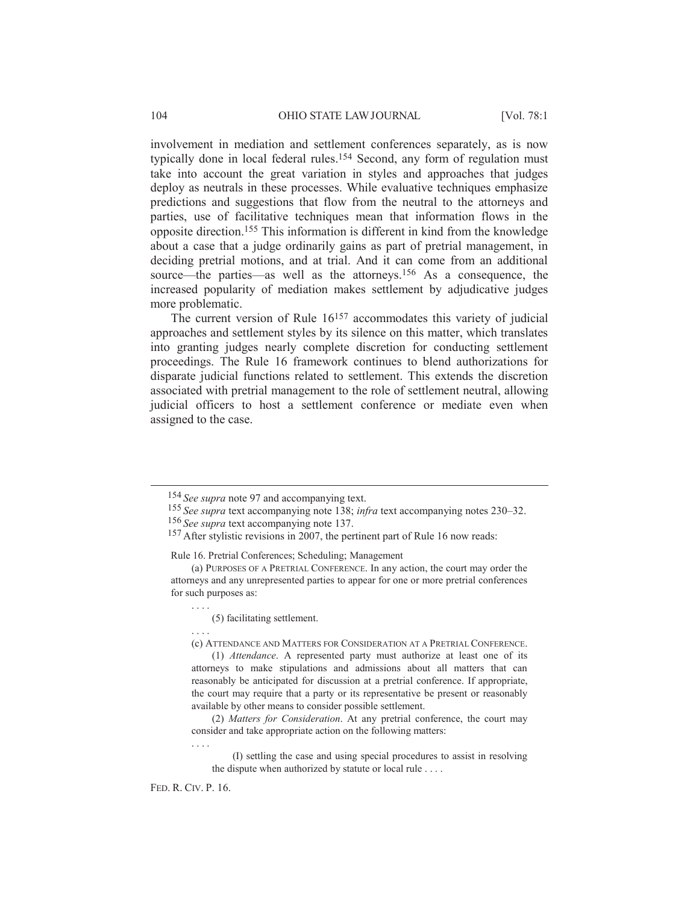involvement in mediation and settlement conferences separately, as is now typically done in local federal rules.[154] Second, any form of regulation must take into account the great variation in styles and approaches that judges deploy as neutrals in these processes. While evaluative techniques emphasize predictions and suggestions that flow from the neutral to the attorneys and parties, use of facilitative techniques mean that information flows in the opposite direction.[155] This information is different in kind from the knowledge about a case that a judge ordinarily gains as part of pretrial management, in deciding pretrial motions, and at trial. And it can come from an additional source—the parties—as well as the attorneys.[156] As a consequence, the increased popularity of mediation makes settlement by adjudicative judges more problematic.

The current version of Rule 16[157] accommodates this variety of judicial approaches and settlement styles by its silence on this matter, which translates into granting judges nearly complete discretion for conducting settlement proceedings. The Rule 16 framework continues to blend authorizations for disparate judicial functions related to settlement. This extends the discretion associated with pretrial management to the role of settlement neutral, allowing judicial officers to host a settlement conference or mediate even when assigned to the case.

---

[154] *See supra* note 97 and accompanying text.

[155] *See supra* text accompanying note 138; *infra* text accompanying notes 230–32.

[156] *See supra* text accompanying note 137.

[157] After stylistic revisions in 2007, the pertinent part of Rule 16 now reads:

> Rule 16. Pretrial Conferences; Scheduling; Management
>
> (a) PURPOSES OF A PRETRIAL CONFERENCE. In any action, the court may order the attorneys and any unrepresented parties to appear for one or more pretrial conferences for such purposes as:
>
> . . . .
>
> (5) facilitating settlement.
>
> . . . .
>
> (c) ATTENDANCE AND MATTERS FOR CONSIDERATION AT A PRETRIAL CONFERENCE.
>
> (1) *Attendance*. A represented party must authorize at least one of its attorneys to make stipulations and admissions about all matters that can reasonably be anticipated for discussion at a pretrial conference. If appropriate, the court may require that a party or its representative be present or reasonably available by other means to consider possible settlement.
>
> (2) *Matters for Consideration*. At any pretrial conference, the court may consider and take appropriate action on the following matters:
>
> . . . .
>
> (I) settling the case and using special procedures to assist in resolving the dispute when authorized by statute or local rule . . . .

FED. R. CIV. P. 16.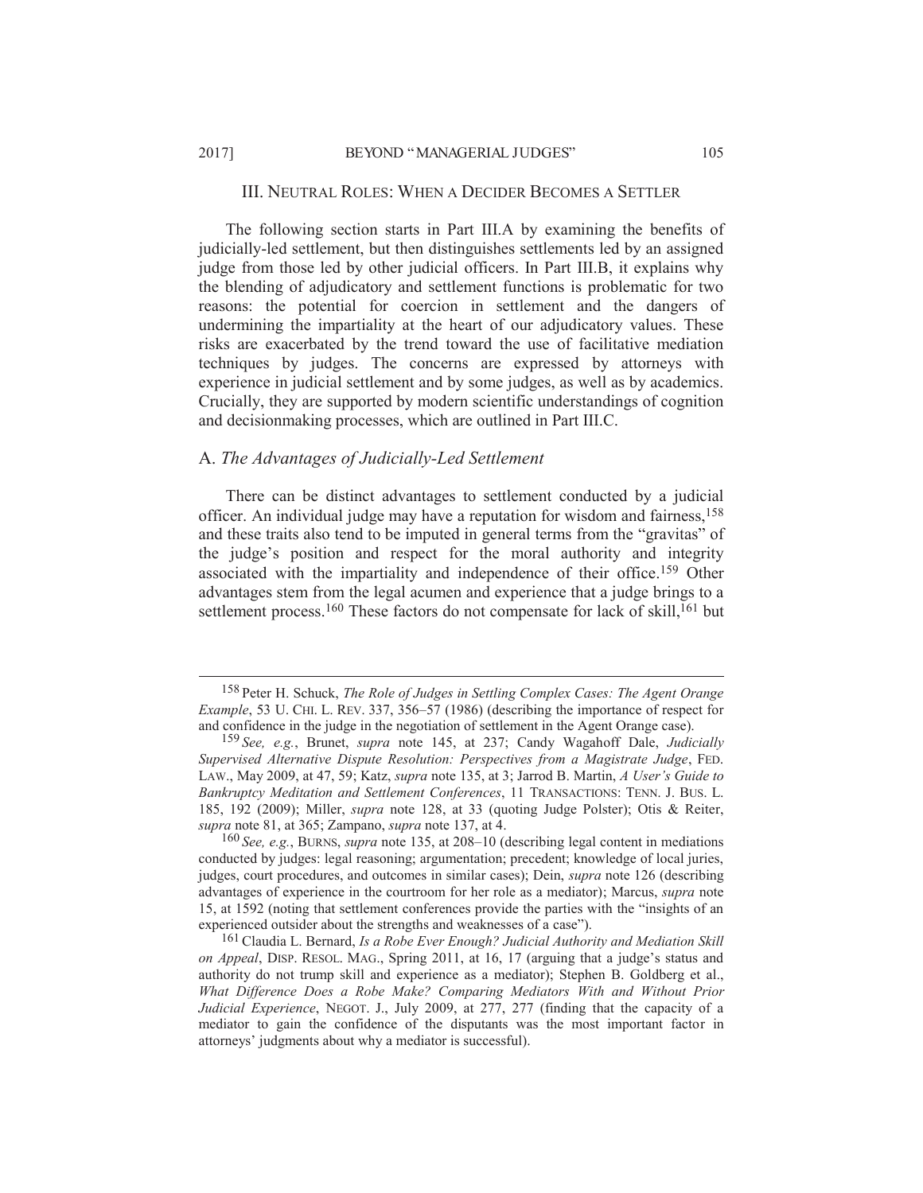## III. NEUTRAL ROLES: WHEN A DECIDER BECOMES A SETTLER

The following section starts in Part III.A by examining the benefits of judicially-led settlement, but then distinguishes settlements led by an assigned judge from those led by other judicial officers. In Part III.B, it explains why the blending of adjudicatory and settlement functions is problematic for two reasons: the potential for coercion in settlement and the dangers of undermining the impartiality at the heart of our adjudicatory values. These risks are exacerbated by the trend toward the use of facilitative mediation techniques by judges. The concerns are expressed by attorneys with experience in judicial settlement and by some judges, as well as by academics. Crucially, they are supported by modern scientific understandings of cognition and decisionmaking processes, which are outlined in Part III.C.

### A. *The Advantages of Judicially-Led Settlement*

There can be distinct advantages to settlement conducted by a judicial officer. An individual judge may have a reputation for wisdom and fairness,[158] and these traits also tend to be imputed in general terms from the "gravitas" of the judge's position and respect for the moral authority and integrity associated with the impartiality and independence of their office.[159] Other advantages stem from the legal acumen and experience that a judge brings to a settlement process.[160] These factors do not compensate for lack of skill,[161] but

---

[158] Peter H. Schuck, *The Role of Judges in Settling Complex Cases: The Agent Orange Example*, 53 U. CHI. L. REV. 337, 356–57 (1986) (describing the importance of respect for and confidence in the judge in the negotiation of settlement in the Agent Orange case).

[159] *See, e.g.*, Brunet, *supra* note 145, at 237; Candy Wagahoff Dale, *Judicially Supervised Alternative Dispute Resolution: Perspectives from a Magistrate Judge*, FED. LAW., May 2009, at 47, 59; Katz, *supra* note 135, at 3; Jarrod B. Martin, *A User's Guide to Bankruptcy Meditation and Settlement Conferences*, 11 TRANSACTIONS: TENN. J. BUS. L. 185, 192 (2009); Miller, *supra* note 128, at 33 (quoting Judge Polster); Otis & Reiter, *supra* note 81, at 365; Zampano, *supra* note 137, at 4.

[160] *See, e.g.*, BURNS, *supra* note 135, at 208–10 (describing legal content in mediations conducted by judges: legal reasoning; argumentation; precedent; knowledge of local juries, judges, court procedures, and outcomes in similar cases); Dein, *supra* note 126 (describing advantages of experience in the courtroom for her role as a mediator); Marcus, *supra* note 15, at 1592 (noting that settlement conferences provide the parties with the "insights of an experienced outsider about the strengths and weaknesses of a case").

[161] Claudia L. Bernard, *Is a Robe Ever Enough? Judicial Authority and Mediation Skill on Appeal*, DISP. RESOL. MAG., Spring 2011, at 16, 17 (arguing that a judge's status and authority do not trump skill and experience as a mediator); Stephen B. Goldberg et al., *What Difference Does a Robe Make? Comparing Mediators With and Without Prior Judicial Experience*, NEGOT. J., July 2009, at 277, 277 (finding that the capacity of a mediator to gain the confidence of the disputants was the most important factor in attorneys' judgments about why a mediator is successful).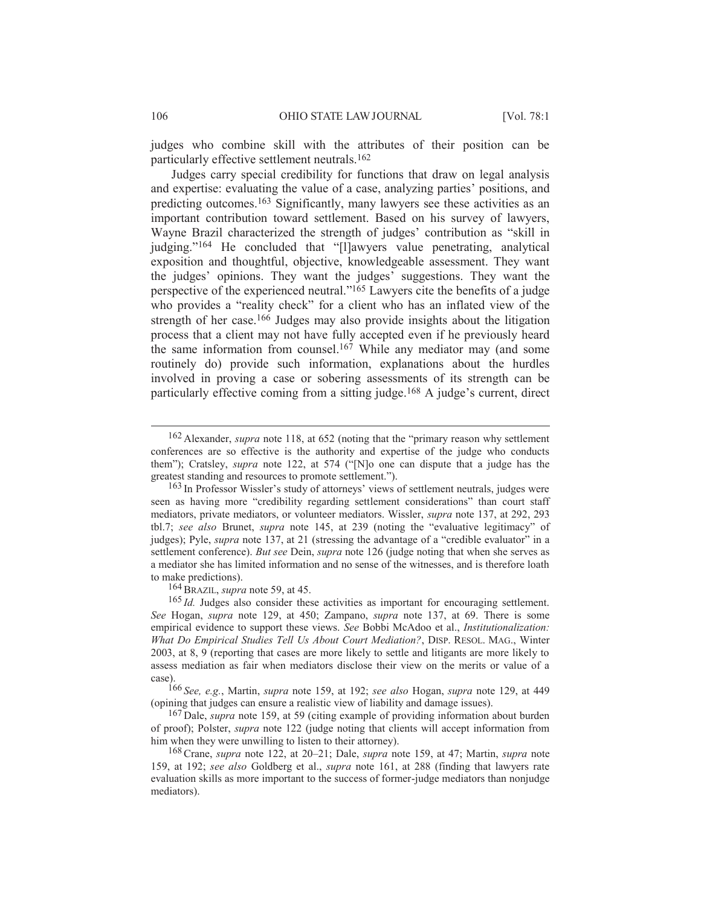judges who combine skill with the attributes of their position can be particularly effective settlement neutrals.[162]

Judges carry special credibility for functions that draw on legal analysis and expertise: evaluating the value of a case, analyzing parties' positions, and predicting outcomes.[163] Significantly, many lawyers see these activities as an important contribution toward settlement. Based on his survey of lawyers, Wayne Brazil characterized the strength of judges' contribution as "skill in judging."[164] He concluded that "[l]awyers value penetrating, analytical exposition and thoughtful, objective, knowledgeable assessment. They want the judges' opinions. They want the judges' suggestions. They want the perspective of the experienced neutral."[165] Lawyers cite the benefits of a judge who provides a "reality check" for a client who has an inflated view of the strength of her case.[166] Judges may also provide insights about the litigation process that a client may not have fully accepted even if he previously heard the same information from counsel.[167] While any mediator may (and some routinely do) provide such information, explanations about the hurdles involved in proving a case or sobering assessments of its strength can be particularly effective coming from a sitting judge.[168] A judge's current, direct

---

[162] Alexander, *supra* note 118, at 652 (noting that the "primary reason why settlement conferences are so effective is the authority and expertise of the judge who conducts them"); Cratsley, *supra* note 122, at 574 ("[N]o one can dispute that a judge has the greatest standing and resources to promote settlement.").

[163] In Professor Wissler's study of attorneys' views of settlement neutrals, judges were seen as having more "credibility regarding settlement considerations" than court staff mediators, private mediators, or volunteer mediators. Wissler, *supra* note 137, at 292, 293 tbl.7; *see also* Brunet, *supra* note 145, at 239 (noting the "evaluative legitimacy" of judges); Pyle, *supra* note 137, at 21 (stressing the advantage of a "credible evaluator" in a settlement conference). *But see* Dein, *supra* note 126 (judge noting that when she serves as a mediator she has limited information and no sense of the witnesses, and is therefore loath to make predictions).

[164] BRAZIL, *supra* note 59, at 45.

[165] *Id.* Judges also consider these activities as important for encouraging settlement. *See* Hogan, *supra* note 129, at 450; Zampano, *supra* note 137, at 69. There is some empirical evidence to support these views. *See* Bobbi McAdoo et al., *Institutionalization: What Do Empirical Studies Tell Us About Court Mediation?*, DISP. RESOL. MAG., Winter 2003, at 8, 9 (reporting that cases are more likely to settle and litigants are more likely to assess mediation as fair when mediators disclose their view on the merits or value of a case).

[166] *See, e.g.*, Martin, *supra* note 159, at 192; *see also* Hogan, *supra* note 129, at 449 (opining that judges can ensure a realistic view of liability and damage issues).

[167] Dale, *supra* note 159, at 59 (citing example of providing information about burden of proof); Polster, *supra* note 122 (judge noting that clients will accept information from him when they were unwilling to listen to their attorney).

[168] Crane, *supra* note 122, at 20–21; Dale, *supra* note 159, at 47; Martin, *supra* note 159, at 192; *see also* Goldberg et al., *supra* note 161, at 288 (finding that lawyers rate evaluation skills as more important to the success of former-judge mediators than nonjudge mediators).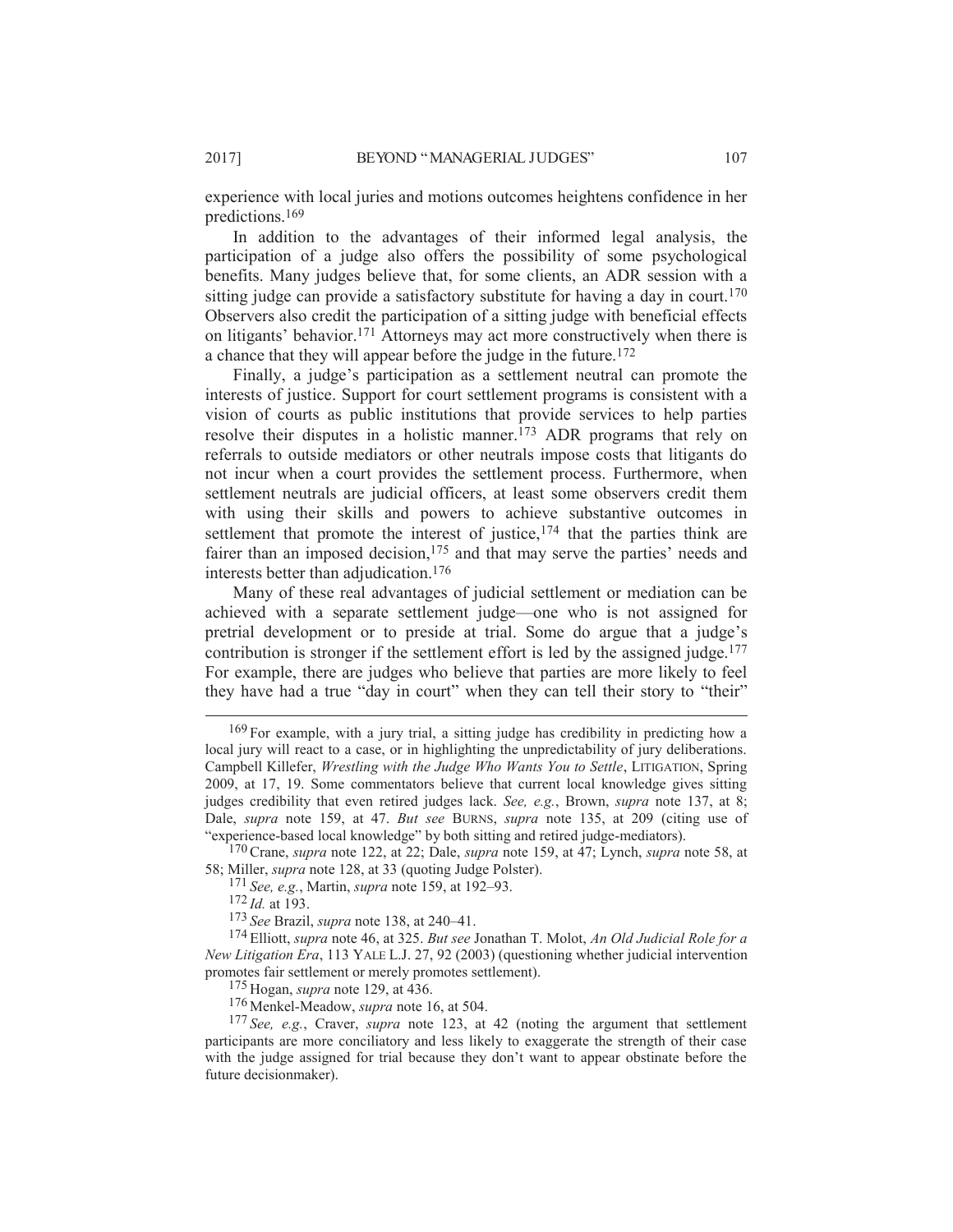experience with local juries and motions outcomes heightens confidence in her predictions.[169]

In addition to the advantages of their informed legal analysis, the participation of a judge also offers the possibility of some psychological benefits. Many judges believe that, for some clients, an ADR session with a sitting judge can provide a satisfactory substitute for having a day in court.[170] Observers also credit the participation of a sitting judge with beneficial effects on litigants' behavior.[171] Attorneys may act more constructively when there is a chance that they will appear before the judge in the future.[172]

Finally, a judge's participation as a settlement neutral can promote the interests of justice. Support for court settlement programs is consistent with a vision of courts as public institutions that provide services to help parties resolve their disputes in a holistic manner.[173] ADR programs that rely on referrals to outside mediators or other neutrals impose costs that litigants do not incur when a court provides the settlement process. Furthermore, when settlement neutrals are judicial officers, at least some observers credit them with using their skills and powers to achieve substantive outcomes in settlement that promote the interest of justice,[174] that the parties think are fairer than an imposed decision,[175] and that may serve the parties' needs and interests better than adjudication.[176]

Many of these real advantages of judicial settlement or mediation can be achieved with a separate settlement judge—one who is not assigned for pretrial development or to preside at trial. Some do argue that a judge's contribution is stronger if the settlement effort is led by the assigned judge.[177] For example, there are judges who believe that parties are more likely to feel they have had a true "day in court" when they can tell their story to "their"

---

[169] For example, with a jury trial, a sitting judge has credibility in predicting how a local jury will react to a case, or in highlighting the unpredictability of jury deliberations. Campbell Killefer, *Wrestling with the Judge Who Wants You to Settle*, LITIGATION, Spring 2009, at 17, 19. Some commentators believe that current local knowledge gives sitting judges credibility that even retired judges lack. *See, e.g.*, Brown, *supra* note 137, at 8; Dale, *supra* note 159, at 47. *But see* BURNS, *supra* note 135, at 209 (citing use of "experience-based local knowledge" by both sitting and retired judge-mediators).

[170] Crane, *supra* note 122, at 22; Dale, *supra* note 159, at 47; Lynch, *supra* note 58, at 58; Miller, *supra* note 128, at 33 (quoting Judge Polster).

[171] *See, e.g.*, Martin, *supra* note 159, at 192–93.

[172] *Id.* at 193.

[173] *See* Brazil, *supra* note 138, at 240–41.

[174] Elliott, *supra* note 46, at 325. *But see* Jonathan T. Molot, *An Old Judicial Role for a New Litigation Era*, 113 YALE L.J. 27, 92 (2003) (questioning whether judicial intervention promotes fair settlement or merely promotes settlement).

[175] Hogan, *supra* note 129, at 436.

[176] Menkel-Meadow, *supra* note 16, at 504.

[177] *See, e.g.*, Craver, *supra* note 123, at 42 (noting the argument that settlement participants are more conciliatory and less likely to exaggerate the strength of their case with the judge assigned for trial because they don't want to appear obstinate before the future decisionmaker).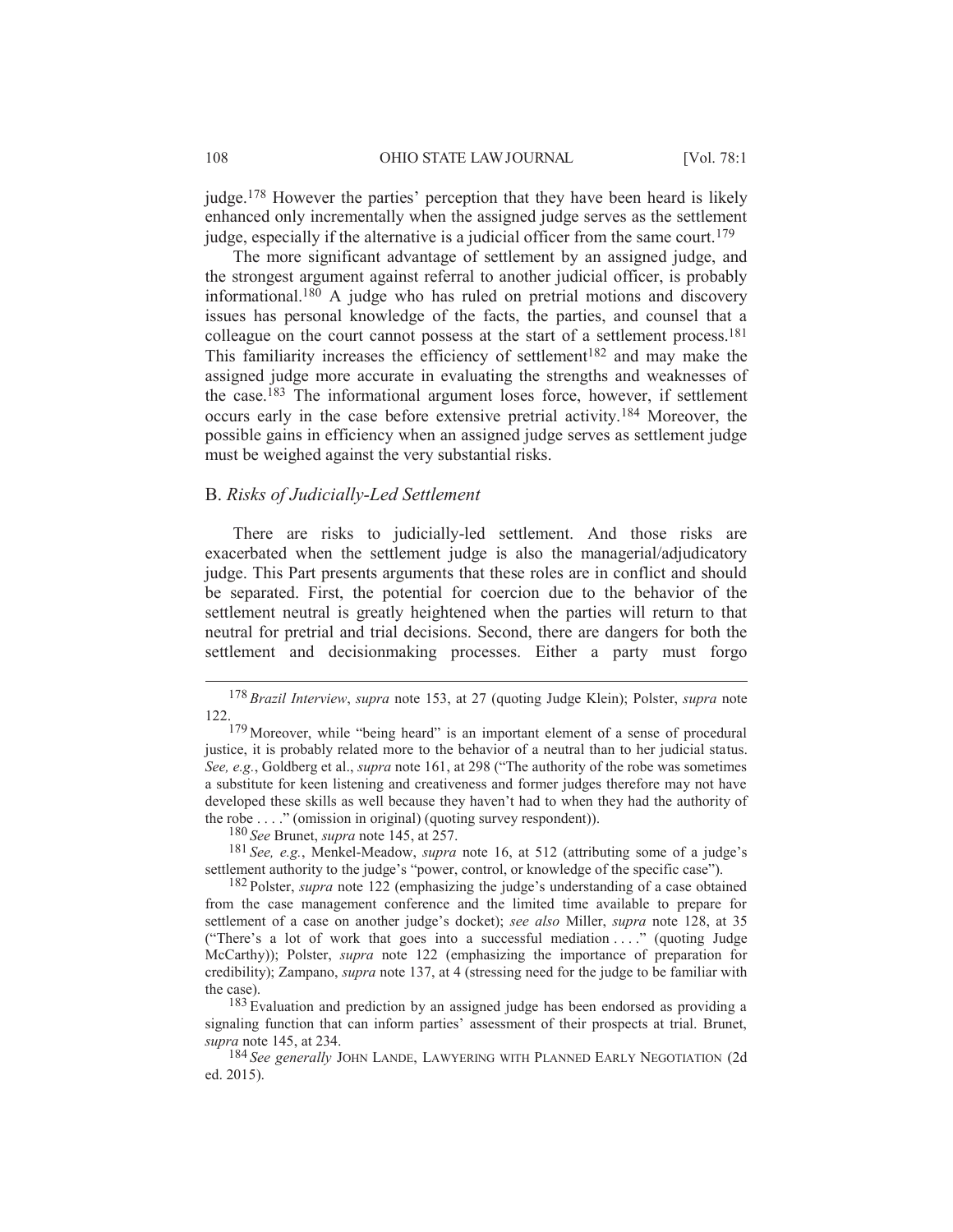judge.[178] However the parties' perception that they have been heard is likely enhanced only incrementally when the assigned judge serves as the settlement judge, especially if the alternative is a judicial officer from the same court.[179]

The more significant advantage of settlement by an assigned judge, and the strongest argument against referral to another judicial officer, is probably informational.[180] A judge who has ruled on pretrial motions and discovery issues has personal knowledge of the facts, the parties, and counsel that a colleague on the court cannot possess at the start of a settlement process.[181] This familiarity increases the efficiency of settlement[182] and may make the assigned judge more accurate in evaluating the strengths and weaknesses of the case.[183] The informational argument loses force, however, if settlement occurs early in the case before extensive pretrial activity.[184] Moreover, the possible gains in efficiency when an assigned judge serves as settlement judge must be weighed against the very substantial risks.

## B. *Risks of Judicially-Led Settlement*

There are risks to judicially-led settlement. And those risks are exacerbated when the settlement judge is also the managerial/adjudicatory judge. This Part presents arguments that these roles are in conflict and should be separated. First, the potential for coercion due to the behavior of the settlement neutral is greatly heightened when the parties will return to that neutral for pretrial and trial decisions. Second, there are dangers for both the settlement and decisionmaking processes. Either a party must forgo

---

[178] *Brazil Interview*, *supra* note 153, at 27 (quoting Judge Klein); Polster, *supra* note 122.

[179] Moreover, while "being heard" is an important element of a sense of procedural justice, it is probably related more to the behavior of a neutral than to her judicial status. *See, e.g.*, Goldberg et al., *supra* note 161, at 298 ("The authority of the robe was sometimes a substitute for keen listening and creativeness and former judges therefore may not have developed these skills as well because they haven't had to when they had the authority of the robe . . . ." (omission in original) (quoting survey respondent)).

[180] *See* Brunet, *supra* note 145, at 257.

[181] *See, e.g.*, Menkel-Meadow, *supra* note 16, at 512 (attributing some of a judge's settlement authority to the judge's "power, control, or knowledge of the specific case").

[182] Polster, *supra* note 122 (emphasizing the judge's understanding of a case obtained from the case management conference and the limited time available to prepare for settlement of a case on another judge's docket); *see also* Miller, *supra* note 128, at 35 ("There's a lot of work that goes into a successful mediation . . . ." (quoting Judge McCarthy)); Polster, *supra* note 122 (emphasizing the importance of preparation for credibility); Zampano, *supra* note 137, at 4 (stressing need for the judge to be familiar with the case).

[183] Evaluation and prediction by an assigned judge has been endorsed as providing a signaling function that can inform parties' assessment of their prospects at trial. Brunet, *supra* note 145, at 234.

[184] *See generally* JOHN LANDE, LAWYERING WITH PLANNED EARLY NEGOTIATION (2d ed. 2015).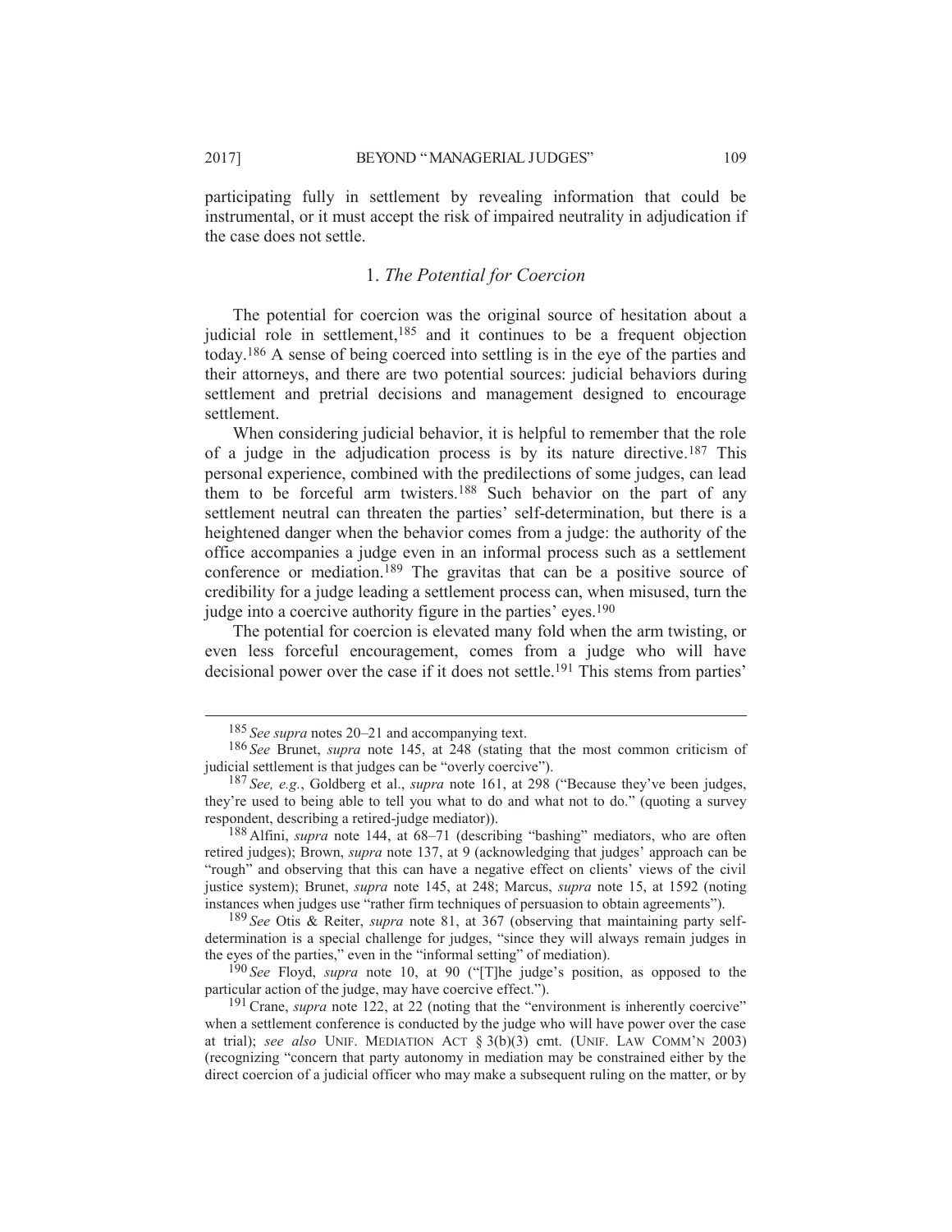participating fully in settlement by revealing information that could be instrumental, or it must accept the risk of impaired neutrality in adjudication if the case does not settle.

### 1. *The Potential for Coercion*

The potential for coercion was the original source of hesitation about a judicial role in settlement,[185] and it continues to be a frequent objection today.[186] A sense of being coerced into settling is in the eye of the parties and their attorneys, and there are two potential sources: judicial behaviors during settlement and pretrial decisions and management designed to encourage settlement.

When considering judicial behavior, it is helpful to remember that the role of a judge in the adjudication process is by its nature directive.[187] This personal experience, combined with the predilections of some judges, can lead them to be forceful arm twisters.[188] Such behavior on the part of any settlement neutral can threaten the parties' self-determination, but there is a heightened danger when the behavior comes from a judge: the authority of the office accompanies a judge even in an informal process such as a settlement conference or mediation.[189] The gravitas that can be a positive source of credibility for a judge leading a settlement process can, when misused, turn the judge into a coercive authority figure in the parties' eyes.[190]

The potential for coercion is elevated many fold when the arm twisting, or even less forceful encouragement, comes from a judge who will have decisional power over the case if it does not settle.[191] This stems from parties'

---

[185] *See supra* notes 20–21 and accompanying text.

[186] *See* Brunet, *supra* note 145, at 248 (stating that the most common criticism of judicial settlement is that judges can be "overly coercive").

[187] *See, e.g.*, Goldberg et al., *supra* note 161, at 298 ("Because they've been judges, they're used to being able to tell you what to do and what not to do." (quoting a survey respondent, describing a retired-judge mediator)).

[188] Alfini, *supra* note 144, at 68–71 (describing "bashing" mediators, who are often retired judges); Brown, *supra* note 137, at 9 (acknowledging that judges' approach can be "rough" and observing that this can have a negative effect on clients' views of the civil justice system); Brunet, *supra* note 145, at 248; Marcus, *supra* note 15, at 1592 (noting instances when judges use "rather firm techniques of persuasion to obtain agreements").

[189] *See* Otis & Reiter, *supra* note 81, at 367 (observing that maintaining party self-determination is a special challenge for judges, "since they will always remain judges in the eyes of the parties," even in the "informal setting" of mediation).

[190] *See* Floyd, *supra* note 10, at 90 ("[T]he judge's position, as opposed to the particular action of the judge, may have coercive effect.").

[191] Crane, *supra* note 122, at 22 (noting that the "environment is inherently coercive" when a settlement conference is conducted by the judge who will have power over the case at trial); *see also* UNIF. MEDIATION ACT § 3(b)(3) cmt. (UNIF. LAW COMM'N 2003) (recognizing "concern that party autonomy in mediation may be constrained either by the direct coercion of a judicial officer who may make a subsequent ruling on the matter, or by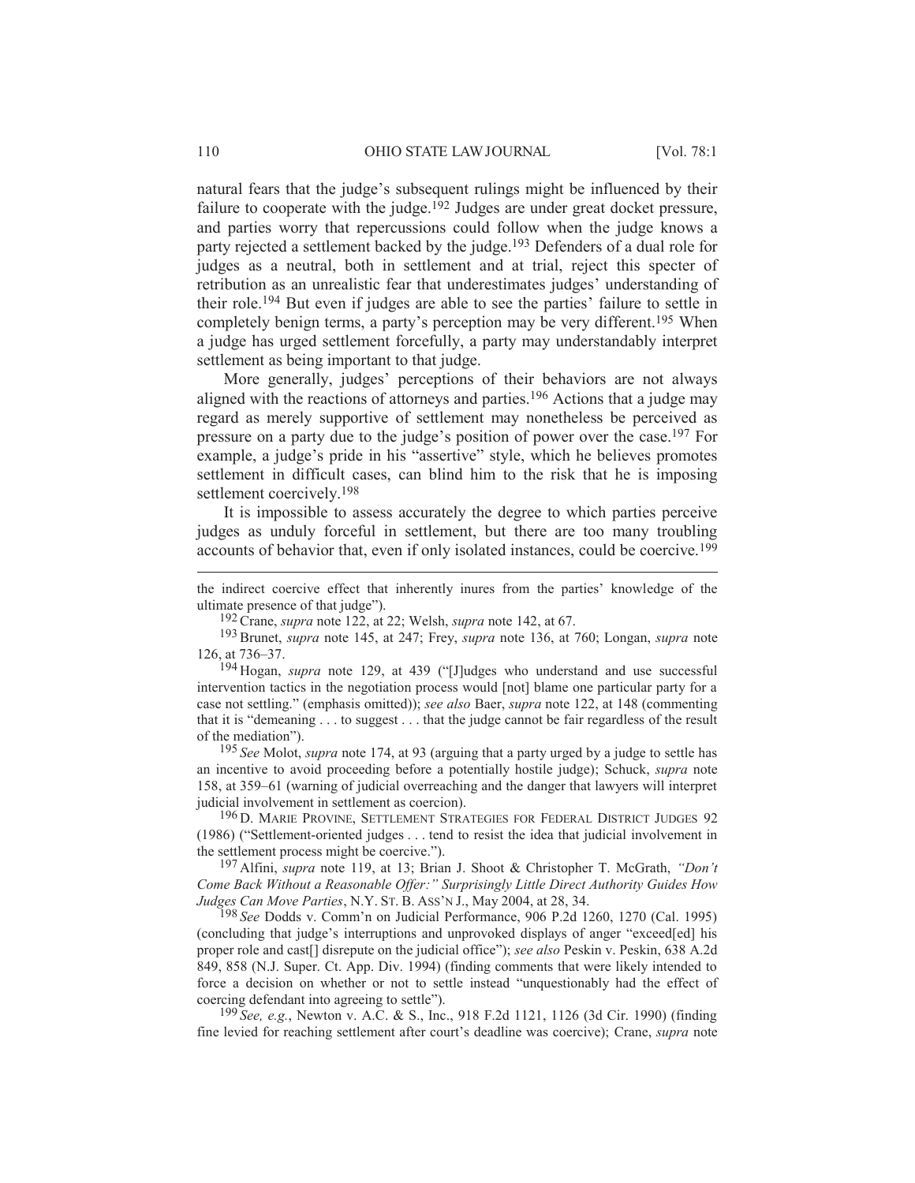natural fears that the judge's subsequent rulings might be influenced by their failure to cooperate with the judge.[192] Judges are under great docket pressure, and parties worry that repercussions could follow when the judge knows a party rejected a settlement backed by the judge.[193] Defenders of a dual role for judges as a neutral, both in settlement and at trial, reject this specter of retribution as an unrealistic fear that underestimates judges' understanding of their role.[194] But even if judges are able to see the parties' failure to settle in completely benign terms, a party's perception may be very different.[195] When a judge has urged settlement forcefully, a party may understandably interpret settlement as being important to that judge.

More generally, judges' perceptions of their behaviors are not always aligned with the reactions of attorneys and parties.[196] Actions that a judge may regard as merely supportive of settlement may nonetheless be perceived as pressure on a party due to the judge's position of power over the case.[197] For example, a judge's pride in his "assertive" style, which he believes promotes settlement in difficult cases, can blind him to the risk that he is imposing settlement coercively.[198]

It is impossible to assess accurately the degree to which parties perceive judges as unduly forceful in settlement, but there are too many troubling accounts of behavior that, even if only isolated instances, could be coercive.[199]

---

the indirect coercive effect that inherently inures from the parties' knowledge of the ultimate presence of that judge").

[192] Crane, *supra* note 122, at 22; Welsh, *supra* note 142, at 67.

[193] Brunet, *supra* note 145, at 247; Frey, *supra* note 136, at 760; Longan, *supra* note 126, at 736–37.

[194] Hogan, *supra* note 129, at 439 ("[J]udges who understand and use successful intervention tactics in the negotiation process would [not] blame one particular party for a case not settling." (emphasis omitted)); *see also* Baer, *supra* note 122, at 148 (commenting that it is "demeaning . . . to suggest . . . that the judge cannot be fair regardless of the result of the mediation").

[195] *See* Molot, *supra* note 174, at 93 (arguing that a party urged by a judge to settle has an incentive to avoid proceeding before a potentially hostile judge); Schuck, *supra* note 158, at 359–61 (warning of judicial overreaching and the danger that lawyers will interpret judicial involvement in settlement as coercion).

[196] D. MARIE PROVINE, SETTLEMENT STRATEGIES FOR FEDERAL DISTRICT JUDGES 92 (1986) ("Settlement-oriented judges . . . tend to resist the idea that judicial involvement in the settlement process might be coercive.").

[197] Alfini, *supra* note 119, at 13; Brian J. Shoot & Christopher T. McGrath, *"Don't Come Back Without a Reasonable Offer:" Surprisingly Little Direct Authority Guides How Judges Can Move Parties*, N.Y. ST. B. ASS'N J., May 2004, at 28, 34.

[198] *See* Dodds v. Comm'n on Judicial Performance, 906 P.2d 1260, 1270 (Cal. 1995) (concluding that judge's interruptions and unprovoked displays of anger "exceed[ed] his proper role and cast[] disrepute on the judicial office"); *see also* Peskin v. Peskin, 638 A.2d 849, 858 (N.J. Super. Ct. App. Div. 1994) (finding comments that were likely intended to force a decision on whether or not to settle instead "unquestionably had the effect of coercing defendant into agreeing to settle").

[199] *See, e.g.*, Newton v. A.C. & S., Inc., 918 F.2d 1121, 1126 (3d Cir. 1990) (finding fine levied for reaching settlement after court's deadline was coercive); Crane, *supra* note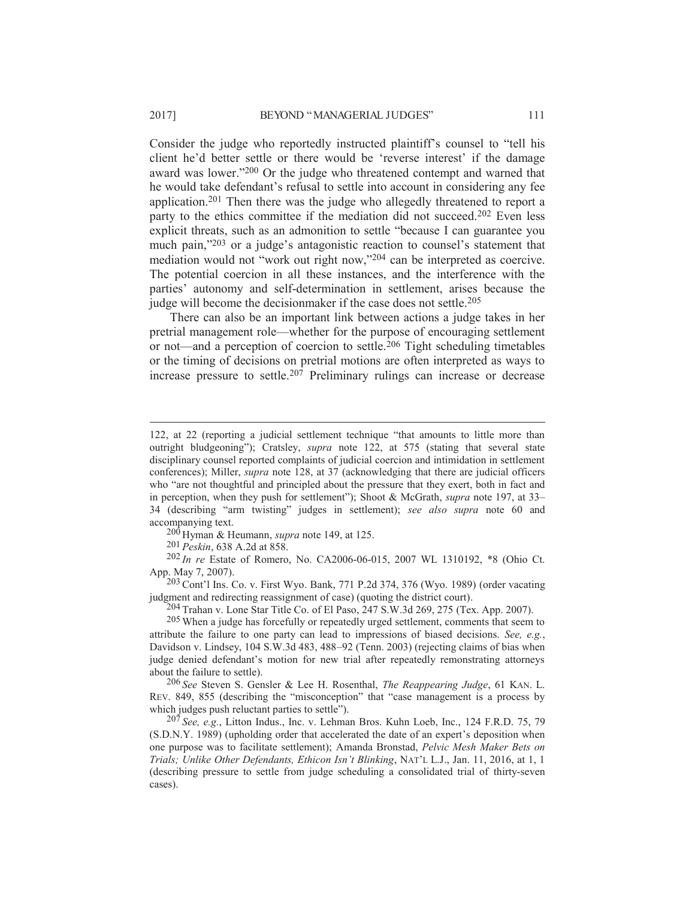Consider the judge who reportedly instructed plaintiff's counsel to "tell his client he'd better settle or there would be 'reverse interest' if the damage award was lower."[200] Or the judge who threatened contempt and warned that he would take defendant's refusal to settle into account in considering any fee application.[201] Then there was the judge who allegedly threatened to report a party to the ethics committee if the mediation did not succeed.[202] Even less explicit threats, such as an admonition to settle "because I can guarantee you much pain,"[203] or a judge's antagonistic reaction to counsel's statement that mediation would not "work out right now,"[204] can be interpreted as coercive. The potential coercion in all these instances, and the interference with the parties' autonomy and self-determination in settlement, arises because the judge will become the decisionmaker if the case does not settle.[205]

There can also be an important link between actions a judge takes in her pretrial management role—whether for the purpose of encouraging settlement or not—and a perception of coercion to settle.[206] Tight scheduling timetables or the timing of decisions on pretrial motions are often interpreted as ways to increase pressure to settle.[207] Preliminary rulings can increase or decrease

---

122, at 22 (reporting a judicial settlement technique "that amounts to little more than outright bludgeoning"); Cratsley, *supra* note 122, at 575 (stating that several state disciplinary counsel reported complaints of judicial coercion and intimidation in settlement conferences); Miller, *supra* note 128, at 37 (acknowledging that there are judicial officers who "are not thoughtful and principled about the pressure that they exert, both in fact and in perception, when they push for settlement"); Shoot & McGrath, *supra* note 197, at 33–34 (describing "arm twisting" judges in settlement); *see also supra* note 60 and accompanying text.

[200] Hyman & Heumann, *supra* note 149, at 125.

[201] *Peskin*, 638 A.2d at 858.

[202] *In re* Estate of Romero, No. CA2006-06-015, 2007 WL 1310192, \*8 (Ohio Ct. App. May 7, 2007).

[203] Cont'l Ins. Co. v. First Wyo. Bank, 771 P.2d 374, 376 (Wyo. 1989) (order vacating judgment and redirecting reassignment of case) (quoting the district court).

[204] Trahan v. Lone Star Title Co. of El Paso, 247 S.W.3d 269, 275 (Tex. App. 2007).

[205] When a judge has forcefully or repeatedly urged settlement, comments that seem to attribute the failure to one party can lead to impressions of biased decisions. *See, e.g.*, Davidson v. Lindsey, 104 S.W.3d 483, 488–92 (Tenn. 2003) (rejecting claims of bias when judge denied defendant's motion for new trial after repeatedly remonstrating attorneys about the failure to settle).

[206] *See* Steven S. Gensler & Lee H. Rosenthal, *The Reappearing Judge*, 61 KAN. L. REV. 849, 855 (describing the "misconception" that "case management is a process by which judges push reluctant parties to settle").

[207] *See, e.g.*, Litton Indus., Inc. v. Lehman Bros. Kuhn Loeb, Inc., 124 F.R.D. 75, 79 (S.D.N.Y. 1989) (upholding order that accelerated the date of an expert's deposition when one purpose was to facilitate settlement); Amanda Bronstad, *Pelvic Mesh Maker Bets on Trials; Unlike Other Defendants, Ethicon Isn't Blinking*, NAT'L L.J., Jan. 11, 2016, at 1, 1 (describing pressure to settle from judge scheduling a consolidated trial of thirty-seven cases).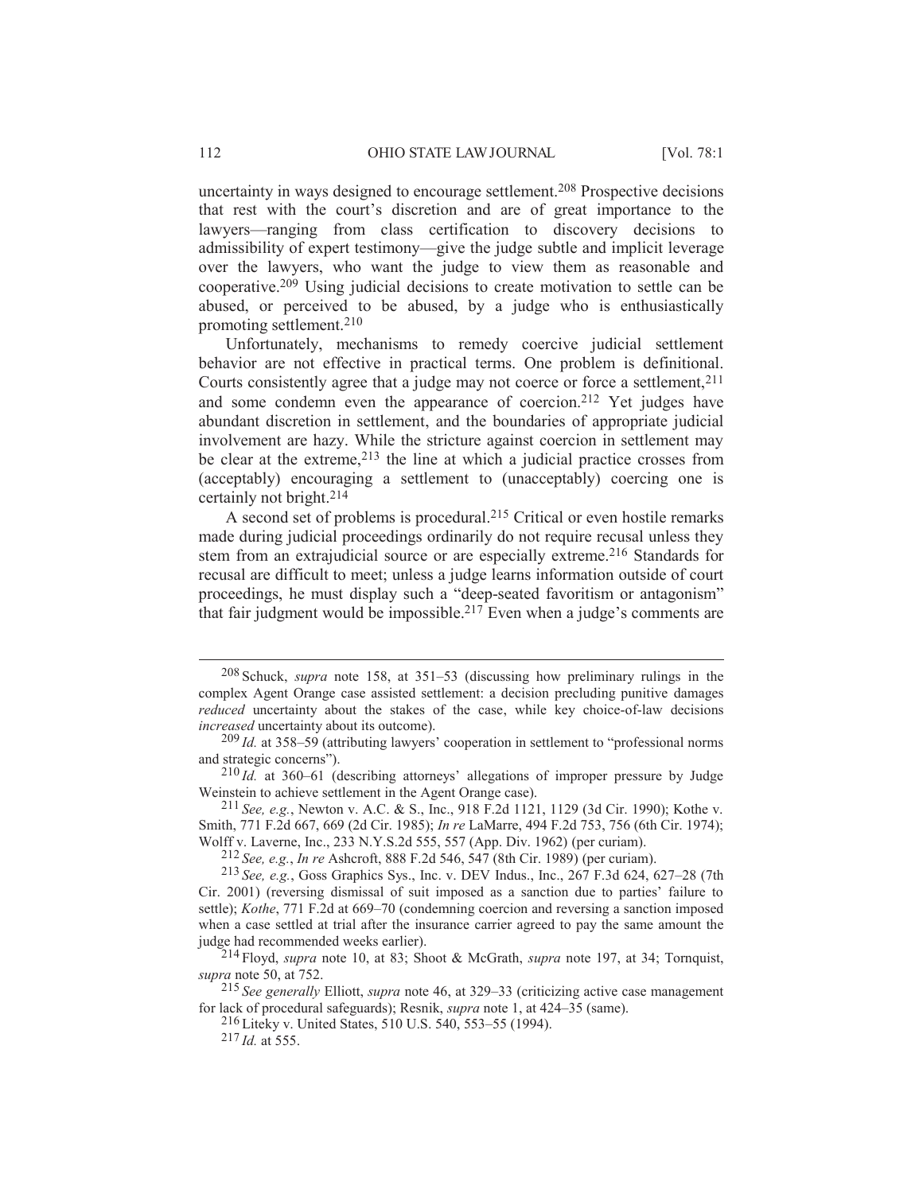uncertainty in ways designed to encourage settlement.[208] Prospective decisions that rest with the court's discretion and are of great importance to the lawyers—ranging from class certification to discovery decisions to admissibility of expert testimony—give the judge subtle and implicit leverage over the lawyers, who want the judge to view them as reasonable and cooperative.[209] Using judicial decisions to create motivation to settle can be abused, or perceived to be abused, by a judge who is enthusiastically promoting settlement.[210]

Unfortunately, mechanisms to remedy coercive judicial settlement behavior are not effective in practical terms. One problem is definitional. Courts consistently agree that a judge may not coerce or force a settlement,[211] and some condemn even the appearance of coercion.[212] Yet judges have abundant discretion in settlement, and the boundaries of appropriate judicial involvement are hazy. While the stricture against coercion in settlement may be clear at the extreme,[213] the line at which a judicial practice crosses from (acceptably) encouraging a settlement to (unacceptably) coercing one is certainly not bright.[214]

A second set of problems is procedural.[215] Critical or even hostile remarks made during judicial proceedings ordinarily do not require recusal unless they stem from an extrajudicial source or are especially extreme.[216] Standards for recusal are difficult to meet; unless a judge learns information outside of court proceedings, he must display such a "deep-seated favoritism or antagonism" that fair judgment would be impossible.[217] Even when a judge's comments are

---

[208] Schuck, *supra* note 158, at 351–53 (discussing how preliminary rulings in the complex Agent Orange case assisted settlement: a decision precluding punitive damages *reduced* uncertainty about the stakes of the case, while key choice-of-law decisions *increased* uncertainty about its outcome).

[209] *Id.* at 358–59 (attributing lawyers' cooperation in settlement to "professional norms and strategic concerns").

[210] *Id.* at 360–61 (describing attorneys' allegations of improper pressure by Judge Weinstein to achieve settlement in the Agent Orange case).

[211] *See, e.g.*, Newton v. A.C. & S., Inc., 918 F.2d 1121, 1129 (3d Cir. 1990); Kothe v. Smith, 771 F.2d 667, 669 (2d Cir. 1985); *In re* LaMarre, 494 F.2d 753, 756 (6th Cir. 1974); Wolff v. Laverne, Inc., 233 N.Y.S.2d 555, 557 (App. Div. 1962) (per curiam).

[212] *See, e.g.*, *In re* Ashcroft, 888 F.2d 546, 547 (8th Cir. 1989) (per curiam).

[213] *See, e.g.*, Goss Graphics Sys., Inc. v. DEV Indus., Inc., 267 F.3d 624, 627–28 (7th Cir. 2001) (reversing dismissal of suit imposed as a sanction due to parties' failure to settle); *Kothe*, 771 F.2d at 669–70 (condemning coercion and reversing a sanction imposed when a case settled at trial after the insurance carrier agreed to pay the same amount the judge had recommended weeks earlier).

[214] Floyd, *supra* note 10, at 83; Shoot & McGrath, *supra* note 197, at 34; Tornquist, *supra* note 50, at 752.

[215] *See generally* Elliott, *supra* note 46, at 329–33 (criticizing active case management for lack of procedural safeguards); Resnik, *supra* note 1, at 424–35 (same).

[216] Liteky v. United States, 510 U.S. 540, 553–55 (1994).

[217] *Id.* at 555.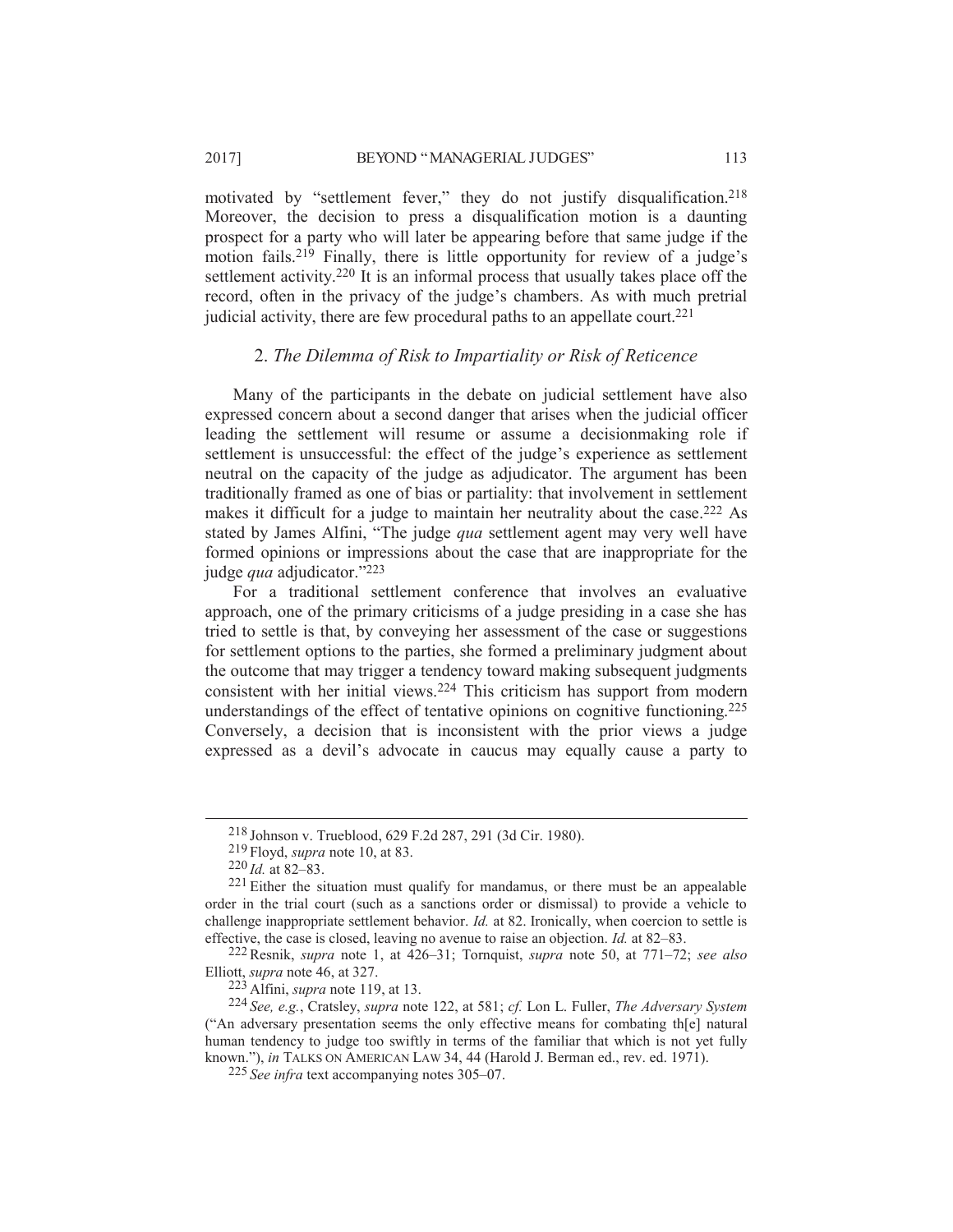motivated by "settlement fever," they do not justify disqualification.[218] Moreover, the decision to press a disqualification motion is a daunting prospect for a party who will later be appearing before that same judge if the motion fails.[219] Finally, there is little opportunity for review of a judge's settlement activity.[220] It is an informal process that usually takes place off the record, often in the privacy of the judge's chambers. As with much pretrial judicial activity, there are few procedural paths to an appellate court.[221]

### 2. *The Dilemma of Risk to Impartiality or Risk of Reticence*

Many of the participants in the debate on judicial settlement have also expressed concern about a second danger that arises when the judicial officer leading the settlement will resume or assume a decisionmaking role if settlement is unsuccessful: the effect of the judge's experience as settlement neutral on the capacity of the judge as adjudicator. The argument has been traditionally framed as one of bias or partiality: that involvement in settlement makes it difficult for a judge to maintain her neutrality about the case.[222] As stated by James Alfini, "The judge *qua* settlement agent may very well have formed opinions or impressions about the case that are inappropriate for the judge *qua* adjudicator."[223]

For a traditional settlement conference that involves an evaluative approach, one of the primary criticisms of a judge presiding in a case she has tried to settle is that, by conveying her assessment of the case or suggestions for settlement options to the parties, she formed a preliminary judgment about the outcome that may trigger a tendency toward making subsequent judgments consistent with her initial views.[224] This criticism has support from modern understandings of the effect of tentative opinions on cognitive functioning.[225] Conversely, a decision that is inconsistent with the prior views a judge expressed as a devil's advocate in caucus may equally cause a party to

---

[218] Johnson v. Trueblood, 629 F.2d 287, 291 (3d Cir. 1980).

[219] Floyd, *supra* note 10, at 83.

[220] *Id.* at 82–83.

[221] Either the situation must qualify for mandamus, or there must be an appealable order in the trial court (such as a sanctions order or dismissal) to provide a vehicle to challenge inappropriate settlement behavior. *Id.* at 82. Ironically, when coercion to settle is effective, the case is closed, leaving no avenue to raise an objection. *Id.* at 82–83.

[222] Resnik, *supra* note 1, at 426–31; Tornquist, *supra* note 50, at 771–72; *see also* Elliott, *supra* note 46, at 327.

[223] Alfini, *supra* note 119, at 13.

[224] *See, e.g.*, Cratsley, *supra* note 122, at 581; *cf.* Lon L. Fuller, *The Adversary System* ("An adversary presentation seems the only effective means for combating th[e] natural human tendency to judge too swiftly in terms of the familiar that which is not yet fully known."), *in* TALKS ON AMERICAN LAW 34, 44 (Harold J. Berman ed., rev. ed. 1971).

[225] *See infra* text accompanying notes 305–07.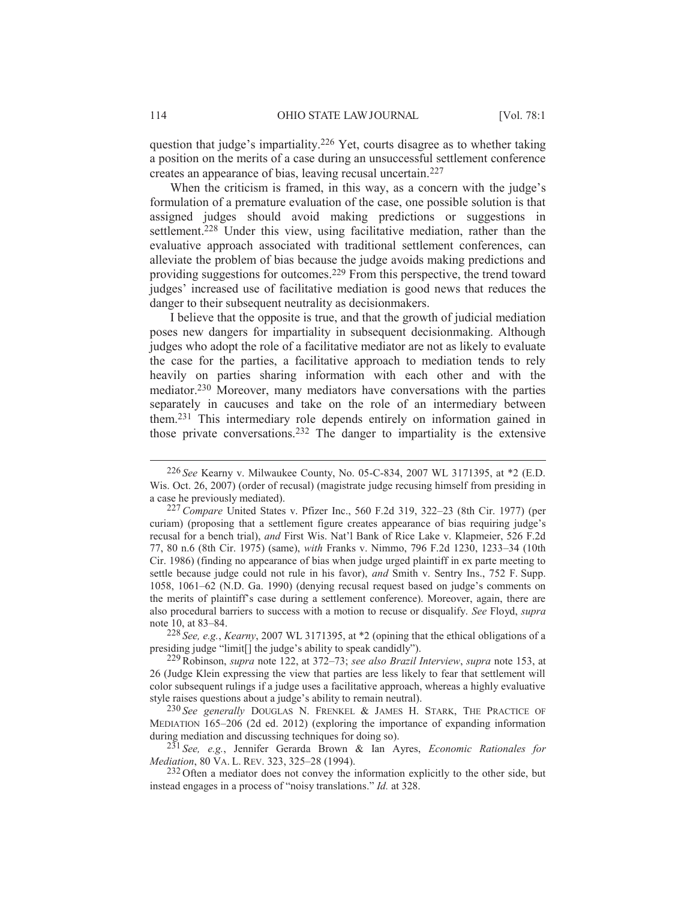question that judge's impartiality.[226] Yet, courts disagree as to whether taking a position on the merits of a case during an unsuccessful settlement conference creates an appearance of bias, leaving recusal uncertain.[227]

When the criticism is framed, in this way, as a concern with the judge's formulation of a premature evaluation of the case, one possible solution is that assigned judges should avoid making predictions or suggestions in settlement.[228] Under this view, using facilitative mediation, rather than the evaluative approach associated with traditional settlement conferences, can alleviate the problem of bias because the judge avoids making predictions and providing suggestions for outcomes.[229] From this perspective, the trend toward judges' increased use of facilitative mediation is good news that reduces the danger to their subsequent neutrality as decisionmakers.

I believe that the opposite is true, and that the growth of judicial mediation poses new dangers for impartiality in subsequent decisionmaking. Although judges who adopt the role of a facilitative mediator are not as likely to evaluate the case for the parties, a facilitative approach to mediation tends to rely heavily on parties sharing information with each other and with the mediator.[230] Moreover, many mediators have conversations with the parties separately in caucuses and take on the role of an intermediary between them.[231] This intermediary role depends entirely on information gained in those private conversations.[232] The danger to impartiality is the extensive

---

[226] *See* Kearny v. Milwaukee County, No. 05-C-834, 2007 WL 3171395, at *2 (E.D. Wis. Oct. 26, 2007) (order of recusal) (magistrate judge recusing himself from presiding in a case he previously mediated).

[227] *Compare* United States v. Pfizer Inc., 560 F.2d 319, 322–23 (8th Cir. 1977) (per curiam) (proposing that a settlement figure creates appearance of bias requiring judge's recusal for a bench trial), *and* First Wis. Nat'l Bank of Rice Lake v. Klapmeier, 526 F.2d 77, 80 n.6 (8th Cir. 1975) (same), *with* Franks v. Nimmo, 796 F.2d 1230, 1233–34 (10th Cir. 1986) (finding no appearance of bias when judge urged plaintiff in ex parte meeting to settle because judge could not rule in his favor), *and* Smith v. Sentry Ins., 752 F. Supp. 1058, 1061–62 (N.D. Ga. 1990) (denying recusal request based on judge's comments on the merits of plaintiff's case during a settlement conference). Moreover, again, there are also procedural barriers to success with a motion to recuse or disqualify. *See* Floyd, *supra* note 10, at 83–84.

[228] *See, e.g.*, *Kearny*, 2007 WL 3171395, at *2 (opining that the ethical obligations of a presiding judge "limit[] the judge's ability to speak candidly").

[229] Robinson, *supra* note 122, at 372–73; *see also Brazil Interview*, *supra* note 153, at 26 (Judge Klein expressing the view that parties are less likely to fear that settlement will color subsequent rulings if a judge uses a facilitative approach, whereas a highly evaluative style raises questions about a judge's ability to remain neutral).

[230] *See generally* DOUGLAS N. FRENKEL & JAMES H. STARK, THE PRACTICE OF MEDIATION 165–206 (2d ed. 2012) (exploring the importance of expanding information during mediation and discussing techniques for doing so).

[231] *See, e.g.*, Jennifer Gerarda Brown & Ian Ayres, *Economic Rationales for Mediation*, 80 VA. L. REV. 323, 325–28 (1994).

[232] Often a mediator does not convey the information explicitly to the other side, but instead engages in a process of "noisy translations." *Id.* at 328.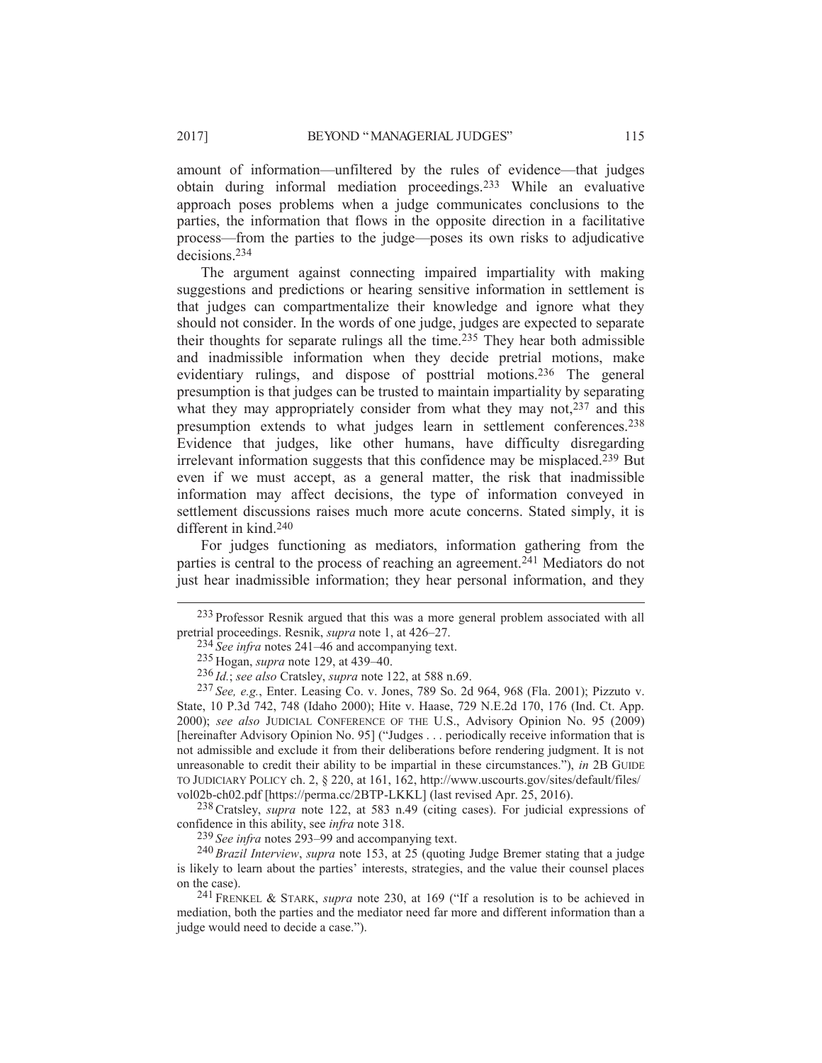amount of information—unfiltered by the rules of evidence—that judges obtain during informal mediation proceedings.[233] While an evaluative approach poses problems when a judge communicates conclusions to the parties, the information that flows in the opposite direction in a facilitative process—from the parties to the judge—poses its own risks to adjudicative decisions.[234]

The argument against connecting impaired impartiality with making suggestions and predictions or hearing sensitive information in settlement is that judges can compartmentalize their knowledge and ignore what they should not consider. In the words of one judge, judges are expected to separate their thoughts for separate rulings all the time.[235] They hear both admissible and inadmissible information when they decide pretrial motions, make evidentiary rulings, and dispose of posttrial motions.[236] The general presumption is that judges can be trusted to maintain impartiality by separating what they may appropriately consider from what they may not,[237] and this presumption extends to what judges learn in settlement conferences.[238] Evidence that judges, like other humans, have difficulty disregarding irrelevant information suggests that this confidence may be misplaced.[239] But even if we must accept, as a general matter, the risk that inadmissible information may affect decisions, the type of information conveyed in settlement discussions raises much more acute concerns. Stated simply, it is different in kind.[240]

For judges functioning as mediators, information gathering from the parties is central to the process of reaching an agreement.[241] Mediators do not just hear inadmissible information; they hear personal information, and they

---

[233] Professor Resnik argued that this was a more general problem associated with all pretrial proceedings. Resnik, *supra* note 1, at 426–27.

[234] *See infra* notes 241–46 and accompanying text.

[235] Hogan, *supra* note 129, at 439–40.

[236] *Id.*; *see also* Cratsley, *supra* note 122, at 588 n.69.

[237] *See, e.g.*, Enter. Leasing Co. v. Jones, 789 So. 2d 964, 968 (Fla. 2001); Pizzuto v. State, 10 P.3d 742, 748 (Idaho 2000); Hite v. Haase, 729 N.E.2d 170, 176 (Ind. Ct. App. 2000); *see also* JUDICIAL CONFERENCE OF THE U.S., Advisory Opinion No. 95 (2009) [hereinafter Advisory Opinion No. 95] ("Judges . . . periodically receive information that is not admissible and exclude it from their deliberations before rendering judgment. It is not unreasonable to credit their ability to be impartial in these circumstances."), *in* 2B GUIDE TO JUDICIARY POLICY ch. 2, § 220, at 161, 162, http://www.uscourts.gov/sites/default/files/vol02b-ch02.pdf [https://perma.cc/2BTP-LKKL] (last revised Apr. 25, 2016).

[238] Cratsley, *supra* note 122, at 583 n.49 (citing cases). For judicial expressions of confidence in this ability, see *infra* note 318.

[239] *See infra* notes 293–99 and accompanying text.

[240] *Brazil Interview*, *supra* note 153, at 25 (quoting Judge Bremer stating that a judge is likely to learn about the parties' interests, strategies, and the value their counsel places on the case).

[241] FRENKEL & STARK, *supra* note 230, at 169 ("If a resolution is to be achieved in mediation, both the parties and the mediator need far more and different information than a judge would need to decide a case.").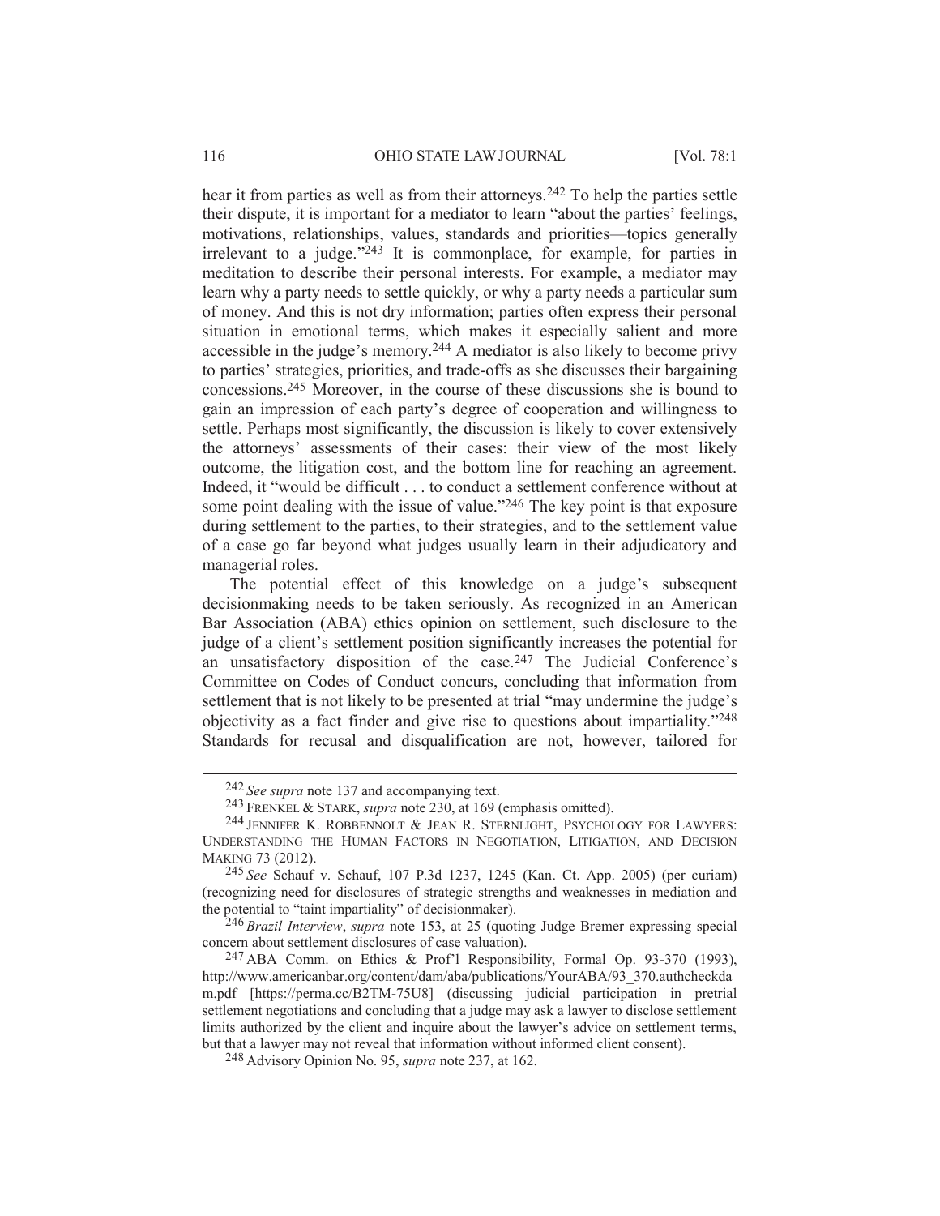hear it from parties as well as from their attorneys.[242] To help the parties settle their dispute, it is important for a mediator to learn "about the parties' feelings, motivations, relationships, values, standards and priorities—topics generally irrelevant to a judge."[243] It is commonplace, for example, for parties in meditation to describe their personal interests. For example, a mediator may learn why a party needs to settle quickly, or why a party needs a particular sum of money. And this is not dry information; parties often express their personal situation in emotional terms, which makes it especially salient and more accessible in the judge's memory.[244] A mediator is also likely to become privy to parties' strategies, priorities, and trade-offs as she discusses their bargaining concessions.[245] Moreover, in the course of these discussions she is bound to gain an impression of each party's degree of cooperation and willingness to settle. Perhaps most significantly, the discussion is likely to cover extensively the attorneys' assessments of their cases: their view of the most likely outcome, the litigation cost, and the bottom line for reaching an agreement. Indeed, it "would be difficult . . . to conduct a settlement conference without at some point dealing with the issue of value."[246] The key point is that exposure during settlement to the parties, to their strategies, and to the settlement value of a case go far beyond what judges usually learn in their adjudicatory and managerial roles.

The potential effect of this knowledge on a judge's subsequent decisionmaking needs to be taken seriously. As recognized in an American Bar Association (ABA) ethics opinion on settlement, such disclosure to the judge of a client's settlement position significantly increases the potential for an unsatisfactory disposition of the case.[247] The Judicial Conference's Committee on Codes of Conduct concurs, concluding that information from settlement that is not likely to be presented at trial "may undermine the judge's objectivity as a fact finder and give rise to questions about impartiality."[248] Standards for recusal and disqualification are not, however, tailored for

---

[242] *See supra* note 137 and accompanying text.

[243] FRENKEL & STARK, *supra* note 230, at 169 (emphasis omitted).

[244] JENNIFER K. ROBBENNOLT & JEAN R. STERNLIGHT, PSYCHOLOGY FOR LAWYERS: UNDERSTANDING THE HUMAN FACTORS IN NEGOTIATION, LITIGATION, AND DECISION MAKING 73 (2012).

[245] *See* Schauf v. Schauf, 107 P.3d 1237, 1245 (Kan. Ct. App. 2005) (per curiam) (recognizing need for disclosures of strategic strengths and weaknesses in mediation and the potential to "taint impartiality" of decisionmaker).

[246] *Brazil Interview*, *supra* note 153, at 25 (quoting Judge Bremer expressing special concern about settlement disclosures of case valuation).

[247] ABA Comm. on Ethics & Prof'l Responsibility, Formal Op. 93-370 (1993), http://www.americanbar.org/content/dam/aba/publications/YourABA/93_370.authcheckdam.pdf [https://perma.cc/B2TM-75U8] (discussing judicial participation in pretrial settlement negotiations and concluding that a judge may ask a lawyer to disclose settlement limits authorized by the client and inquire about the lawyer's advice on settlement terms, but that a lawyer may not reveal that information without informed client consent).

[248] Advisory Opinion No. 95, *supra* note 237, at 162.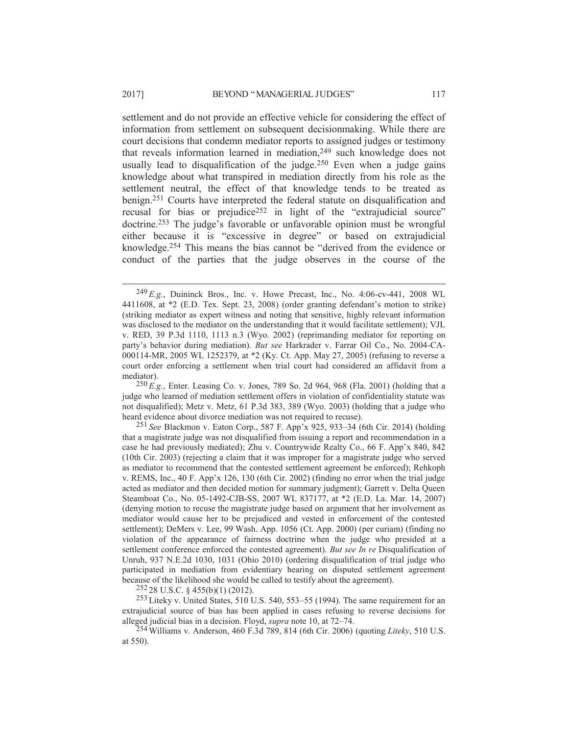settlement and do not provide an effective vehicle for considering the effect of information from settlement on subsequent decisionmaking. While there are court decisions that condemn mediator reports to assigned judges or testimony that reveals information learned in mediation,[249] such knowledge does not usually lead to disqualification of the judge.[250] Even when a judge gains knowledge about what transpired in mediation directly from his role as the settlement neutral, the effect of that knowledge tends to be treated as benign.[251] Courts have interpreted the federal statute on disqualification and recusal for bias or prejudice[252] in light of the "extrajudicial source" doctrine.[253] The judge's favorable or unfavorable opinion must be wrongful either because it is "excessive in degree" or based on extrajudicial knowledge.[254] This means the bias cannot be "derived from the evidence or conduct of the parties that the judge observes in the course of the

---

[249] *E.g.*, Duininck Bros., Inc. v. Howe Precast, Inc., No. 4:06-cv-441, 2008 WL 4411608, at *2 (E.D. Tex. Sept. 23, 2008) (order granting defendant's motion to strike) (striking mediator as expert witness and noting that sensitive, highly relevant information was disclosed to the mediator on the understanding that it would facilitate settlement); VJL v. RED, 39 P.3d 1110, 1113 n.3 (Wyo. 2002) (reprimanding mediator for reporting on party's behavior during mediation). *But see* Harkrader v. Farrar Oil Co., No. 2004-CA-000114-MR, 2005 WL 1252379, at *2 (Ky. Ct. App. May 27, 2005) (refusing to reverse a court order enforcing a settlement when trial court had considered an affidavit from a mediator).

[250] *E.g.*, Enter. Leasing Co. v. Jones, 789 So. 2d 964, 968 (Fla. 2001) (holding that a judge who learned of mediation settlement offers in violation of confidentiality statute was not disqualified); Metz v. Metz, 61 P.3d 383, 389 (Wyo. 2003) (holding that a judge who heard evidence about divorce mediation was not required to recuse).

[251] *See* Blackmon v. Eaton Corp., 587 F. App'x 925, 933–34 (6th Cir. 2014) (holding that a magistrate judge was not disqualified from issuing a report and recommendation in a case he had previously mediated); Zhu v. Countrywide Realty Co., 66 F. App'x 840, 842 (10th Cir. 2003) (rejecting a claim that it was improper for a magistrate judge who served as mediator to recommend that the contested settlement agreement be enforced); Rehkoph v. REMS, Inc., 40 F. App'x 126, 130 (6th Cir. 2002) (finding no error when the trial judge acted as mediator and then decided motion for summary judgment); Garrett v. Delta Queen Steamboat Co., No. 05-1492-CJB-SS, 2007 WL 837177, at *2 (E.D. La. Mar. 14, 2007) (denying motion to recuse the magistrate judge based on argument that her involvement as mediator would cause her to be prejudiced and vested in enforcement of the contested settlement); DeMers v. Lee, 99 Wash. App. 1056 (Ct. App. 2000) (per curiam) (finding no violation of the appearance of fairness doctrine when the judge who presided at a settlement conference enforced the contested agreement). *But see In re* Disqualification of Unruh, 937 N.E.2d 1030, 1031 (Ohio 2010) (ordering disqualification of trial judge who participated in mediation from evidentiary hearing on disputed settlement agreement because of the likelihood she would be called to testify about the agreement).

[252] 28 U.S.C. § 455(b)(1) (2012).

[253] Liteky v. United States, 510 U.S. 540, 553–55 (1994). The same requirement for an extrajudicial source of bias has been applied in cases refusing to reverse decisions for alleged judicial bias in a decision. Floyd, *supra* note 10, at 72–74.

[254] Williams v. Anderson, 460 F.3d 789, 814 (6th Cir. 2006) (quoting *Liteky*, 510 U.S. at 550).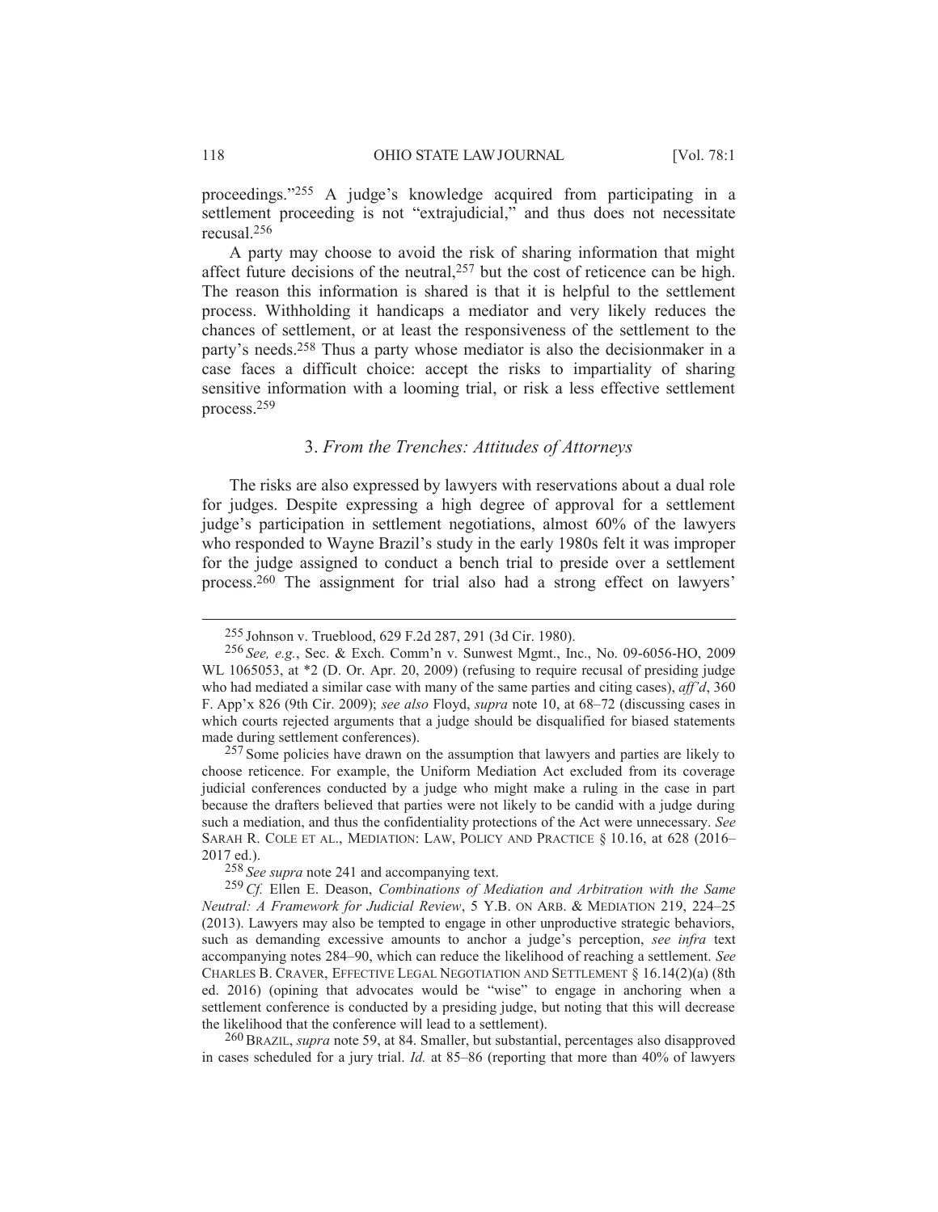proceedings."[255] A judge's knowledge acquired from participating in a settlement proceeding is not "extrajudicial," and thus does not necessitate recusal.[256]

A party may choose to avoid the risk of sharing information that might affect future decisions of the neutral,[257] but the cost of reticence can be high. The reason this information is shared is that it is helpful to the settlement process. Withholding it handicaps a mediator and very likely reduces the chances of settlement, or at least the responsiveness of the settlement to the party's needs.[258] Thus a party whose mediator is also the decisionmaker in a case faces a difficult choice: accept the risks to impartiality of sharing sensitive information with a looming trial, or risk a less effective settlement process.[259]

### 3. *From the Trenches: Attitudes of Attorneys*

The risks are also expressed by lawyers with reservations about a dual role for judges. Despite expressing a high degree of approval for a settlement judge's participation in settlement negotiations, almost 60% of the lawyers who responded to Wayne Brazil's study in the early 1980s felt it was improper for the judge assigned to conduct a bench trial to preside over a settlement process.[260] The assignment for trial also had a strong effect on lawyers'

---

[255] Johnson v. Trueblood, 629 F.2d 287, 291 (3d Cir. 1980).

[256] *See, e.g.*, Sec. & Exch. Comm'n v. Sunwest Mgmt., Inc., No. 09-6056-HO, 2009 WL 1065053, at *2 (D. Or. Apr. 20, 2009) (refusing to require recusal of presiding judge who had mediated a similar case with many of the same parties and citing cases), *aff'd*, 360 F. App'x 826 (9th Cir. 2009); *see also* Floyd, *supra* note 10, at 68–72 (discussing cases in which courts rejected arguments that a judge should be disqualified for biased statements made during settlement conferences).

[257] Some policies have drawn on the assumption that lawyers and parties are likely to choose reticence. For example, the Uniform Mediation Act excluded from its coverage judicial conferences conducted by a judge who might make a ruling in the case in part because the drafters believed that parties were not likely to be candid with a judge during such a mediation, and thus the confidentiality protections of the Act were unnecessary. *See* SARAH R. COLE ET AL., MEDIATION: LAW, POLICY AND PRACTICE § 10.16, at 628 (2016–2017 ed.).

[258] *See supra* note 241 and accompanying text.

[259] *Cf.* Ellen E. Deason, *Combinations of Mediation and Arbitration with the Same Neutral: A Framework for Judicial Review*, 5 Y.B. ON ARB. & MEDIATION 219, 224–25 (2013). Lawyers may also be tempted to engage in other unproductive strategic behaviors, such as demanding excessive amounts to anchor a judge's perception, *see infra* text accompanying notes 284–90, which can reduce the likelihood of reaching a settlement. *See* CHARLES B. CRAVER, EFFECTIVE LEGAL NEGOTIATION AND SETTLEMENT § 16.14(2)(a) (8th ed. 2016) (opining that advocates would be "wise" to engage in anchoring when a settlement conference is conducted by a presiding judge, but noting that this will decrease the likelihood that the conference will lead to a settlement).

[260] BRAZIL, *supra* note 59, at 84. Smaller, but substantial, percentages also disapproved in cases scheduled for a jury trial. *Id.* at 85–86 (reporting that more than 40% of lawyers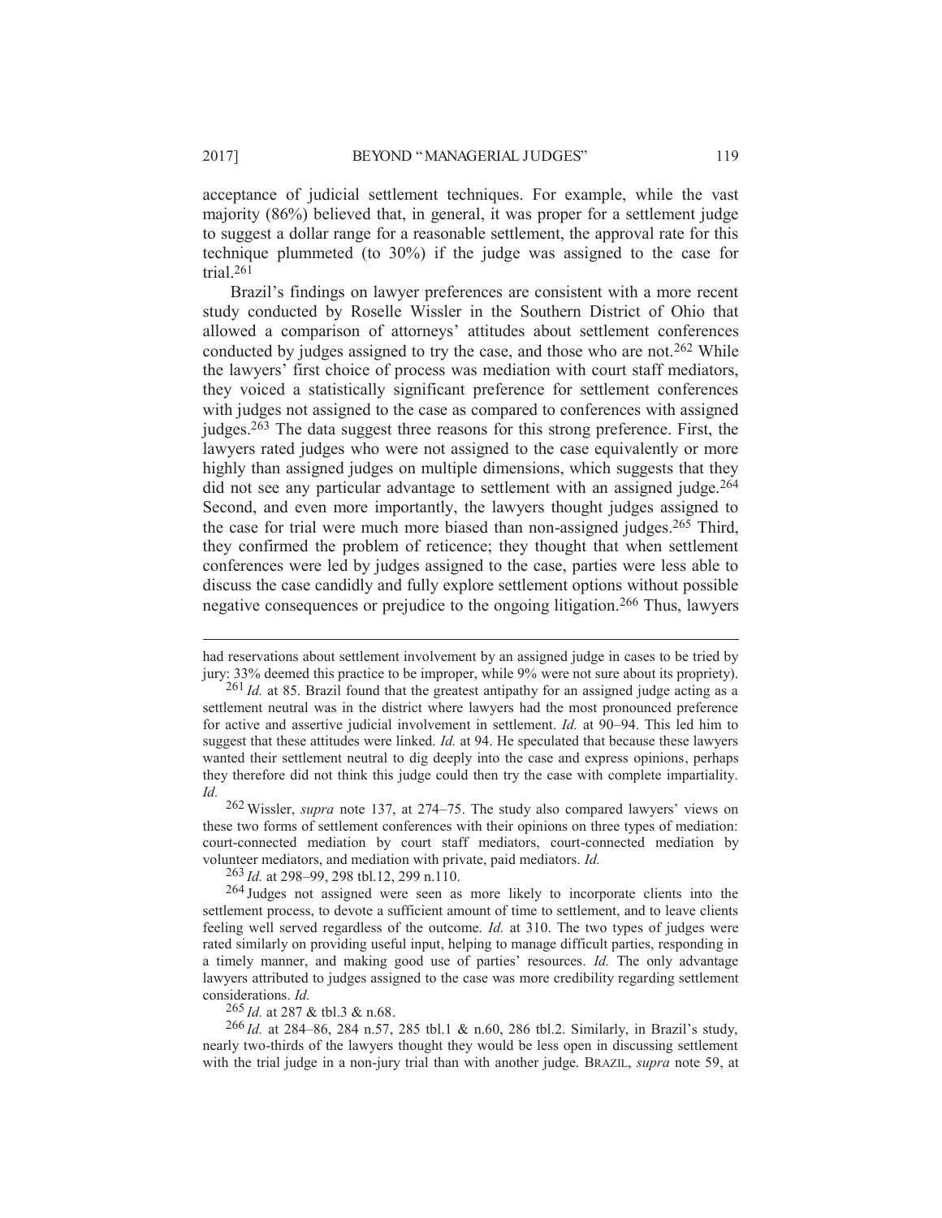acceptance of judicial settlement techniques. For example, while the vast majority (86%) believed that, in general, it was proper for a settlement judge to suggest a dollar range for a reasonable settlement, the approval rate for this technique plummeted (to 30%) if the judge was assigned to the case for trial.[261]

Brazil's findings on lawyer preferences are consistent with a more recent study conducted by Roselle Wissler in the Southern District of Ohio that allowed a comparison of attorneys' attitudes about settlement conferences conducted by judges assigned to try the case, and those who are not.[262] While the lawyers' first choice of process was mediation with court staff mediators, they voiced a statistically significant preference for settlement conferences with judges not assigned to the case as compared to conferences with assigned judges.[263] The data suggest three reasons for this strong preference. First, the lawyers rated judges who were not assigned to the case equivalently or more highly than assigned judges on multiple dimensions, which suggests that they did not see any particular advantage to settlement with an assigned judge.[264] Second, and even more importantly, the lawyers thought judges assigned to the case for trial were much more biased than non-assigned judges.[265] Third, they confirmed the problem of reticence; they thought that when settlement conferences were led by judges assigned to the case, parties were less able to discuss the case candidly and fully explore settlement options without possible negative consequences or prejudice to the ongoing litigation.[266] Thus, lawyers

---

had reservations about settlement involvement by an assigned judge in cases to be tried by jury: 33% deemed this practice to be improper, while 9% were not sure about its propriety).

[261] *Id.* at 85. Brazil found that the greatest antipathy for an assigned judge acting as a settlement neutral was in the district where lawyers had the most pronounced preference for active and assertive judicial involvement in settlement. *Id.* at 90–94. This led him to suggest that these attitudes were linked. *Id.* at 94. He speculated that because these lawyers wanted their settlement neutral to dig deeply into the case and express opinions, perhaps they therefore did not think this judge could then try the case with complete impartiality. *Id.*

[262] Wissler, *supra* note 137, at 274–75. The study also compared lawyers' views on these two forms of settlement conferences with their opinions on three types of mediation: court-connected mediation by court staff mediators, court-connected mediation by volunteer mediators, and mediation with private, paid mediators. *Id.*

[263] *Id.* at 298–99, 298 tbl.12, 299 n.110.

[264] Judges not assigned were seen as more likely to incorporate clients into the settlement process, to devote a sufficient amount of time to settlement, and to leave clients feeling well served regardless of the outcome. *Id.* at 310. The two types of judges were rated similarly on providing useful input, helping to manage difficult parties, responding in a timely manner, and making good use of parties' resources. *Id.* The only advantage lawyers attributed to judges assigned to the case was more credibility regarding settlement considerations. *Id.*

[265] *Id.* at 287 & tbl.3 & n.68.

[266] *Id.* at 284–86, 284 n.57, 285 tbl.1 & n.60, 286 tbl.2. Similarly, in Brazil's study, nearly two-thirds of the lawyers thought they would be less open in discussing settlement with the trial judge in a non-jury trial than with another judge. BRAZIL, *supra* note 59, at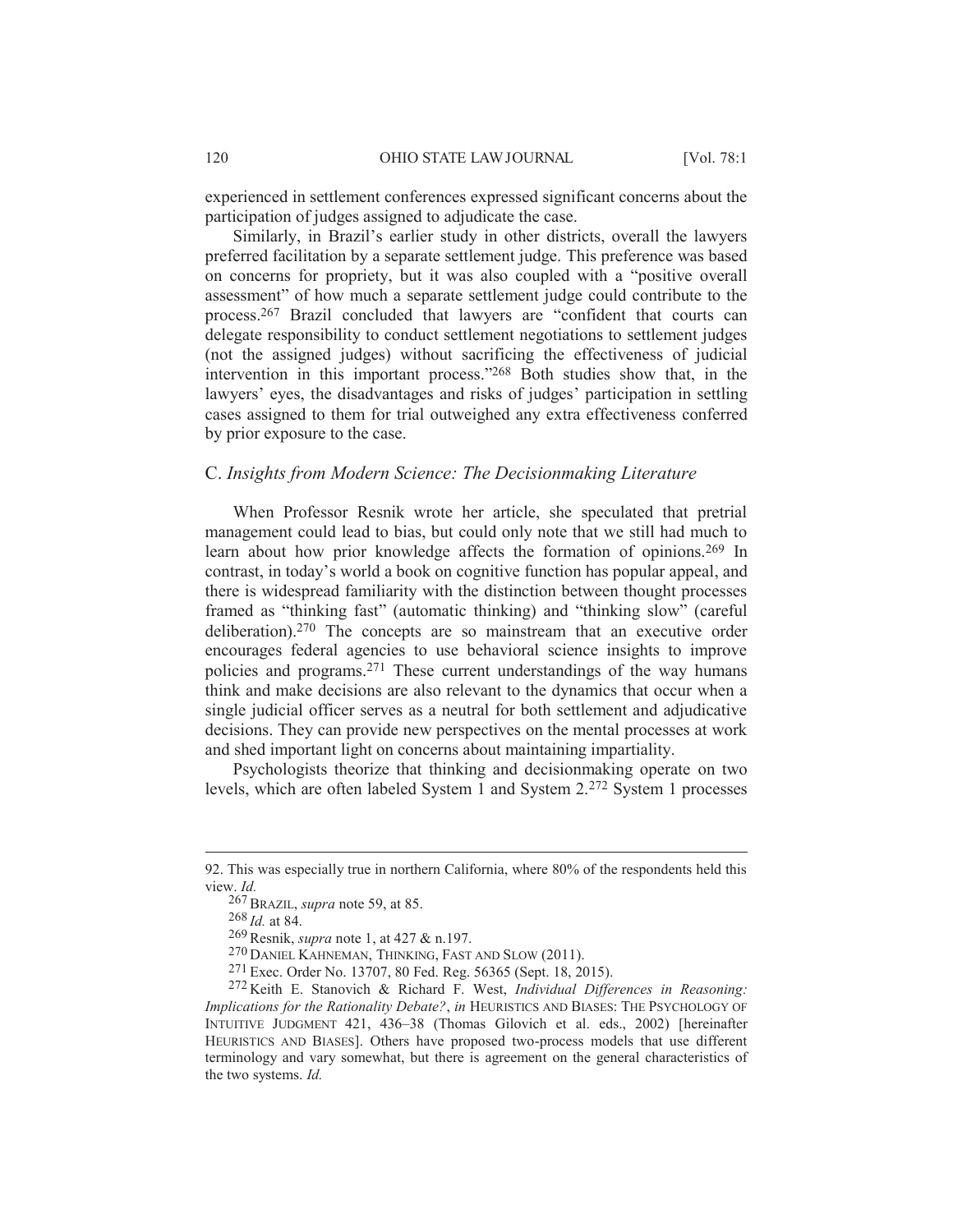experienced in settlement conferences expressed significant concerns about the participation of judges assigned to adjudicate the case.

Similarly, in Brazil's earlier study in other districts, overall the lawyers preferred facilitation by a separate settlement judge. This preference was based on concerns for propriety, but it was also coupled with a "positive overall assessment" of how much a separate settlement judge could contribute to the process.[267] Brazil concluded that lawyers are "confident that courts can delegate responsibility to conduct settlement negotiations to settlement judges (not the assigned judges) without sacrificing the effectiveness of judicial intervention in this important process."[268] Both studies show that, in the lawyers' eyes, the disadvantages and risks of judges' participation in settling cases assigned to them for trial outweighed any extra effectiveness conferred by prior exposure to the case.

### C. *Insights from Modern Science: The Decisionmaking Literature*

When Professor Resnik wrote her article, she speculated that pretrial management could lead to bias, but could only note that we still had much to learn about how prior knowledge affects the formation of opinions.[269] In contrast, in today's world a book on cognitive function has popular appeal, and there is widespread familiarity with the distinction between thought processes framed as "thinking fast" (automatic thinking) and "thinking slow" (careful deliberation).[270] The concepts are so mainstream that an executive order encourages federal agencies to use behavioral science insights to improve policies and programs.[271] These current understandings of the way humans think and make decisions are also relevant to the dynamics that occur when a single judicial officer serves as a neutral for both settlement and adjudicative decisions. They can provide new perspectives on the mental processes at work and shed important light on concerns about maintaining impartiality.

Psychologists theorize that thinking and decisionmaking operate on two levels, which are often labeled System 1 and System 2.[272] System 1 processes

---

92. This was especially true in northern California, where 80% of the respondents held this view. *Id.*

[267] BRAZIL, *supra* note 59, at 85.

[268] *Id.* at 84.

[269] Resnik, *supra* note 1, at 427 & n.197.

[270] DANIEL KAHNEMAN, THINKING, FAST AND SLOW (2011).

[271] Exec. Order No. 13707, 80 Fed. Reg. 56365 (Sept. 18, 2015).

[272] Keith E. Stanovich & Richard F. West, *Individual Differences in Reasoning: Implications for the Rationality Debate?*, *in* HEURISTICS AND BIASES: THE PSYCHOLOGY OF INTUITIVE JUDGMENT 421, 436–38 (Thomas Gilovich et al. eds., 2002) [hereinafter HEURISTICS AND BIASES]. Others have proposed two-process models that use different terminology and vary somewhat, but there is agreement on the general characteristics of the two systems. *Id.*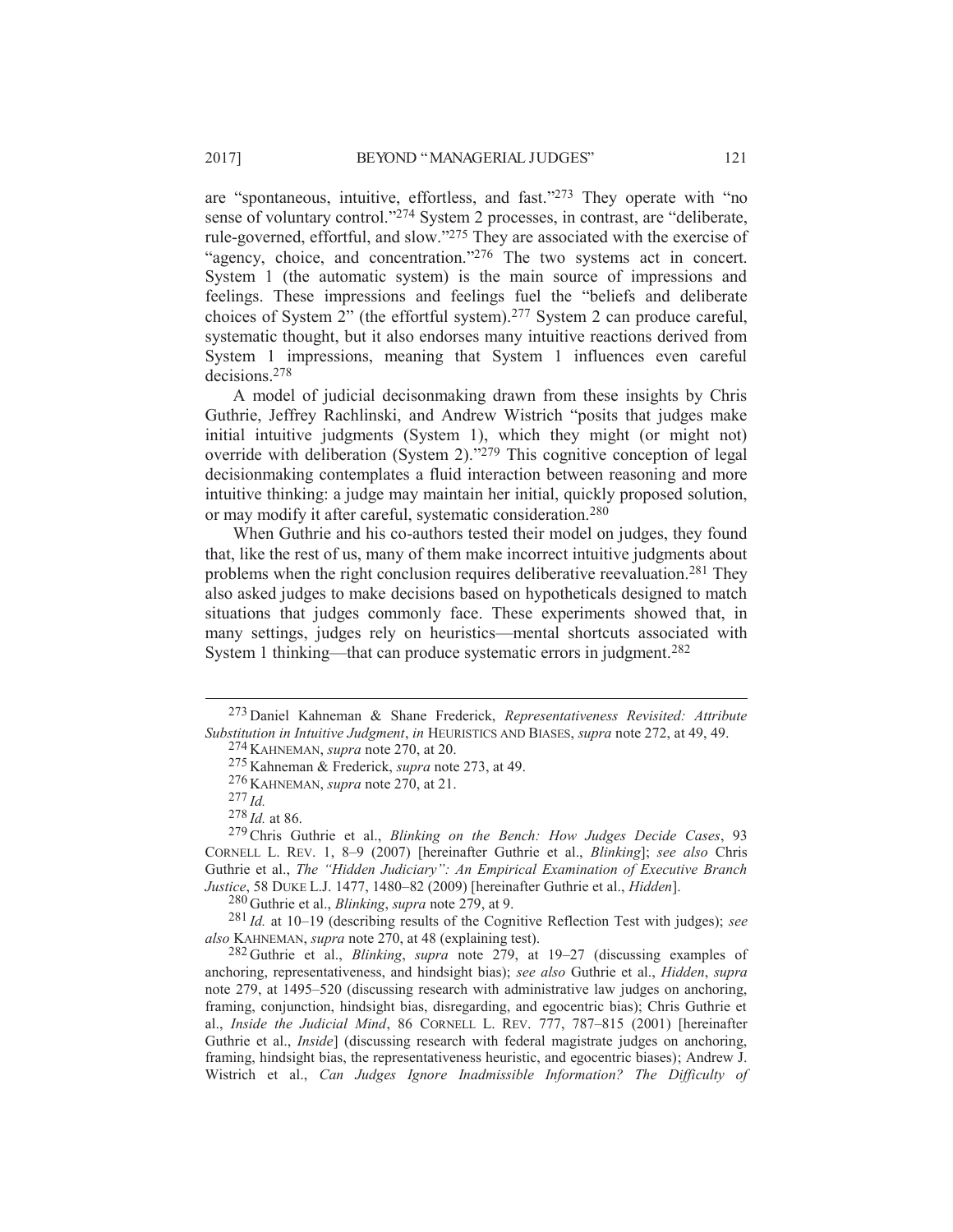are "spontaneous, intuitive, effortless, and fast."[273] They operate with "no sense of voluntary control."[274] System 2 processes, in contrast, are "deliberate, rule-governed, effortful, and slow."[275] They are associated with the exercise of "agency, choice, and concentration."[276] The two systems act in concert. System 1 (the automatic system) is the main source of impressions and feelings. These impressions and feelings fuel the "beliefs and deliberate choices of System 2" (the effortful system).[277] System 2 can produce careful, systematic thought, but it also endorses many intuitive reactions derived from System 1 impressions, meaning that System 1 influences even careful decisions.[278]

A model of judicial decisonmaking drawn from these insights by Chris Guthrie, Jeffrey Rachlinski, and Andrew Wistrich "posits that judges make initial intuitive judgments (System 1), which they might (or might not) override with deliberation (System 2)."[279] This cognitive conception of legal decisionmaking contemplates a fluid interaction between reasoning and more intuitive thinking: a judge may maintain her initial, quickly proposed solution, or may modify it after careful, systematic consideration.[280]

When Guthrie and his co-authors tested their model on judges, they found that, like the rest of us, many of them make incorrect intuitive judgments about problems when the right conclusion requires deliberative reevaluation.[281] They also asked judges to make decisions based on hypotheticals designed to match situations that judges commonly face. These experiments showed that, in many settings, judges rely on heuristics—mental shortcuts associated with System 1 thinking—that can produce systematic errors in judgment.[282]

---

[273] Daniel Kahneman & Shane Frederick, *Representativeness Revisited: Attribute Substitution in Intuitive Judgment*, *in* HEURISTICS AND BIASES, *supra* note 272, at 49, 49.

[274] KAHNEMAN, *supra* note 270, at 20.

[275] Kahneman & Frederick, *supra* note 273, at 49.

[276] KAHNEMAN, *supra* note 270, at 21.

[277] *Id.*

[278] *Id.* at 86.

[279] Chris Guthrie et al., *Blinking on the Bench: How Judges Decide Cases*, 93 CORNELL L. REV. 1, 8–9 (2007) [hereinafter Guthrie et al., *Blinking*]; *see also* Chris Guthrie et al., *The "Hidden Judiciary": An Empirical Examination of Executive Branch Justice*, 58 DUKE L.J. 1477, 1480–82 (2009) [hereinafter Guthrie et al., *Hidden*].

[280] Guthrie et al., *Blinking*, *supra* note 279, at 9.

[281] *Id.* at 10–19 (describing results of the Cognitive Reflection Test with judges); *see also* KAHNEMAN, *supra* note 270, at 48 (explaining test).

[282] Guthrie et al., *Blinking*, *supra* note 279, at 19–27 (discussing examples of anchoring, representativeness, and hindsight bias); *see also* Guthrie et al., *Hidden*, *supra* note 279, at 1495–520 (discussing research with administrative law judges on anchoring, framing, conjunction, hindsight bias, disregarding, and egocentric bias); Chris Guthrie et al., *Inside the Judicial Mind*, 86 CORNELL L. REV. 777, 787–815 (2001) [hereinafter Guthrie et al., *Inside*] (discussing research with federal magistrate judges on anchoring, framing, hindsight bias, the representativeness heuristic, and egocentric biases); Andrew J. Wistrich et al., *Can Judges Ignore Inadmissible Information? The Difficulty of*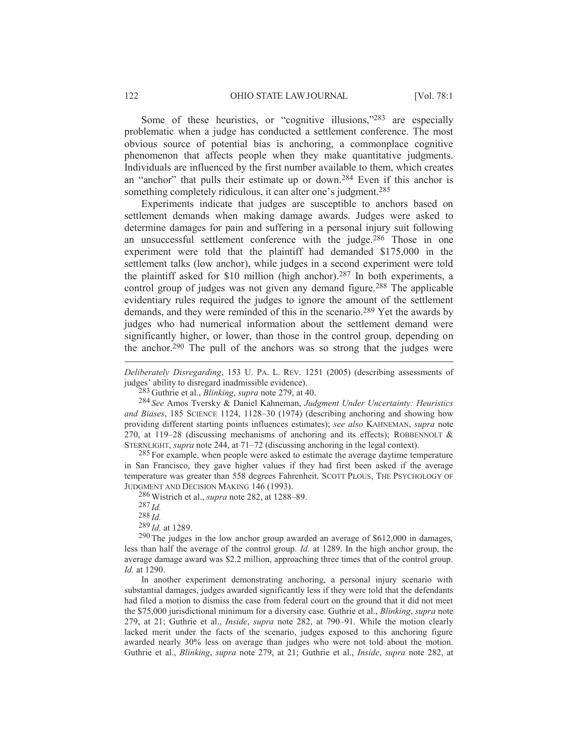Some of these heuristics, or "cognitive illusions,"[283] are especially problematic when a judge has conducted a settlement conference. The most obvious source of potential bias is anchoring, a commonplace cognitive phenomenon that affects people when they make quantitative judgments. Individuals are influenced by the first number available to them, which creates an "anchor" that pulls their estimate up or down.[284] Even if this anchor is something completely ridiculous, it can alter one's judgment.[285]

Experiments indicate that judges are susceptible to anchors based on settlement demands when making damage awards. Judges were asked to determine damages for pain and suffering in a personal injury suit following an unsuccessful settlement conference with the judge.[286] Those in one experiment were told that the plaintiff had demanded $175,000 in the settlement talks (low anchor), while judges in a second experiment were told the plaintiff asked for $10 million (high anchor).[287] In both experiments, a control group of judges was not given any demand figure.[288] The applicable evidentiary rules required the judges to ignore the amount of the settlement demands, and they were reminded of this in the scenario.[289] Yet the awards by judges who had numerical information about the settlement demand were significantly higher, or lower, than those in the control group, depending on the anchor.[290] The pull of the anchors was so strong that the judges were

---

*Deliberately Disregarding*, 153 U. PA. L. REV. 1251 (2005) (describing assessments of judges' ability to disregard inadmissible evidence).

[283] Guthrie et al., *Blinking*, *supra* note 279, at 40.

[284] *See* Amos Tversky & Daniel Kahneman, *Judgment Under Uncertainty: Heuristics and Biases*, 185 SCIENCE 1124, 1128–30 (1974) (describing anchoring and showing how providing different starting points influences estimates); *see also* KAHNEMAN, *supra* note 270, at 119–28 (discussing mechanisms of anchoring and its effects); ROBBENNOLT & STERNLIGHT, *supra* note 244, at 71–72 (discussing anchoring in the legal context).

[285] For example, when people were asked to estimate the average daytime temperature in San Francisco, they gave higher values if they had first been asked if the average temperature was greater than 558 degrees Fahrenheit. SCOTT PLOUS, THE PSYCHOLOGY OF JUDGMENT AND DECISION MAKING 146 (1993).

[286] Wistrich et al., *supra* note 282, at 1288–89.

[287] *Id.*

[288] *Id.*

[289] *Id.* at 1289.

[290] The judges in the low anchor group awarded an average of $612,000 in damages, less than half the average of the control group. *Id.* at 1289. In the high anchor group, the average damage award was $2.2 million, approaching three times that of the control group. *Id.* at 1290.

In another experiment demonstrating anchoring, a personal injury scenario with substantial damages, judges awarded significantly less if they were told that the defendants had filed a motion to dismiss the case from federal court on the ground that it did not meet the $75,000 jurisdictional minimum for a diversity case. Guthrie et al., *Blinking*, *supra* note 279, at 21; Guthrie et al., *Inside*, *supra* note 282, at 790–91. While the motion clearly lacked merit under the facts of the scenario, judges exposed to this anchoring figure awarded nearly 30% less on average than judges who were not told about the motion. Guthrie et al., *Blinking*, *supra* note 279, at 21; Guthrie et al., *Inside*, *supra* note 282, at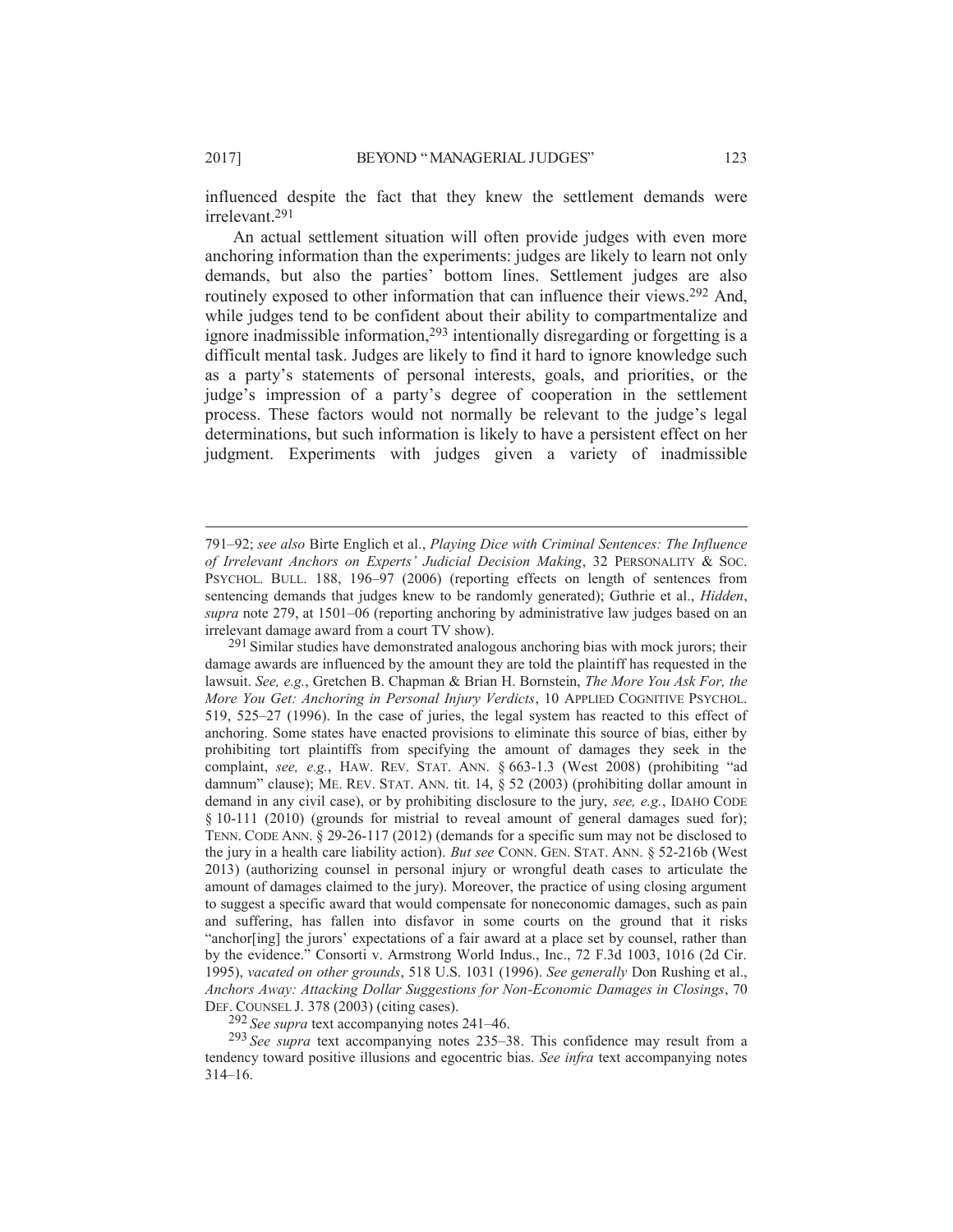influenced despite the fact that they knew the settlement demands were irrelevant.[291]

An actual settlement situation will often provide judges with even more anchoring information than the experiments: judges are likely to learn not only demands, but also the parties' bottom lines. Settlement judges are also routinely exposed to other information that can influence their views.[292] And, while judges tend to be confident about their ability to compartmentalize and ignore inadmissible information,[293] intentionally disregarding or forgetting is a difficult mental task. Judges are likely to find it hard to ignore knowledge such as a party's statements of personal interests, goals, and priorities, or the judge's impression of a party's degree of cooperation in the settlement process. These factors would not normally be relevant to the judge's legal determinations, but such information is likely to have a persistent effect on her judgment. Experiments with judges given a variety of inadmissible

---

791–92; *see also* Birte Englich et al., *Playing Dice with Criminal Sentences: The Influence of Irrelevant Anchors on Experts' Judicial Decision Making*, 32 PERSONALITY & SOC. PSYCHOL. BULL. 188, 196–97 (2006) (reporting effects on length of sentences from sentencing demands that judges knew to be randomly generated); Guthrie et al., *Hidden*, *supra* note 279, at 1501–06 (reporting anchoring by administrative law judges based on an irrelevant damage award from a court TV show).

[291] Similar studies have demonstrated analogous anchoring bias with mock jurors; their damage awards are influenced by the amount they are told the plaintiff has requested in the lawsuit. *See, e.g.*, Gretchen B. Chapman & Brian H. Bornstein, *The More You Ask For, the More You Get: Anchoring in Personal Injury Verdicts*, 10 APPLIED COGNITIVE PSYCHOL. 519, 525–27 (1996). In the case of juries, the legal system has reacted to this effect of anchoring. Some states have enacted provisions to eliminate this source of bias, either by prohibiting tort plaintiffs from specifying the amount of damages they seek in the complaint, *see, e.g.*, HAW. REV. STAT. ANN. § 663-1.3 (West 2008) (prohibiting "ad damnum" clause); ME. REV. STAT. ANN. tit. 14, § 52 (2003) (prohibiting dollar amount in demand in any civil case), or by prohibiting disclosure to the jury, *see, e.g.*, IDAHO CODE § 10-111 (2010) (grounds for mistrial to reveal amount of general damages sued for); TENN. CODE ANN. § 29-26-117 (2012) (demands for a specific sum may not be disclosed to the jury in a health care liability action). *But see* CONN. GEN. STAT. ANN. § 52-216b (West 2013) (authorizing counsel in personal injury or wrongful death cases to articulate the amount of damages claimed to the jury). Moreover, the practice of using closing argument to suggest a specific award that would compensate for noneconomic damages, such as pain and suffering, has fallen into disfavor in some courts on the ground that it risks "anchor[ing] the jurors' expectations of a fair award at a place set by counsel, rather than by the evidence." Consorti v. Armstrong World Indus., Inc., 72 F.3d 1003, 1016 (2d Cir. 1995), *vacated on other grounds*, 518 U.S. 1031 (1996). *See generally* Don Rushing et al., *Anchors Away: Attacking Dollar Suggestions for Non-Economic Damages in Closings*, 70 DEF. COUNSEL J. 378 (2003) (citing cases).

[292] *See supra* text accompanying notes 241–46.

[293] *See supra* text accompanying notes 235–38. This confidence may result from a tendency toward positive illusions and egocentric bias. *See infra* text accompanying notes 314–16.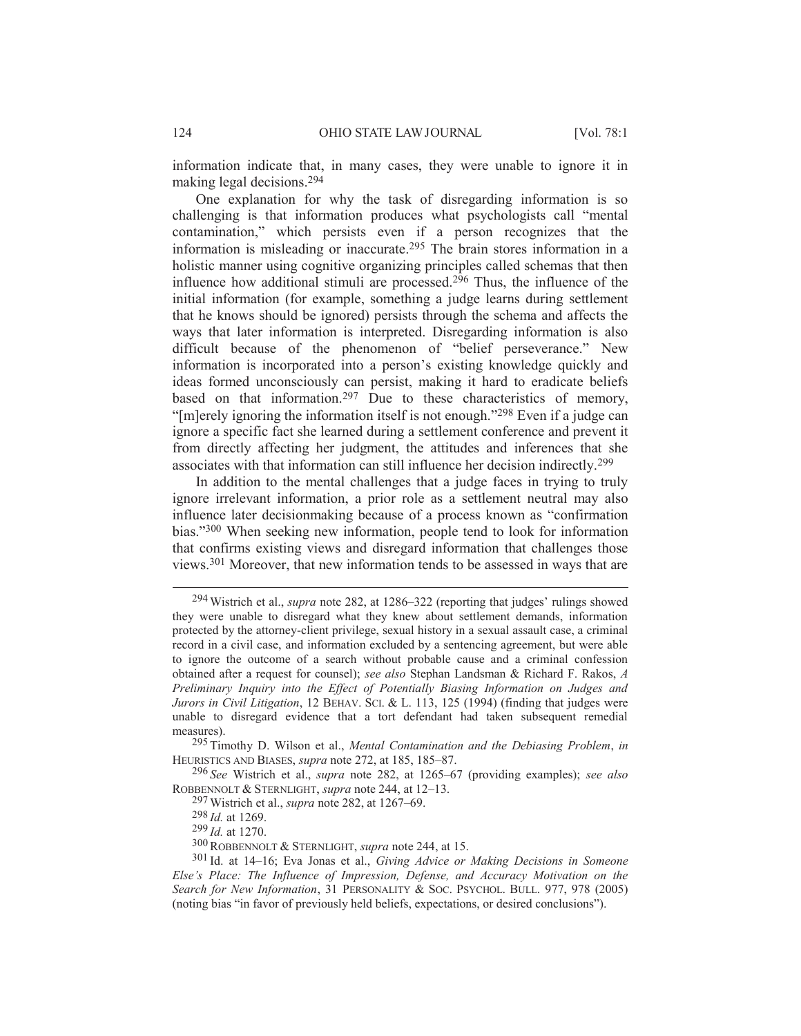information indicate that, in many cases, they were unable to ignore it in making legal decisions.[294]

One explanation for why the task of disregarding information is so challenging is that information produces what psychologists call "mental contamination," which persists even if a person recognizes that the information is misleading or inaccurate.[295] The brain stores information in a holistic manner using cognitive organizing principles called schemas that then influence how additional stimuli are processed.[296] Thus, the influence of the initial information (for example, something a judge learns during settlement that he knows should be ignored) persists through the schema and affects the ways that later information is interpreted. Disregarding information is also difficult because of the phenomenon of "belief perseverance." New information is incorporated into a person's existing knowledge quickly and ideas formed unconsciously can persist, making it hard to eradicate beliefs based on that information.[297] Due to these characteristics of memory, "[m]erely ignoring the information itself is not enough."[298] Even if a judge can ignore a specific fact she learned during a settlement conference and prevent it from directly affecting her judgment, the attitudes and inferences that she associates with that information can still influence her decision indirectly.[299]

In addition to the mental challenges that a judge faces in trying to truly ignore irrelevant information, a prior role as a settlement neutral may also influence later decisionmaking because of a process known as "confirmation bias."[300] When seeking new information, people tend to look for information that confirms existing views and disregard information that challenges those views.[301] Moreover, that new information tends to be assessed in ways that are

---

[294] Wistrich et al., *supra* note 282, at 1286–322 (reporting that judges' rulings showed they were unable to disregard what they knew about settlement demands, information protected by the attorney-client privilege, sexual history in a sexual assault case, a criminal record in a civil case, and information excluded by a sentencing agreement, but were able to ignore the outcome of a search without probable cause and a criminal confession obtained after a request for counsel); *see also* Stephan Landsman & Richard F. Rakos, *A Preliminary Inquiry into the Effect of Potentially Biasing Information on Judges and Jurors in Civil Litigation*, 12 BEHAV. SCI. & L. 113, 125 (1994) (finding that judges were unable to disregard evidence that a tort defendant had taken subsequent remedial measures).

[295] Timothy D. Wilson et al., *Mental Contamination and the Debiasing Problem*, *in* HEURISTICS AND BIASES, *supra* note 272, at 185, 185–87.

[296] *See* Wistrich et al., *supra* note 282, at 1265–67 (providing examples); *see also* ROBBENNOLT & STERNLIGHT, *supra* note 244, at 12–13.

[297] Wistrich et al., *supra* note 282, at 1267–69.

[298] *Id.* at 1269.

[299] *Id.* at 1270.

[300] ROBBENNOLT & STERNLIGHT, *supra* note 244, at 15.

[301] Id. at 14–16; Eva Jonas et al., *Giving Advice or Making Decisions in Someone Else's Place: The Influence of Impression, Defense, and Accuracy Motivation on the Search for New Information*, 31 PERSONALITY & SOC. PSYCHOL. BULL. 977, 978 (2005) (noting bias "in favor of previously held beliefs, expectations, or desired conclusions").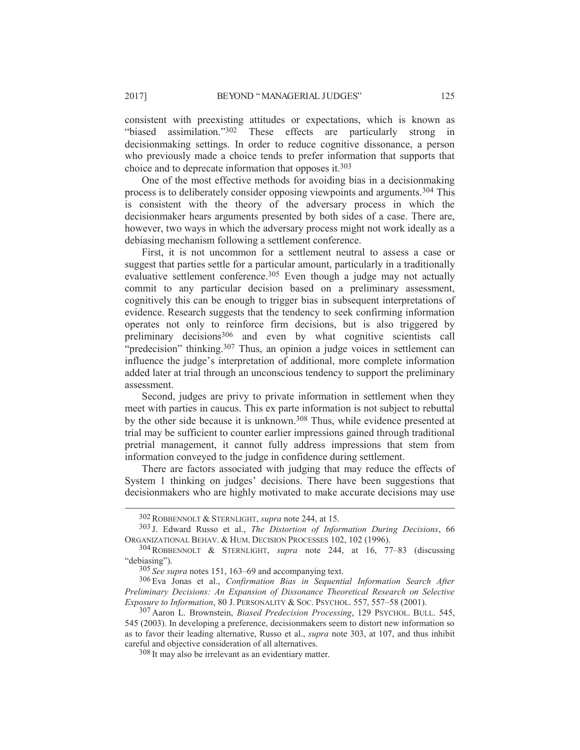consistent with preexisting attitudes or expectations, which is known as "biased assimilation."[302] These effects are particularly strong in decisionmaking settings. In order to reduce cognitive dissonance, a person who previously made a choice tends to prefer information that supports that choice and to deprecate information that opposes it.[303]

One of the most effective methods for avoiding bias in a decisionmaking process is to deliberately consider opposing viewpoints and arguments.[304] This is consistent with the theory of the adversary process in which the decisionmaker hears arguments presented by both sides of a case. There are, however, two ways in which the adversary process might not work ideally as a debiasing mechanism following a settlement conference.

First, it is not uncommon for a settlement neutral to assess a case or suggest that parties settle for a particular amount, particularly in a traditionally evaluative settlement conference.[305] Even though a judge may not actually commit to any particular decision based on a preliminary assessment, cognitively this can be enough to trigger bias in subsequent interpretations of evidence. Research suggests that the tendency to seek confirming information operates not only to reinforce firm decisions, but is also triggered by preliminary decisions[306] and even by what cognitive scientists call "predecision" thinking.[307] Thus, an opinion a judge voices in settlement can influence the judge's interpretation of additional, more complete information added later at trial through an unconscious tendency to support the preliminary assessment.

Second, judges are privy to private information in settlement when they meet with parties in caucus. This ex parte information is not subject to rebuttal by the other side because it is unknown.[308] Thus, while evidence presented at trial may be sufficient to counter earlier impressions gained through traditional pretrial management, it cannot fully address impressions that stem from information conveyed to the judge in confidence during settlement.

There are factors associated with judging that may reduce the effects of System 1 thinking on judges' decisions. There have been suggestions that decisionmakers who are highly motivated to make accurate decisions may use

---

[302] ROBBENNOLT & STERNLIGHT, *supra* note 244, at 15.

[303] J. Edward Russo et al., *The Distortion of Information During Decisions*, 66 ORGANIZATIONAL BEHAV. & HUM. DECISION PROCESSES 102, 102 (1996).

[304] ROBBENNOLT & STERNLIGHT, *supra* note 244, at 16, 77–83 (discussing "debiasing").

[305] *See supra* notes 151, 163–69 and accompanying text.

[306] Eva Jonas et al., *Confirmation Bias in Sequential Information Search After Preliminary Decisions: An Expansion of Dissonance Theoretical Research on Selective Exposure to Information*, 80 J. PERSONALITY & SOC. PSYCHOL. 557, 557–58 (2001).

[307] Aaron L. Brownstein, *Biased Predecision Processing*, 129 PSYCHOL. BULL. 545, 545 (2003). In developing a preference, decisionmakers seem to distort new information so as to favor their leading alternative, Russo et al., *supra* note 303, at 107, and thus inhibit careful and objective consideration of all alternatives.

[308] It may also be irrelevant as an evidentiary matter.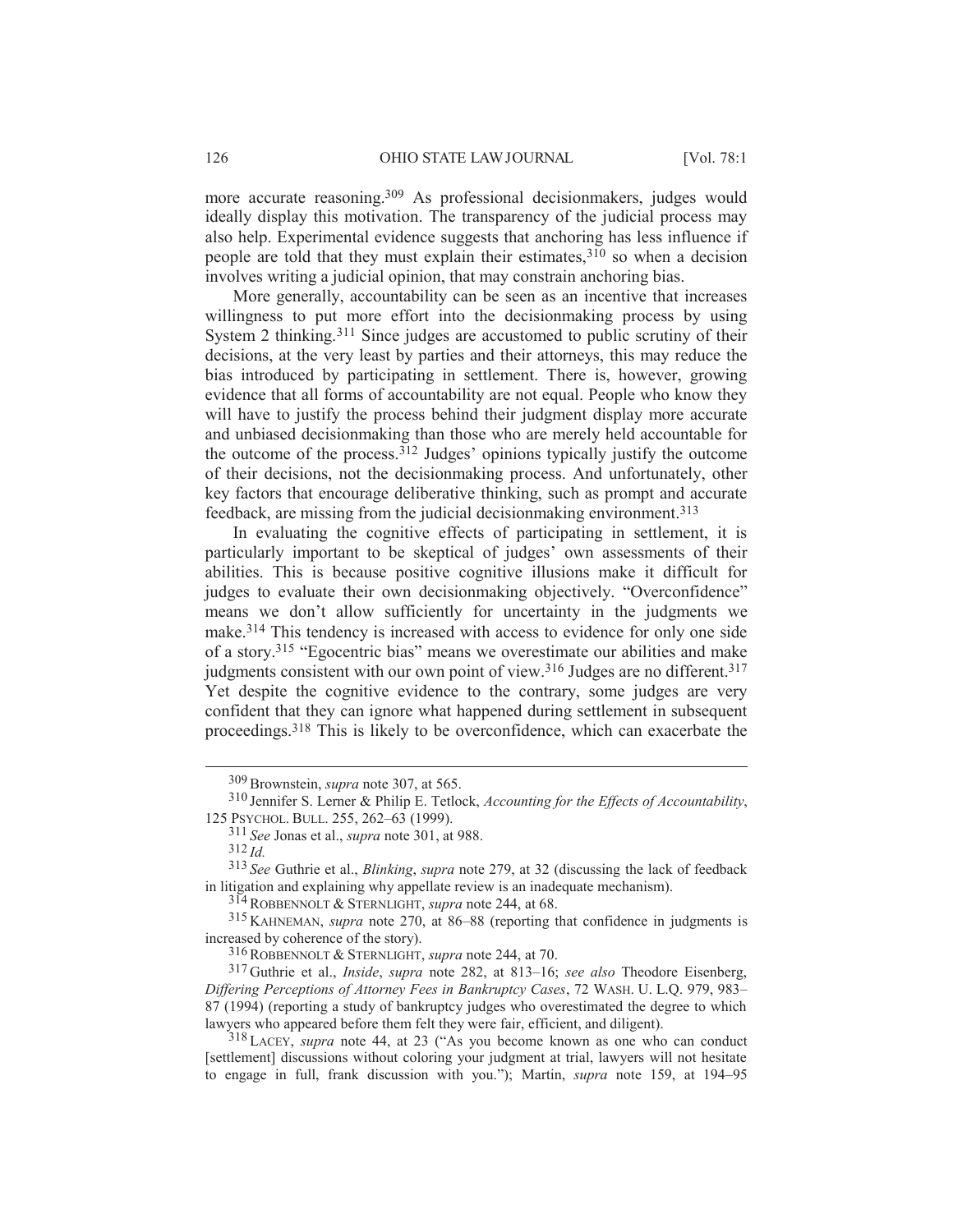more accurate reasoning.[309] As professional decisionmakers, judges would ideally display this motivation. The transparency of the judicial process may also help. Experimental evidence suggests that anchoring has less influence if people are told that they must explain their estimates,[310] so when a decision involves writing a judicial opinion, that may constrain anchoring bias.

More generally, accountability can be seen as an incentive that increases willingness to put more effort into the decisionmaking process by using System 2 thinking.[311] Since judges are accustomed to public scrutiny of their decisions, at the very least by parties and their attorneys, this may reduce the bias introduced by participating in settlement. There is, however, growing evidence that all forms of accountability are not equal. People who know they will have to justify the process behind their judgment display more accurate and unbiased decisionmaking than those who are merely held accountable for the outcome of the process.[312] Judges' opinions typically justify the outcome of their decisions, not the decisionmaking process. And unfortunately, other key factors that encourage deliberative thinking, such as prompt and accurate feedback, are missing from the judicial decisionmaking environment.[313]

In evaluating the cognitive effects of participating in settlement, it is particularly important to be skeptical of judges' own assessments of their abilities. This is because positive cognitive illusions make it difficult for judges to evaluate their own decisionmaking objectively. "Overconfidence" means we don't allow sufficiently for uncertainty in the judgments we make.[314] This tendency is increased with access to evidence for only one side of a story.[315] "Egocentric bias" means we overestimate our abilities and make judgments consistent with our own point of view.[316] Judges are no different.[317] Yet despite the cognitive evidence to the contrary, some judges are very confident that they can ignore what happened during settlement in subsequent proceedings.[318] This is likely to be overconfidence, which can exacerbate the

---

[309] Brownstein, *supra* note 307, at 565.

[310] Jennifer S. Lerner & Philip E. Tetlock, *Accounting for the Effects of Accountability*, 125 PSYCHOL. BULL. 255, 262–63 (1999).

[311] *See* Jonas et al., *supra* note 301, at 988.

[312] *Id.*

[313] *See* Guthrie et al., *Blinking*, *supra* note 279, at 32 (discussing the lack of feedback in litigation and explaining why appellate review is an inadequate mechanism).

[314] ROBBENNOLT & STERNLIGHT, *supra* note 244, at 68.

[315] KAHNEMAN, *supra* note 270, at 86–88 (reporting that confidence in judgments is increased by coherence of the story).

[316] ROBBENNOLT & STERNLIGHT, *supra* note 244, at 70.

[317] Guthrie et al., *Inside*, *supra* note 282, at 813–16; *see also* Theodore Eisenberg, *Differing Perceptions of Attorney Fees in Bankruptcy Cases*, 72 WASH. U. L.Q. 979, 983–87 (1994) (reporting a study of bankruptcy judges who overestimated the degree to which lawyers who appeared before them felt they were fair, efficient, and diligent).

[318] LACEY, *supra* note 44, at 23 ("As you become known as one who can conduct [settlement] discussions without coloring your judgment at trial, lawyers will not hesitate to engage in full, frank discussion with you."); Martin, *supra* note 159, at 194–95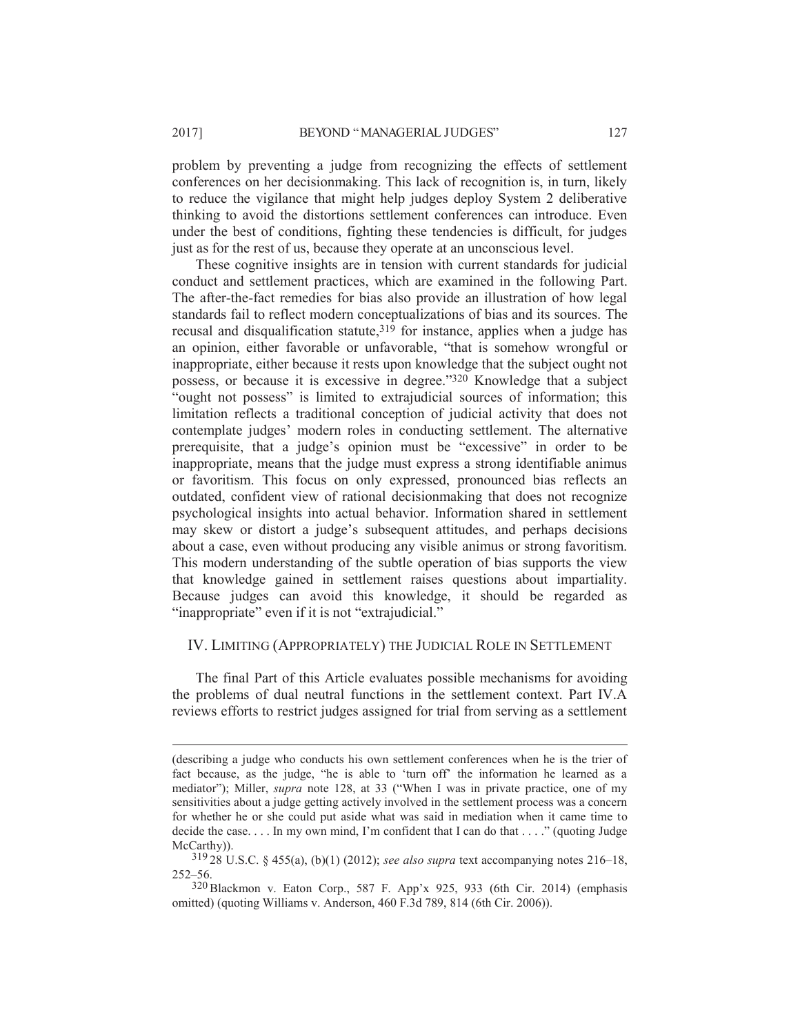problem by preventing a judge from recognizing the effects of settlement conferences on her decisionmaking. This lack of recognition is, in turn, likely to reduce the vigilance that might help judges deploy System 2 deliberative thinking to avoid the distortions settlement conferences can introduce. Even under the best of conditions, fighting these tendencies is difficult, for judges just as for the rest of us, because they operate at an unconscious level.

These cognitive insights are in tension with current standards for judicial conduct and settlement practices, which are examined in the following Part. The after-the-fact remedies for bias also provide an illustration of how legal standards fail to reflect modern conceptualizations of bias and its sources. The recusal and disqualification statute,[319] for instance, applies when a judge has an opinion, either favorable or unfavorable, "that is somehow wrongful or inappropriate, either because it rests upon knowledge that the subject ought not possess, or because it is excessive in degree."[320] Knowledge that a subject "ought not possess" is limited to extrajudicial sources of information; this limitation reflects a traditional conception of judicial activity that does not contemplate judges' modern roles in conducting settlement. The alternative prerequisite, that a judge's opinion must be "excessive" in order to be inappropriate, means that the judge must express a strong identifiable animus or favoritism. This focus on only expressed, pronounced bias reflects an outdated, confident view of rational decisionmaking that does not recognize psychological insights into actual behavior. Information shared in settlement may skew or distort a judge's subsequent attitudes, and perhaps decisions about a case, even without producing any visible animus or strong favoritism. This modern understanding of the subtle operation of bias supports the view that knowledge gained in settlement raises questions about impartiality. Because judges can avoid this knowledge, it should be regarded as "inappropriate" even if it is not "extrajudicial."

## IV. Limiting (Appropriately) the Judicial Role in Settlement

The final Part of this Article evaluates possible mechanisms for avoiding the problems of dual neutral functions in the settlement context. Part IV.A reviews efforts to restrict judges assigned for trial from serving as a settlement

---

(describing a judge who conducts his own settlement conferences when he is the trier of fact because, as the judge, "he is able to 'turn off' the information he learned as a mediator"); Miller, *supra* note 128, at 33 ("When I was in private practice, one of my sensitivities about a judge getting actively involved in the settlement process was a concern for whether he or she could put aside what was said in mediation when it came time to decide the case. . . . In my own mind, I'm confident that I can do that . . . ." (quoting Judge McCarthy)).

[319] 28 U.S.C. § 455(a), (b)(1) (2012); *see also supra* text accompanying notes 216–18, 252–56.

[320] Blackmon v. Eaton Corp., 587 F. App'x 925, 933 (6th Cir. 2014) (emphasis omitted) (quoting Williams v. Anderson, 460 F.3d 789, 814 (6th Cir. 2006)).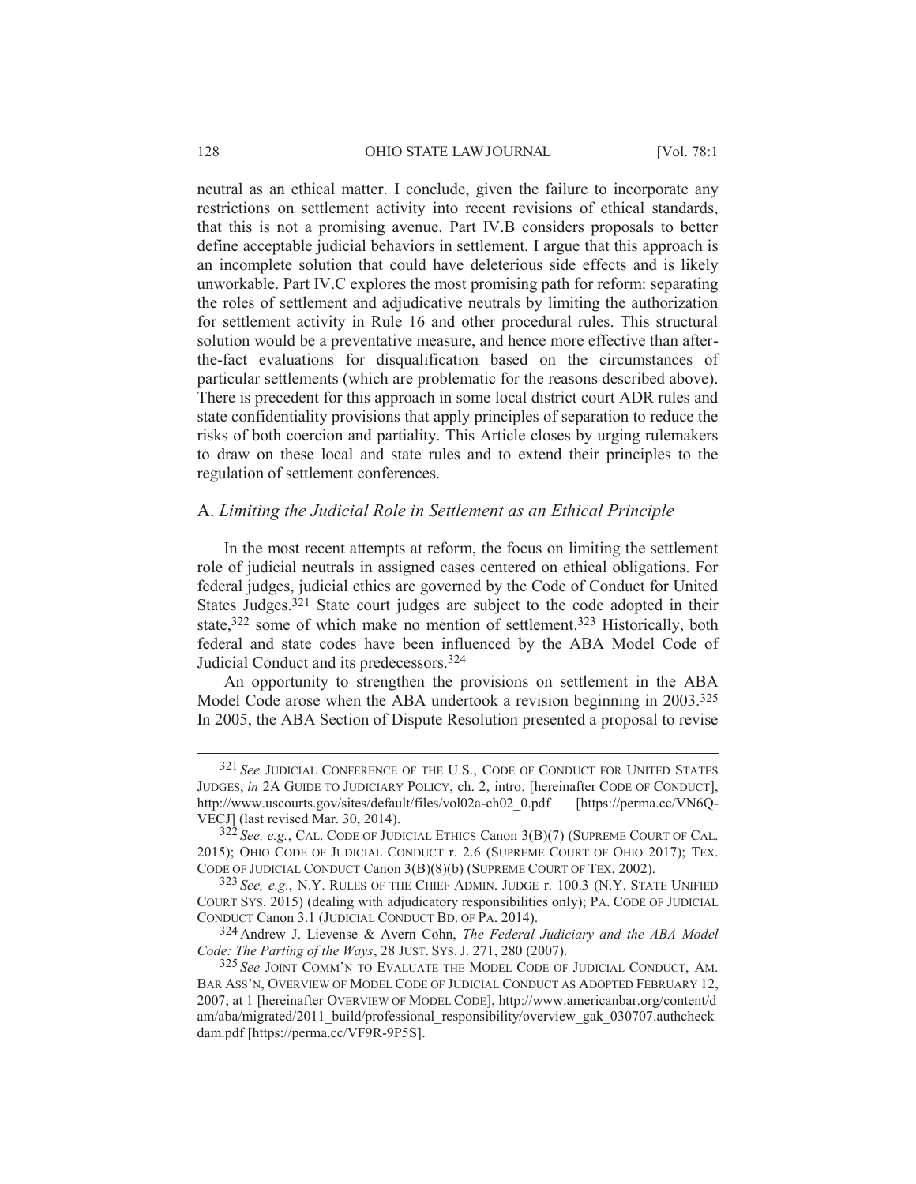neutral as an ethical matter. I conclude, given the failure to incorporate any restrictions on settlement activity into recent revisions of ethical standards, that this is not a promising avenue. Part IV.B considers proposals to better define acceptable judicial behaviors in settlement. I argue that this approach is an incomplete solution that could have deleterious side effects and is likely unworkable. Part IV.C explores the most promising path for reform: separating the roles of settlement and adjudicative neutrals by limiting the authorization for settlement activity in Rule 16 and other procedural rules. This structural solution would be a preventative measure, and hence more effective than after-the-fact evaluations for disqualification based on the circumstances of particular settlements (which are problematic for the reasons described above). There is precedent for this approach in some local district court ADR rules and state confidentiality provisions that apply principles of separation to reduce the risks of both coercion and partiality. This Article closes by urging rulemakers to draw on these local and state rules and to extend their principles to the regulation of settlement conferences.

## A. *Limiting the Judicial Role in Settlement as an Ethical Principle*

In the most recent attempts at reform, the focus on limiting the settlement role of judicial neutrals in assigned cases centered on ethical obligations. For federal judges, judicial ethics are governed by the Code of Conduct for United States Judges.[321] State court judges are subject to the code adopted in their state,[322] some of which make no mention of settlement.[323] Historically, both federal and state codes have been influenced by the ABA Model Code of Judicial Conduct and its predecessors.[324]

An opportunity to strengthen the provisions on settlement in the ABA Model Code arose when the ABA undertook a revision beginning in 2003.[325] In 2005, the ABA Section of Dispute Resolution presented a proposal to revise

---

[321] *See* JUDICIAL CONFERENCE OF THE U.S., CODE OF CONDUCT FOR UNITED STATES JUDGES, *in* 2A GUIDE TO JUDICIARY POLICY, ch. 2, intro. [hereinafter CODE OF CONDUCT], http://www.uscourts.gov/sites/default/files/vol02a-ch02_0.pdf [https://perma.cc/VN6Q-VECJ] (last revised Mar. 30, 2014).

[322] *See, e.g.*, CAL. CODE OF JUDICIAL ETHICS Canon 3(B)(7) (SUPREME COURT OF CAL. 2015); OHIO CODE OF JUDICIAL CONDUCT r. 2.6 (SUPREME COURT OF OHIO 2017); TEX. CODE OF JUDICIAL CONDUCT Canon 3(B)(8)(b) (SUPREME COURT OF TEX. 2002).

[323] *See, e.g.*, N.Y. RULES OF THE CHIEF ADMIN. JUDGE r. 100.3 (N.Y. STATE UNIFIED COURT SYS. 2015) (dealing with adjudicatory responsibilities only); PA. CODE OF JUDICIAL CONDUCT Canon 3.1 (JUDICIAL CONDUCT BD. OF PA. 2014).

[324] Andrew J. Lievense & Avern Cohn, *The Federal Judiciary and the ABA Model Code: The Parting of the Ways*, 28 JUST. SYS. J. 271, 280 (2007).

[325] *See* JOINT COMM'N TO EVALUATE THE MODEL CODE OF JUDICIAL CONDUCT, AM. BAR ASS'N, OVERVIEW OF MODEL CODE OF JUDICIAL CONDUCT AS ADOPTED FEBRUARY 12, 2007, at 1 [hereinafter OVERVIEW OF MODEL CODE], http://www.americanbar.org/content/dam/aba/migrated/2011_build/professional_responsibility/overview_gak_030707.authcheckdam.pdf [https://perma.cc/VF9R-9P5S].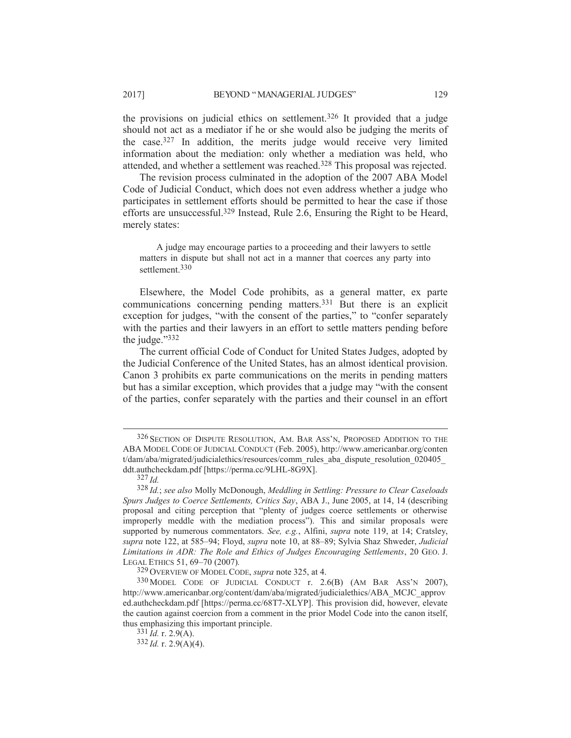the provisions on judicial ethics on settlement.[326] It provided that a judge should not act as a mediator if he or she would also be judging the merits of the case.[327] In addition, the merits judge would receive very limited information about the mediation: only whether a mediation was held, who attended, and whether a settlement was reached.[328] This proposal was rejected.

The revision process culminated in the adoption of the 2007 ABA Model Code of Judicial Conduct, which does not even address whether a judge who participates in settlement efforts should be permitted to hear the case if those efforts are unsuccessful.[329] Instead, Rule 2.6, Ensuring the Right to be Heard, merely states:

> A judge may encourage parties to a proceeding and their lawyers to settle matters in dispute but shall not act in a manner that coerces any party into settlement.[330]

Elsewhere, the Model Code prohibits, as a general matter, ex parte communications concerning pending matters.[331] But there is an explicit exception for judges, "with the consent of the parties," to "confer separately with the parties and their lawyers in an effort to settle matters pending before the judge."[332]

The current official Code of Conduct for United States Judges, adopted by the Judicial Conference of the United States, has an almost identical provision. Canon 3 prohibits ex parte communications on the merits in pending matters but has a similar exception, which provides that a judge may "with the consent of the parties, confer separately with the parties and their counsel in an effort

---

[326] SECTION OF DISPUTE RESOLUTION, AM. BAR ASS'N, PROPOSED ADDITION TO THE ABA MODEL CODE OF JUDICIAL CONDUCT (Feb. 2005), http://www.americanbar.org/content/dam/aba/migrated/judicialethics/resources/comm_rules_aba_dispute_resolution_020405_ddt.authcheckdam.pdf [https://perma.cc/9LHL-8G9X].

[327] *Id.*

[328] *Id.*; *see also* Molly McDonough, *Meddling in Settling: Pressure to Clear Caseloads Spurs Judges to Coerce Settlements, Critics Say*, ABA J., June 2005, at 14, 14 (describing proposal and citing perception that "plenty of judges coerce settlements or otherwise improperly meddle with the mediation process"). This and similar proposals were supported by numerous commentators. *See, e.g.*, Alfini, *supra* note 119, at 14; Cratsley, *supra* note 122, at 585–94; Floyd, *supra* note 10, at 88–89; Sylvia Shaz Shweder, *Judicial Limitations in ADR: The Role and Ethics of Judges Encouraging Settlements*, 20 GEO. J. LEGAL ETHICS 51, 69–70 (2007).

[329] OVERVIEW OF MODEL CODE, *supra* note 325, at 4.

[330] MODEL CODE OF JUDICIAL CONDUCT r. 2.6(B) (AM BAR ASS'N 2007), http://www.americanbar.org/content/dam/aba/migrated/judicialethics/ABA_MCJC_approved.authcheckdam.pdf [https://perma.cc/68T7-XLYP]. This provision did, however, elevate the caution against coercion from a comment in the prior Model Code into the canon itself, thus emphasizing this important principle.

[331] *Id.* r. 2.9(A).

[332] *Id.* r. 2.9(A)(4).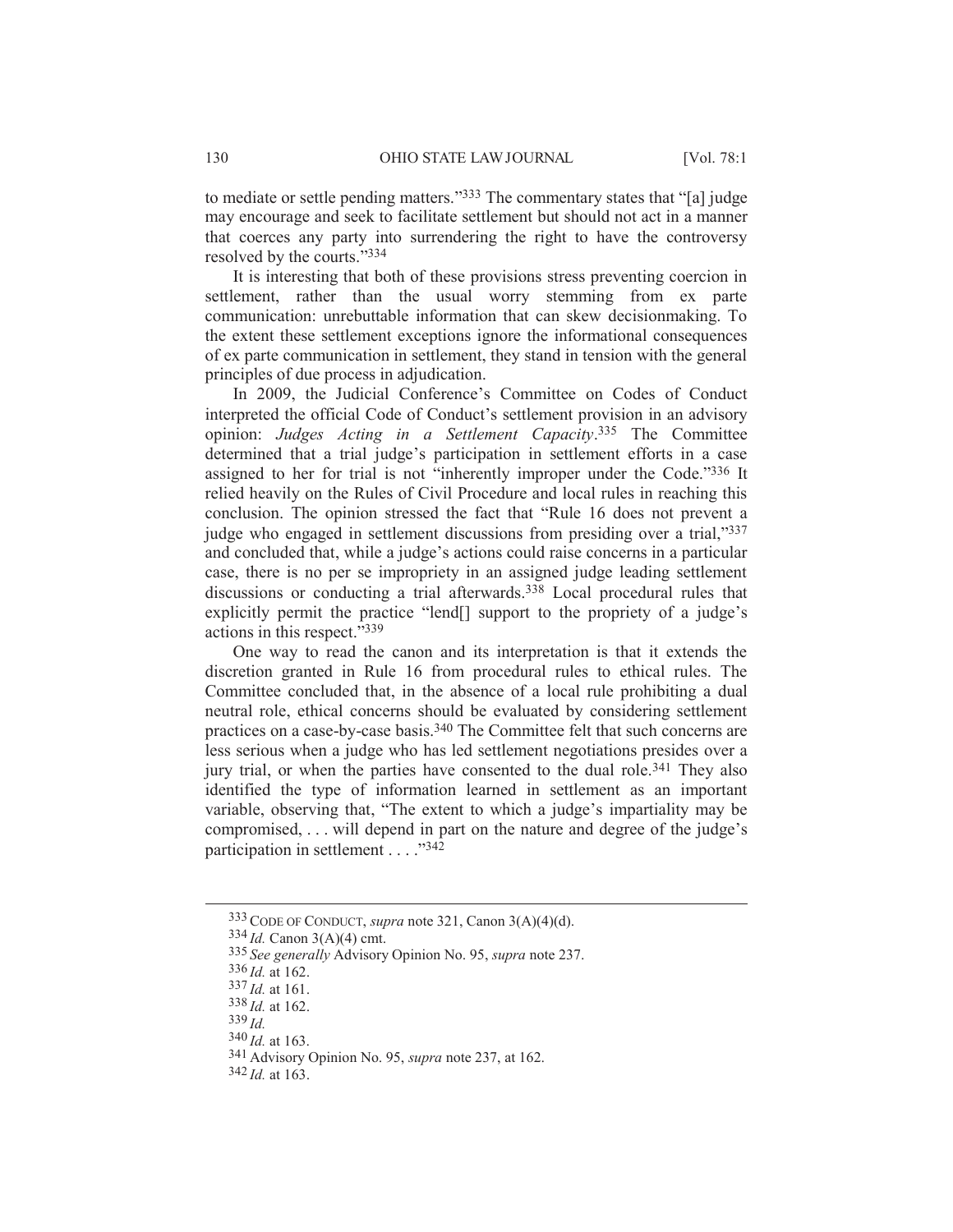to mediate or settle pending matters."[333] The commentary states that "[a] judge may encourage and seek to facilitate settlement but should not act in a manner that coerces any party into surrendering the right to have the controversy resolved by the courts."[334]

It is interesting that both of these provisions stress preventing coercion in settlement, rather than the usual worry stemming from ex parte communication: unrebuttable information that can skew decisionmaking. To the extent these settlement exceptions ignore the informational consequences of ex parte communication in settlement, they stand in tension with the general principles of due process in adjudication.

In 2009, the Judicial Conference's Committee on Codes of Conduct interpreted the official Code of Conduct's settlement provision in an advisory opinion: *Judges Acting in a Settlement Capacity*.[335] The Committee determined that a trial judge's participation in settlement efforts in a case assigned to her for trial is not "inherently improper under the Code."[336] It relied heavily on the Rules of Civil Procedure and local rules in reaching this conclusion. The opinion stressed the fact that "Rule 16 does not prevent a judge who engaged in settlement discussions from presiding over a trial,"[337] and concluded that, while a judge's actions could raise concerns in a particular case, there is no per se impropriety in an assigned judge leading settlement discussions or conducting a trial afterwards.[338] Local procedural rules that explicitly permit the practice "lend[] support to the propriety of a judge's actions in this respect."[339]

One way to read the canon and its interpretation is that it extends the discretion granted in Rule 16 from procedural rules to ethical rules. The Committee concluded that, in the absence of a local rule prohibiting a dual neutral role, ethical concerns should be evaluated by considering settlement practices on a case-by-case basis.[340] The Committee felt that such concerns are less serious when a judge who has led settlement negotiations presides over a jury trial, or when the parties have consented to the dual role.[341] They also identified the type of information learned in settlement as an important variable, observing that, "The extent to which a judge's impartiality may be compromised, . . . will depend in part on the nature and degree of the judge's participation in settlement . . . ."[342]

---

[333] CODE OF CONDUCT, *supra* note 321, Canon 3(A)(4)(d).

[334] *Id.* Canon 3(A)(4) cmt.

[335] *See generally* Advisory Opinion No. 95, *supra* note 237.

[336] *Id.* at 162.

[337] *Id.* at 161.

[338] *Id.* at 162.

[339] *Id.*

[340] *Id.* at 163.

[341] Advisory Opinion No. 95, *supra* note 237, at 162.

[342] *Id.* at 163.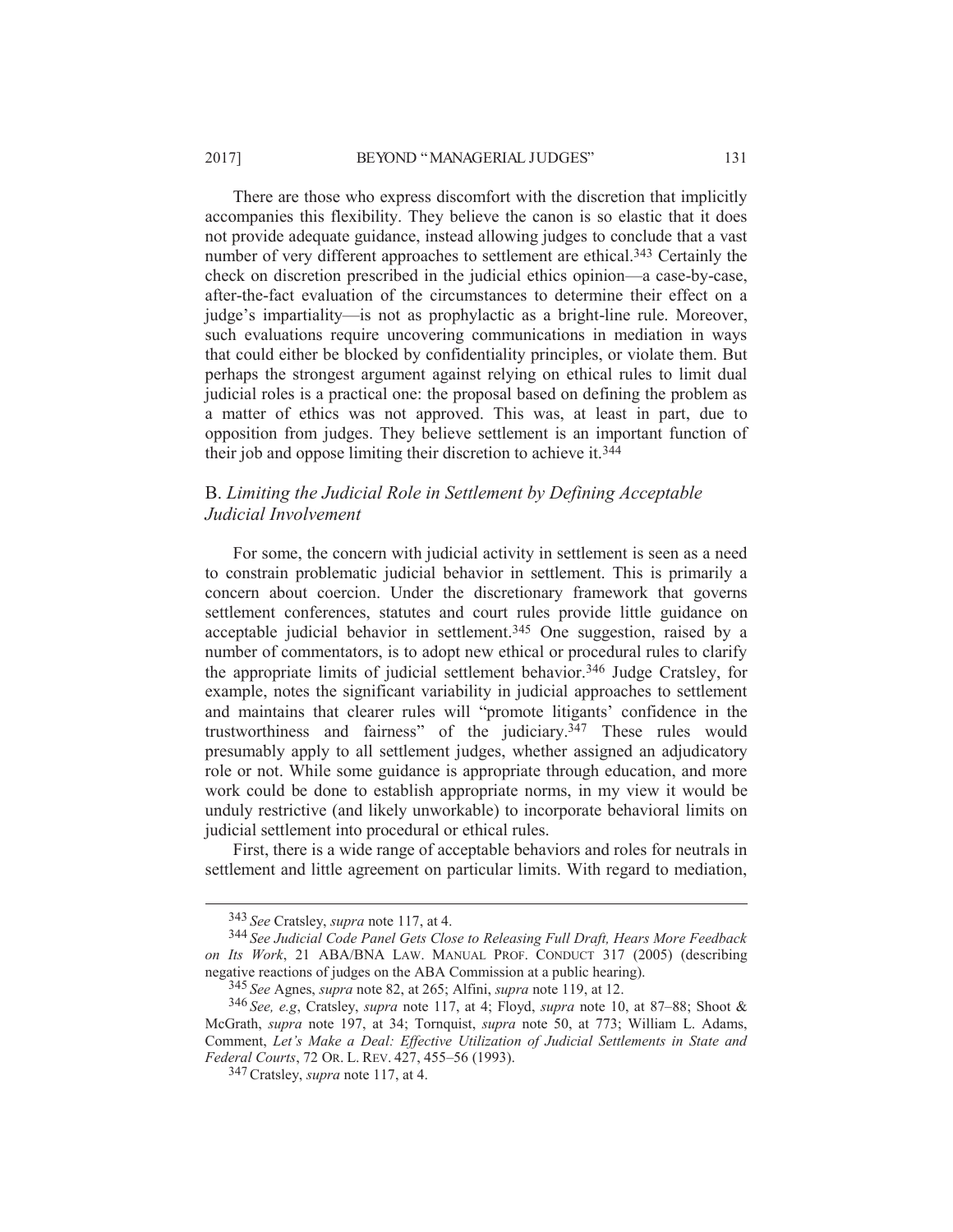There are those who express discomfort with the discretion that implicitly accompanies this flexibility. They believe the canon is so elastic that it does not provide adequate guidance, instead allowing judges to conclude that a vast number of very different approaches to settlement are ethical.[343] Certainly the check on discretion prescribed in the judicial ethics opinion—a case-by-case, after-the-fact evaluation of the circumstances to determine their effect on a judge's impartiality—is not as prophylactic as a bright-line rule. Moreover, such evaluations require uncovering communications in mediation in ways that could either be blocked by confidentiality principles, or violate them. But perhaps the strongest argument against relying on ethical rules to limit dual judicial roles is a practical one: the proposal based on defining the problem as a matter of ethics was not approved. This was, at least in part, due to opposition from judges. They believe settlement is an important function of their job and oppose limiting their discretion to achieve it.[344]

## B. *Limiting the Judicial Role in Settlement by Defining Acceptable Judicial Involvement*

For some, the concern with judicial activity in settlement is seen as a need to constrain problematic judicial behavior in settlement. This is primarily a concern about coercion. Under the discretionary framework that governs settlement conferences, statutes and court rules provide little guidance on acceptable judicial behavior in settlement.[345] One suggestion, raised by a number of commentators, is to adopt new ethical or procedural rules to clarify the appropriate limits of judicial settlement behavior.[346] Judge Cratsley, for example, notes the significant variability in judicial approaches to settlement and maintains that clearer rules will "promote litigants' confidence in the trustworthiness and fairness" of the judiciary.[347] These rules would presumably apply to all settlement judges, whether assigned an adjudicatory role or not. While some guidance is appropriate through education, and more work could be done to establish appropriate norms, in my view it would be unduly restrictive (and likely unworkable) to incorporate behavioral limits on judicial settlement into procedural or ethical rules.

First, there is a wide range of acceptable behaviors and roles for neutrals in settlement and little agreement on particular limits. With regard to mediation,

---

[343] *See* Cratsley, *supra* note 117, at 4.

[344] *See Judicial Code Panel Gets Close to Releasing Full Draft, Hears More Feedback on Its Work*, 21 ABA/BNA LAW. MANUAL PROF. CONDUCT 317 (2005) (describing negative reactions of judges on the ABA Commission at a public hearing).

[345] *See* Agnes, *supra* note 82, at 265; Alfini, *supra* note 119, at 12.

[346] *See, e.g*, Cratsley, *supra* note 117, at 4; Floyd, *supra* note 10, at 87–88; Shoot & McGrath, *supra* note 197, at 34; Tornquist, *supra* note 50, at 773; William L. Adams, Comment, *Let's Make a Deal: Effective Utilization of Judicial Settlements in State and Federal Courts*, 72 OR. L. REV. 427, 455–56 (1993).

[347] Cratsley, *supra* note 117, at 4.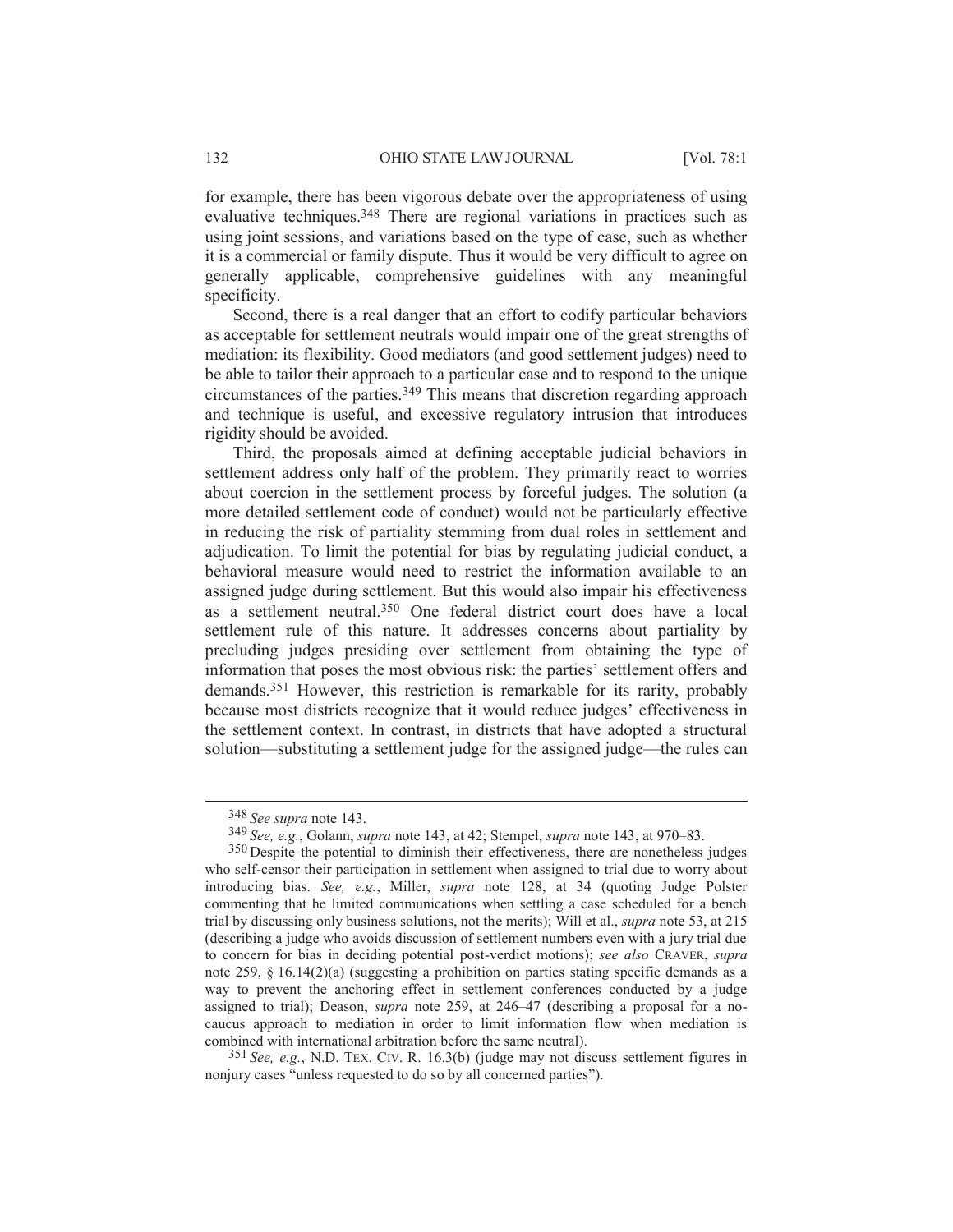for example, there has been vigorous debate over the appropriateness of using evaluative techniques.[348] There are regional variations in practices such as using joint sessions, and variations based on the type of case, such as whether it is a commercial or family dispute. Thus it would be very difficult to agree on generally applicable, comprehensive guidelines with any meaningful specificity.

Second, there is a real danger that an effort to codify particular behaviors as acceptable for settlement neutrals would impair one of the great strengths of mediation: its flexibility. Good mediators (and good settlement judges) need to be able to tailor their approach to a particular case and to respond to the unique circumstances of the parties.[349] This means that discretion regarding approach and technique is useful, and excessive regulatory intrusion that introduces rigidity should be avoided.

Third, the proposals aimed at defining acceptable judicial behaviors in settlement address only half of the problem. They primarily react to worries about coercion in the settlement process by forceful judges. The solution (a more detailed settlement code of conduct) would not be particularly effective in reducing the risk of partiality stemming from dual roles in settlement and adjudication. To limit the potential for bias by regulating judicial conduct, a behavioral measure would need to restrict the information available to an assigned judge during settlement. But this would also impair his effectiveness as a settlement neutral.[350] One federal district court does have a local settlement rule of this nature. It addresses concerns about partiality by precluding judges presiding over settlement from obtaining the type of information that poses the most obvious risk: the parties' settlement offers and demands.[351] However, this restriction is remarkable for its rarity, probably because most districts recognize that it would reduce judges' effectiveness in the settlement context. In contrast, in districts that have adopted a structural solution—substituting a settlement judge for the assigned judge—the rules can

---

[348] *See supra* note 143.

[349] *See, e.g.*, Golann, *supra* note 143, at 42; Stempel, *supra* note 143, at 970–83.

[350] Despite the potential to diminish their effectiveness, there are nonetheless judges who self-censor their participation in settlement when assigned to trial due to worry about introducing bias. *See, e.g.*, Miller, *supra* note 128, at 34 (quoting Judge Polster commenting that he limited communications when settling a case scheduled for a bench trial by discussing only business solutions, not the merits); Will et al., *supra* note 53, at 215 (describing a judge who avoids discussion of settlement numbers even with a jury trial due to concern for bias in deciding potential post-verdict motions); *see also* CRAVER, *supra* note 259, § 16.14(2)(a) (suggesting a prohibition on parties stating specific demands as a way to prevent the anchoring effect in settlement conferences conducted by a judge assigned to trial); Deason, *supra* note 259, at 246–47 (describing a proposal for a no-caucus approach to mediation in order to limit information flow when mediation is combined with international arbitration before the same neutral).

[351] *See, e.g.*, N.D. TEX. CIV. R. 16.3(b) (judge may not discuss settlement figures in nonjury cases "unless requested to do so by all concerned parties").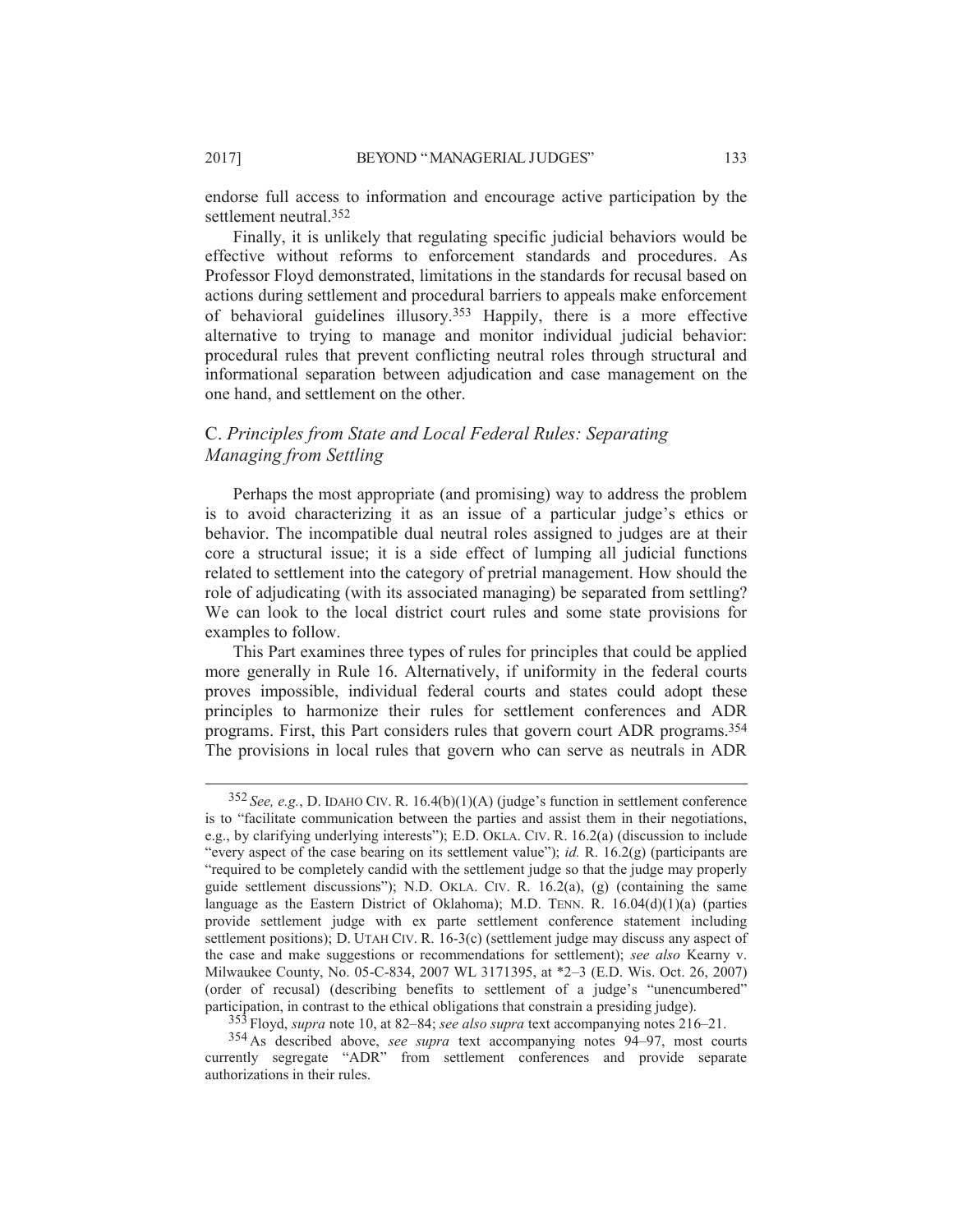endorse full access to information and encourage active participation by the settlement neutral.[352]

Finally, it is unlikely that regulating specific judicial behaviors would be effective without reforms to enforcement standards and procedures. As Professor Floyd demonstrated, limitations in the standards for recusal based on actions during settlement and procedural barriers to appeals make enforcement of behavioral guidelines illusory.[353] Happily, there is a more effective alternative to trying to manage and monitor individual judicial behavior: procedural rules that prevent conflicting neutral roles through structural and informational separation between adjudication and case management on the one hand, and settlement on the other.

### C. *Principles from State and Local Federal Rules: Separating Managing from Settling*

Perhaps the most appropriate (and promising) way to address the problem is to avoid characterizing it as an issue of a particular judge's ethics or behavior. The incompatible dual neutral roles assigned to judges are at their core a structural issue; it is a side effect of lumping all judicial functions related to settlement into the category of pretrial management. How should the role of adjudicating (with its associated managing) be separated from settling? We can look to the local district court rules and some state provisions for examples to follow.

This Part examines three types of rules for principles that could be applied more generally in Rule 16. Alternatively, if uniformity in the federal courts proves impossible, individual federal courts and states could adopt these principles to harmonize their rules for settlement conferences and ADR programs. First, this Part considers rules that govern court ADR programs.[354] The provisions in local rules that govern who can serve as neutrals in ADR

---

[352] *See, e.g.*, D. IDAHO CIV. R. 16.4(b)(1)(A) (judge's function in settlement conference is to "facilitate communication between the parties and assist them in their negotiations, e.g., by clarifying underlying interests"); E.D. OKLA. CIV. R. 16.2(a) (discussion to include "every aspect of the case bearing on its settlement value"); *id.* R. 16.2(g) (participants are "required to be completely candid with the settlement judge so that the judge may properly guide settlement discussions"); N.D. OKLA. CIV. R. 16.2(a), (g) (containing the same language as the Eastern District of Oklahoma); M.D. TENN. R. 16.04(d)(1)(a) (parties provide settlement judge with ex parte settlement conference statement including settlement positions); D. UTAH CIV. R. 16-3(c) (settlement judge may discuss any aspect of the case and make suggestions or recommendations for settlement); *see also* Kearny v. Milwaukee County, No. 05-C-834, 2007 WL 3171395, at *2–3 (E.D. Wis. Oct. 26, 2007) (order of recusal) (describing benefits to settlement of a judge's "unencumbered" participation, in contrast to the ethical obligations that constrain a presiding judge).

[353] Floyd, *supra* note 10, at 82–84; *see also supra* text accompanying notes 216–21.

[354] As described above, *see supra* text accompanying notes 94–97, most courts currently segregate "ADR" from settlement conferences and provide separate authorizations in their rules.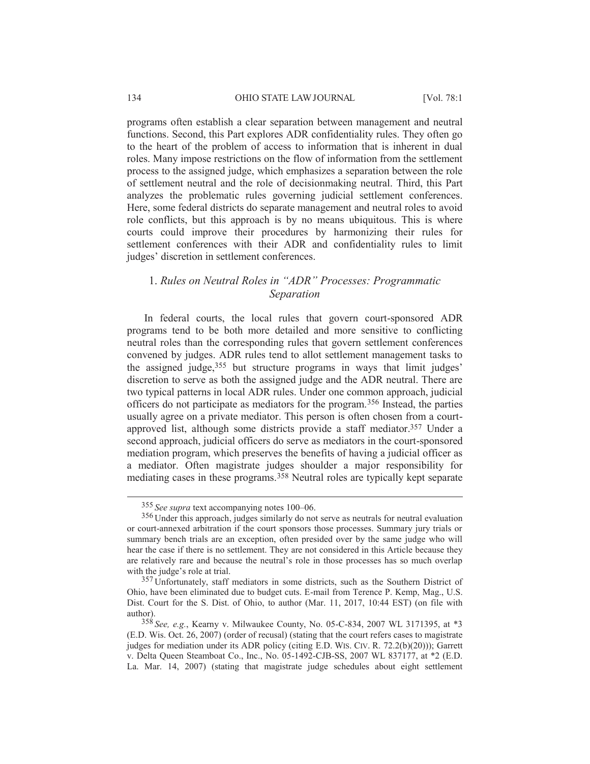programs often establish a clear separation between management and neutral functions. Second, this Part explores ADR confidentiality rules. They often go to the heart of the problem of access to information that is inherent in dual roles. Many impose restrictions on the flow of information from the settlement process to the assigned judge, which emphasizes a separation between the role of settlement neutral and the role of decisionmaking neutral. Third, this Part analyzes the problematic rules governing judicial settlement conferences. Here, some federal districts do separate management and neutral roles to avoid role conflicts, but this approach is by no means ubiquitous. This is where courts could improve their procedures by harmonizing their rules for settlement conferences with their ADR and confidentiality rules to limit judges' discretion in settlement conferences.

### 1. *Rules on Neutral Roles in "ADR" Processes: Programmatic Separation*

In federal courts, the local rules that govern court-sponsored ADR programs tend to be both more detailed and more sensitive to conflicting neutral roles than the corresponding rules that govern settlement conferences convened by judges. ADR rules tend to allot settlement management tasks to the assigned judge,[355] but structure programs in ways that limit judges' discretion to serve as both the assigned judge and the ADR neutral. There are two typical patterns in local ADR rules. Under one common approach, judicial officers do not participate as mediators for the program.[356] Instead, the parties usually agree on a private mediator. This person is often chosen from a court-approved list, although some districts provide a staff mediator.[357] Under a second approach, judicial officers do serve as mediators in the court-sponsored mediation program, which preserves the benefits of having a judicial officer as a mediator. Often magistrate judges shoulder a major responsibility for mediating cases in these programs.[358] Neutral roles are typically kept separate

---

[355] *See supra* text accompanying notes 100–06.

[356] Under this approach, judges similarly do not serve as neutrals for neutral evaluation or court-annexed arbitration if the court sponsors those processes. Summary jury trials or summary bench trials are an exception, often presided over by the same judge who will hear the case if there is no settlement. They are not considered in this Article because they are relatively rare and because the neutral's role in those processes has so much overlap with the judge's role at trial.

[357] Unfortunately, staff mediators in some districts, such as the Southern District of Ohio, have been eliminated due to budget cuts. E-mail from Terence P. Kemp, Mag., U.S. Dist. Court for the S. Dist. of Ohio, to author (Mar. 11, 2017, 10:44 EST) (on file with author).

[358] *See, e.g.*, Kearny v. Milwaukee County, No. 05-C-834, 2007 WL 3171395, at *3 (E.D. Wis. Oct. 26, 2007) (order of recusal) (stating that the court refers cases to magistrate judges for mediation under its ADR policy (citing E.D. WIS. CIV. R. 72.2(b)(20))); Garrett v. Delta Queen Steamboat Co., Inc., No. 05-1492-CJB-SS, 2007 WL 837177, at *2 (E.D. La. Mar. 14, 2007) (stating that magistrate judge schedules about eight settlement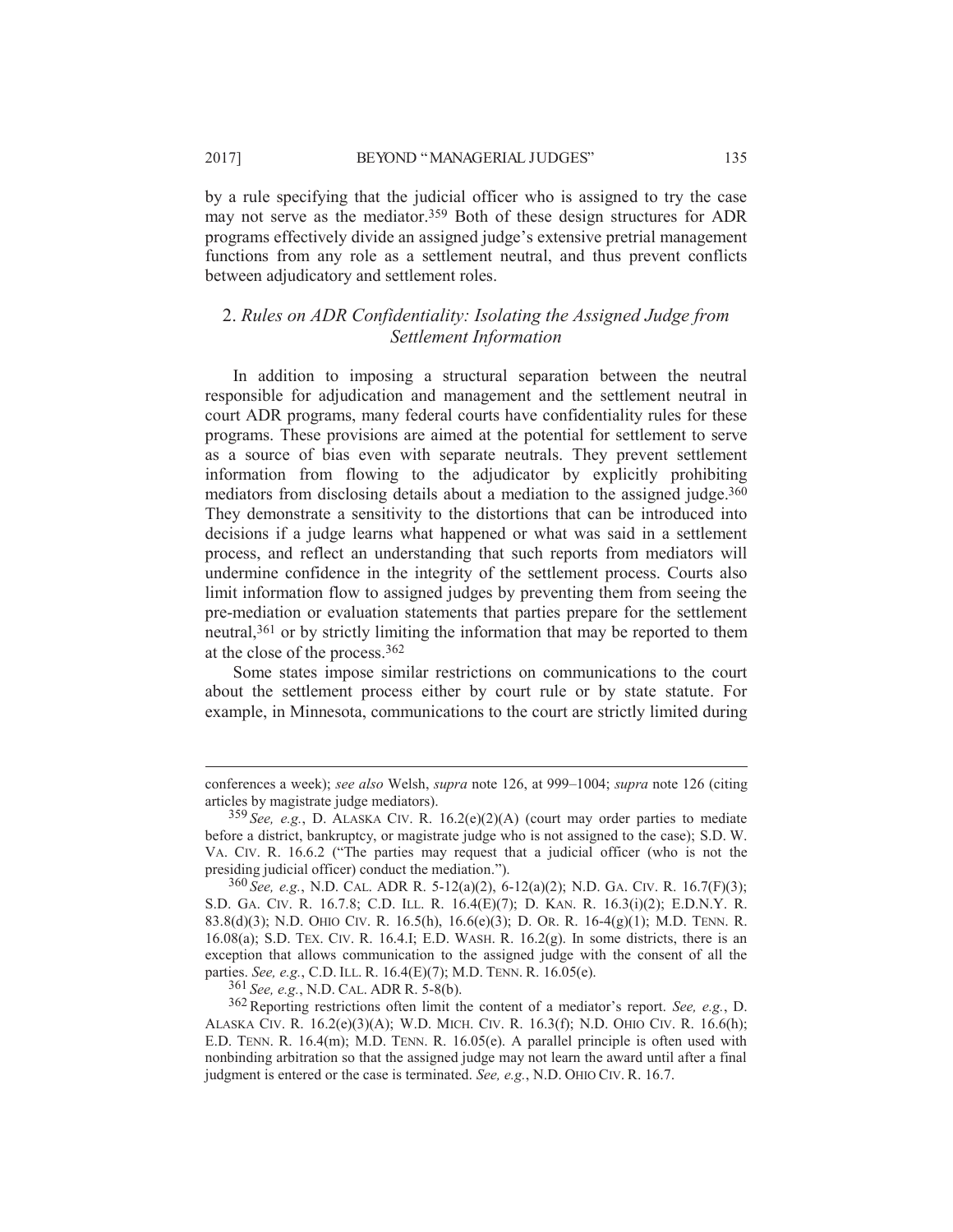by a rule specifying that the judicial officer who is assigned to try the case may not serve as the mediator.[359] Both of these design structures for ADR programs effectively divide an assigned judge's extensive pretrial management functions from any role as a settlement neutral, and thus prevent conflicts between adjudicatory and settlement roles.

### 2. *Rules on ADR Confidentiality: Isolating the Assigned Judge from Settlement Information*

In addition to imposing a structural separation between the neutral responsible for adjudication and management and the settlement neutral in court ADR programs, many federal courts have confidentiality rules for these programs. These provisions are aimed at the potential for settlement to serve as a source of bias even with separate neutrals. They prevent settlement information from flowing to the adjudicator by explicitly prohibiting mediators from disclosing details about a mediation to the assigned judge.[360] They demonstrate a sensitivity to the distortions that can be introduced into decisions if a judge learns what happened or what was said in a settlement process, and reflect an understanding that such reports from mediators will undermine confidence in the integrity of the settlement process. Courts also limit information flow to assigned judges by preventing them from seeing the pre-mediation or evaluation statements that parties prepare for the settlement neutral,[361] or by strictly limiting the information that may be reported to them at the close of the process.[362]

Some states impose similar restrictions on communications to the court about the settlement process either by court rule or by state statute. For example, in Minnesota, communications to the court are strictly limited during

---

conferences a week); *see also* Welsh, *supra* note 126, at 999–1004; *supra* note 126 (citing articles by magistrate judge mediators).

[359] *See, e.g.*, D. ALASKA CIV. R. 16.2(e)(2)(A) (court may order parties to mediate before a district, bankruptcy, or magistrate judge who is not assigned to the case); S.D. W. VA. CIV. R. 16.6.2 ("The parties may request that a judicial officer (who is not the presiding judicial officer) conduct the mediation.").

[360] *See, e.g.*, N.D. CAL. ADR R. 5-12(a)(2), 6-12(a)(2); N.D. GA. CIV. R. 16.7(F)(3); S.D. GA. CIV. R. 16.7.8; C.D. ILL. R. 16.4(E)(7); D. KAN. R. 16.3(i)(2); E.D.N.Y. R. 83.8(d)(3); N.D. OHIO CIV. R. 16.5(h), 16.6(e)(3); D. OR. R. 16-4(g)(1); M.D. TENN. R. 16.08(a); S.D. TEX. CIV. R. 16.4.I; E.D. WASH. R. 16.2(g). In some districts, there is an exception that allows communication to the assigned judge with the consent of all the parties. *See, e.g.*, C.D. ILL. R. 16.4(E)(7); M.D. TENN. R. 16.05(e).

[361] *See, e.g.*, N.D. CAL. ADR R. 5-8(b).

[362] Reporting restrictions often limit the content of a mediator's report. *See, e.g.*, D. ALASKA CIV. R. 16.2(e)(3)(A); W.D. MICH. CIV. R. 16.3(f); N.D. OHIO CIV. R. 16.6(h); E.D. TENN. R. 16.4(m); M.D. TENN. R. 16.05(e). A parallel principle is often used with nonbinding arbitration so that the assigned judge may not learn the award until after a final judgment is entered or the case is terminated. *See, e.g.*, N.D. OHIO CIV. R. 16.7.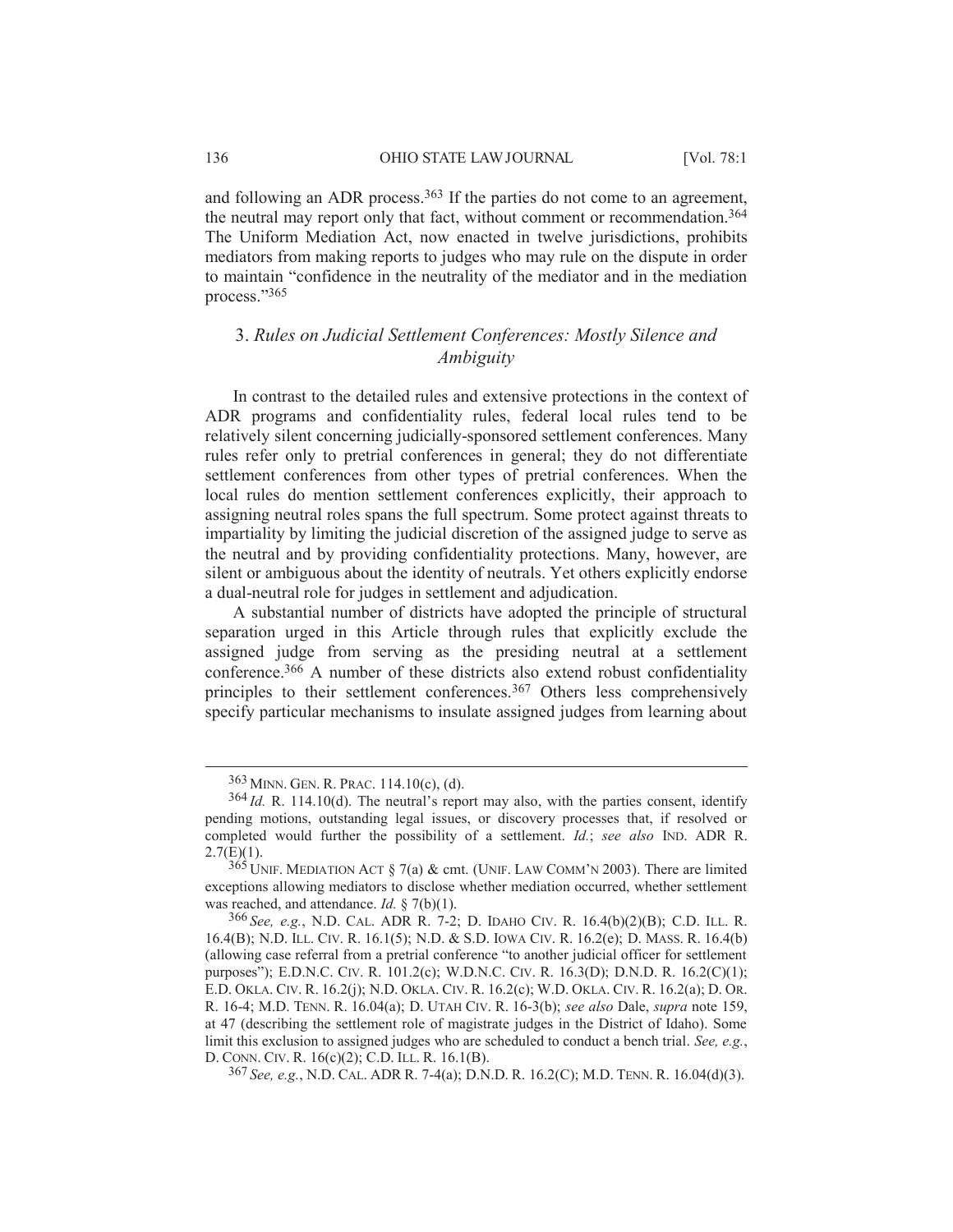and following an ADR process.[363] If the parties do not come to an agreement, the neutral may report only that fact, without comment or recommendation.[364] The Uniform Mediation Act, now enacted in twelve jurisdictions, prohibits mediators from making reports to judges who may rule on the dispute in order to maintain "confidence in the neutrality of the mediator and in the mediation process."[365]

### 3. *Rules on Judicial Settlement Conferences: Mostly Silence and Ambiguity*

In contrast to the detailed rules and extensive protections in the context of ADR programs and confidentiality rules, federal local rules tend to be relatively silent concerning judicially-sponsored settlement conferences. Many rules refer only to pretrial conferences in general; they do not differentiate settlement conferences from other types of pretrial conferences. When the local rules do mention settlement conferences explicitly, their approach to assigning neutral roles spans the full spectrum. Some protect against threats to impartiality by limiting the judicial discretion of the assigned judge to serve as the neutral and by providing confidentiality protections. Many, however, are silent or ambiguous about the identity of neutrals. Yet others explicitly endorse a dual-neutral role for judges in settlement and adjudication.

A substantial number of districts have adopted the principle of structural separation urged in this Article through rules that explicitly exclude the assigned judge from serving as the presiding neutral at a settlement conference.[366] A number of these districts also extend robust confidentiality principles to their settlement conferences.[367] Others less comprehensively specify particular mechanisms to insulate assigned judges from learning about

---

[363] MINN. GEN. R. PRAC. 114.10(c), (d).

[364] *Id.* R. 114.10(d). The neutral's report may also, with the parties consent, identify pending motions, outstanding legal issues, or discovery processes that, if resolved or completed would further the possibility of a settlement. *Id.*; *see also* IND. ADR R. 2.7(E)(1).

[365] UNIF. MEDIATION ACT § 7(a) & cmt. (UNIF. LAW COMM'N 2003). There are limited exceptions allowing mediators to disclose whether mediation occurred, whether settlement was reached, and attendance. *Id.* § 7(b)(1).

[366] *See, e.g.*, N.D. CAL. ADR R. 7-2; D. IDAHO CIV. R. 16.4(b)(2)(B); C.D. ILL. R. 16.4(B); N.D. ILL. CIV. R. 16.1(5); N.D. & S.D. IOWA CIV. R. 16.2(e); D. MASS. R. 16.4(b) (allowing case referral from a pretrial conference "to another judicial officer for settlement purposes"); E.D.N.C. CIV. R. 101.2(c); W.D.N.C. CIV. R. 16.3(D); D.N.D. R. 16.2(C)(1); E.D. OKLA. CIV. R. 16.2(j); N.D. OKLA. CIV. R. 16.2(c); W.D. OKLA. CIV. R. 16.2(a); D. OR. R. 16-4; M.D. TENN. R. 16.04(a); D. UTAH CIV. R. 16-3(b); *see also* Dale, *supra* note 159, at 47 (describing the settlement role of magistrate judges in the District of Idaho). Some limit this exclusion to assigned judges who are scheduled to conduct a bench trial. *See, e.g.*, D. CONN. CIV. R. 16(c)(2); C.D. ILL. R. 16.1(B).

[367] *See, e.g.*, N.D. CAL. ADR R. 7-4(a); D.N.D. R. 16.2(C); M.D. TENN. R. 16.04(d)(3).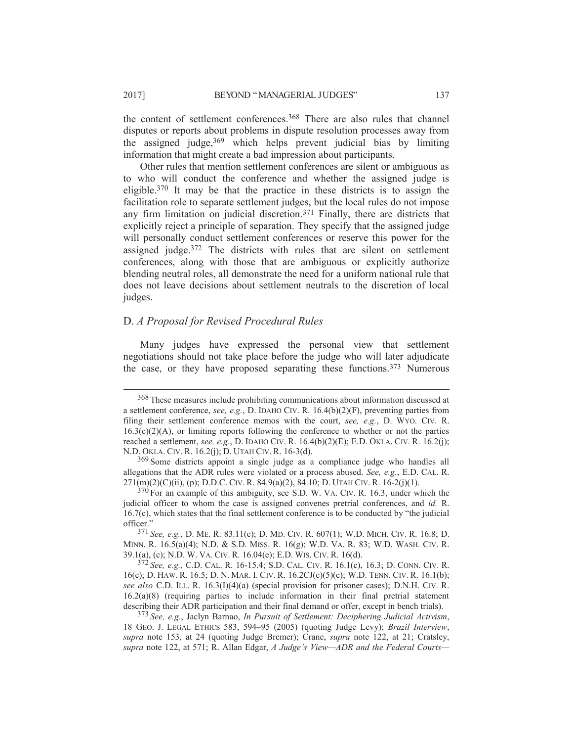the content of settlement conferences.[368] There are also rules that channel disputes or reports about problems in dispute resolution processes away from the assigned judge,[369] which helps prevent judicial bias by limiting information that might create a bad impression about participants.

Other rules that mention settlement conferences are silent or ambiguous as to who will conduct the conference and whether the assigned judge is eligible.[370] It may be that the practice in these districts is to assign the facilitation role to separate settlement judges, but the local rules do not impose any firm limitation on judicial discretion.[371] Finally, there are districts that explicitly reject a principle of separation. They specify that the assigned judge will personally conduct settlement conferences or reserve this power for the assigned judge.[372] The districts with rules that are silent on settlement conferences, along with those that are ambiguous or explicitly authorize blending neutral roles, all demonstrate the need for a uniform national rule that does not leave decisions about settlement neutrals to the discretion of local judges.

## D. *A Proposal for Revised Procedural Rules*

Many judges have expressed the personal view that settlement negotiations should not take place before the judge who will later adjudicate the case, or they have proposed separating these functions.[373] Numerous

---

[368] These measures include prohibiting communications about information discussed at a settlement conference, *see, e.g.*, D. IDAHO CIV. R. 16.4(b)(2)(F), preventing parties from filing their settlement conference memos with the court, *see, e.g.*, D. WYO. CIV. R. 16.3(c)(2)(A), or limiting reports following the conference to whether or not the parties reached a settlement, *see, e.g.*, D. IDAHO CIV. R. 16.4(b)(2)(E); E.D. OKLA. CIV. R. 16.2(j); N.D. OKLA. CIV. R. 16.2(j); D. UTAH CIV. R. 16-3(d).

[369] Some districts appoint a single judge as a compliance judge who handles all allegations that the ADR rules were violated or a process abused. *See, e.g.*, E.D. CAL. R. 271(m)(2)(C)(ii), (p); D.D.C. CIV. R. 84.9(a)(2), 84.10; D. UTAH CIV. R. 16-2(j)(1).

[370] For an example of this ambiguity, see S.D. W. VA. CIV. R. 16.3, under which the judicial officer to whom the case is assigned convenes pretrial conferences, and *id.* R. 16.7(c), which states that the final settlement conference is to be conducted by "the judicial officer."

[371] *See, e.g.*, D. ME. R. 83.11(c); D. MD. CIV. R. 607(1); W.D. MICH. CIV. R. 16.8; D. MINN. R. 16.5(a)(4); N.D. & S.D. MISS. R. 16(g); W.D. VA. R. 83; W.D. WASH. CIV. R. 39.1(a), (c); N.D. W. VA. CIV. R. 16.04(e); E.D. WIS. CIV. R. 16(d).

[372] *See, e.g.*, C.D. CAL. R. 16-15.4; S.D. CAL. CIV. R. 16.1(c), 16.3; D. CONN. CIV. R. 16(c); D. HAW. R. 16.5; D. N. MAR. I. CIV. R. 16.2CJ(e)(5)(c); W.D. TENN. CIV. R. 16.1(b); *see also* C.D. ILL. R. 16.3(I)(4)(a) (special provision for prisoner cases); D.N.H. CIV. R. 16.2(a)(8) (requiring parties to include information in their final pretrial statement describing their ADR participation and their final demand or offer, except in bench trials).

[373] *See, e.g.*, Jaclyn Barnao, *In Pursuit of Settlement: Deciphering Judicial Activism*, 18 GEO. J. LEGAL ETHICS 583, 594–95 (2005) (quoting Judge Levy); *Brazil Interview*, *supra* note 153, at 24 (quoting Judge Bremer); Crane, *supra* note 122, at 21; Cratsley, *supra* note 122, at 571; R. Allan Edgar, *A Judge's View—ADR and the Federal Courts—*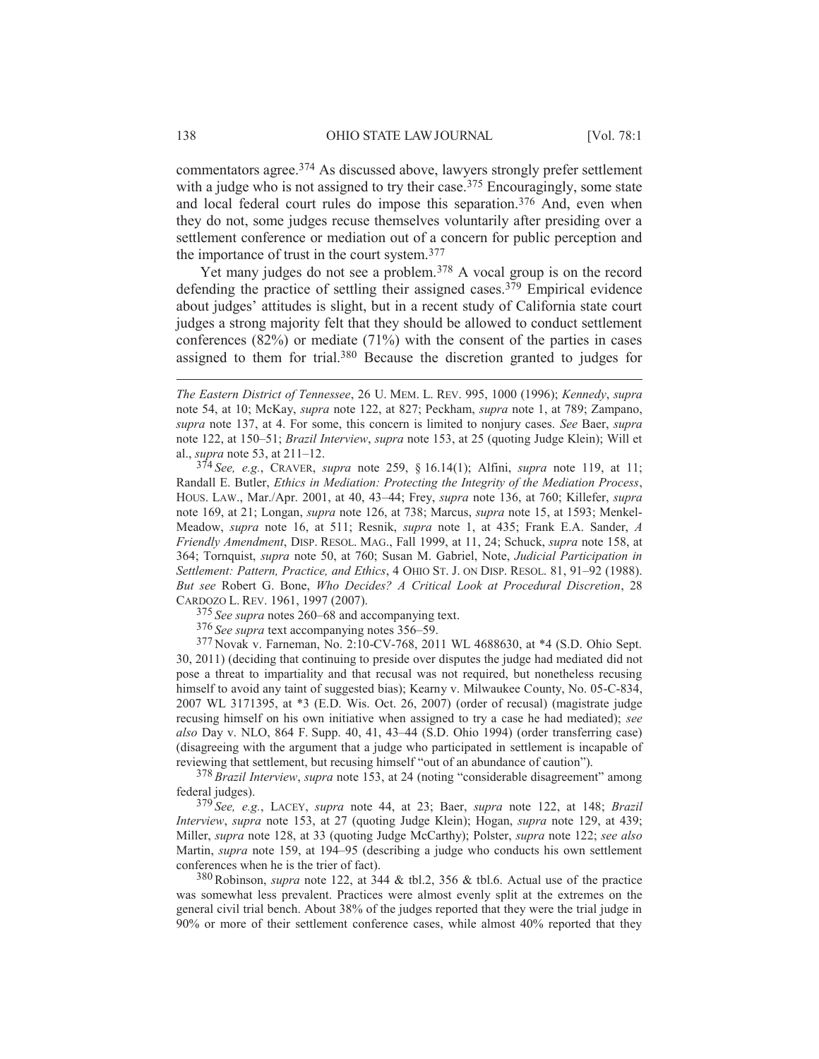commentators agree.[374] As discussed above, lawyers strongly prefer settlement with a judge who is not assigned to try their case.[375] Encouragingly, some state and local federal court rules do impose this separation.[376] And, even when they do not, some judges recuse themselves voluntarily after presiding over a settlement conference or mediation out of a concern for public perception and the importance of trust in the court system.[377]

Yet many judges do not see a problem.[378] A vocal group is on the record defending the practice of settling their assigned cases.[379] Empirical evidence about judges' attitudes is slight, but in a recent study of California state court judges a strong majority felt that they should be allowed to conduct settlement conferences (82%) or mediate (71%) with the consent of the parties in cases assigned to them for trial.[380] Because the discretion granted to judges for

---

*The Eastern District of Tennessee*, 26 U. MEM. L. REV. 995, 1000 (1996); *Kennedy*, *supra* note 54, at 10; McKay, *supra* note 122, at 827; Peckham, *supra* note 1, at 789; Zampano, *supra* note 137, at 4. For some, this concern is limited to nonjury cases. *See* Baer, *supra* note 122, at 150–51; *Brazil Interview*, *supra* note 153, at 25 (quoting Judge Klein); Will et al., *supra* note 53, at 211–12.

[374] *See, e.g.*, CRAVER, *supra* note 259, § 16.14(1); Alfini, *supra* note 119, at 11; Randall E. Butler, *Ethics in Mediation: Protecting the Integrity of the Mediation Process*, HOUS. LAW., Mar./Apr. 2001, at 40, 43–44; Frey, *supra* note 136, at 760; Killefer, *supra* note 169, at 21; Longan, *supra* note 126, at 738; Marcus, *supra* note 15, at 1593; Menkel-Meadow, *supra* note 16, at 511; Resnik, *supra* note 1, at 435; Frank E.A. Sander, *A Friendly Amendment*, DISP. RESOL. MAG., Fall 1999, at 11, 24; Schuck, *supra* note 158, at 364; Tornquist, *supra* note 50, at 760; Susan M. Gabriel, Note, *Judicial Participation in Settlement: Pattern, Practice, and Ethics*, 4 OHIO ST. J. ON DISP. RESOL. 81, 91–92 (1988). *But see* Robert G. Bone, *Who Decides? A Critical Look at Procedural Discretion*, 28 CARDOZO L. REV. 1961, 1997 (2007).

[375] *See supra* notes 260–68 and accompanying text.

[376] *See supra* text accompanying notes 356–59.

[377] Novak v. Farneman, No. 2:10-CV-768, 2011 WL 4688630, at *4 (S.D. Ohio Sept. 30, 2011) (deciding that continuing to preside over disputes the judge had mediated did not pose a threat to impartiality and that recusal was not required, but nonetheless recusing himself to avoid any taint of suggested bias); Kearny v. Milwaukee County, No. 05-C-834, 2007 WL 3171395, at *3 (E.D. Wis. Oct. 26, 2007) (order of recusal) (magistrate judge recusing himself on his own initiative when assigned to try a case he had mediated); *see also* Day v. NLO, 864 F. Supp. 40, 41, 43–44 (S.D. Ohio 1994) (order transferring case) (disagreeing with the argument that a judge who participated in settlement is incapable of reviewing that settlement, but recusing himself "out of an abundance of caution").

[378] *Brazil Interview*, *supra* note 153, at 24 (noting "considerable disagreement" among federal judges).

[379] *See, e.g.*, LACEY, *supra* note 44, at 23; Baer, *supra* note 122, at 148; *Brazil Interview*, *supra* note 153, at 27 (quoting Judge Klein); Hogan, *supra* note 129, at 439; Miller, *supra* note 128, at 33 (quoting Judge McCarthy); Polster, *supra* note 122; *see also* Martin, *supra* note 159, at 194–95 (describing a judge who conducts his own settlement conferences when he is the trier of fact).

[380] Robinson, *supra* note 122, at 344 & tbl.2, 356 & tbl.6. Actual use of the practice was somewhat less prevalent. Practices were almost evenly split at the extremes on the general civil trial bench. About 38% of the judges reported that they were the trial judge in 90% or more of their settlement conference cases, while almost 40% reported that they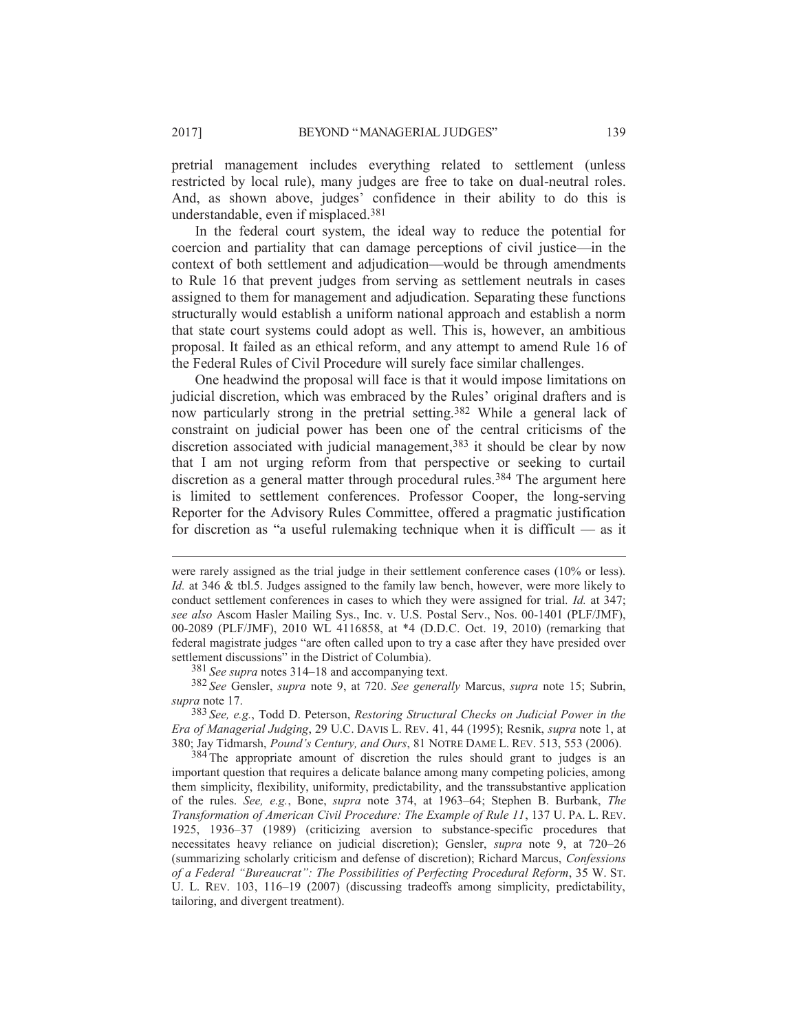pretrial management includes everything related to settlement (unless restricted by local rule), many judges are free to take on dual-neutral roles. And, as shown above, judges' confidence in their ability to do this is understandable, even if misplaced.[381]

In the federal court system, the ideal way to reduce the potential for coercion and partiality that can damage perceptions of civil justice—in the context of both settlement and adjudication—would be through amendments to Rule 16 that prevent judges from serving as settlement neutrals in cases assigned to them for management and adjudication. Separating these functions structurally would establish a uniform national approach and establish a norm that state court systems could adopt as well. This is, however, an ambitious proposal. It failed as an ethical reform, and any attempt to amend Rule 16 of the Federal Rules of Civil Procedure will surely face similar challenges.

One headwind the proposal will face is that it would impose limitations on judicial discretion, which was embraced by the Rules' original drafters and is now particularly strong in the pretrial setting.[382] While a general lack of constraint on judicial power has been one of the central criticisms of the discretion associated with judicial management,[383] it should be clear by now that I am not urging reform from that perspective or seeking to curtail discretion as a general matter through procedural rules.[384] The argument here is limited to settlement conferences. Professor Cooper, the long-serving Reporter for the Advisory Rules Committee, offered a pragmatic justification for discretion as "a useful rulemaking technique when it is difficult — as it

---

were rarely assigned as the trial judge in their settlement conference cases (10% or less). *Id.* at 346 & tbl.5. Judges assigned to the family law bench, however, were more likely to conduct settlement conferences in cases to which they were assigned for trial. *Id.* at 347; *see also* Ascom Hasler Mailing Sys., Inc. v. U.S. Postal Serv., Nos. 00-1401 (PLF/JMF), 00-2089 (PLF/JMF), 2010 WL 4116858, at *4 (D.D.C. Oct. 19, 2010) (remarking that federal magistrate judges "are often called upon to try a case after they have presided over settlement discussions" in the District of Columbia).

[381] *See supra* notes 314–18 and accompanying text.

[382] *See* Gensler, *supra* note 9, at 720. *See generally* Marcus, *supra* note 15; Subrin, *supra* note 17.

[383] *See, e.g.*, Todd D. Peterson, *Restoring Structural Checks on Judicial Power in the Era of Managerial Judging*, 29 U.C. DAVIS L. REV. 41, 44 (1995); Resnik, *supra* note 1, at 380; Jay Tidmarsh, *Pound's Century, and Ours*, 81 NOTRE DAME L. REV. 513, 553 (2006).

[384] The appropriate amount of discretion the rules should grant to judges is an important question that requires a delicate balance among many competing policies, among them simplicity, flexibility, uniformity, predictability, and the transsubstantive application of the rules. *See, e.g.*, Bone, *supra* note 374, at 1963–64; Stephen B. Burbank, *The Transformation of American Civil Procedure: The Example of Rule 11*, 137 U. PA. L. REV. 1925, 1936–37 (1989) (criticizing aversion to substance-specific procedures that necessitates heavy reliance on judicial discretion); Gensler, *supra* note 9, at 720–26 (summarizing scholarly criticism and defense of discretion); Richard Marcus, *Confessions of a Federal "Bureaucrat": The Possibilities of Perfecting Procedural Reform*, 35 W. ST. U. L. REV. 103, 116–19 (2007) (discussing tradeoffs among simplicity, predictability, tailoring, and divergent treatment).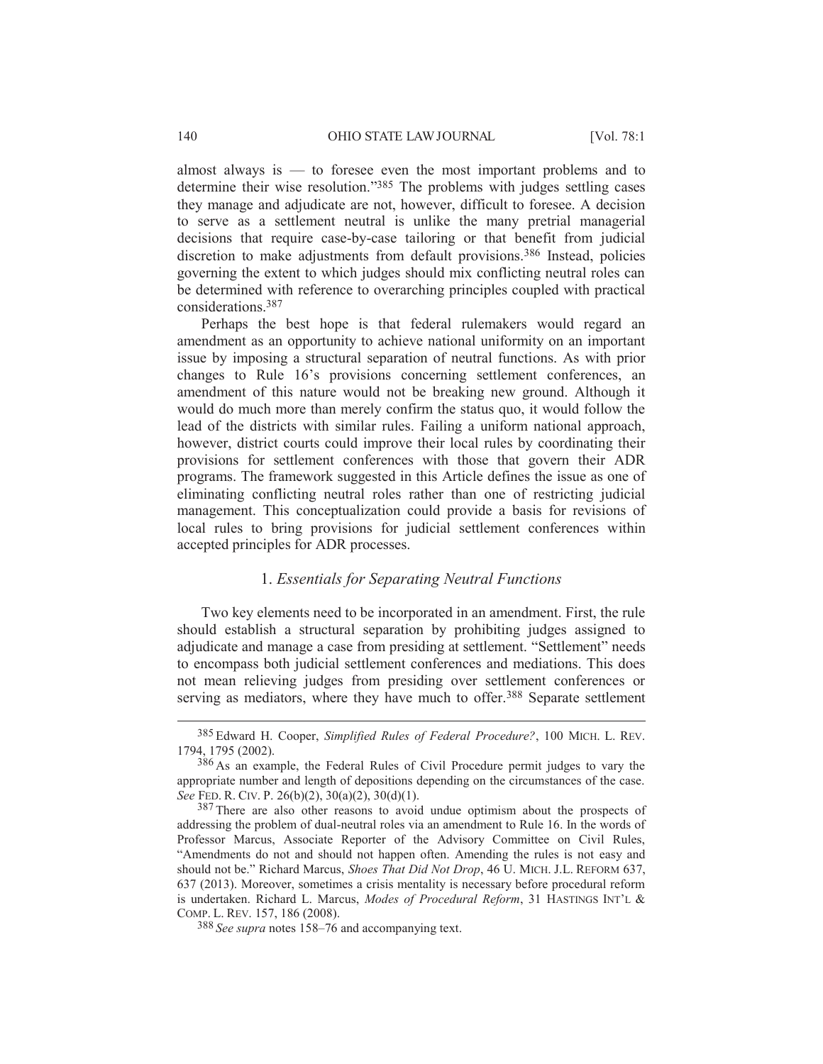almost always is — to foresee even the most important problems and to determine their wise resolution."[385] The problems with judges settling cases they manage and adjudicate are not, however, difficult to foresee. A decision to serve as a settlement neutral is unlike the many pretrial managerial decisions that require case-by-case tailoring or that benefit from judicial discretion to make adjustments from default provisions.[386] Instead, policies governing the extent to which judges should mix conflicting neutral roles can be determined with reference to overarching principles coupled with practical considerations.[387]

Perhaps the best hope is that federal rulemakers would regard an amendment as an opportunity to achieve national uniformity on an important issue by imposing a structural separation of neutral functions. As with prior changes to Rule 16's provisions concerning settlement conferences, an amendment of this nature would not be breaking new ground. Although it would do much more than merely confirm the status quo, it would follow the lead of the districts with similar rules. Failing a uniform national approach, however, district courts could improve their local rules by coordinating their provisions for settlement conferences with those that govern their ADR programs. The framework suggested in this Article defines the issue as one of eliminating conflicting neutral roles rather than one of restricting judicial management. This conceptualization could provide a basis for revisions of local rules to bring provisions for judicial settlement conferences within accepted principles for ADR processes.

### 1. *Essentials for Separating Neutral Functions*

Two key elements need to be incorporated in an amendment. First, the rule should establish a structural separation by prohibiting judges assigned to adjudicate and manage a case from presiding at settlement. "Settlement" needs to encompass both judicial settlement conferences and mediations. This does not mean relieving judges from presiding over settlement conferences or serving as mediators, where they have much to offer.[388] Separate settlement

---

[385] Edward H. Cooper, *Simplified Rules of Federal Procedure?*, 100 MICH. L. REV. 1794, 1795 (2002).

[386] As an example, the Federal Rules of Civil Procedure permit judges to vary the appropriate number and length of depositions depending on the circumstances of the case. *See* FED. R. CIV. P. 26(b)(2), 30(a)(2), 30(d)(1).

[387] There are also other reasons to avoid undue optimism about the prospects of addressing the problem of dual-neutral roles via an amendment to Rule 16. In the words of Professor Marcus, Associate Reporter of the Advisory Committee on Civil Rules, "Amendments do not and should not happen often. Amending the rules is not easy and should not be." Richard Marcus, *Shoes That Did Not Drop*, 46 U. MICH. J.L. REFORM 637, 637 (2013). Moreover, sometimes a crisis mentality is necessary before procedural reform is undertaken. Richard L. Marcus, *Modes of Procedural Reform*, 31 HASTINGS INT'L & COMP. L. REV. 157, 186 (2008).

[388] *See supra* notes 158–76 and accompanying text.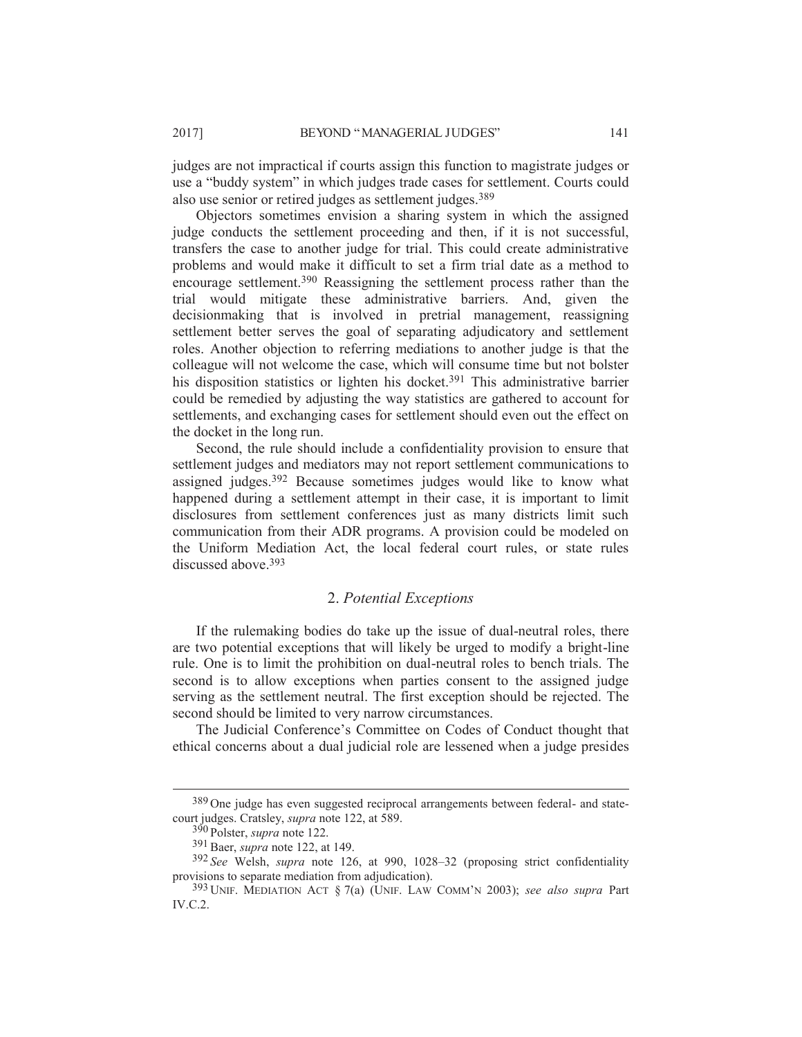judges are not impractical if courts assign this function to magistrate judges or use a "buddy system" in which judges trade cases for settlement. Courts could also use senior or retired judges as settlement judges.[389]

Objectors sometimes envision a sharing system in which the assigned judge conducts the settlement proceeding and then, if it is not successful, transfers the case to another judge for trial. This could create administrative problems and would make it difficult to set a firm trial date as a method to encourage settlement.[390] Reassigning the settlement process rather than the trial would mitigate these administrative barriers. And, given the decisionmaking that is involved in pretrial management, reassigning settlement better serves the goal of separating adjudicatory and settlement roles. Another objection to referring mediations to another judge is that the colleague will not welcome the case, which will consume time but not bolster his disposition statistics or lighten his docket.[391] This administrative barrier could be remedied by adjusting the way statistics are gathered to account for settlements, and exchanging cases for settlement should even out the effect on the docket in the long run.

Second, the rule should include a confidentiality provision to ensure that settlement judges and mediators may not report settlement communications to assigned judges.[392] Because sometimes judges would like to know what happened during a settlement attempt in their case, it is important to limit disclosures from settlement conferences just as many districts limit such communication from their ADR programs. A provision could be modeled on the Uniform Mediation Act, the local federal court rules, or state rules discussed above.[393]

## 2. *Potential Exceptions*

If the rulemaking bodies do take up the issue of dual-neutral roles, there are two potential exceptions that will likely be urged to modify a bright-line rule. One is to limit the prohibition on dual-neutral roles to bench trials. The second is to allow exceptions when parties consent to the assigned judge serving as the settlement neutral. The first exception should be rejected. The second should be limited to very narrow circumstances.

The Judicial Conference's Committee on Codes of Conduct thought that ethical concerns about a dual judicial role are lessened when a judge presides

---

[389] One judge has even suggested reciprocal arrangements between federal- and state-court judges. Cratsley, *supra* note 122, at 589.

[390] Polster, *supra* note 122.

[391] Baer, *supra* note 122, at 149.

[392] *See* Welsh, *supra* note 126, at 990, 1028–32 (proposing strict confidentiality provisions to separate mediation from adjudication).

[393] UNIF. MEDIATION ACT § 7(a) (UNIF. LAW COMM'N 2003); *see also supra* Part IV.C.2.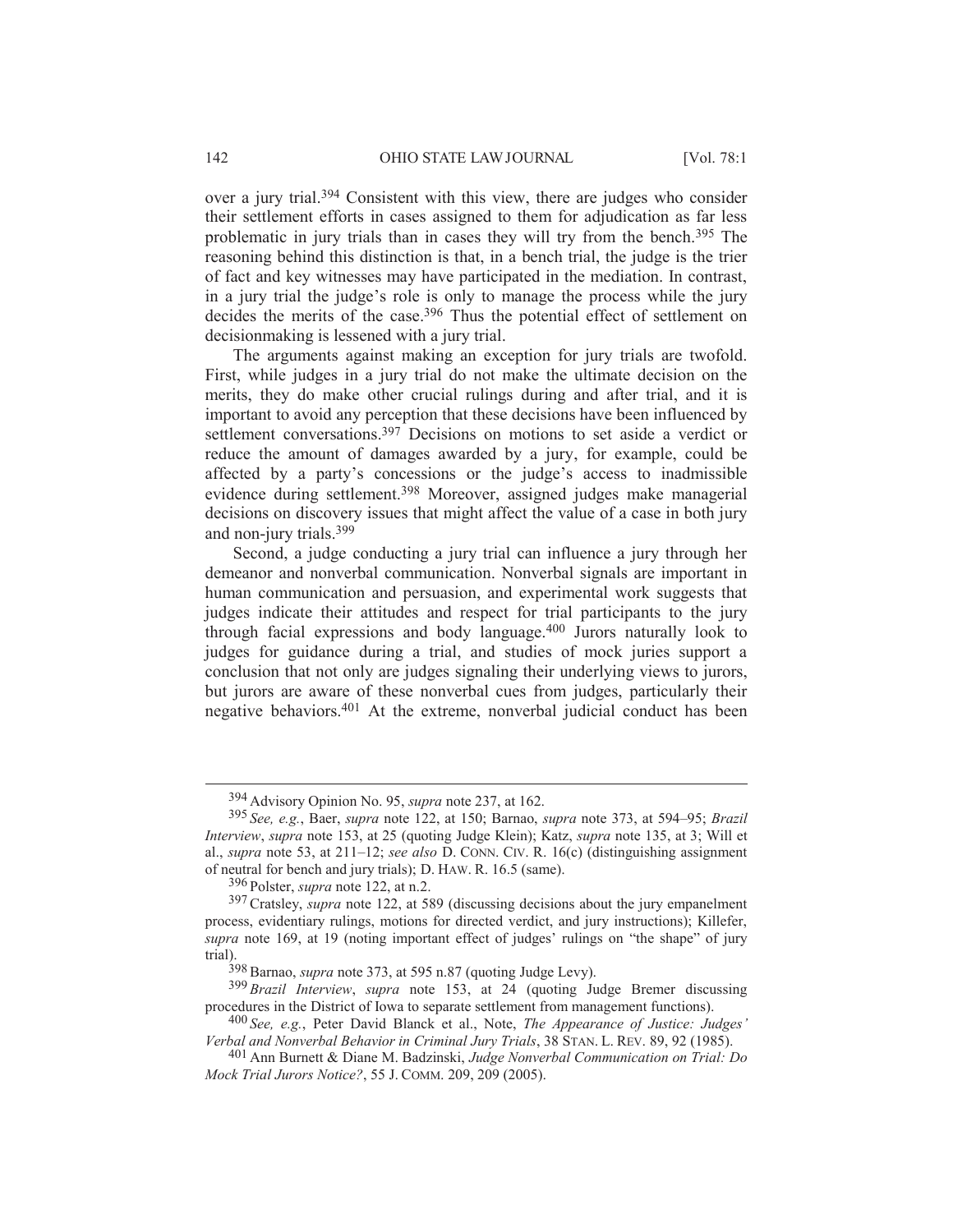over a jury trial.[394] Consistent with this view, there are judges who consider their settlement efforts in cases assigned to them for adjudication as far less problematic in jury trials than in cases they will try from the bench.[395] The reasoning behind this distinction is that, in a bench trial, the judge is the trier of fact and key witnesses may have participated in the mediation. In contrast, in a jury trial the judge's role is only to manage the process while the jury decides the merits of the case.[396] Thus the potential effect of settlement on decisionmaking is lessened with a jury trial.

The arguments against making an exception for jury trials are twofold. First, while judges in a jury trial do not make the ultimate decision on the merits, they do make other crucial rulings during and after trial, and it is important to avoid any perception that these decisions have been influenced by settlement conversations.[397] Decisions on motions to set aside a verdict or reduce the amount of damages awarded by a jury, for example, could be affected by a party's concessions or the judge's access to inadmissible evidence during settlement.[398] Moreover, assigned judges make managerial decisions on discovery issues that might affect the value of a case in both jury and non-jury trials.[399]

Second, a judge conducting a jury trial can influence a jury through her demeanor and nonverbal communication. Nonverbal signals are important in human communication and persuasion, and experimental work suggests that judges indicate their attitudes and respect for trial participants to the jury through facial expressions and body language.[400] Jurors naturally look to judges for guidance during a trial, and studies of mock juries support a conclusion that not only are judges signaling their underlying views to jurors, but jurors are aware of these nonverbal cues from judges, particularly their negative behaviors.[401] At the extreme, nonverbal judicial conduct has been

---

[394] Advisory Opinion No. 95, *supra* note 237, at 162.

[395] *See, e.g.*, Baer, *supra* note 122, at 150; Barnao, *supra* note 373, at 594–95; *Brazil Interview*, *supra* note 153, at 25 (quoting Judge Klein); Katz, *supra* note 135, at 3; Will et al., *supra* note 53, at 211–12; *see also* D. CONN. CIV. R. 16(c) (distinguishing assignment of neutral for bench and jury trials); D. HAW. R. 16.5 (same).

[396] Polster, *supra* note 122, at n.2.

[397] Cratsley, *supra* note 122, at 589 (discussing decisions about the jury empanelment process, evidentiary rulings, motions for directed verdict, and jury instructions); Killefer, *supra* note 169, at 19 (noting important effect of judges' rulings on "the shape" of jury trial).

[398] Barnao, *supra* note 373, at 595 n.87 (quoting Judge Levy).

[399] *Brazil Interview*, *supra* note 153, at 24 (quoting Judge Bremer discussing procedures in the District of Iowa to separate settlement from management functions).

[400] *See, e.g.*, Peter David Blanck et al., Note, *The Appearance of Justice: Judges' Verbal and Nonverbal Behavior in Criminal Jury Trials*, 38 STAN. L. REV. 89, 92 (1985).

[401] Ann Burnett & Diane M. Badzinski, *Judge Nonverbal Communication on Trial: Do Mock Trial Jurors Notice?*, 55 J. COMM. 209, 209 (2005).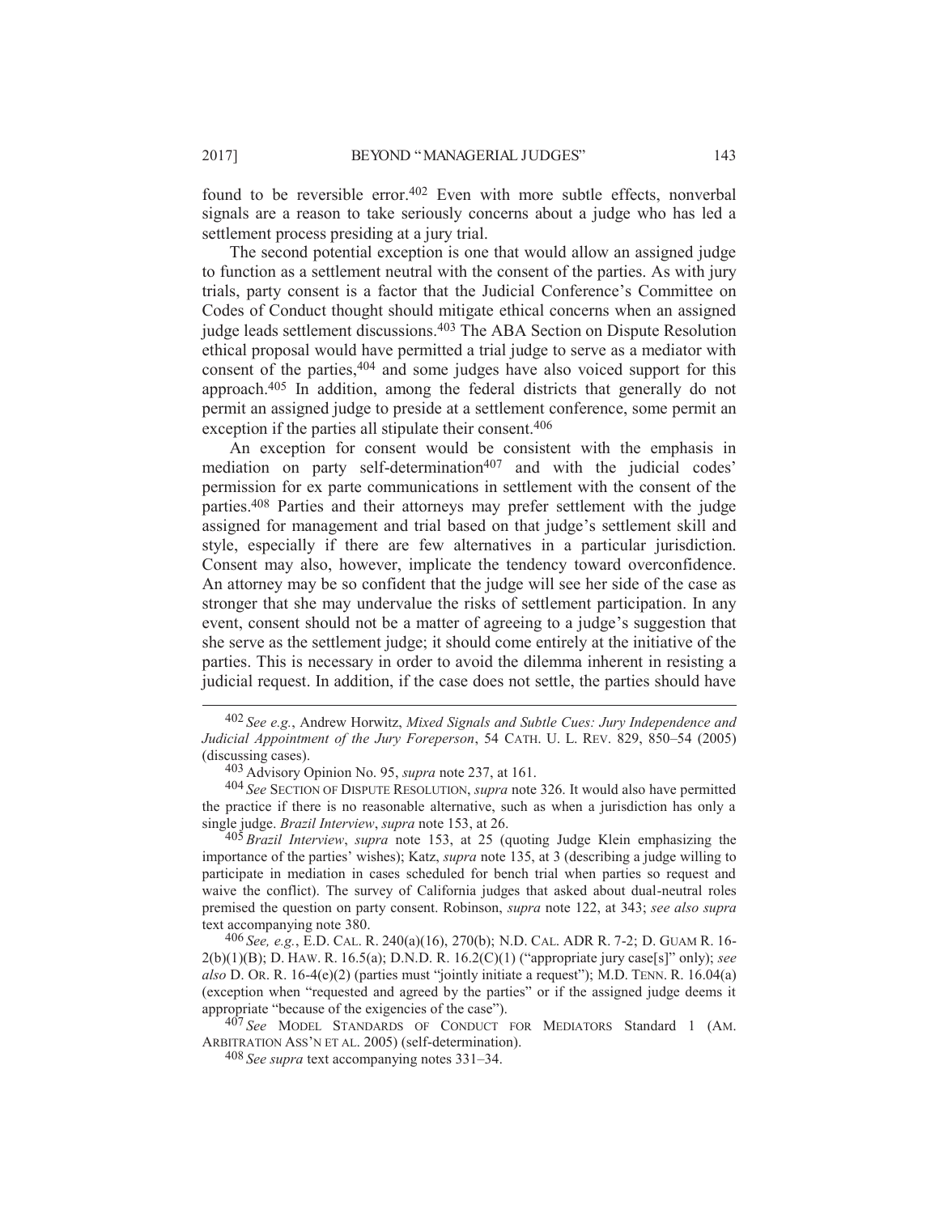found to be reversible error.[402] Even with more subtle effects, nonverbal signals are a reason to take seriously concerns about a judge who has led a settlement process presiding at a jury trial.

The second potential exception is one that would allow an assigned judge to function as a settlement neutral with the consent of the parties. As with jury trials, party consent is a factor that the Judicial Conference's Committee on Codes of Conduct thought should mitigate ethical concerns when an assigned judge leads settlement discussions.[403] The ABA Section on Dispute Resolution ethical proposal would have permitted a trial judge to serve as a mediator with consent of the parties,[404] and some judges have also voiced support for this approach.[405] In addition, among the federal districts that generally do not permit an assigned judge to preside at a settlement conference, some permit an exception if the parties all stipulate their consent.[406]

An exception for consent would be consistent with the emphasis in mediation on party self-determination[407] and with the judicial codes' permission for ex parte communications in settlement with the consent of the parties.[408] Parties and their attorneys may prefer settlement with the judge assigned for management and trial based on that judge's settlement skill and style, especially if there are few alternatives in a particular jurisdiction. Consent may also, however, implicate the tendency toward overconfidence. An attorney may be so confident that the judge will see her side of the case as stronger that she may undervalue the risks of settlement participation. In any event, consent should not be a matter of agreeing to a judge's suggestion that she serve as the settlement judge; it should come entirely at the initiative of the parties. This is necessary in order to avoid the dilemma inherent in resisting a judicial request. In addition, if the case does not settle, the parties should have

---

[402] *See e.g.*, Andrew Horwitz, *Mixed Signals and Subtle Cues: Jury Independence and Judicial Appointment of the Jury Foreperson*, 54 CATH. U. L. REV. 829, 850–54 (2005) (discussing cases).

[403] Advisory Opinion No. 95, *supra* note 237, at 161.

[404] *See* SECTION OF DISPUTE RESOLUTION, *supra* note 326. It would also have permitted the practice if there is no reasonable alternative, such as when a jurisdiction has only a single judge. *Brazil Interview*, *supra* note 153, at 26.

[405] *Brazil Interview*, *supra* note 153, at 25 (quoting Judge Klein emphasizing the importance of the parties' wishes); Katz, *supra* note 135, at 3 (describing a judge willing to participate in mediation in cases scheduled for bench trial when parties so request and waive the conflict). The survey of California judges that asked about dual-neutral roles premised the question on party consent. Robinson, *supra* note 122, at 343; *see also supra* text accompanying note 380.

[406] *See, e.g.*, E.D. CAL. R. 240(a)(16), 270(b); N.D. CAL. ADR R. 7-2; D. GUAM R. 16-2(b)(1)(B); D. HAW. R. 16.5(a); D.N.D. R. 16.2(C)(1) ("appropriate jury case[s]" only); *see also* D. OR. R. 16-4(e)(2) (parties must "jointly initiate a request"); M.D. TENN. R. 16.04(a) (exception when "requested and agreed by the parties" or if the assigned judge deems it appropriate "because of the exigencies of the case").

[407] *See* MODEL STANDARDS OF CONDUCT FOR MEDIATORS Standard 1 (AM. ARBITRATION ASS'N ET AL. 2005) (self-determination).

[408] *See supra* text accompanying notes 331–34.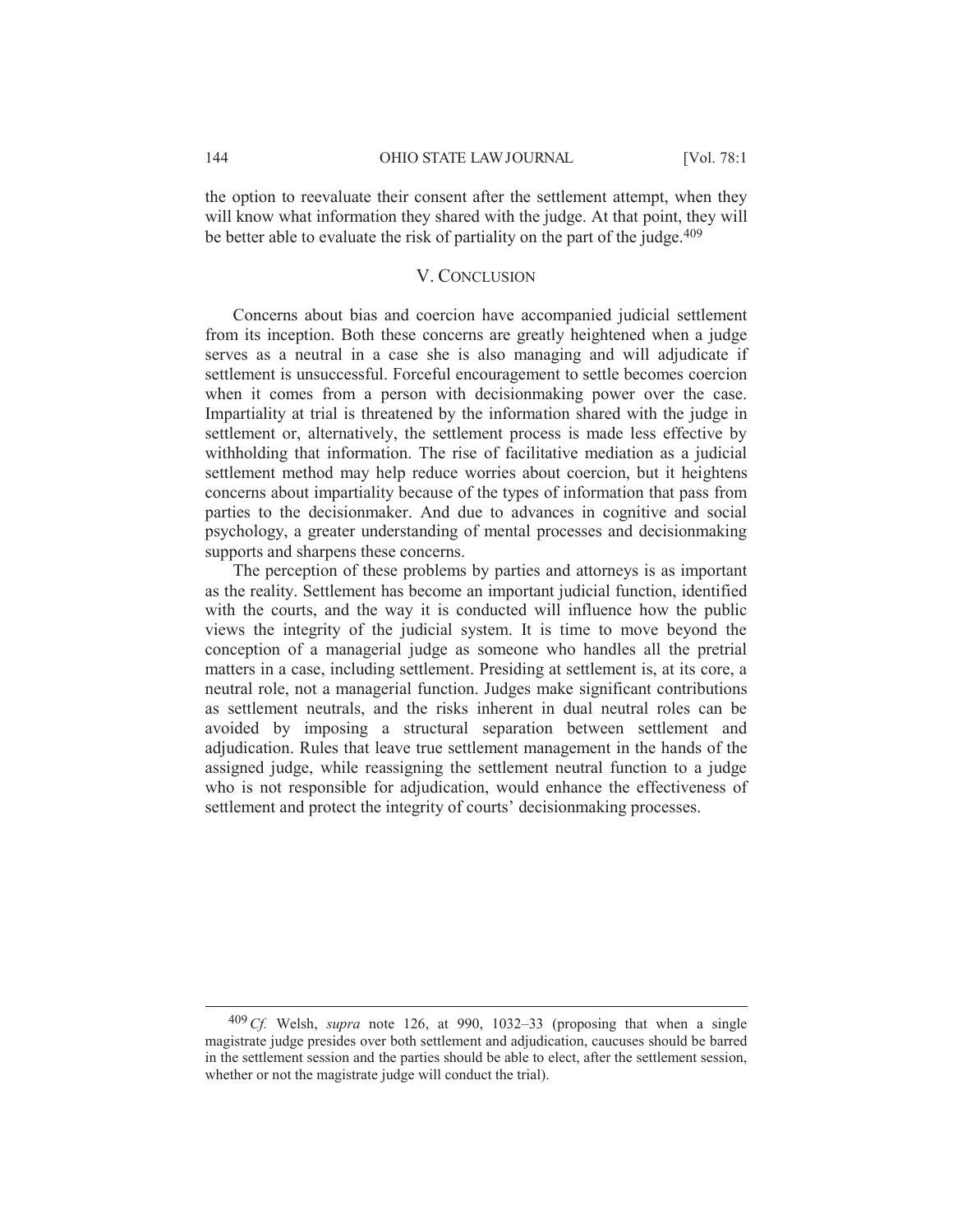the option to reevaluate their consent after the settlement attempt, when they will know what information they shared with the judge. At that point, they will be better able to evaluate the risk of partiality on the part of the judge.[409]

## V. Conclusion

Concerns about bias and coercion have accompanied judicial settlement from its inception. Both these concerns are greatly heightened when a judge serves as a neutral in a case she is also managing and will adjudicate if settlement is unsuccessful. Forceful encouragement to settle becomes coercion when it comes from a person with decisionmaking power over the case. Impartiality at trial is threatened by the information shared with the judge in settlement or, alternatively, the settlement process is made less effective by withholding that information. The rise of facilitative mediation as a judicial settlement method may help reduce worries about coercion, but it heightens concerns about impartiality because of the types of information that pass from parties to the decisionmaker. And due to advances in cognitive and social psychology, a greater understanding of mental processes and decisionmaking supports and sharpens these concerns.

The perception of these problems by parties and attorneys is as important as the reality. Settlement has become an important judicial function, identified with the courts, and the way it is conducted will influence how the public views the integrity of the judicial system. It is time to move beyond the conception of a managerial judge as someone who handles all the pretrial matters in a case, including settlement. Presiding at settlement is, at its core, a neutral role, not a managerial function. Judges make significant contributions as settlement neutrals, and the risks inherent in dual neutral roles can be avoided by imposing a structural separation between settlement and adjudication. Rules that leave true settlement management in the hands of the assigned judge, while reassigning the settlement neutral function to a judge who is not responsible for adjudication, would enhance the effectiveness of settlement and protect the integrity of courts' decisionmaking processes.

---

[409] *Cf.* Welsh, *supra* note 126, at 990, 1032–33 (proposing that when a single magistrate judge presides over both settlement and adjudication, caucuses should be barred in the settlement session and the parties should be able to elect, after the settlement session, whether or not the magistrate judge will conduct the trial).